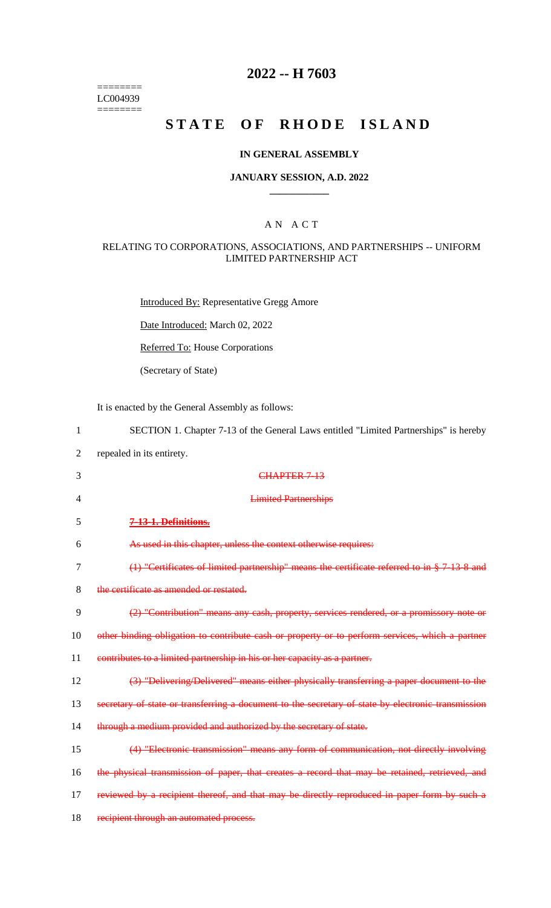======== LC004939 ========

# 2022 -- H 7603

# STATE OF RHODE ISLAND

### IN GENERAL ASSEMBLY

### JANUARY SESSION, A.D. 2022

## AN ACT

### RELATING TO CORPORATIONS, ASSOCIATIONS, AND PARTNERSHIPS -- UNIFORM LIMITED PARTNERSHIP ACT

Introduced By: Representative Gregg Amore

Date Introduced: March 02, 2022

Referred To: House Corporations

(Secretary of State)

It is enacted by the General Assembly as follows:

SECTION 1. Chapter 7-13 of the General Laws entitled "Limited Partnerships" is hereby repealed in its entirety.

~~CHAPTER 7-13~~

~~Limited Partnerships~~

~~**7-13-1. Definitions.**~~

~~As used in this chapter, unless the context otherwise requires:~~

~~(1) "Certificates of limited partnership" means the certificate referred to in § 7-13-8 and the certificate as amended or restated.~~

~~(2) "Contribution" means any cash, property, services rendered, or a promissory note or other binding obligation to contribute cash or property or to perform services, which a partner contributes to a limited partnership in his or her capacity as a partner.~~

~~(3) "Delivering/Delivered" means either physically transferring a paper document to the secretary of state or transferring a document to the secretary of state by electronic transmission through a medium provided and authorized by the secretary of state.~~

~~(4) "Electronic transmission" means any form of communication, not directly involving the physical transmission of paper, that creates a record that may be retained, retrieved, and reviewed by a recipient thereof, and that may be directly reproduced in paper form by such a recipient through an automated process.~~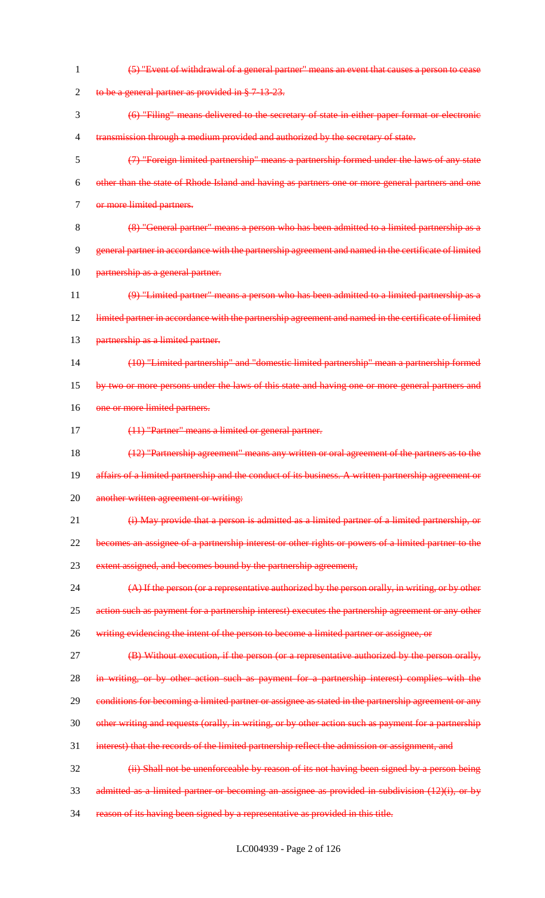~~(5) "Event of withdrawal of a general partner" means an event that causes a person to cease to be a general partner as provided in § 7-13-23.~~

~~(6) "Filing" means delivered to the secretary of state in either paper format or electronic transmission through a medium provided and authorized by the secretary of state.~~

~~(7) "Foreign limited partnership" means a partnership formed under the laws of any state other than the state of Rhode Island and having as partners one or more general partners and one or more limited partners.~~

~~(8) "General partner" means a person who has been admitted to a limited partnership as a general partner in accordance with the partnership agreement and named in the certificate of limited partnership as a general partner.~~

~~(9) "Limited partner" means a person who has been admitted to a limited partnership as a limited partner in accordance with the partnership agreement and named in the certificate of limited partnership as a limited partner.~~

~~(10) "Limited partnership" and "domestic limited partnership" mean a partnership formed by two or more persons under the laws of this state and having one or more general partners and one or more limited partners.~~

~~(11) "Partner" means a limited or general partner.~~

~~(12) "Partnership agreement" means any written or oral agreement of the partners as to the affairs of a limited partnership and the conduct of its business. A written partnership agreement or another written agreement or writing:~~

~~(i) May provide that a person is admitted as a limited partner of a limited partnership, or becomes an assignee of a partnership interest or other rights or powers of a limited partner to the extent assigned, and becomes bound by the partnership agreement,~~

~~(A) If the person (or a representative authorized by the person orally, in writing, or by other action such as payment for a partnership interest) executes the partnership agreement or any other writing evidencing the intent of the person to become a limited partner or assignee, or~~

~~(B) Without execution, if the person (or a representative authorized by the person orally, in writing, or by other action such as payment for a partnership interest) complies with the conditions for becoming a limited partner or assignee as stated in the partnership agreement or any other writing and requests (orally, in writing, or by other action such as payment for a partnership interest) that the records of the limited partnership reflect the admission or assignment, and~~

~~(ii) Shall not be unenforceable by reason of its not having been signed by a person being admitted as a limited partner or becoming an assignee as provided in subdivision (12)(i), or by reason of its having been signed by a representative as provided in this title.~~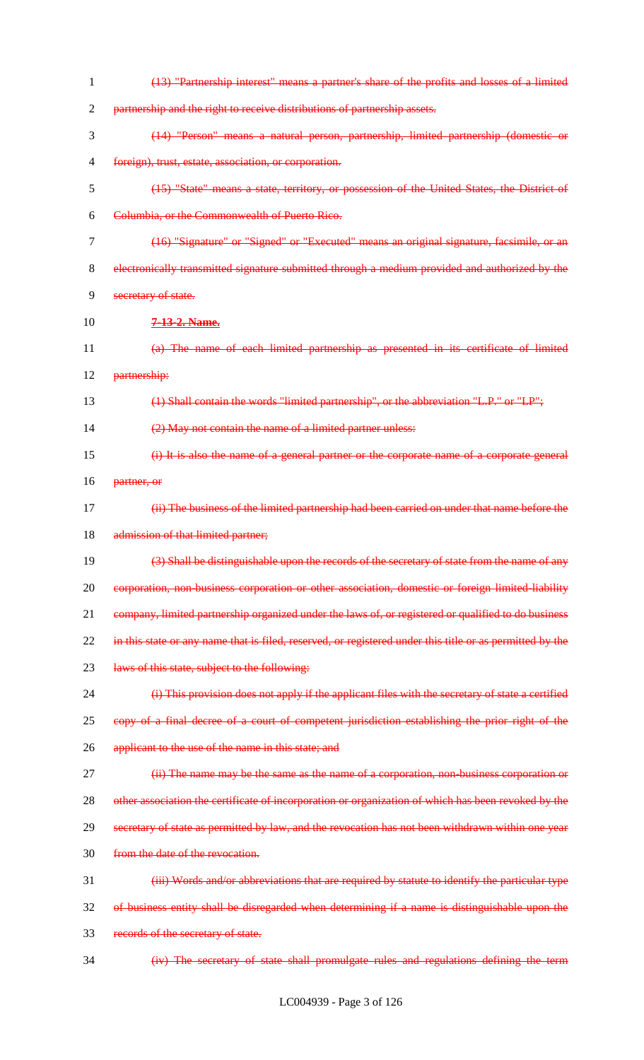~~(13) "Partnership interest" means a partner's share of the profits and losses of a limited partnership and the right to receive distributions of partnership assets.~~

~~(14) "Person" means a natural person, partnership, limited partnership (domestic or foreign), trust, estate, association, or corporation.~~

~~(15) "State" means a state, territory, or possession of the United States, the District of Columbia, or the Commonwealth of Puerto Rico.~~

~~(16) "Signature" or "Signed" or "Executed" means an original signature, facsimile, or an electronically transmitted signature submitted through a medium provided and authorized by the secretary of state.~~

~~**7-13-2. Name.**~~

~~(a) The name of each limited partnership as presented in its certificate of limited partnership:~~

~~(1) Shall contain the words "limited partnership", or the abbreviation "L.P." or "LP";~~

~~(2) May not contain the name of a limited partner unless:~~

~~(i) It is also the name of a general partner or the corporate name of a corporate general partner, or~~

~~(ii) The business of the limited partnership had been carried on under that name before the admission of that limited partner;~~

~~(3) Shall be distinguishable upon the records of the secretary of state from the name of any corporation, non-business corporation or other association, domestic or foreign limited-liability company, limited partnership organized under the laws of, or registered or qualified to do business in this state or any name that is filed, reserved, or registered under this title or as permitted by the laws of this state, subject to the following:~~

~~(i) This provision does not apply if the applicant files with the secretary of state a certified copy of a final decree of a court of competent jurisdiction establishing the prior right of the applicant to the use of the name in this state; and~~

~~(ii) The name may be the same as the name of a corporation, non-business corporation or other association the certificate of incorporation or organization of which has been revoked by the secretary of state as permitted by law, and the revocation has not been withdrawn within one year from the date of the revocation.~~

~~(iii) Words and/or abbreviations that are required by statute to identify the particular type of business entity shall be disregarded when determining if a name is distinguishable upon the records of the secretary of state.~~

~~(iv) The secretary of state shall promulgate rules and regulations defining the term~~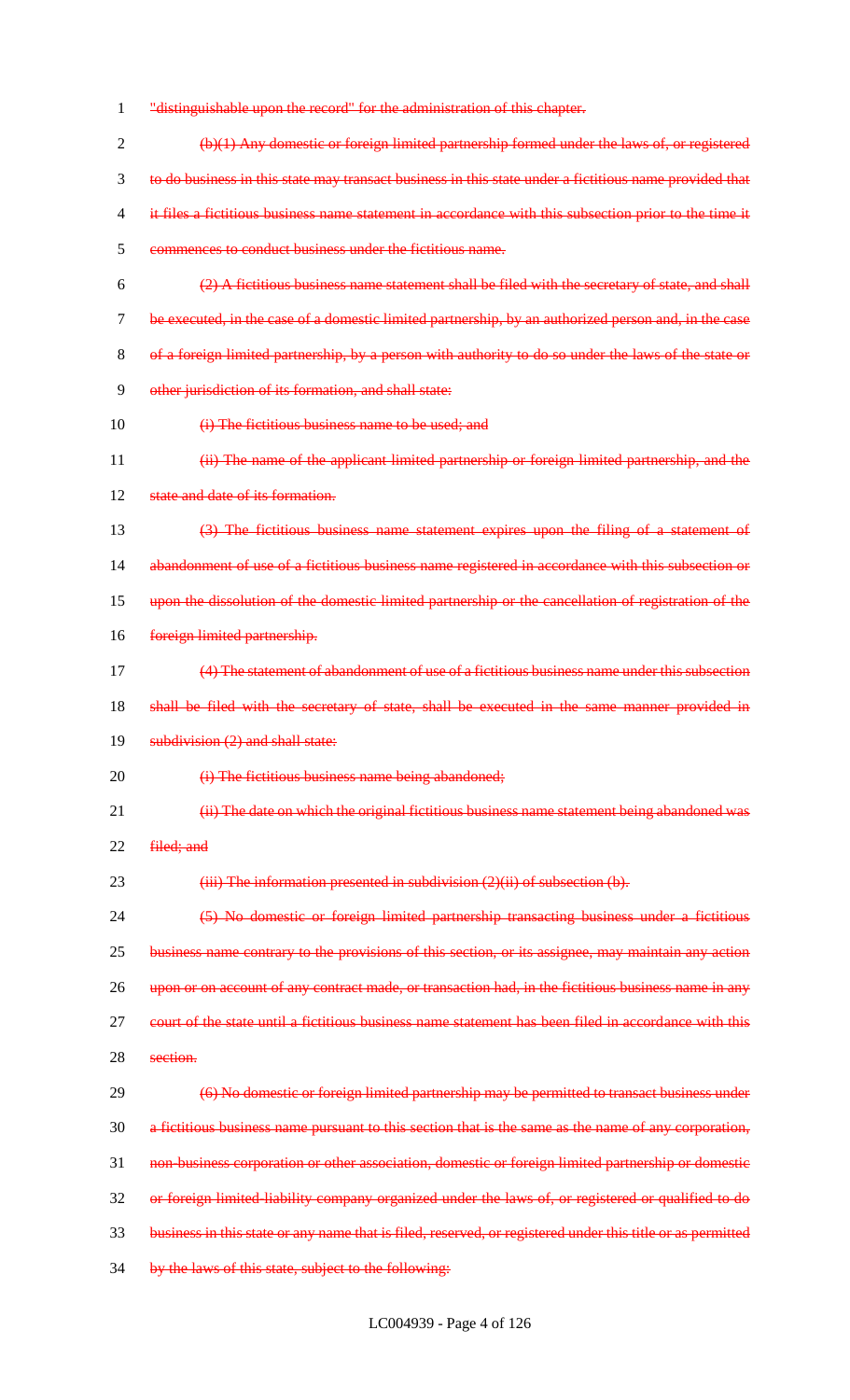~~"distinguishable upon the record" for the administration of this chapter.~~

~~(b)(1) Any domestic or foreign limited partnership formed under the laws of, or registered to do business in this state may transact business in this state under a fictitious name provided that it files a fictitious business name statement in accordance with this subsection prior to the time it commences to conduct business under the fictitious name.~~

~~(2) A fictitious business name statement shall be filed with the secretary of state, and shall be executed, in the case of a domestic limited partnership, by an authorized person and, in the case of a foreign limited partnership, by a person with authority to do so under the laws of the state or other jurisdiction of its formation, and shall state:~~

~~(i) The fictitious business name to be used; and~~

~~(ii) The name of the applicant limited partnership or foreign limited partnership, and the state and date of its formation.~~

~~(3) The fictitious business name statement expires upon the filing of a statement of abandonment of use of a fictitious business name registered in accordance with this subsection or upon the dissolution of the domestic limited partnership or the cancellation of registration of the foreign limited partnership.~~

~~(4) The statement of abandonment of use of a fictitious business name under this subsection shall be filed with the secretary of state, shall be executed in the same manner provided in subdivision (2) and shall state:~~

~~(i) The fictitious business name being abandoned;~~

~~(ii) The date on which the original fictitious business name statement being abandoned was filed; and~~

~~(iii) The information presented in subdivision (2)(ii) of subsection (b).~~

~~(5) No domestic or foreign limited partnership transacting business under a fictitious business name contrary to the provisions of this section, or its assignee, may maintain any action upon or on account of any contract made, or transaction had, in the fictitious business name in any court of the state until a fictitious business name statement has been filed in accordance with this section.~~

~~(6) No domestic or foreign limited partnership may be permitted to transact business under a fictitious business name pursuant to this section that is the same as the name of any corporation, non-business corporation or other association, domestic or foreign limited partnership or domestic or foreign limited-liability company organized under the laws of, or registered or qualified to do business in this state or any name that is filed, reserved, or registered under this title or as permitted by the laws of this state, subject to the following:~~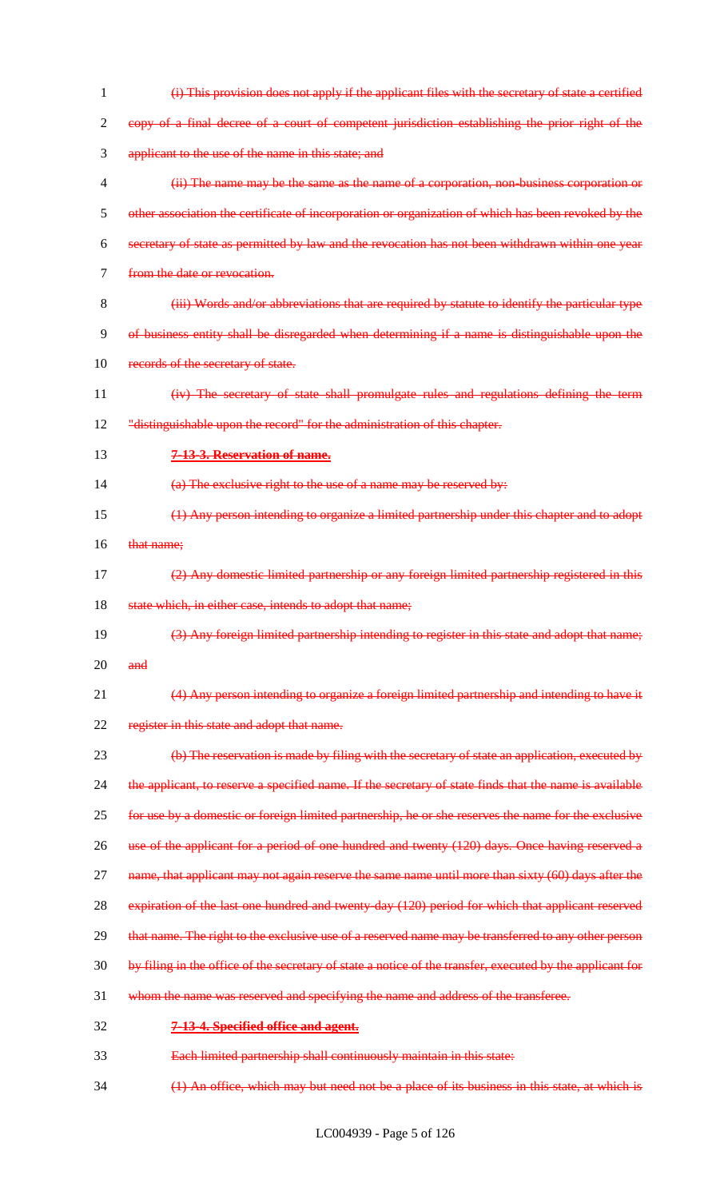(i) This provision does not apply if the applicant files with the secretary of state a certified copy of a final decree of a court of competent jurisdiction establishing the prior right of the applicant to the use of the name in this state; and

(ii) The name may be the same as the name of a corporation, non-business corporation or other association the certificate of incorporation or organization of which has been revoked by the secretary of state as permitted by law and the revocation has not been withdrawn within one year from the date or revocation.

(iii) Words and/or abbreviations that are required by statute to identify the particular type of business entity shall be disregarded when determining if a name is distinguishable upon the records of the secretary of state.

(iv) The secretary of state shall promulgate rules and regulations defining the term "distinguishable upon the record" for the administration of this chapter.

**7-13-3. Reservation of name.**

(a) The exclusive right to the use of a name may be reserved by:

(1) Any person intending to organize a limited partnership under this chapter and to adopt that name;

(2) Any domestic limited partnership or any foreign limited partnership registered in this state which, in either case, intends to adopt that name;

(3) Any foreign limited partnership intending to register in this state and adopt that name; and

(4) Any person intending to organize a foreign limited partnership and intending to have it register in this state and adopt that name.

(b) The reservation is made by filing with the secretary of state an application, executed by the applicant, to reserve a specified name. If the secretary of state finds that the name is available for use by a domestic or foreign limited partnership, he or she reserves the name for the exclusive use of the applicant for a period of one hundred and twenty (120) days. Once having reserved a name, that applicant may not again reserve the same name until more than sixty (60) days after the expiration of the last one hundred and twenty-day (120) period for which that applicant reserved that name. The right to the exclusive use of a reserved name may be transferred to any other person by filing in the office of the secretary of state a notice of the transfer, executed by the applicant for whom the name was reserved and specifying the name and address of the transferee.

**7-13-4. Specified office and agent.**

Each limited partnership shall continuously maintain in this state:

(1) An office, which may but need not be a place of its business in this state, at which is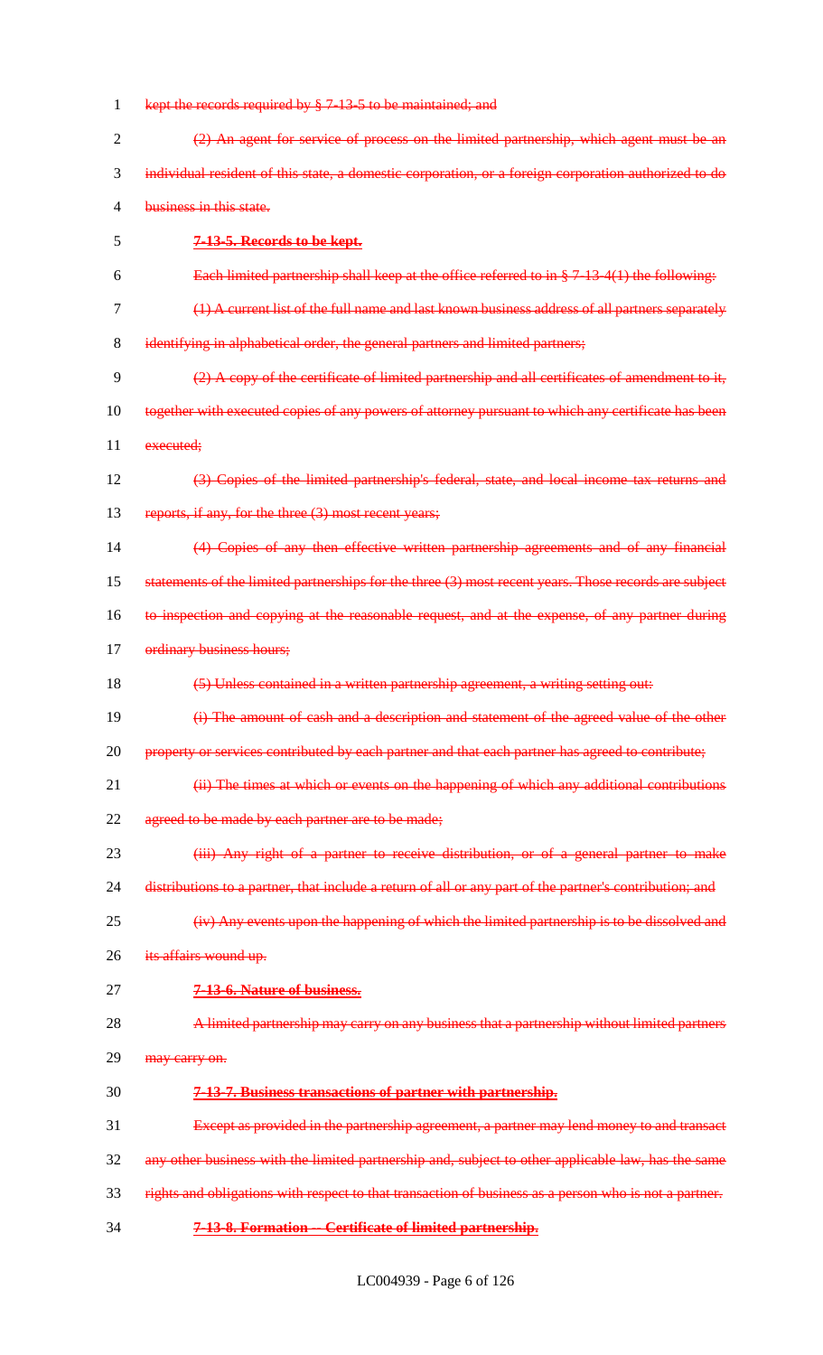~~kept the records required by § 7-13-5 to be maintained; and~~

~~(2) An agent for service of process on the limited partnership, which agent must be an individual resident of this state, a domestic corporation, or a foreign corporation authorized to do business in this state.~~

~~**7-13-5. Records to be kept.**~~

~~Each limited partnership shall keep at the office referred to in § 7-13-4(1) the following:~~

~~(1) A current list of the full name and last known business address of all partners separately identifying in alphabetical order, the general partners and limited partners;~~

~~(2) A copy of the certificate of limited partnership and all certificates of amendment to it, together with executed copies of any powers of attorney pursuant to which any certificate has been executed;~~

~~(3) Copies of the limited partnership's federal, state, and local income tax returns and reports, if any, for the three (3) most recent years;~~

~~(4) Copies of any then effective written partnership agreements and of any financial statements of the limited partnerships for the three (3) most recent years. Those records are subject to inspection and copying at the reasonable request, and at the expense, of any partner during ordinary business hours;~~

~~(5) Unless contained in a written partnership agreement, a writing setting out:~~

~~(i) The amount of cash and a description and statement of the agreed value of the other property or services contributed by each partner and that each partner has agreed to contribute;~~

~~(ii) The times at which or events on the happening of which any additional contributions agreed to be made by each partner are to be made;~~

~~(iii) Any right of a partner to receive distribution, or of a general partner to make distributions to a partner, that include a return of all or any part of the partner's contribution; and~~

~~(iv) Any events upon the happening of which the limited partnership is to be dissolved and its affairs wound up.~~

~~**7-13-6. Nature of business.**~~

~~A limited partnership may carry on any business that a partnership without limited partners may carry on.~~

~~**7-13-7. Business transactions of partner with partnership.**~~

~~Except as provided in the partnership agreement, a partner may lend money to and transact any other business with the limited partnership and, subject to other applicable law, has the same rights and obligations with respect to that transaction of business as a person who is not a partner.~~

~~**7-13-8. Formation -- Certificate of limited partnership.**~~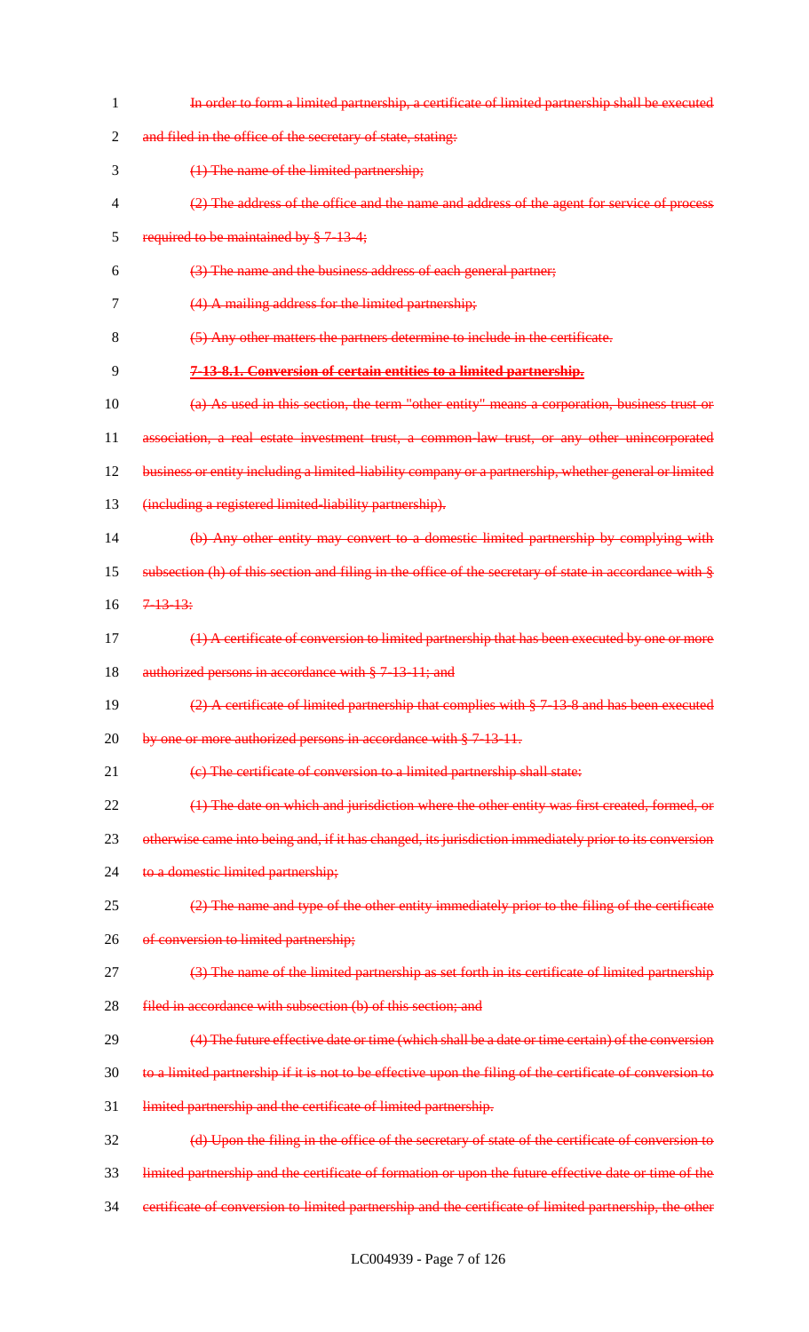~~In order to form a limited partnership, a certificate of limited partnership shall be executed and filed in the office of the secretary of state, stating:~~

~~(1) The name of the limited partnership;~~

~~(2) The address of the office and the name and address of the agent for service of process required to be maintained by § 7-13-4;~~

~~(3) The name and the business address of each general partner;~~

~~(4) A mailing address for the limited partnership;~~

~~(5) Any other matters the partners determine to include in the certificate.~~

~~**7-13-8.1. Conversion of certain entities to a limited partnership.**~~

~~(a) As used in this section, the term "other entity" means a corporation, business trust or association, a real estate investment trust, a common-law trust, or any other unincorporated business or entity including a limited-liability company or a partnership, whether general or limited (including a registered limited-liability partnership).~~

~~(b) Any other entity may convert to a domestic limited partnership by complying with subsection (h) of this section and filing in the office of the secretary of state in accordance with § 7-13-13:~~

~~(1) A certificate of conversion to limited partnership that has been executed by one or more authorized persons in accordance with § 7-13-11; and~~

~~(2) A certificate of limited partnership that complies with § 7-13-8 and has been executed by one or more authorized persons in accordance with § 7-13-11.~~

~~(c) The certificate of conversion to a limited partnership shall state:~~

~~(1) The date on which and jurisdiction where the other entity was first created, formed, or otherwise came into being and, if it has changed, its jurisdiction immediately prior to its conversion to a domestic limited partnership;~~

~~(2) The name and type of the other entity immediately prior to the filing of the certificate of conversion to limited partnership;~~

~~(3) The name of the limited partnership as set forth in its certificate of limited partnership filed in accordance with subsection (b) of this section; and~~

~~(4) The future effective date or time (which shall be a date or time certain) of the conversion to a limited partnership if it is not to be effective upon the filing of the certificate of conversion to limited partnership and the certificate of limited partnership.~~

~~(d) Upon the filing in the office of the secretary of state of the certificate of conversion to limited partnership and the certificate of formation or upon the future effective date or time of the certificate of conversion to limited partnership and the certificate of limited partnership, the other~~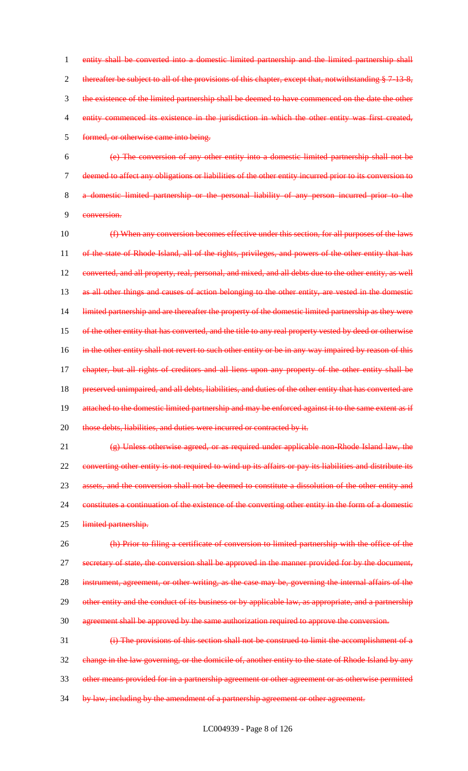~~entity shall be converted into a domestic limited partnership and the limited partnership shall thereafter be subject to all of the provisions of this chapter, except that, notwithstanding § 7-13-8, the existence of the limited partnership shall be deemed to have commenced on the date the other entity commenced its existence in the jurisdiction in which the other entity was first created, formed, or otherwise came into being.~~

~~(e) The conversion of any other entity into a domestic limited partnership shall not be deemed to affect any obligations or liabilities of the other entity incurred prior to its conversion to a domestic limited partnership or the personal liability of any person incurred prior to the conversion.~~

~~(f) When any conversion becomes effective under this section, for all purposes of the laws of the state of Rhode Island, all of the rights, privileges, and powers of the other entity that has converted, and all property, real, personal, and mixed, and all debts due to the other entity, as well as all other things and causes of action belonging to the other entity, are vested in the domestic limited partnership and are thereafter the property of the domestic limited partnership as they were of the other entity that has converted, and the title to any real property vested by deed or otherwise in the other entity shall not revert to such other entity or be in any way impaired by reason of this chapter, but all rights of creditors and all liens upon any property of the other entity shall be preserved unimpaired, and all debts, liabilities, and duties of the other entity that has converted are attached to the domestic limited partnership and may be enforced against it to the same extent as if those debts, liabilities, and duties were incurred or contracted by it.~~

~~(g) Unless otherwise agreed, or as required under applicable non-Rhode Island law, the converting other entity is not required to wind up its affairs or pay its liabilities and distribute its assets, and the conversion shall not be deemed to constitute a dissolution of the other entity and constitutes a continuation of the existence of the converting other entity in the form of a domestic limited partnership.~~

~~(h) Prior to filing a certificate of conversion to limited partnership with the office of the secretary of state, the conversion shall be approved in the manner provided for by the document, instrument, agreement, or other writing, as the case may be, governing the internal affairs of the other entity and the conduct of its business or by applicable law, as appropriate, and a partnership agreement shall be approved by the same authorization required to approve the conversion.~~

~~(i) The provisions of this section shall not be construed to limit the accomplishment of a change in the law governing, or the domicile of, another entity to the state of Rhode Island by any other means provided for in a partnership agreement or other agreement or as otherwise permitted by law, including by the amendment of a partnership agreement or other agreement.~~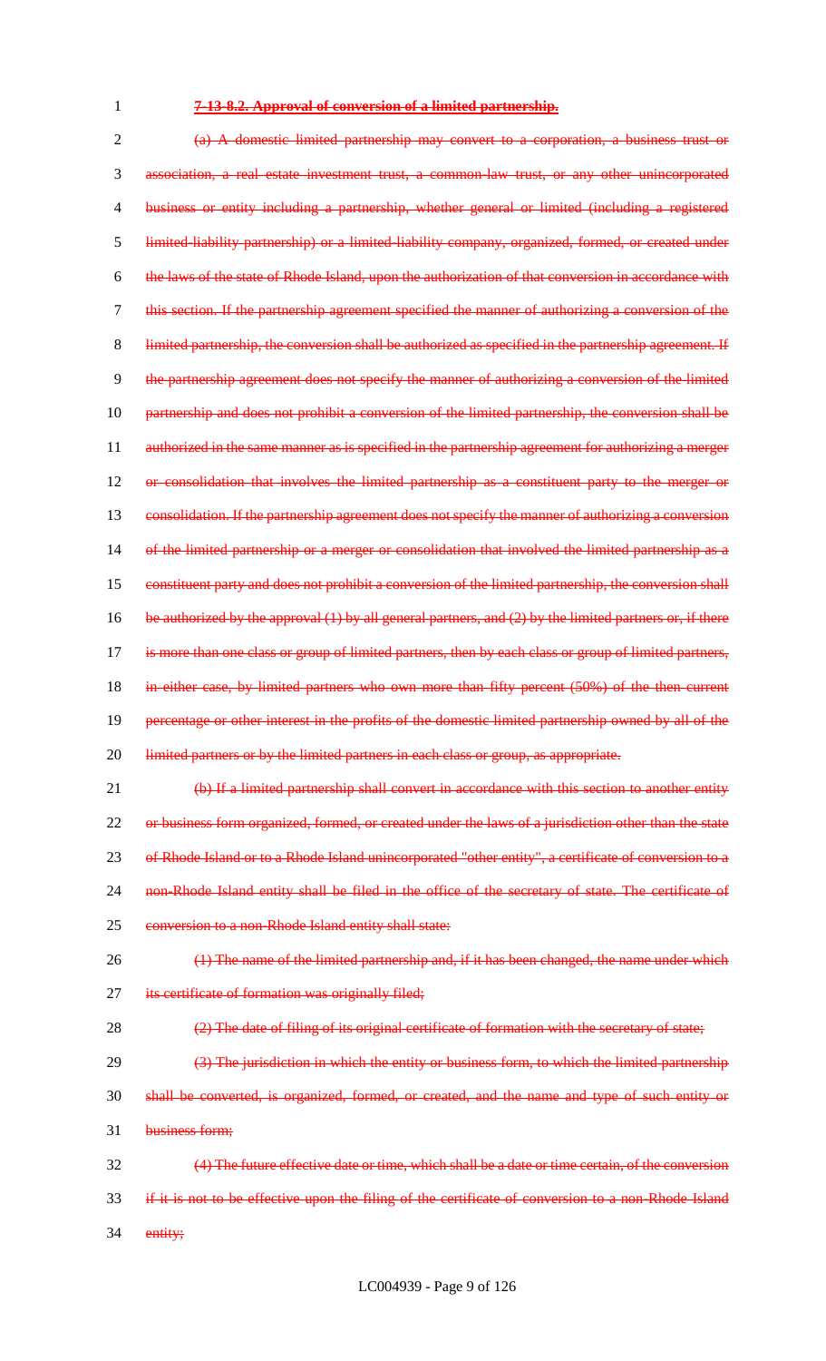~~**7-13-8.2. Approval of conversion of a limited partnership.**~~

~~(a) A domestic limited partnership may convert to a corporation, a business trust or association, a real estate investment trust, a common-law trust, or any other unincorporated business or entity including a partnership, whether general or limited (including a registered limited-liability partnership) or a limited-liability company, organized, formed, or created under the laws of the state of Rhode Island, upon the authorization of that conversion in accordance with this section. If the partnership agreement specified the manner of authorizing a conversion of the limited partnership, the conversion shall be authorized as specified in the partnership agreement. If the partnership agreement does not specify the manner of authorizing a conversion of the limited partnership and does not prohibit a conversion of the limited partnership, the conversion shall be authorized in the same manner as is specified in the partnership agreement for authorizing a merger or consolidation that involves the limited partnership as a constituent party to the merger or consolidation. If the partnership agreement does not specify the manner of authorizing a conversion of the limited partnership or a merger or consolidation that involved the limited partnership as a constituent party and does not prohibit a conversion of the limited partnership, the conversion shall be authorized by the approval (1) by all general partners, and (2) by the limited partners or, if there is more than one class or group of limited partners, then by each class or group of limited partners, in either case, by limited partners who own more than fifty percent (50%) of the then current percentage or other interest in the profits of the domestic limited partnership owned by all of the limited partners or by the limited partners in each class or group, as appropriate.~~

~~(b) If a limited partnership shall convert in accordance with this section to another entity or business form organized, formed, or created under the laws of a jurisdiction other than the state of Rhode Island or to a Rhode Island unincorporated "other entity", a certificate of conversion to a non-Rhode Island entity shall be filed in the office of the secretary of state. The certificate of conversion to a non-Rhode Island entity shall state:~~

~~(1) The name of the limited partnership and, if it has been changed, the name under which its certificate of formation was originally filed;~~

~~(2) The date of filing of its original certificate of formation with the secretary of state;~~

~~(3) The jurisdiction in which the entity or business form, to which the limited partnership shall be converted, is organized, formed, or created, and the name and type of such entity or business form;~~

~~(4) The future effective date or time, which shall be a date or time certain, of the conversion if it is not to be effective upon the filing of the certificate of conversion to a non-Rhode Island entity;~~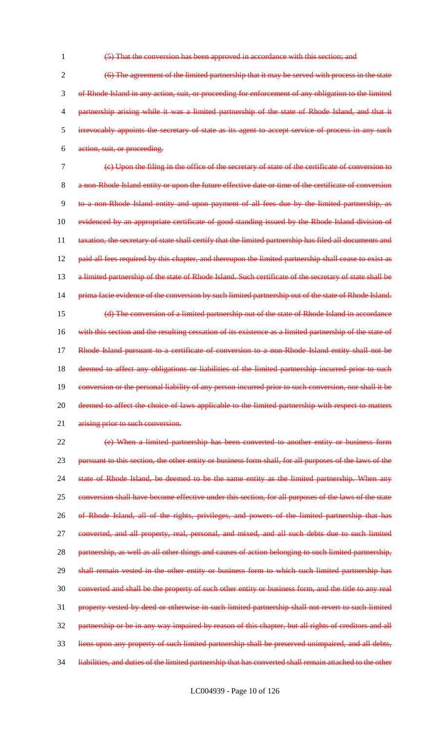(5) That the conversion has been approved in accordance with this section; and

(6) The agreement of the limited partnership that it may be served with process in the state of Rhode Island in any action, suit, or proceeding for enforcement of any obligation to the limited partnership arising while it was a limited partnership of the state of Rhode Island, and that it irrevocably appoints the secretary of state as its agent to accept service of process in any such action, suit, or proceeding.

(c) Upon the filing in the office of the secretary of state of the certificate of conversion to a non-Rhode Island entity or upon the future effective date or time of the certificate of conversion to a non-Rhode Island entity and upon payment of all fees due by the limited partnership, as evidenced by an appropriate certificate of good standing issued by the Rhode Island division of taxation, the secretary of state shall certify that the limited partnership has filed all documents and paid all fees required by this chapter, and thereupon the limited partnership shall cease to exist as a limited partnership of the state of Rhode Island. Such certificate of the secretary of state shall be prima facie evidence of the conversion by such limited partnership out of the state of Rhode Island.

(d) The conversion of a limited partnership out of the state of Rhode Island in accordance with this section and the resulting cessation of its existence as a limited partnership of the state of Rhode Island pursuant to a certificate of conversion to a non-Rhode Island entity shall not be deemed to affect any obligations or liabilities of the limited partnership incurred prior to such conversion or the personal liability of any person incurred prior to such conversion, nor shall it be deemed to affect the choice of laws applicable to the limited partnership with respect to matters arising prior to such conversion.

(e) When a limited partnership has been converted to another entity or business form pursuant to this section, the other entity or business form shall, for all purposes of the laws of the state of Rhode Island, be deemed to be the same entity as the limited partnership. When any conversion shall have become effective under this section, for all purposes of the laws of the state of Rhode Island, all of the rights, privileges, and powers of the limited partnership that has converted, and all property, real, personal, and mixed, and all such debts due to such limited partnership, as well as all other things and causes of action belonging to such limited partnership, shall remain vested in the other entity or business form to which such limited partnership has converted and shall be the property of such other entity or business form, and the title to any real property vested by deed or otherwise in such limited partnership shall not revert to such limited partnership or be in any way impaired by reason of this chapter, but all rights of creditors and all liens upon any property of such limited partnership shall be preserved unimpaired, and all debts, liabilities, and duties of the limited partnership that has converted shall remain attached to the other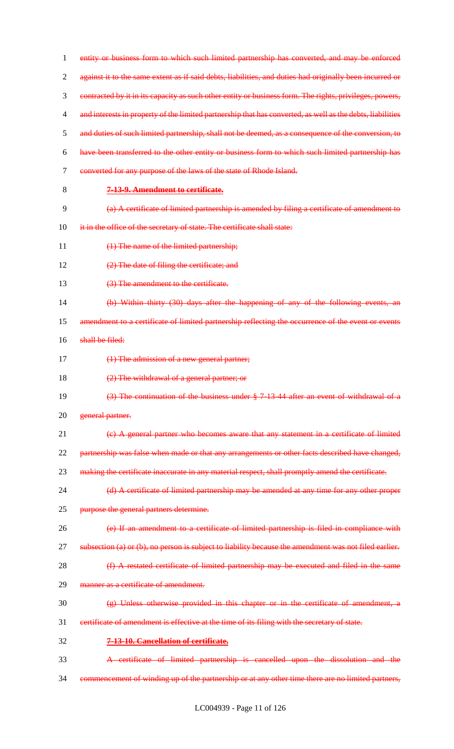entity or business form to which such limited partnership has converted, and may be enforced against it to the same extent as if said debts, liabilities, and duties had originally been incurred or contracted by it in its capacity as such other entity or business form. The rights, privileges, powers, and interests in property of the limited partnership that has converted, as well as the debts, liabilities and duties of such limited partnership, shall not be deemed, as a consequence of the conversion, to have been transferred to the other entity or business form to which such limited partnership has converted for any purpose of the laws of the state of Rhode Island.

**7-13-9. Amendment to certificate.**

(a) A certificate of limited partnership is amended by filing a certificate of amendment to it in the office of the secretary of state. The certificate shall state:

(1) The name of the limited partnership;

(2) The date of filing the certificate; and

(3) The amendment to the certificate.

(b) Within thirty (30) days after the happening of any of the following events, an amendment to a certificate of limited partnership reflecting the occurrence of the event or events shall be filed:

(1) The admission of a new general partner;

(2) The withdrawal of a general partner; or

(3) The continuation of the business under § 7-13-44 after an event of withdrawal of a general partner.

(c) A general partner who becomes aware that any statement in a certificate of limited partnership was false when made or that any arrangements or other facts described have changed, making the certificate inaccurate in any material respect, shall promptly amend the certificate.

(d) A certificate of limited partnership may be amended at any time for any other proper purpose the general partners determine.

(e) If an amendment to a certificate of limited partnership is filed in compliance with subsection (a) or (b), no person is subject to liability because the amendment was not filed earlier.

(f) A restated certificate of limited partnership may be executed and filed in the same manner as a certificate of amendment.

(g) Unless otherwise provided in this chapter or in the certificate of amendment, a certificate of amendment is effective at the time of its filing with the secretary of state.

**7-13-10. Cancellation of certificate.**

A certificate of limited partnership is cancelled upon the dissolution and the commencement of winding up of the partnership or at any other time there are no limited partners,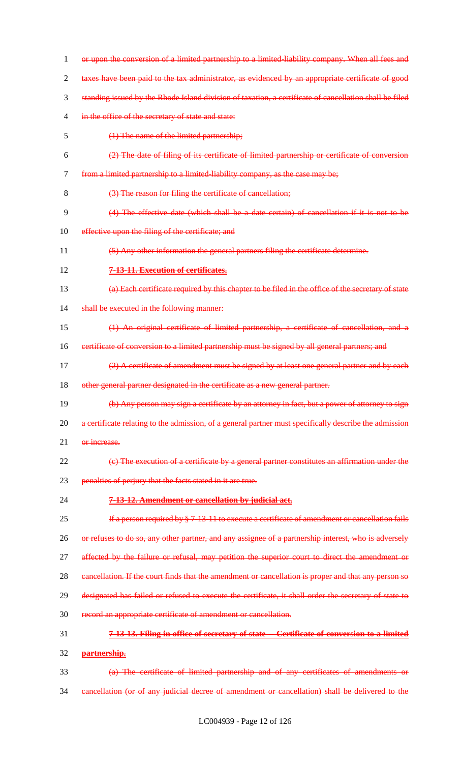or upon the conversion of a limited partnership to a limited-liability company. When all fees and taxes have been paid to the tax administrator, as evidenced by an appropriate certificate of good standing issued by the Rhode Island division of taxation, a certificate of cancellation shall be filed in the office of the secretary of state and state:

(1) The name of the limited partnership;

(2) The date of filing of its certificate of limited partnership or certificate of conversion from a limited partnership to a limited-liability company, as the case may be;

(3) The reason for filing the certificate of cancellation;

(4) The effective date (which shall be a date certain) of cancellation if it is not to be effective upon the filing of the certificate; and

(5) Any other information the general partners filing the certificate determine.

**7-13-11. Execution of certificates.**

(a) Each certificate required by this chapter to be filed in the office of the secretary of state shall be executed in the following manner:

(1) An original certificate of limited partnership, a certificate of cancellation, and a certificate of conversion to a limited partnership must be signed by all general partners; and

(2) A certificate of amendment must be signed by at least one general partner and by each other general partner designated in the certificate as a new general partner.

(b) Any person may sign a certificate by an attorney in fact, but a power of attorney to sign a certificate relating to the admission, of a general partner must specifically describe the admission or increase.

(c) The execution of a certificate by a general partner constitutes an affirmation under the penalties of perjury that the facts stated in it are true.

**7-13-12. Amendment or cancellation by judicial act.**

If a person required by § 7-13-11 to execute a certificate of amendment or cancellation fails or refuses to do so, any other partner, and any assignee of a partnership interest, who is adversely affected by the failure or refusal, may petition the superior court to direct the amendment or cancellation. If the court finds that the amendment or cancellation is proper and that any person so designated has failed or refused to execute the certificate, it shall order the secretary of state to record an appropriate certificate of amendment or cancellation.

**7-13-13. Filing in office of secretary of state -- Certificate of conversion to a limited partnership.**

(a) The certificate of limited partnership and of any certificates of amendments or cancellation (or of any judicial decree of amendment or cancellation) shall be delivered to the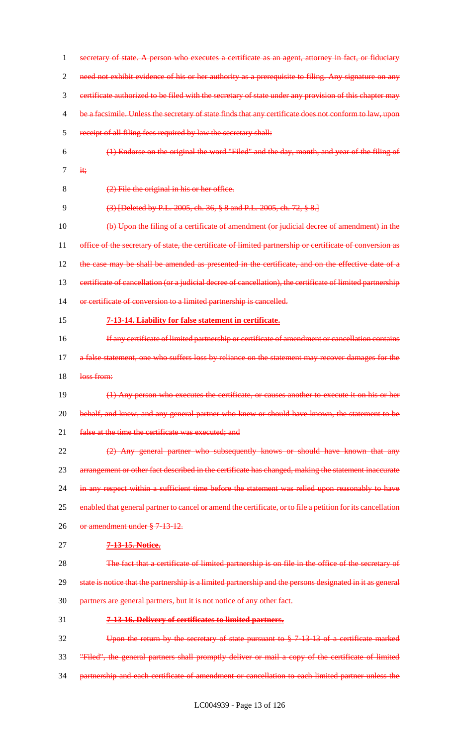secretary of state. A person who executes a certificate as an agent, attorney in fact, or fiduciary need not exhibit evidence of his or her authority as a prerequisite to filing. Any signature on any certificate authorized to be filed with the secretary of state under any provision of this chapter may be a facsimile. Unless the secretary of state finds that any certificate does not conform to law, upon receipt of all filing fees required by law the secretary shall:

(1) Endorse on the original the word "Filed" and the day, month, and year of the filing of it;

(2) File the original in his or her office.

(3) [Deleted by P.L. 2005, ch. 36, § 8 and P.L. 2005, ch. 72, § 8.]

(b) Upon the filing of a certificate of amendment (or judicial decree of amendment) in the office of the secretary of state, the certificate of limited partnership or certificate of conversion as the case may be shall be amended as presented in the certificate, and on the effective date of a certificate of cancellation (or a judicial decree of cancellation), the certificate of limited partnership or certificate of conversion to a limited partnership is cancelled.

**7-13-14. Liability for false statement in certificate.**

If any certificate of limited partnership or certificate of amendment or cancellation contains a false statement, one who suffers loss by reliance on the statement may recover damages for the loss from:

(1) Any person who executes the certificate, or causes another to execute it on his or her behalf, and knew, and any general partner who knew or should have known, the statement to be false at the time the certificate was executed; and

(2) Any general partner who subsequently knows or should have known that any arrangement or other fact described in the certificate has changed, making the statement inaccurate in any respect within a sufficient time before the statement was relied upon reasonably to have enabled that general partner to cancel or amend the certificate, or to file a petition for its cancellation or amendment under § 7-13-12.

**7-13-15. Notice.**

The fact that a certificate of limited partnership is on file in the office of the secretary of state is notice that the partnership is a limited partnership and the persons designated in it as general partners are general partners, but it is not notice of any other fact.

**7-13-16. Delivery of certificates to limited partners.**

Upon the return by the secretary of state pursuant to § 7-13-13 of a certificate marked "Filed", the general partners shall promptly deliver or mail a copy of the certificate of limited partnership and each certificate of amendment or cancellation to each limited partner unless the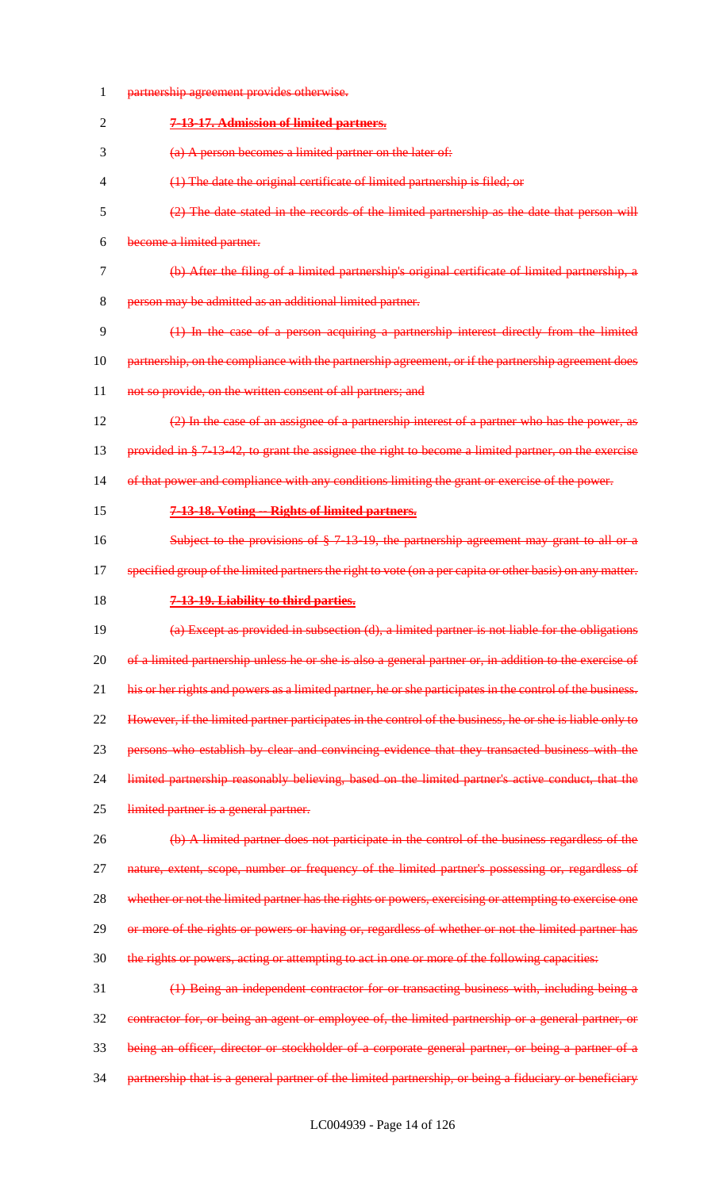partnership agreement provides otherwise.

**7-13-17. Admission of limited partners.**

(a) A person becomes a limited partner on the later of:

(1) The date the original certificate of limited partnership is filed; or

(2) The date stated in the records of the limited partnership as the date that person will become a limited partner.

(b) After the filing of a limited partnership's original certificate of limited partnership, a person may be admitted as an additional limited partner.

(1) In the case of a person acquiring a partnership interest directly from the limited partnership, on the compliance with the partnership agreement, or if the partnership agreement does not so provide, on the written consent of all partners; and

(2) In the case of an assignee of a partnership interest of a partner who has the power, as provided in § 7-13-42, to grant the assignee the right to become a limited partner, on the exercise of that power and compliance with any conditions limiting the grant or exercise of the power.

**7-13-18. Voting -- Rights of limited partners.**

Subject to the provisions of § 7-13-19, the partnership agreement may grant to all or a specified group of the limited partners the right to vote (on a per capita or other basis) on any matter.

**7-13-19. Liability to third parties.**

(a) Except as provided in subsection (d), a limited partner is not liable for the obligations of a limited partnership unless he or she is also a general partner or, in addition to the exercise of his or her rights and powers as a limited partner, he or she participates in the control of the business. However, if the limited partner participates in the control of the business, he or she is liable only to persons who establish by clear and convincing evidence that they transacted business with the limited partnership reasonably believing, based on the limited partner's active conduct, that the limited partner is a general partner.

(b) A limited partner does not participate in the control of the business regardless of the nature, extent, scope, number or frequency of the limited partner's possessing or, regardless of whether or not the limited partner has the rights or powers, exercising or attempting to exercise one or more of the rights or powers or having or, regardless of whether or not the limited partner has the rights or powers, acting or attempting to act in one or more of the following capacities:

(1) Being an independent contractor for or transacting business with, including being a contractor for, or being an agent or employee of, the limited partnership or a general partner, or being an officer, director or stockholder of a corporate general partner, or being a partner of a partnership that is a general partner of the limited partnership, or being a fiduciary or beneficiary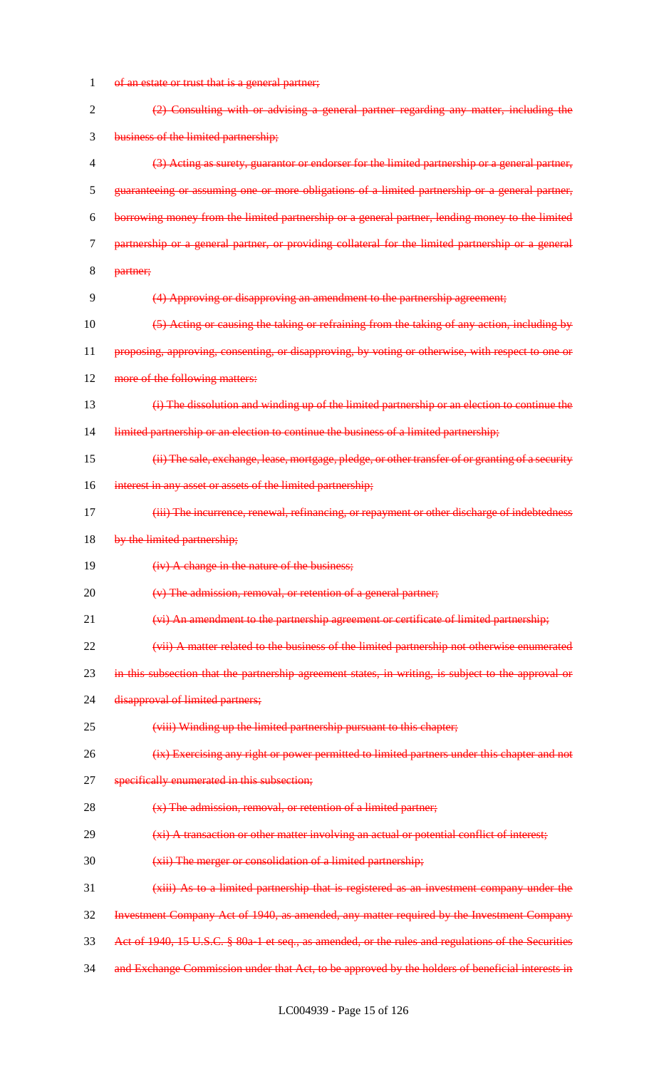~~of an estate or trust that is a general partner;~~

~~(2) Consulting with or advising a general partner regarding any matter, including the business of the limited partnership;~~

~~(3) Acting as surety, guarantor or endorser for the limited partnership or a general partner, guaranteeing or assuming one or more obligations of a limited partnership or a general partner, borrowing money from the limited partnership or a general partner, lending money to the limited partnership or a general partner, or providing collateral for the limited partnership or a general partner;~~

~~(4) Approving or disapproving an amendment to the partnership agreement;~~

~~(5) Acting or causing the taking or refraining from the taking of any action, including by proposing, approving, consenting, or disapproving, by voting or otherwise, with respect to one or more of the following matters:~~

~~(i) The dissolution and winding up of the limited partnership or an election to continue the limited partnership or an election to continue the business of a limited partnership;~~

~~(ii) The sale, exchange, lease, mortgage, pledge, or other transfer of or granting of a security interest in any asset or assets of the limited partnership;~~

~~(iii) The incurrence, renewal, refinancing, or repayment or other discharge of indebtedness by the limited partnership;~~

~~(iv) A change in the nature of the business;~~

~~(v) The admission, removal, or retention of a general partner;~~

~~(vi) An amendment to the partnership agreement or certificate of limited partnership;~~

~~(vii) A matter related to the business of the limited partnership not otherwise enumerated in this subsection that the partnership agreement states, in writing, is subject to the approval or disapproval of limited partners;~~

~~(viii) Winding up the limited partnership pursuant to this chapter;~~

~~(ix) Exercising any right or power permitted to limited partners under this chapter and not specifically enumerated in this subsection;~~

~~(x) The admission, removal, or retention of a limited partner;~~

~~(xi) A transaction or other matter involving an actual or potential conflict of interest;~~

~~(xii) The merger or consolidation of a limited partnership;~~

~~(xiii) As to a limited partnership that is registered as an investment company under the Investment Company Act of 1940, as amended, any matter required by the Investment Company Act of 1940, 15 U.S.C. § 80a-1 et seq., as amended, or the rules and regulations of the Securities and Exchange Commission under that Act, to be approved by the holders of beneficial interests in~~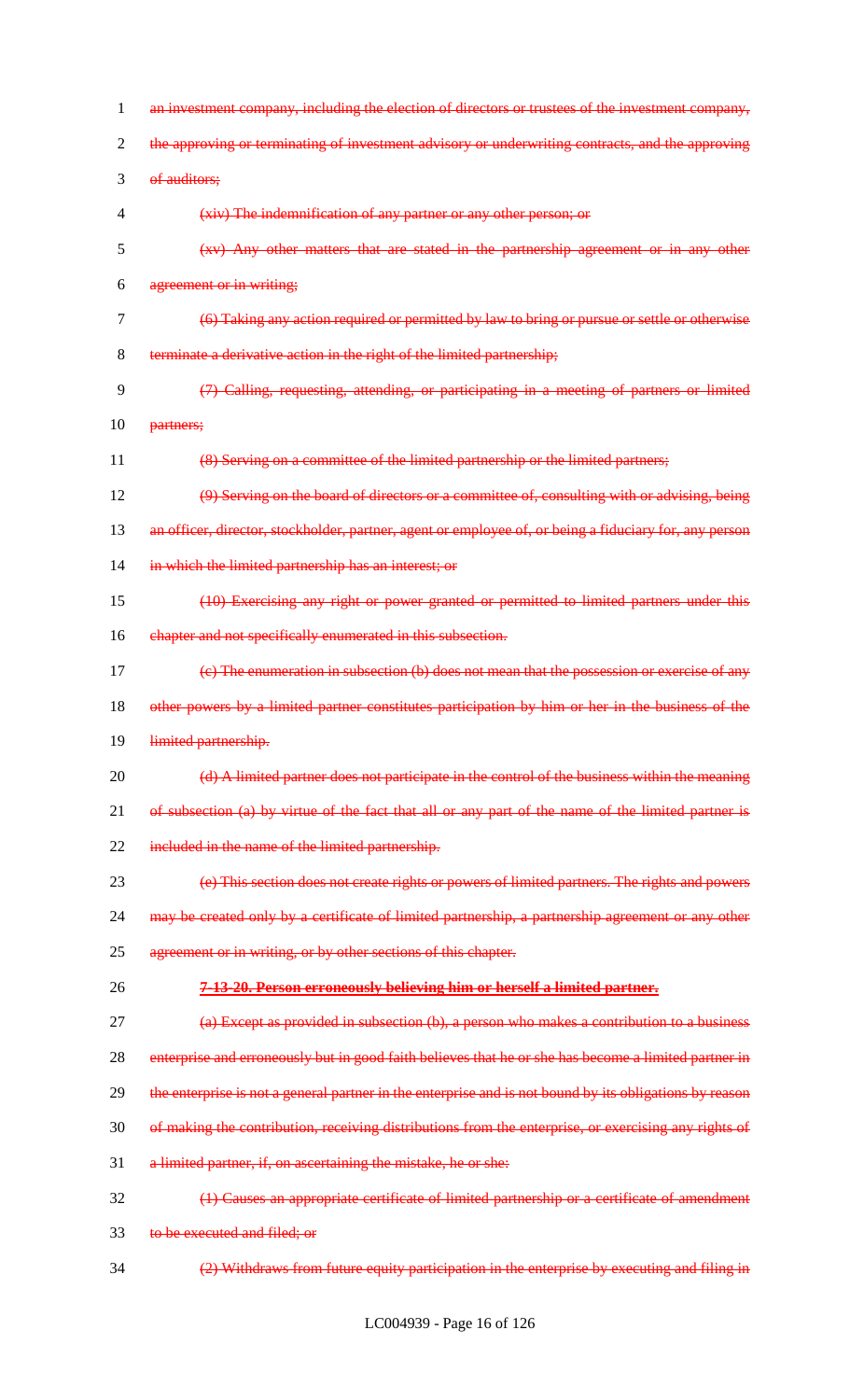an investment company, including the election of directors or trustees of the investment company, the approving or terminating of investment advisory or underwriting contracts, and the approving of auditors;

(xiv) The indemnification of any partner or any other person; or

(xv) Any other matters that are stated in the partnership agreement or in any other agreement or in writing;

(6) Taking any action required or permitted by law to bring or pursue or settle or otherwise terminate a derivative action in the right of the limited partnership;

(7) Calling, requesting, attending, or participating in a meeting of partners or limited partners;

(8) Serving on a committee of the limited partnership or the limited partners;

(9) Serving on the board of directors or a committee of, consulting with or advising, being an officer, director, stockholder, partner, agent or employee of, or being a fiduciary for, any person in which the limited partnership has an interest; or

(10) Exercising any right or power granted or permitted to limited partners under this chapter and not specifically enumerated in this subsection.

(c) The enumeration in subsection (b) does not mean that the possession or exercise of any other powers by a limited partner constitutes participation by him or her in the business of the limited partnership.

(d) A limited partner does not participate in the control of the business within the meaning of subsection (a) by virtue of the fact that all or any part of the name of the limited partner is included in the name of the limited partnership.

(e) This section does not create rights or powers of limited partners. The rights and powers may be created only by a certificate of limited partnership, a partnership agreement or any other agreement or in writing, or by other sections of this chapter.

**7-13-20. Person erroneously believing him or herself a limited partner.**

(a) Except as provided in subsection (b), a person who makes a contribution to a business enterprise and erroneously but in good faith believes that he or she has become a limited partner in the enterprise is not a general partner in the enterprise and is not bound by its obligations by reason of making the contribution, receiving distributions from the enterprise, or exercising any rights of a limited partner, if, on ascertaining the mistake, he or she:

(1) Causes an appropriate certificate of limited partnership or a certificate of amendment to be executed and filed; or

(2) Withdraws from future equity participation in the enterprise by executing and filing in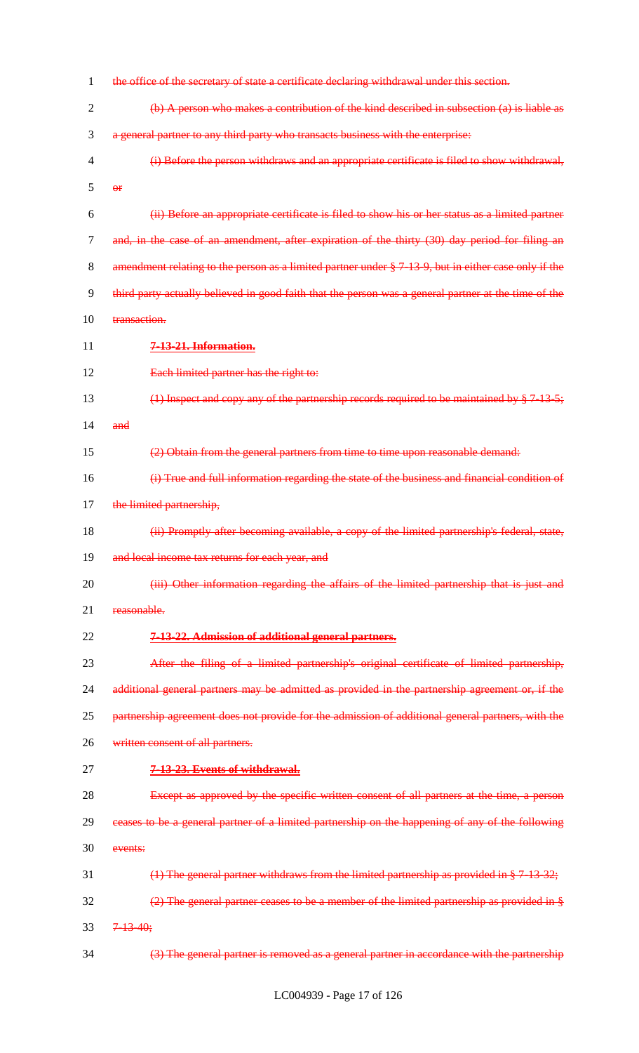the office of the secretary of state a certificate declaring withdrawal under this section.

(b) A person who makes a contribution of the kind described in subsection (a) is liable as a general partner to any third party who transacts business with the enterprise:

(i) Before the person withdraws and an appropriate certificate is filed to show withdrawal, or

(ii) Before an appropriate certificate is filed to show his or her status as a limited partner and, in the case of an amendment, after expiration of the thirty (30) day period for filing an amendment relating to the person as a limited partner under § 7-13-9, but in either case only if the third party actually believed in good faith that the person was a general partner at the time of the transaction.

**7-13-21. Information.**

Each limited partner has the right to:

(1) Inspect and copy any of the partnership records required to be maintained by § 7-13-5; and

(2) Obtain from the general partners from time to time upon reasonable demand:

(i) True and full information regarding the state of the business and financial condition of the limited partnership,

(ii) Promptly after becoming available, a copy of the limited partnership's federal, state, and local income tax returns for each year, and

(iii) Other information regarding the affairs of the limited partnership that is just and reasonable.

**7-13-22. Admission of additional general partners.**

After the filing of a limited partnership's original certificate of limited partnership, additional general partners may be admitted as provided in the partnership agreement or, if the partnership agreement does not provide for the admission of additional general partners, with the written consent of all partners.

**7-13-23. Events of withdrawal.**

Except as approved by the specific written consent of all partners at the time, a person ceases to be a general partner of a limited partnership on the happening of any of the following events:

(1) The general partner withdraws from the limited partnership as provided in § 7-13-32;

(2) The general partner ceases to be a member of the limited partnership as provided in § 7-13-40;

(3) The general partner is removed as a general partner in accordance with the partnership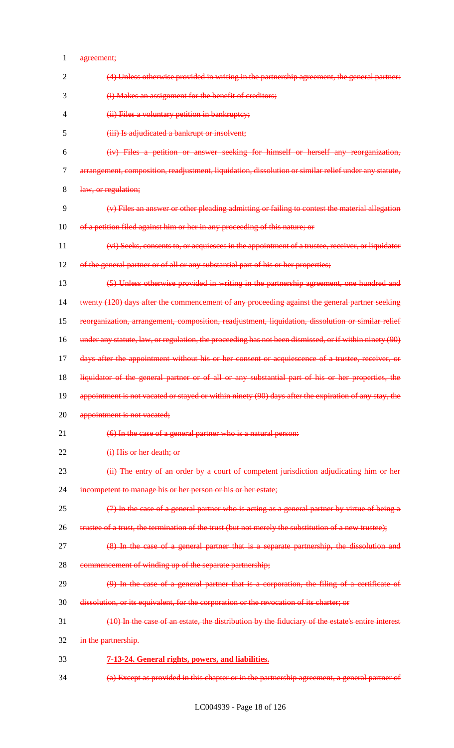~~agreement;~~

~~(4) Unless otherwise provided in writing in the partnership agreement, the general partner:~~

~~(i) Makes an assignment for the benefit of creditors;~~

~~(ii) Files a voluntary petition in bankruptcy;~~

~~(iii) Is adjudicated a bankrupt or insolvent;~~

~~(iv) Files a petition or answer seeking for himself or herself any reorganization, arrangement, composition, readjustment, liquidation, dissolution or similar relief under any statute, law, or regulation;~~

~~(v) Files an answer or other pleading admitting or failing to contest the material allegation of a petition filed against him or her in any proceeding of this nature; or~~

~~(vi) Seeks, consents to, or acquiesces in the appointment of a trustee, receiver, or liquidator of the general partner or of all or any substantial part of his or her properties;~~

~~(5) Unless otherwise provided in writing in the partnership agreement, one hundred and twenty (120) days after the commencement of any proceeding against the general partner seeking reorganization, arrangement, composition, readjustment, liquidation, dissolution or similar relief under any statute, law, or regulation, the proceeding has not been dismissed, or if within ninety (90) days after the appointment without his or her consent or acquiescence of a trustee, receiver, or liquidator of the general partner or of all or any substantial part of his or her properties, the appointment is not vacated or stayed or within ninety (90) days after the expiration of any stay, the appointment is not vacated;~~

~~(6) In the case of a general partner who is a natural person:~~

~~(i) His or her death; or~~

~~(ii) The entry of an order by a court of competent jurisdiction adjudicating him or her incompetent to manage his or her person or his or her estate;~~

~~(7) In the case of a general partner who is acting as a general partner by virtue of being a trustee of a trust, the termination of the trust (but not merely the substitution of a new trustee);~~

~~(8) In the case of a general partner that is a separate partnership, the dissolution and commencement of winding up of the separate partnership;~~

~~(9) In the case of a general partner that is a corporation, the filing of a certificate of dissolution, or its equivalent, for the corporation or the revocation of its charter; or~~

~~(10) In the case of an estate, the distribution by the fiduciary of the estate's entire interest in the partnership.~~

~~**7-13-24. General rights, powers, and liabilities.**~~

~~(a) Except as provided in this chapter or in the partnership agreement, a general partner of~~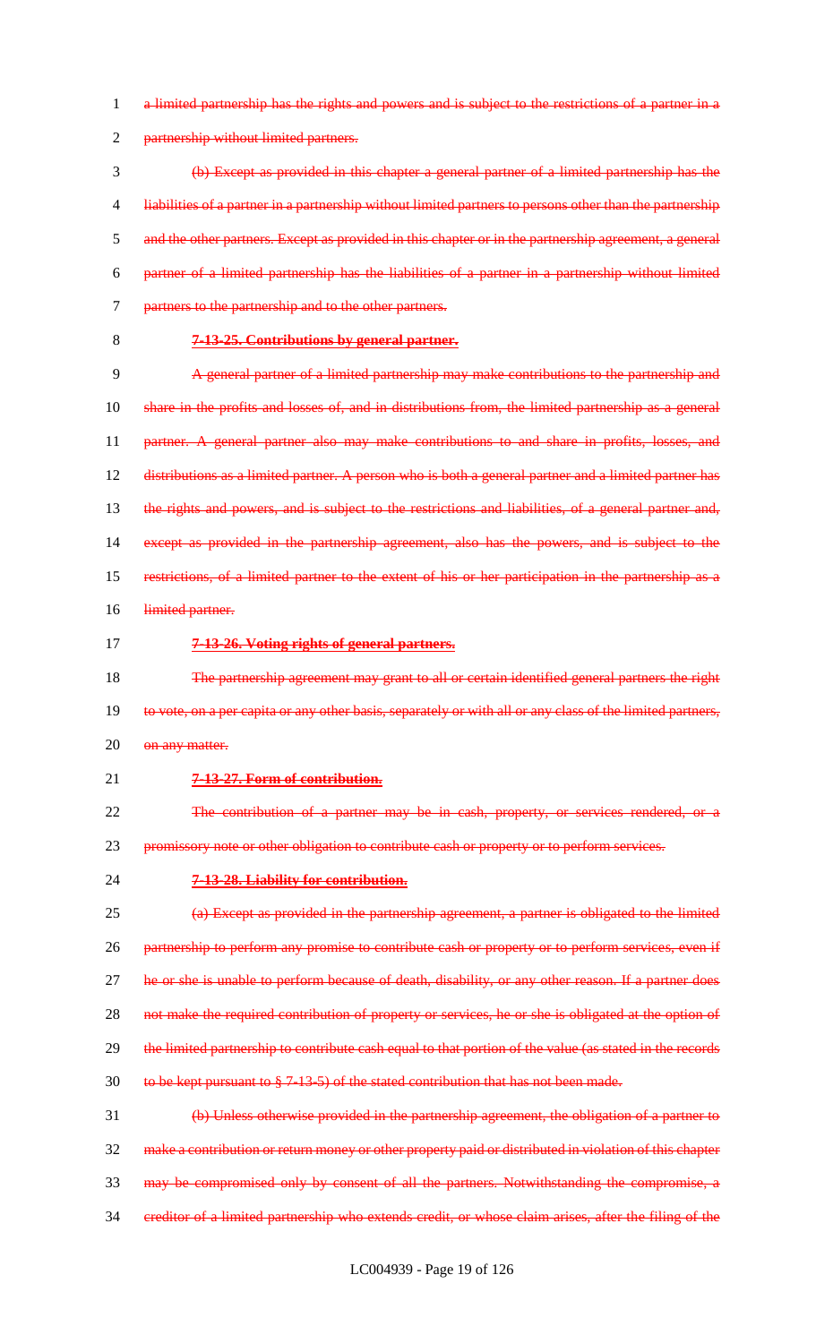~~a limited partnership has the rights and powers and is subject to the restrictions of a partner in a partnership without limited partners.~~

~~(b) Except as provided in this chapter a general partner of a limited partnership has the liabilities of a partner in a partnership without limited partners to persons other than the partnership and the other partners. Except as provided in this chapter or in the partnership agreement, a general partner of a limited partnership has the liabilities of a partner in a partnership without limited partners to the partnership and to the other partners.~~

**~~7-13-25. Contributions by general partner.~~**

~~A general partner of a limited partnership may make contributions to the partnership and share in the profits and losses of, and in distributions from, the limited partnership as a general partner. A general partner also may make contributions to and share in profits, losses, and distributions as a limited partner. A person who is both a general partner and a limited partner has the rights and powers, and is subject to the restrictions and liabilities, of a general partner and, except as provided in the partnership agreement, also has the powers, and is subject to the restrictions, of a limited partner to the extent of his or her participation in the partnership as a limited partner.~~

**~~7-13-26. Voting rights of general partners.~~**

~~The partnership agreement may grant to all or certain identified general partners the right to vote, on a per capita or any other basis, separately or with all or any class of the limited partners, on any matter.~~

**~~7-13-27. Form of contribution.~~**

~~The contribution of a partner may be in cash, property, or services rendered, or a promissory note or other obligation to contribute cash or property or to perform services.~~

**~~7-13-28. Liability for contribution.~~**

~~(a) Except as provided in the partnership agreement, a partner is obligated to the limited partnership to perform any promise to contribute cash or property or to perform services, even if he or she is unable to perform because of death, disability, or any other reason. If a partner does not make the required contribution of property or services, he or she is obligated at the option of the limited partnership to contribute cash equal to that portion of the value (as stated in the records to be kept pursuant to § 7-13-5) of the stated contribution that has not been made.~~

~~(b) Unless otherwise provided in the partnership agreement, the obligation of a partner to make a contribution or return money or other property paid or distributed in violation of this chapter may be compromised only by consent of all the partners. Notwithstanding the compromise, a creditor of a limited partnership who extends credit, or whose claim arises, after the filing of the~~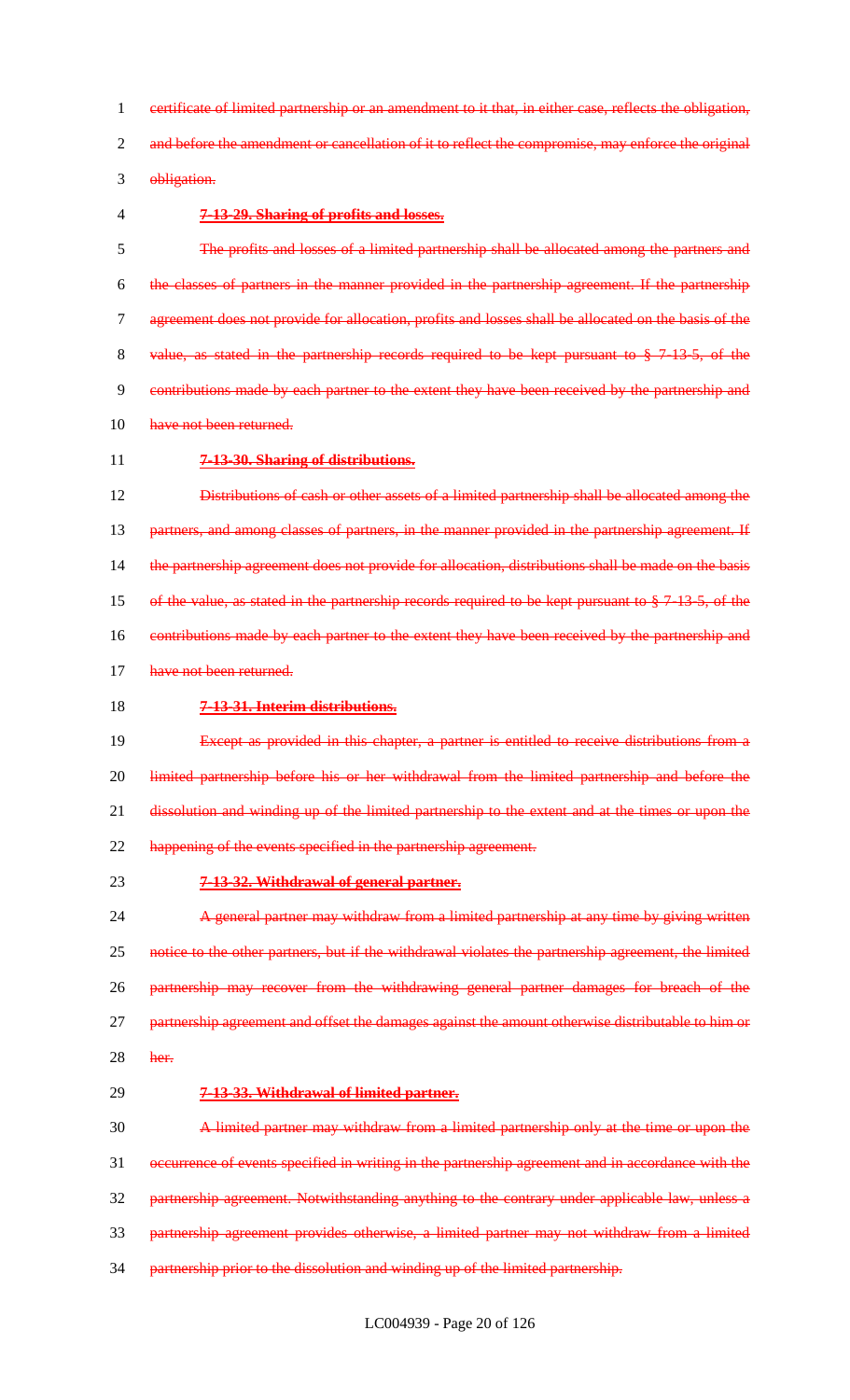~~certificate of limited partnership or an amendment to it that, in either case, reflects the obligation, and before the amendment or cancellation of it to reflect the compromise, may enforce the original obligation.~~

~~**7-13-29. Sharing of profits and losses.**~~

~~The profits and losses of a limited partnership shall be allocated among the partners and the classes of partners in the manner provided in the partnership agreement. If the partnership agreement does not provide for allocation, profits and losses shall be allocated on the basis of the value, as stated in the partnership records required to be kept pursuant to § 7-13-5, of the contributions made by each partner to the extent they have been received by the partnership and have not been returned.~~

~~**7-13-30. Sharing of distributions.**~~

~~Distributions of cash or other assets of a limited partnership shall be allocated among the partners, and among classes of partners, in the manner provided in the partnership agreement. If the partnership agreement does not provide for allocation, distributions shall be made on the basis of the value, as stated in the partnership records required to be kept pursuant to § 7-13-5, of the contributions made by each partner to the extent they have been received by the partnership and have not been returned.~~

~~**7-13-31. Interim distributions.**~~

~~Except as provided in this chapter, a partner is entitled to receive distributions from a limited partnership before his or her withdrawal from the limited partnership and before the dissolution and winding up of the limited partnership to the extent and at the times or upon the happening of the events specified in the partnership agreement.~~

~~**7-13-32. Withdrawal of general partner.**~~

~~A general partner may withdraw from a limited partnership at any time by giving written notice to the other partners, but if the withdrawal violates the partnership agreement, the limited partnership may recover from the withdrawing general partner damages for breach of the partnership agreement and offset the damages against the amount otherwise distributable to him or her.~~

~~**7-13-33. Withdrawal of limited partner.**~~

~~A limited partner may withdraw from a limited partnership only at the time or upon the occurrence of events specified in writing in the partnership agreement and in accordance with the partnership agreement. Notwithstanding anything to the contrary under applicable law, unless a partnership agreement provides otherwise, a limited partner may not withdraw from a limited partnership prior to the dissolution and winding up of the limited partnership.~~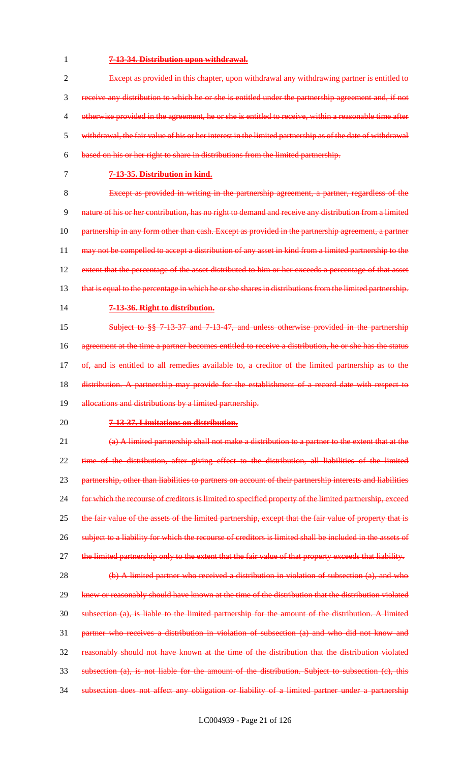~~**7-13-34. Distribution upon withdrawal.**~~

~~Except as provided in this chapter, upon withdrawal any withdrawing partner is entitled to receive any distribution to which he or she is entitled under the partnership agreement and, if not otherwise provided in the agreement, he or she is entitled to receive, within a reasonable time after withdrawal, the fair value of his or her interest in the limited partnership as of the date of withdrawal based on his or her right to share in distributions from the limited partnership.~~

~~**7-13-35. Distribution in kind.**~~

~~Except as provided in writing in the partnership agreement, a partner, regardless of the nature of his or her contribution, has no right to demand and receive any distribution from a limited partnership in any form other than cash. Except as provided in the partnership agreement, a partner may not be compelled to accept a distribution of any asset in kind from a limited partnership to the extent that the percentage of the asset distributed to him or her exceeds a percentage of that asset that is equal to the percentage in which he or she shares in distributions from the limited partnership.~~

~~**7-13-36. Right to distribution.**~~

~~Subject to §§ 7-13-37 and 7-13-47, and unless otherwise provided in the partnership agreement at the time a partner becomes entitled to receive a distribution, he or she has the status of, and is entitled to all remedies available to, a creditor of the limited partnership as to the distribution. A partnership may provide for the establishment of a record date with respect to allocations and distributions by a limited partnership.~~

~~**7-13-37. Limitations on distribution.**~~

~~(a) A limited partnership shall not make a distribution to a partner to the extent that at the time of the distribution, after giving effect to the distribution, all liabilities of the limited partnership, other than liabilities to partners on account of their partnership interests and liabilities for which the recourse of creditors is limited to specified property of the limited partnership, exceed the fair value of the assets of the limited partnership, except that the fair value of property that is subject to a liability for which the recourse of creditors is limited shall be included in the assets of the limited partnership only to the extent that the fair value of that property exceeds that liability.~~

~~(b) A limited partner who received a distribution in violation of subsection (a), and who knew or reasonably should have known at the time of the distribution that the distribution violated subsection (a), is liable to the limited partnership for the amount of the distribution. A limited partner who receives a distribution in violation of subsection (a) and who did not know and reasonably should not have known at the time of the distribution that the distribution violated subsection (a), is not liable for the amount of the distribution. Subject to subsection (c), this subsection does not affect any obligation or liability of a limited partner under a partnership~~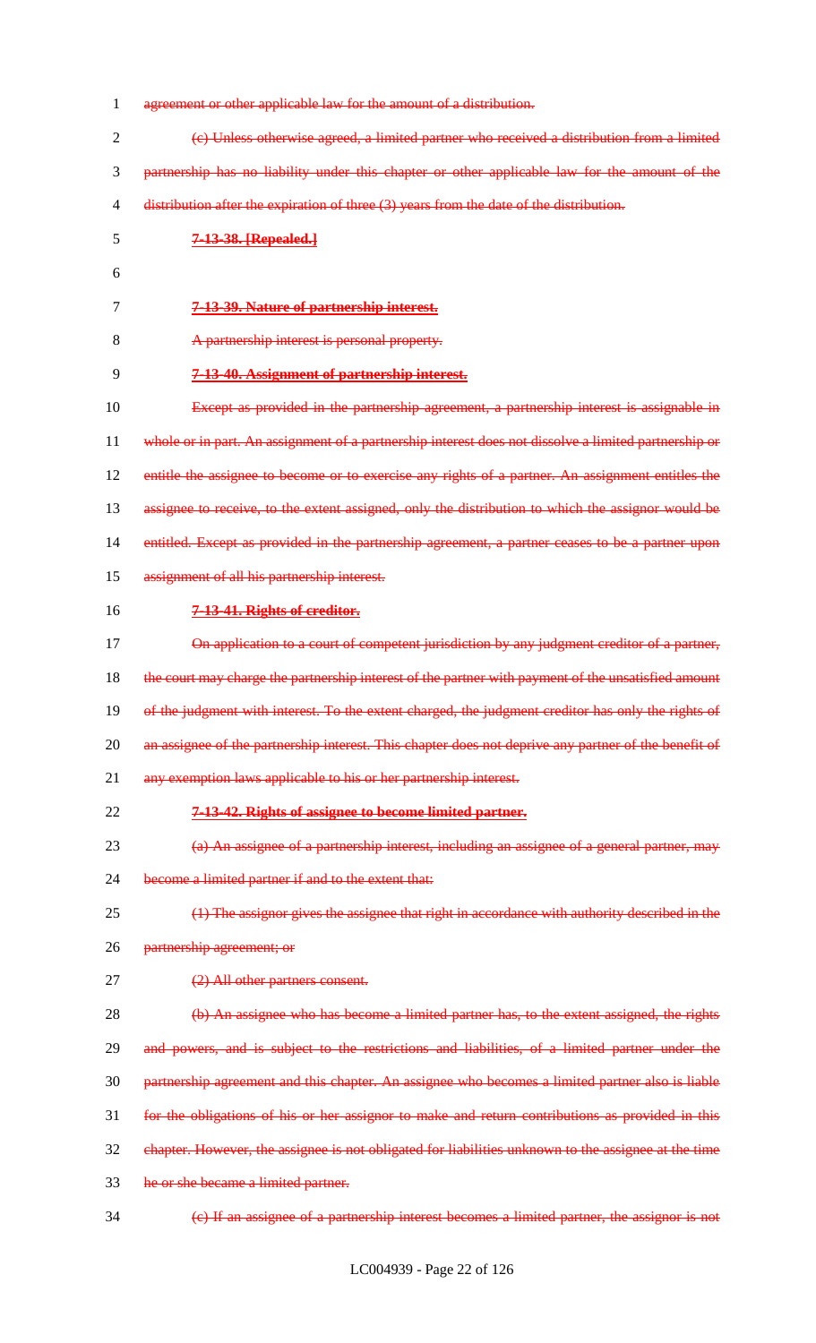agreement or other applicable law for the amount of a distribution.

(c) Unless otherwise agreed, a limited partner who received a distribution from a limited partnership has no liability under this chapter or other applicable law for the amount of the distribution after the expiration of three (3) years from the date of the distribution.

**7-13-38. [Repealed.]**

**7-13-39. Nature of partnership interest.**

A partnership interest is personal property.

**7-13-40. Assignment of partnership interest.**

Except as provided in the partnership agreement, a partnership interest is assignable in whole or in part. An assignment of a partnership interest does not dissolve a limited partnership or entitle the assignee to become or to exercise any rights of a partner. An assignment entitles the assignee to receive, to the extent assigned, only the distribution to which the assignor would be entitled. Except as provided in the partnership agreement, a partner ceases to be a partner upon assignment of all his partnership interest.

**7-13-41. Rights of creditor.**

On application to a court of competent jurisdiction by any judgment creditor of a partner, the court may charge the partnership interest of the partner with payment of the unsatisfied amount of the judgment with interest. To the extent charged, the judgment creditor has only the rights of an assignee of the partnership interest. This chapter does not deprive any partner of the benefit of any exemption laws applicable to his or her partnership interest.

**7-13-42. Rights of assignee to become limited partner.**

(a) An assignee of a partnership interest, including an assignee of a general partner, may become a limited partner if and to the extent that:

(1) The assignor gives the assignee that right in accordance with authority described in the partnership agreement; or

(2) All other partners consent.

(b) An assignee who has become a limited partner has, to the extent assigned, the rights and powers, and is subject to the restrictions and liabilities, of a limited partner under the partnership agreement and this chapter. An assignee who becomes a limited partner also is liable for the obligations of his or her assignor to make and return contributions as provided in this chapter. However, the assignee is not obligated for liabilities unknown to the assignee at the time he or she became a limited partner.

(c) If an assignee of a partnership interest becomes a limited partner, the assignor is not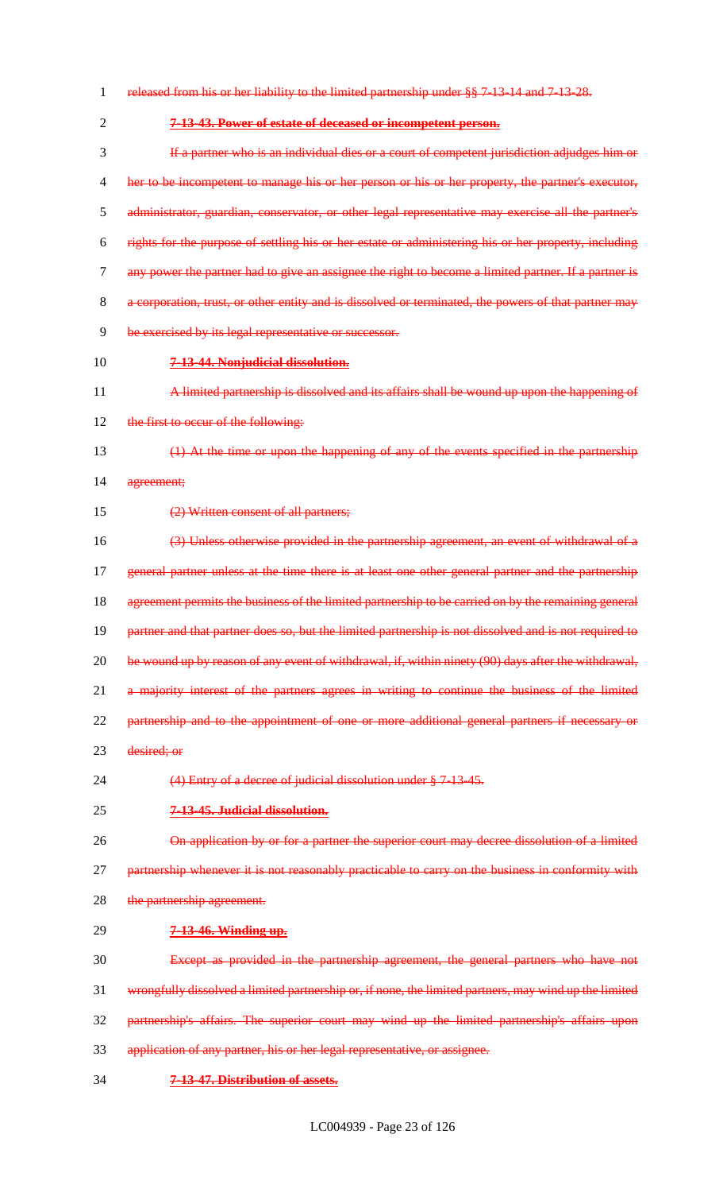~~released from his or her liability to the limited partnership under §§ 7-13-14 and 7-13-28.~~

~~**7-13-43. Power of estate of deceased or incompetent person.**~~

~~If a partner who is an individual dies or a court of competent jurisdiction adjudges him or her to be incompetent to manage his or her person or his or her property, the partner's executor, administrator, guardian, conservator, or other legal representative may exercise all the partner's rights for the purpose of settling his or her estate or administering his or her property, including any power the partner had to give an assignee the right to become a limited partner. If a partner is a corporation, trust, or other entity and is dissolved or terminated, the powers of that partner may be exercised by its legal representative or successor.~~

~~**7-13-44. Nonjudicial dissolution.**~~

~~A limited partnership is dissolved and its affairs shall be wound up upon the happening of the first to occur of the following:~~

~~(1) At the time or upon the happening of any of the events specified in the partnership agreement;~~

~~(2) Written consent of all partners;~~

~~(3) Unless otherwise provided in the partnership agreement, an event of withdrawal of a general partner unless at the time there is at least one other general partner and the partnership agreement permits the business of the limited partnership to be carried on by the remaining general partner and that partner does so, but the limited partnership is not dissolved and is not required to be wound up by reason of any event of withdrawal, if, within ninety (90) days after the withdrawal, a majority interest of the partners agrees in writing to continue the business of the limited partnership and to the appointment of one or more additional general partners if necessary or desired; or~~

~~(4) Entry of a decree of judicial dissolution under § 7-13-45.~~

~~**7-13-45. Judicial dissolution.**~~

~~On application by or for a partner the superior court may decree dissolution of a limited partnership whenever it is not reasonably practicable to carry on the business in conformity with the partnership agreement.~~

~~**7-13-46. Winding up.**~~

~~Except as provided in the partnership agreement, the general partners who have not wrongfully dissolved a limited partnership or, if none, the limited partners, may wind up the limited partnership's affairs. The superior court may wind up the limited partnership's affairs upon application of any partner, his or her legal representative, or assignee.~~

~~**7-13-47. Distribution of assets.**~~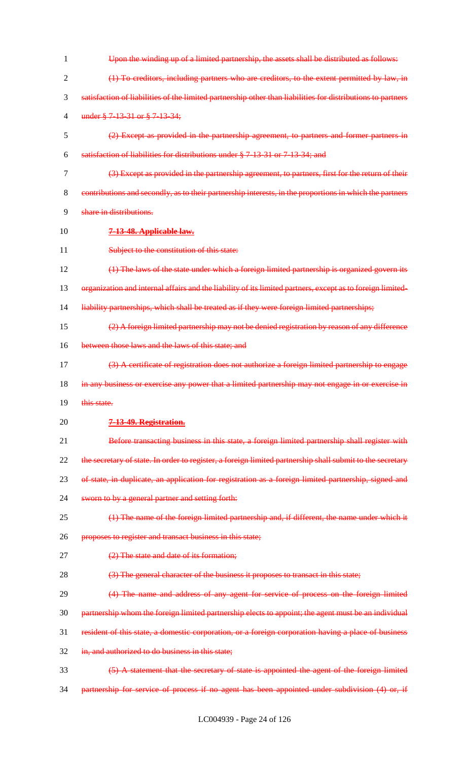~~Upon the winding up of a limited partnership, the assets shall be distributed as follows:~~

~~(1) To creditors, including partners who are creditors, to the extent permitted by law, in satisfaction of liabilities of the limited partnership other than liabilities for distributions to partners under § 7-13-31 or § 7-13-34;~~

~~(2) Except as provided in the partnership agreement, to partners and former partners in satisfaction of liabilities for distributions under § 7-13-31 or 7-13-34; and~~

~~(3) Except as provided in the partnership agreement, to partners, first for the return of their contributions and secondly, as to their partnership interests, in the proportions in which the partners share in distributions.~~

~~**7-13-48. Applicable law.**~~

~~Subject to the constitution of this state:~~

~~(1) The laws of the state under which a foreign limited partnership is organized govern its organization and internal affairs and the liability of its limited partners, except as to foreign limited-liability partnerships, which shall be treated as if they were foreign limited partnerships;~~

~~(2) A foreign limited partnership may not be denied registration by reason of any difference between those laws and the laws of this state; and~~

~~(3) A certificate of registration does not authorize a foreign limited partnership to engage in any business or exercise any power that a limited partnership may not engage in or exercise in this state.~~

~~**7-13-49. Registration.**~~

~~Before transacting business in this state, a foreign limited partnership shall register with the secretary of state. In order to register, a foreign limited partnership shall submit to the secretary of state, in duplicate, an application for registration as a foreign limited partnership, signed and sworn to by a general partner and setting forth:~~

~~(1) The name of the foreign limited partnership and, if different, the name under which it proposes to register and transact business in this state;~~

~~(2) The state and date of its formation;~~

~~(3) The general character of the business it proposes to transact in this state;~~

~~(4) The name and address of any agent for service of process on the foreign limited partnership whom the foreign limited partnership elects to appoint; the agent must be an individual resident of this state, a domestic corporation, or a foreign corporation having a place of business in, and authorized to do business in this state;~~

~~(5) A statement that the secretary of state is appointed the agent of the foreign limited partnership for service of process if no agent has been appointed under subdivision (4) or, if~~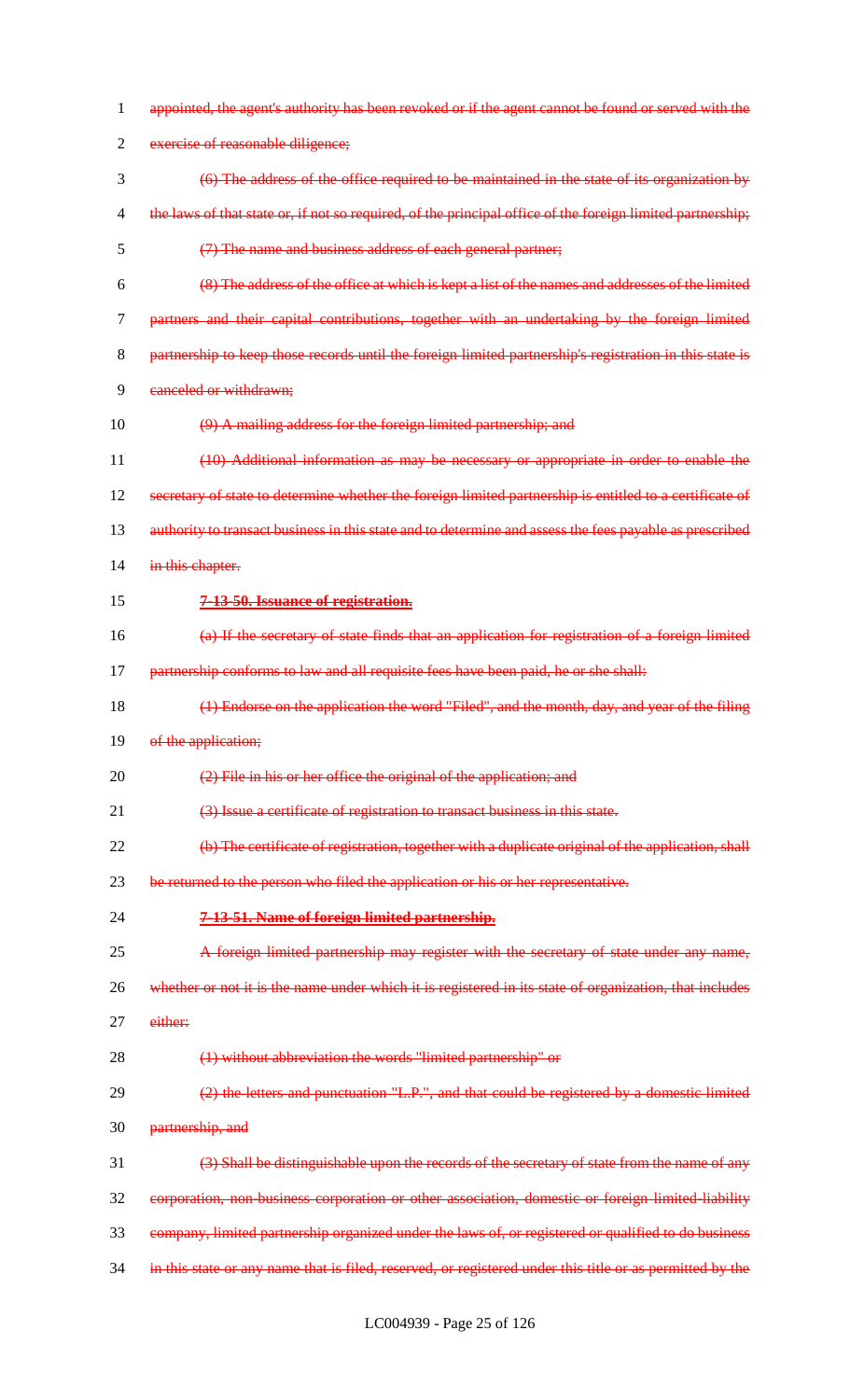appointed, the agent's authority has been revoked or if the agent cannot be found or served with the exercise of reasonable diligence;

(6) The address of the office required to be maintained in the state of its organization by the laws of that state or, if not so required, of the principal office of the foreign limited partnership;

(7) The name and business address of each general partner;

(8) The address of the office at which is kept a list of the names and addresses of the limited partners and their capital contributions, together with an undertaking by the foreign limited partnership to keep those records until the foreign limited partnership's registration in this state is canceled or withdrawn;

(9) A mailing address for the foreign limited partnership; and

(10) Additional information as may be necessary or appropriate in order to enable the secretary of state to determine whether the foreign limited partnership is entitled to a certificate of authority to transact business in this state and to determine and assess the fees payable as prescribed in this chapter.

**7-13-50. Issuance of registration.**

(a) If the secretary of state finds that an application for registration of a foreign limited partnership conforms to law and all requisite fees have been paid, he or she shall:

(1) Endorse on the application the word "Filed", and the month, day, and year of the filing of the application;

(2) File in his or her office the original of the application; and

(3) Issue a certificate of registration to transact business in this state.

(b) The certificate of registration, together with a duplicate original of the application, shall be returned to the person who filed the application or his or her representative.

**7-13-51. Name of foreign limited partnership.**

A foreign limited partnership may register with the secretary of state under any name, whether or not it is the name under which it is registered in its state of organization, that includes either:

(1) without abbreviation the words "limited partnership" or

(2) the letters and punctuation "L.P.", and that could be registered by a domestic limited partnership, and

(3) Shall be distinguishable upon the records of the secretary of state from the name of any corporation, non-business corporation or other association, domestic or foreign limited-liability company, limited partnership organized under the laws of, or registered or qualified to do business in this state or any name that is filed, reserved, or registered under this title or as permitted by the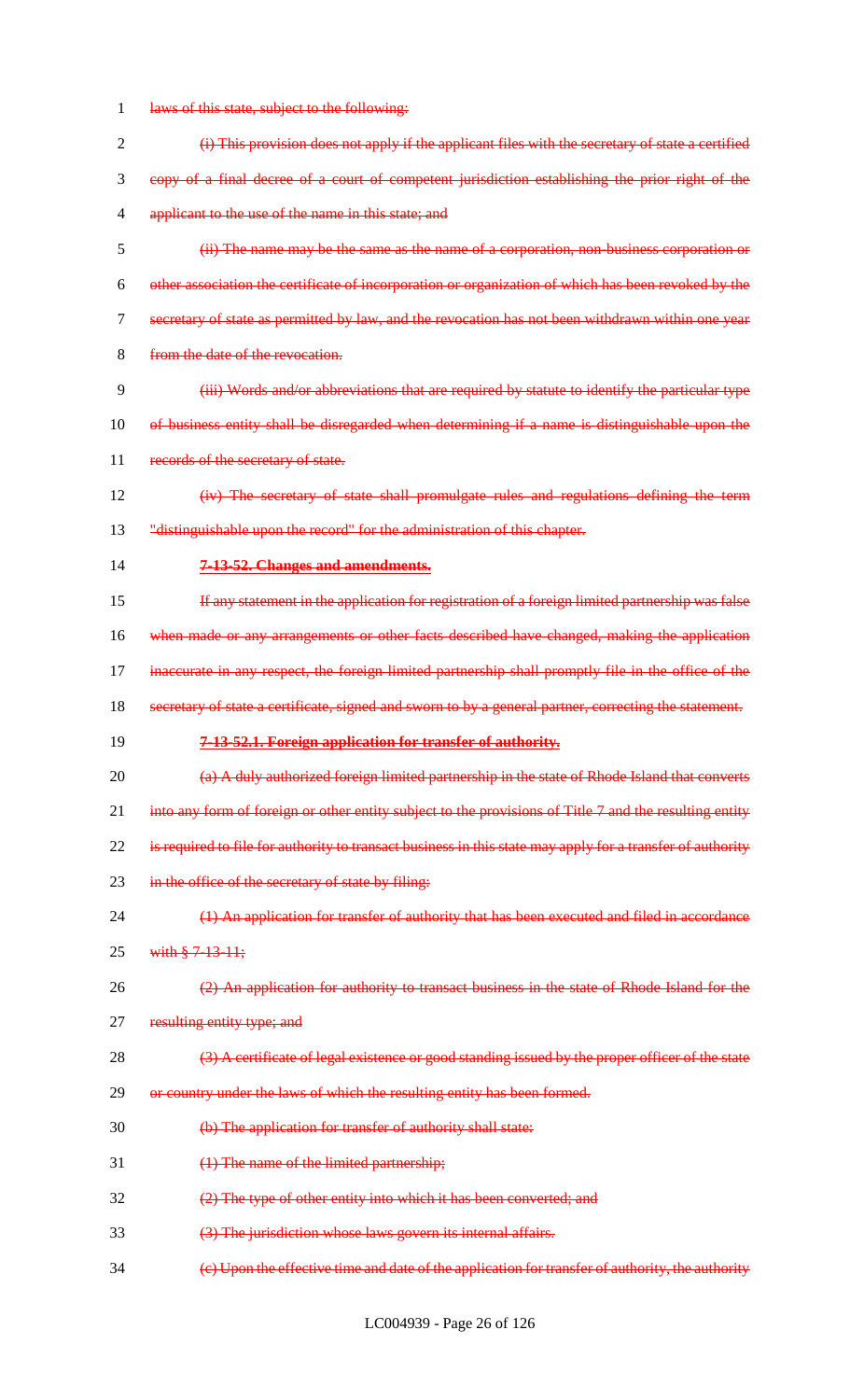~~laws of this state, subject to the following:~~

~~(i) This provision does not apply if the applicant files with the secretary of state a certified copy of a final decree of a court of competent jurisdiction establishing the prior right of the applicant to the use of the name in this state; and~~

~~(ii) The name may be the same as the name of a corporation, non-business corporation or other association the certificate of incorporation or organization of which has been revoked by the secretary of state as permitted by law, and the revocation has not been withdrawn within one year from the date of the revocation.~~

~~(iii) Words and/or abbreviations that are required by statute to identify the particular type of business entity shall be disregarded when determining if a name is distinguishable upon the records of the secretary of state.~~

~~(iv) The secretary of state shall promulgate rules and regulations defining the term "distinguishable upon the record" for the administration of this chapter.~~

~~**7-13-52. Changes and amendments.**~~

~~If any statement in the application for registration of a foreign limited partnership was false when made or any arrangements or other facts described have changed, making the application inaccurate in any respect, the foreign limited partnership shall promptly file in the office of the secretary of state a certificate, signed and sworn to by a general partner, correcting the statement.~~

~~**7-13-52.1. Foreign application for transfer of authority.**~~

~~(a) A duly authorized foreign limited partnership in the state of Rhode Island that converts into any form of foreign or other entity subject to the provisions of Title 7 and the resulting entity is required to file for authority to transact business in this state may apply for a transfer of authority in the office of the secretary of state by filing:~~

~~(1) An application for transfer of authority that has been executed and filed in accordance with § 7-13-11;~~

~~(2) An application for authority to transact business in the state of Rhode Island for the resulting entity type; and~~

~~(3) A certificate of legal existence or good standing issued by the proper officer of the state or country under the laws of which the resulting entity has been formed.~~

~~(b) The application for transfer of authority shall state:~~

~~(1) The name of the limited partnership;~~

~~(2) The type of other entity into which it has been converted; and~~

~~(3) The jurisdiction whose laws govern its internal affairs.~~

~~(c) Upon the effective time and date of the application for transfer of authority, the authority~~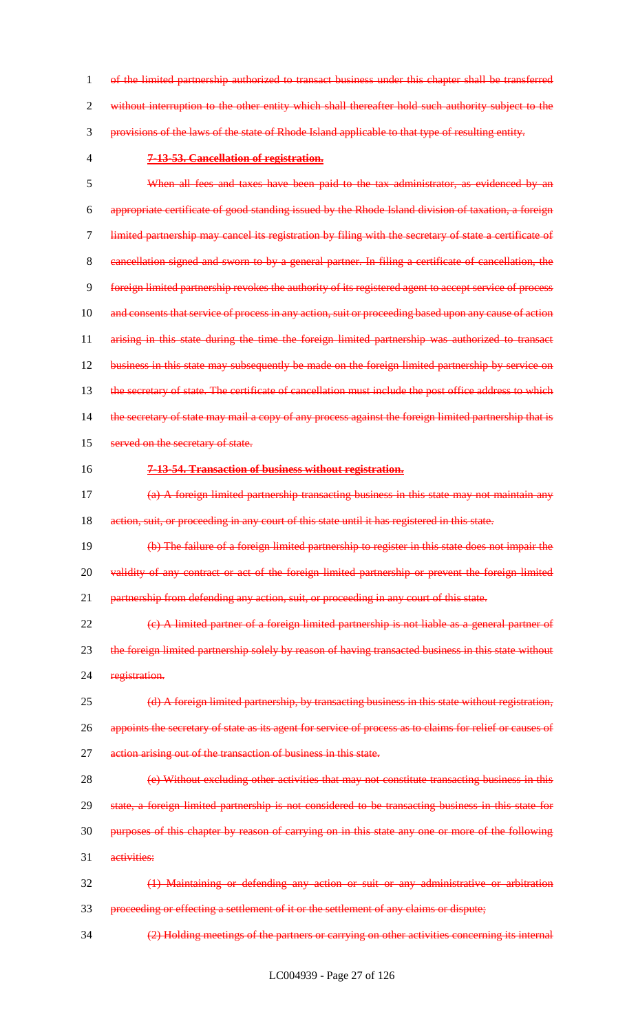of the limited partnership authorized to transact business under this chapter shall be transferred without interruption to the other entity which shall thereafter hold such authority subject to the provisions of the laws of the state of Rhode Island applicable to that type of resulting entity.

**7-13-53. Cancellation of registration.**

When all fees and taxes have been paid to the tax administrator, as evidenced by an appropriate certificate of good standing issued by the Rhode Island division of taxation, a foreign limited partnership may cancel its registration by filing with the secretary of state a certificate of cancellation signed and sworn to by a general partner. In filing a certificate of cancellation, the foreign limited partnership revokes the authority of its registered agent to accept service of process and consents that service of process in any action, suit or proceeding based upon any cause of action arising in this state during the time the foreign limited partnership was authorized to transact business in this state may subsequently be made on the foreign limited partnership by service on the secretary of state. The certificate of cancellation must include the post office address to which the secretary of state may mail a copy of any process against the foreign limited partnership that is served on the secretary of state.

**7-13-54. Transaction of business without registration.**

(a) A foreign limited partnership transacting business in this state may not maintain any action, suit, or proceeding in any court of this state until it has registered in this state.

(b) The failure of a foreign limited partnership to register in this state does not impair the validity of any contract or act of the foreign limited partnership or prevent the foreign limited partnership from defending any action, suit, or proceeding in any court of this state.

(c) A limited partner of a foreign limited partnership is not liable as a general partner of the foreign limited partnership solely by reason of having transacted business in this state without registration.

(d) A foreign limited partnership, by transacting business in this state without registration, appoints the secretary of state as its agent for service of process as to claims for relief or causes of action arising out of the transaction of business in this state.

(e) Without excluding other activities that may not constitute transacting business in this state, a foreign limited partnership is not considered to be transacting business in this state for purposes of this chapter by reason of carrying on in this state any one or more of the following activities:

(1) Maintaining or defending any action or suit or any administrative or arbitration proceeding or effecting a settlement of it or the settlement of any claims or dispute;

(2) Holding meetings of the partners or carrying on other activities concerning its internal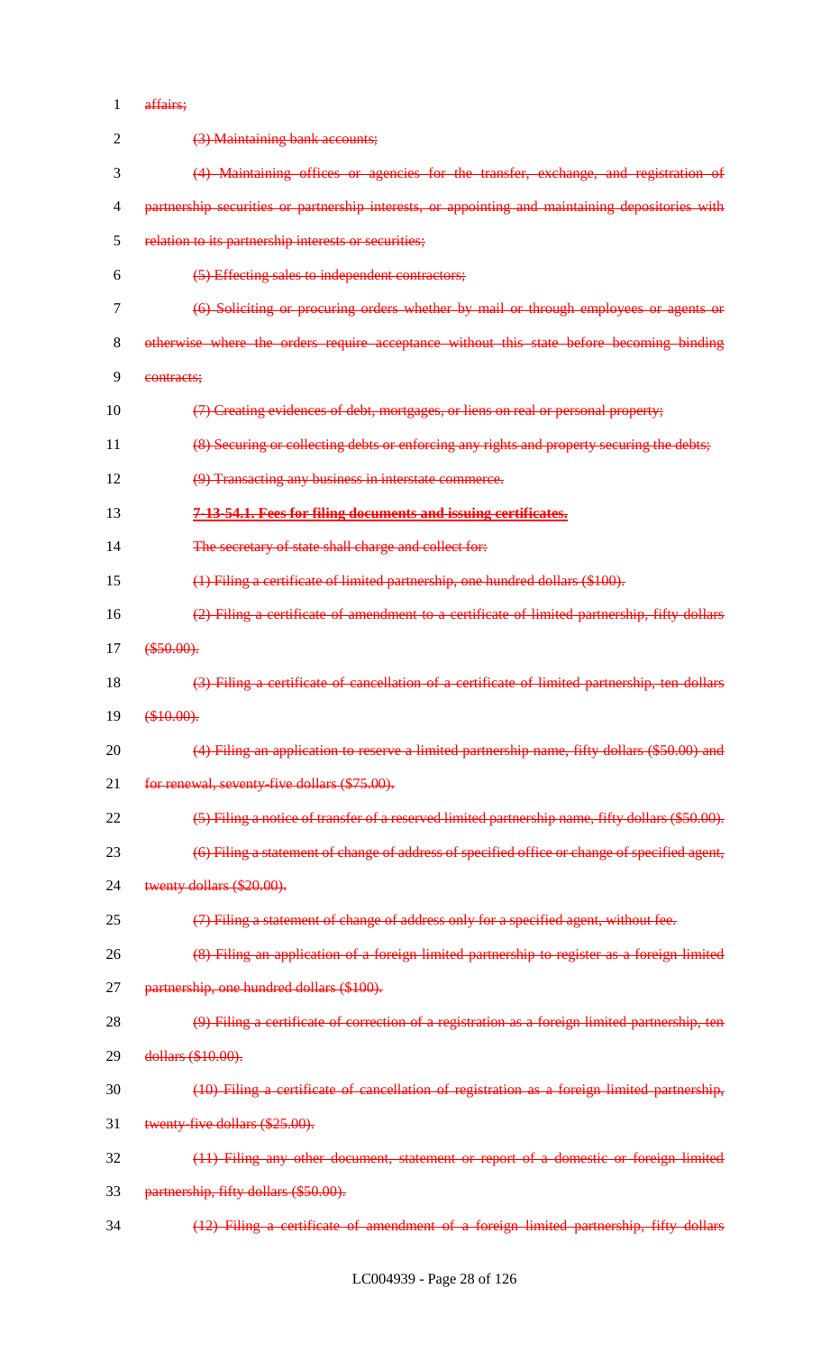affairs;

(3) Maintaining bank accounts;

(4) Maintaining offices or agencies for the transfer, exchange, and registration of partnership securities or partnership interests, or appointing and maintaining depositories with relation to its partnership interests or securities;

(5) Effecting sales to independent contractors;

(6) Soliciting or procuring orders whether by mail or through employees or agents or otherwise where the orders require acceptance without this state before becoming binding contracts;

(7) Creating evidences of debt, mortgages, or liens on real or personal property;

(8) Securing or collecting debts or enforcing any rights and property securing the debts;

(9) Transacting any business in interstate commerce.

**7-13-54.1. Fees for filing documents and issuing certificates.**

The secretary of state shall charge and collect for:

(1) Filing a certificate of limited partnership, one hundred dollars ($100).

(2) Filing a certificate of amendment to a certificate of limited partnership, fifty dollars ($50.00).

(3) Filing a certificate of cancellation of a certificate of limited partnership, ten dollars ($10.00).

(4) Filing an application to reserve a limited partnership name, fifty dollars ($50.00) and for renewal, seventy-five dollars ($75.00).

(5) Filing a notice of transfer of a reserved limited partnership name, fifty dollars ($50.00).

(6) Filing a statement of change of address of specified office or change of specified agent, twenty dollars ($20.00).

(7) Filing a statement of change of address only for a specified agent, without fee.

(8) Filing an application of a foreign limited partnership to register as a foreign limited partnership, one hundred dollars ($100).

(9) Filing a certificate of correction of a registration as a foreign limited partnership, ten dollars ($10.00).

(10) Filing a certificate of cancellation of registration as a foreign limited partnership, twenty-five dollars ($25.00).

(11) Filing any other document, statement or report of a domestic or foreign limited partnership, fifty dollars ($50.00).

(12) Filing a certificate of amendment of a foreign limited partnership, fifty dollars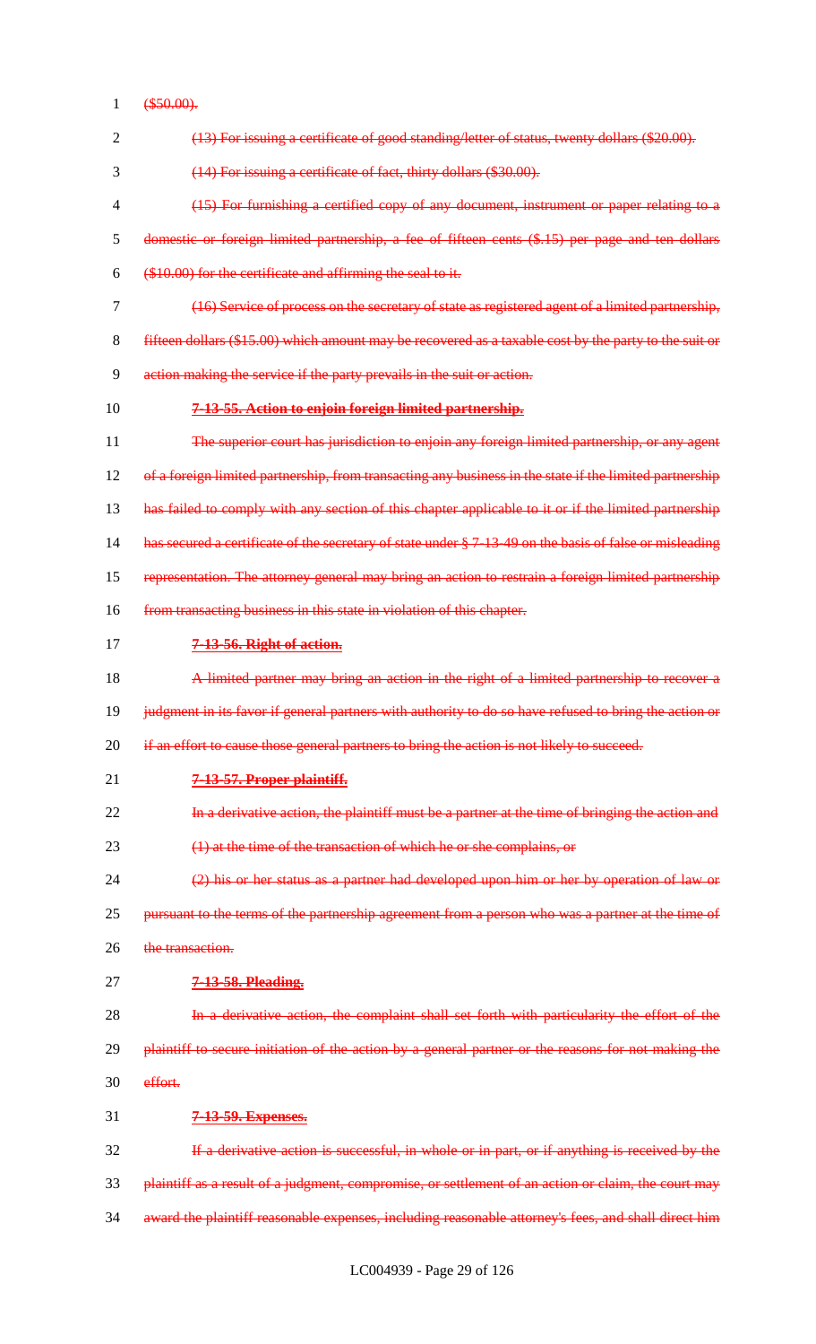($50.00).

(13) For issuing a certificate of good standing/letter of status, twenty dollars ($20.00).

(14) For issuing a certificate of fact, thirty dollars ($30.00).

(15) For furnishing a certified copy of any document, instrument or paper relating to a domestic or foreign limited partnership, a fee of fifteen cents ($.15) per page and ten dollars ($10.00) for the certificate and affirming the seal to it.

(16) Service of process on the secretary of state as registered agent of a limited partnership, fifteen dollars ($15.00) which amount may be recovered as a taxable cost by the party to the suit or action making the service if the party prevails in the suit or action.

**7-13-55. Action to enjoin foreign limited partnership.**

The superior court has jurisdiction to enjoin any foreign limited partnership, or any agent of a foreign limited partnership, from transacting any business in the state if the limited partnership has failed to comply with any section of this chapter applicable to it or if the limited partnership has secured a certificate of the secretary of state under § 7-13-49 on the basis of false or misleading representation. The attorney general may bring an action to restrain a foreign limited partnership from transacting business in this state in violation of this chapter.

**7-13-56. Right of action.**

A limited partner may bring an action in the right of a limited partnership to recover a judgment in its favor if general partners with authority to do so have refused to bring the action or if an effort to cause those general partners to bring the action is not likely to succeed.

**7-13-57. Proper plaintiff.**

In a derivative action, the plaintiff must be a partner at the time of bringing the action and

(1) at the time of the transaction of which he or she complains, or

(2) his or her status as a partner had developed upon him or her by operation of law or pursuant to the terms of the partnership agreement from a person who was a partner at the time of the transaction.

**7-13-58. Pleading.**

In a derivative action, the complaint shall set forth with particularity the effort of the plaintiff to secure initiation of the action by a general partner or the reasons for not making the effort.

**7-13-59. Expenses.**

If a derivative action is successful, in whole or in part, or if anything is received by the plaintiff as a result of a judgment, compromise, or settlement of an action or claim, the court may award the plaintiff reasonable expenses, including reasonable attorney's fees, and shall direct him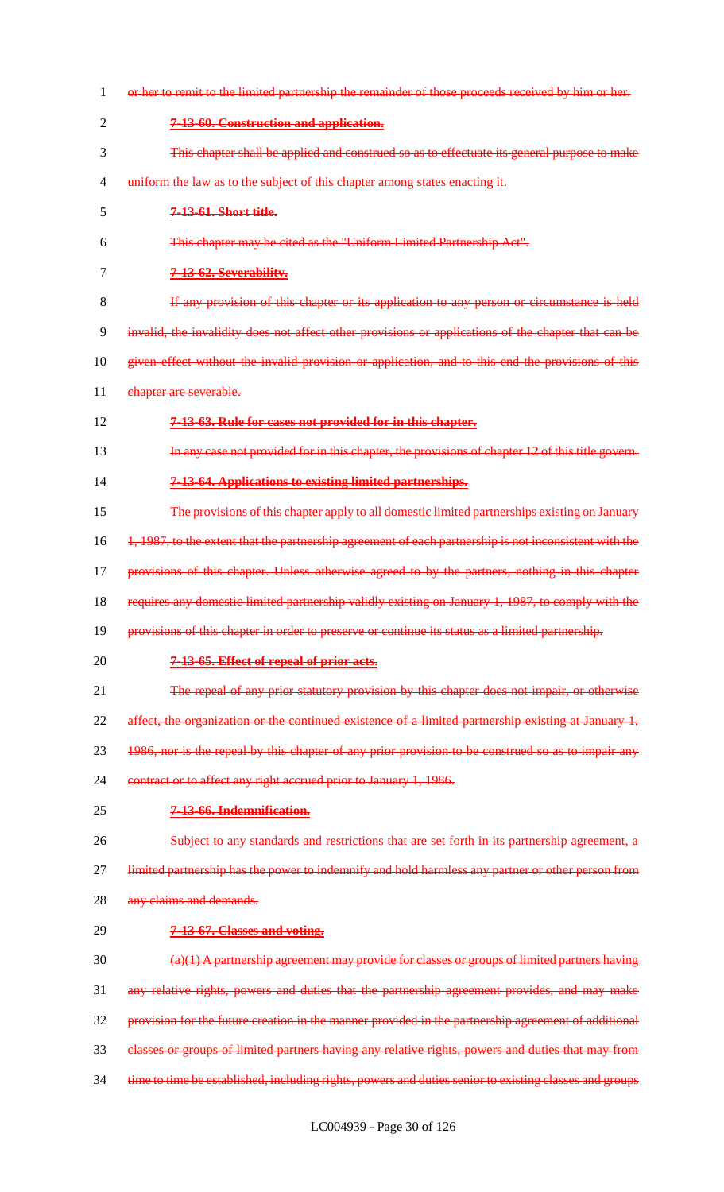~~or her to remit to the limited partnership the remainder of those proceeds received by him or her.~~

~~**7-13-60. Construction and application.**~~

~~This chapter shall be applied and construed so as to effectuate its general purpose to make uniform the law as to the subject of this chapter among states enacting it.~~

~~**7-13-61. Short title.**~~

~~This chapter may be cited as the "Uniform Limited Partnership Act".~~

~~**7-13-62. Severability.**~~

~~If any provision of this chapter or its application to any person or circumstance is held invalid, the invalidity does not affect other provisions or applications of the chapter that can be given effect without the invalid provision or application, and to this end the provisions of this chapter are severable.~~

~~**7-13-63. Rule for cases not provided for in this chapter.**~~

~~In any case not provided for in this chapter, the provisions of chapter 12 of this title govern.~~

~~**7-13-64. Applications to existing limited partnerships.**~~

~~The provisions of this chapter apply to all domestic limited partnerships existing on January 1, 1987, to the extent that the partnership agreement of each partnership is not inconsistent with the provisions of this chapter. Unless otherwise agreed to by the partners, nothing in this chapter requires any domestic limited partnership validly existing on January 1, 1987, to comply with the provisions of this chapter in order to preserve or continue its status as a limited partnership.~~

~~**7-13-65. Effect of repeal of prior acts.**~~

~~The repeal of any prior statutory provision by this chapter does not impair, or otherwise affect, the organization or the continued existence of a limited partnership existing at January 1, 1986, nor is the repeal by this chapter of any prior provision to be construed so as to impair any contract or to affect any right accrued prior to January 1, 1986.~~

~~**7-13-66. Indemnification.**~~

~~Subject to any standards and restrictions that are set forth in its partnership agreement, a limited partnership has the power to indemnify and hold harmless any partner or other person from any claims and demands.~~

~~**7-13-67. Classes and voting.**~~

~~(a)(1) A partnership agreement may provide for classes or groups of limited partners having any relative rights, powers and duties that the partnership agreement provides, and may make provision for the future creation in the manner provided in the partnership agreement of additional classes or groups of limited partners having any relative rights, powers and duties that may from time to time be established, including rights, powers and duties senior to existing classes and groups~~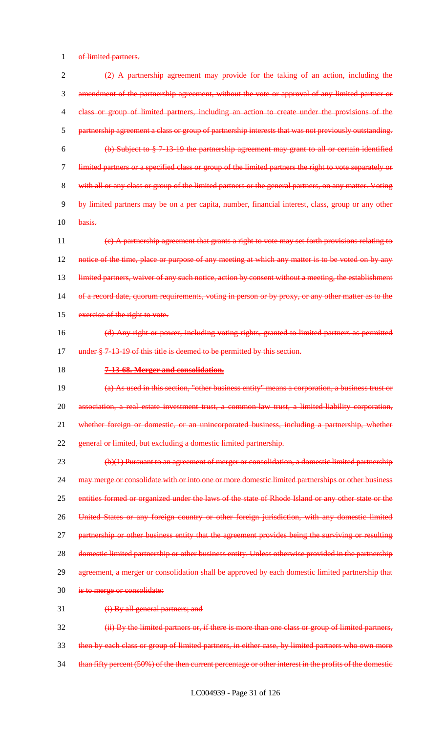~~of limited partners.~~

~~(2) A partnership agreement may provide for the taking of an action, including the amendment of the partnership agreement, without the vote or approval of any limited partner or class or group of limited partners, including an action to create under the provisions of the partnership agreement a class or group of partnership interests that was not previously outstanding.~~

~~(b) Subject to § 7-13-19 the partnership agreement may grant to all or certain identified limited partners or a specified class or group of the limited partners the right to vote separately or with all or any class or group of the limited partners or the general partners, on any matter. Voting by limited partners may be on a per capita, number, financial interest, class, group or any other basis.~~

~~(c) A partnership agreement that grants a right to vote may set forth provisions relating to notice of the time, place or purpose of any meeting at which any matter is to be voted on by any limited partners, waiver of any such notice, action by consent without a meeting, the establishment of a record date, quorum requirements, voting in person or by proxy, or any other matter as to the exercise of the right to vote.~~

~~(d) Any right or power, including voting rights, granted to limited partners as permitted under § 7-13-19 of this title is deemed to be permitted by this section.~~

**~~7-13-68. Merger and consolidation.~~**

~~(a) As used in this section, "other business entity" means a corporation, a business trust or association, a real estate investment trust, a common-law trust, a limited-liability corporation, whether foreign or domestic, or an unincorporated business, including a partnership, whether general or limited, but excluding a domestic limited partnership.~~

~~(b)(1) Pursuant to an agreement of merger or consolidation, a domestic limited partnership may merge or consolidate with or into one or more domestic limited partnerships or other business entities formed or organized under the laws of the state of Rhode Island or any other state or the United States or any foreign country or other foreign jurisdiction, with any domestic limited partnership or other business entity that the agreement provides being the surviving or resulting domestic limited partnership or other business entity. Unless otherwise provided in the partnership agreement, a merger or consolidation shall be approved by each domestic limited partnership that is to merge or consolidate:~~

~~(i) By all general partners; and~~

~~(ii) By the limited partners or, if there is more than one class or group of limited partners, then by each class or group of limited partners, in either case, by limited partners who own more than fifty percent (50%) of the then current percentage or other interest in the profits of the domestic~~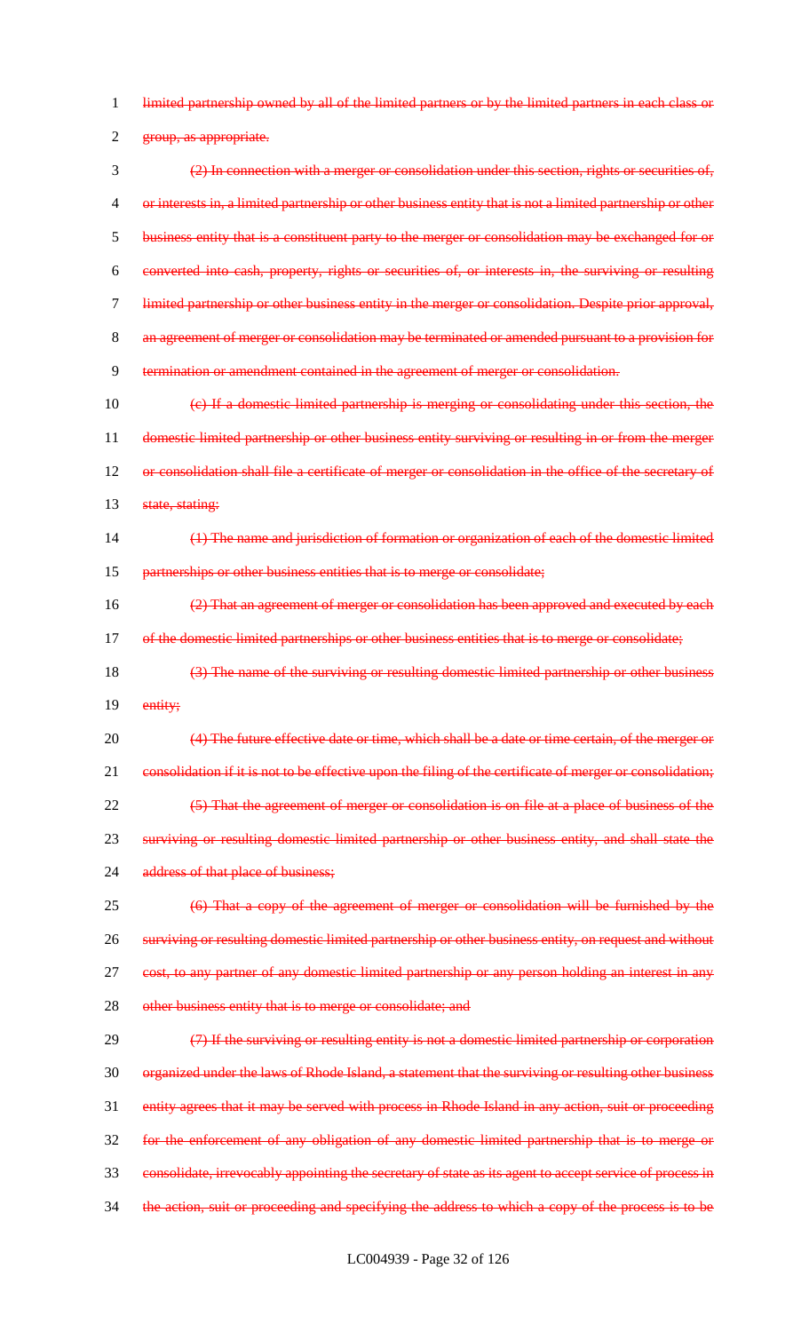~~limited partnership owned by all of the limited partners or by the limited partners in each class or group, as appropriate.~~

~~(2) In connection with a merger or consolidation under this section, rights or securities of, or interests in, a limited partnership or other business entity that is not a limited partnership or other business entity that is a constituent party to the merger or consolidation may be exchanged for or converted into cash, property, rights or securities of, or interests in, the surviving or resulting limited partnership or other business entity in the merger or consolidation. Despite prior approval, an agreement of merger or consolidation may be terminated or amended pursuant to a provision for termination or amendment contained in the agreement of merger or consolidation.~~

~~(c) If a domestic limited partnership is merging or consolidating under this section, the domestic limited partnership or other business entity surviving or resulting in or from the merger or consolidation shall file a certificate of merger or consolidation in the office of the secretary of state, stating:~~

~~(1) The name and jurisdiction of formation or organization of each of the domestic limited partnerships or other business entities that is to merge or consolidate;~~

~~(2) That an agreement of merger or consolidation has been approved and executed by each of the domestic limited partnerships or other business entities that is to merge or consolidate;~~

~~(3) The name of the surviving or resulting domestic limited partnership or other business entity;~~

~~(4) The future effective date or time, which shall be a date or time certain, of the merger or consolidation if it is not to be effective upon the filing of the certificate of merger or consolidation;~~

~~(5) That the agreement of merger or consolidation is on file at a place of business of the surviving or resulting domestic limited partnership or other business entity, and shall state the address of that place of business;~~

~~(6) That a copy of the agreement of merger or consolidation will be furnished by the surviving or resulting domestic limited partnership or other business entity, on request and without cost, to any partner of any domestic limited partnership or any person holding an interest in any other business entity that is to merge or consolidate; and~~

~~(7) If the surviving or resulting entity is not a domestic limited partnership or corporation organized under the laws of Rhode Island, a statement that the surviving or resulting other business entity agrees that it may be served with process in Rhode Island in any action, suit or proceeding for the enforcement of any obligation of any domestic limited partnership that is to merge or consolidate, irrevocably appointing the secretary of state as its agent to accept service of process in the action, suit or proceeding and specifying the address to which a copy of the process is to be~~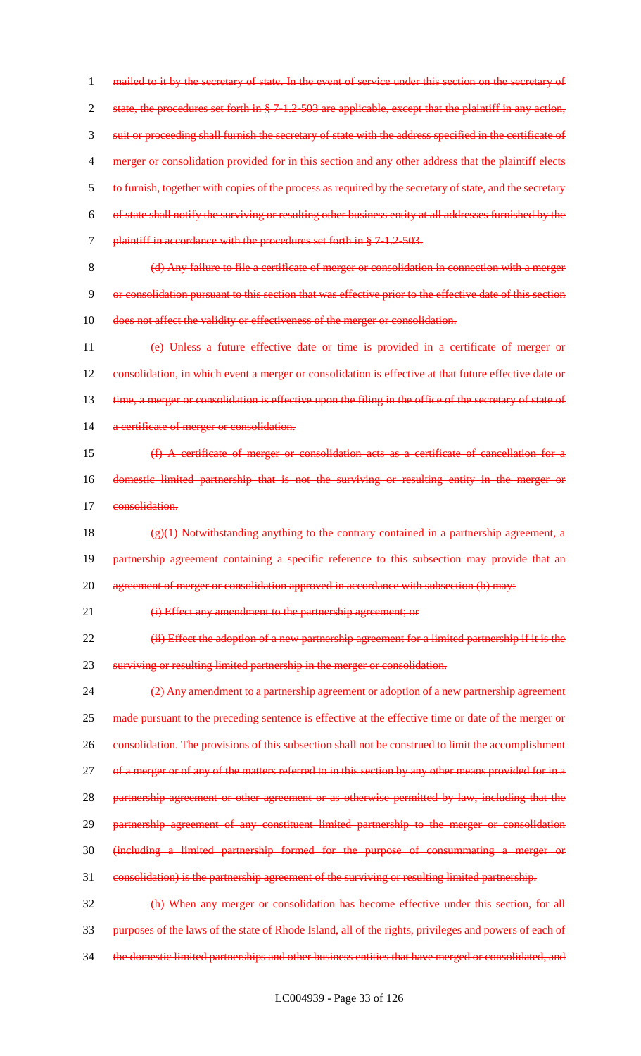mailed to it by the secretary of state. In the event of service under this section on the secretary of state, the procedures set forth in § 7-1.2-503 are applicable, except that the plaintiff in any action, suit or proceeding shall furnish the secretary of state with the address specified in the certificate of merger or consolidation provided for in this section and any other address that the plaintiff elects to furnish, together with copies of the process as required by the secretary of state, and the secretary of state shall notify the surviving or resulting other business entity at all addresses furnished by the plaintiff in accordance with the procedures set forth in § 7-1.2-503.

(d) Any failure to file a certificate of merger or consolidation in connection with a merger or consolidation pursuant to this section that was effective prior to the effective date of this section does not affect the validity or effectiveness of the merger or consolidation.

(e) Unless a future effective date or time is provided in a certificate of merger or consolidation, in which event a merger or consolidation is effective at that future effective date or time, a merger or consolidation is effective upon the filing in the office of the secretary of state of a certificate of merger or consolidation.

(f) A certificate of merger or consolidation acts as a certificate of cancellation for a domestic limited partnership that is not the surviving or resulting entity in the merger or consolidation.

(g)(1) Notwithstanding anything to the contrary contained in a partnership agreement, a partnership agreement containing a specific reference to this subsection may provide that an agreement of merger or consolidation approved in accordance with subsection (b) may:

(i) Effect any amendment to the partnership agreement; or

(ii) Effect the adoption of a new partnership agreement for a limited partnership if it is the surviving or resulting limited partnership in the merger or consolidation.

(2) Any amendment to a partnership agreement or adoption of a new partnership agreement made pursuant to the preceding sentence is effective at the effective time or date of the merger or consolidation. The provisions of this subsection shall not be construed to limit the accomplishment of a merger or of any of the matters referred to in this section by any other means provided for in a partnership agreement or other agreement or as otherwise permitted by law, including that the partnership agreement of any constituent limited partnership to the merger or consolidation (including a limited partnership formed for the purpose of consummating a merger or consolidation) is the partnership agreement of the surviving or resulting limited partnership.

(h) When any merger or consolidation has become effective under this section, for all purposes of the laws of the state of Rhode Island, all of the rights, privileges and powers of each of the domestic limited partnerships and other business entities that have merged or consolidated, and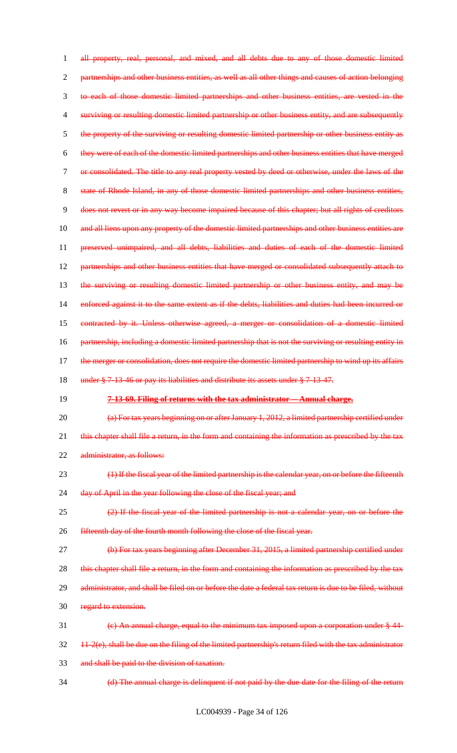~~all property, real, personal, and mixed, and all debts due to any of those domestic limited partnerships and other business entities, as well as all other things and causes of action belonging to each of those domestic limited partnerships and other business entities, are vested in the surviving or resulting domestic limited partnership or other business entity, and are subsequently the property of the surviving or resulting domestic limited partnership or other business entity as they were of each of the domestic limited partnerships and other business entities that have merged or consolidated. The title to any real property vested by deed or otherwise, under the laws of the state of Rhode Island, in any of those domestic limited partnerships and other business entities, does not revert or in any way become impaired because of this chapter; but all rights of creditors and all liens upon any property of the domestic limited partnerships and other business entities are preserved unimpaired, and all debts, liabilities and duties of each of the domestic limited partnerships and other business entities that have merged or consolidated subsequently attach to the surviving or resulting domestic limited partnership or other business entity, and may be enforced against it to the same extent as if the debts, liabilities and duties had been incurred or contracted by it. Unless otherwise agreed, a merger or consolidation of a domestic limited partnership, including a domestic limited partnership that is not the surviving or resulting entity in the merger or consolidation, does not require the domestic limited partnership to wind up its affairs under § 7-13-46 or pay its liabilities and distribute its assets under § 7-13-47.~~

**~~7-13-69. Filing of returns with the tax administrator -- Annual charge.~~**

~~(a) For tax years beginning on or after January 1, 2012, a limited partnership certified under this chapter shall file a return, in the form and containing the information as prescribed by the tax administrator, as follows:~~

~~(1) If the fiscal year of the limited partnership is the calendar year, on or before the fifteenth day of April in the year following the close of the fiscal year; and~~

~~(2) If the fiscal year of the limited partnership is not a calendar year, on or before the fifteenth day of the fourth month following the close of the fiscal year.~~

~~(b) For tax years beginning after December 31, 2015, a limited partnership certified under this chapter shall file a return, in the form and containing the information as prescribed by the tax administrator, and shall be filed on or before the date a federal tax return is due to be filed, without regard to extension.~~

~~(c) An annual charge, equal to the minimum tax imposed upon a corporation under § 44-11-2(e), shall be due on the filing of the limited partnership's return filed with the tax administrator and shall be paid to the division of taxation.~~

~~(d) The annual charge is delinquent if not paid by the due date for the filing of the return~~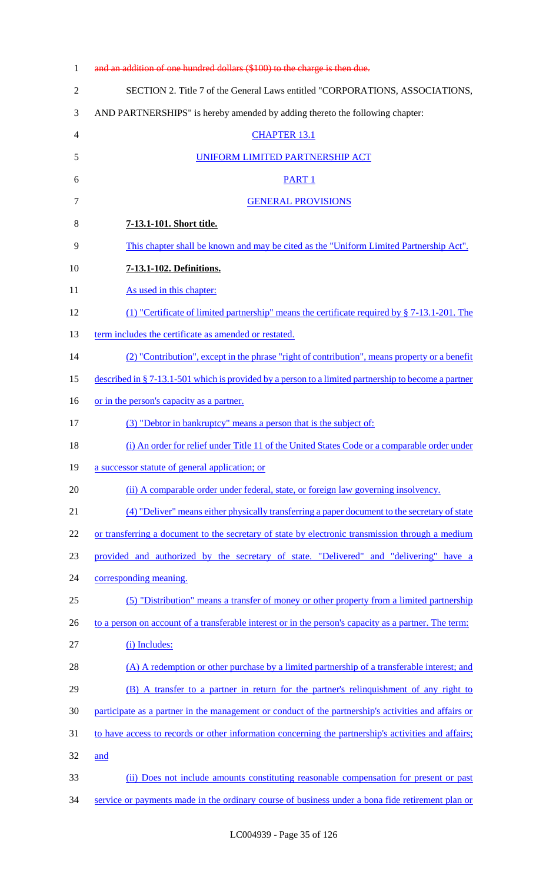~~and an addition of one hundred dollars ($100) to the charge is then due.~~

SECTION 2. Title 7 of the General Laws entitled "CORPORATIONS, ASSOCIATIONS, AND PARTNERSHIPS" is hereby amended by adding thereto the following chapter:

CHAPTER 13.1

UNIFORM LIMITED PARTNERSHIP ACT

PART 1

GENERAL PROVISIONS

**7-13.1-101. Short title.**

This chapter shall be known and may be cited as the "Uniform Limited Partnership Act".

**7-13.1-102. Definitions.**

As used in this chapter:

(1) "Certificate of limited partnership" means the certificate required by § 7-13.1-201. The term includes the certificate as amended or restated.

(2) "Contribution", except in the phrase "right of contribution", means property or a benefit described in § 7-13.1-501 which is provided by a person to a limited partnership to become a partner or in the person's capacity as a partner.

(3) "Debtor in bankruptcy" means a person that is the subject of:

(i) An order for relief under Title 11 of the United States Code or a comparable order under a successor statute of general application; or

(ii) A comparable order under federal, state, or foreign law governing insolvency.

(4) "Deliver" means either physically transferring a paper document to the secretary of state or transferring a document to the secretary of state by electronic transmission through a medium provided and authorized by the secretary of state. "Delivered" and "delivering" have a corresponding meaning.

(5) "Distribution" means a transfer of money or other property from a limited partnership to a person on account of a transferable interest or in the person's capacity as a partner. The term:

(i) Includes:

(A) A redemption or other purchase by a limited partnership of a transferable interest; and

(B) A transfer to a partner in return for the partner's relinquishment of any right to participate as a partner in the management or conduct of the partnership's activities and affairs or to have access to records or other information concerning the partnership's activities and affairs; and

(ii) Does not include amounts constituting reasonable compensation for present or past service or payments made in the ordinary course of business under a bona fide retirement plan or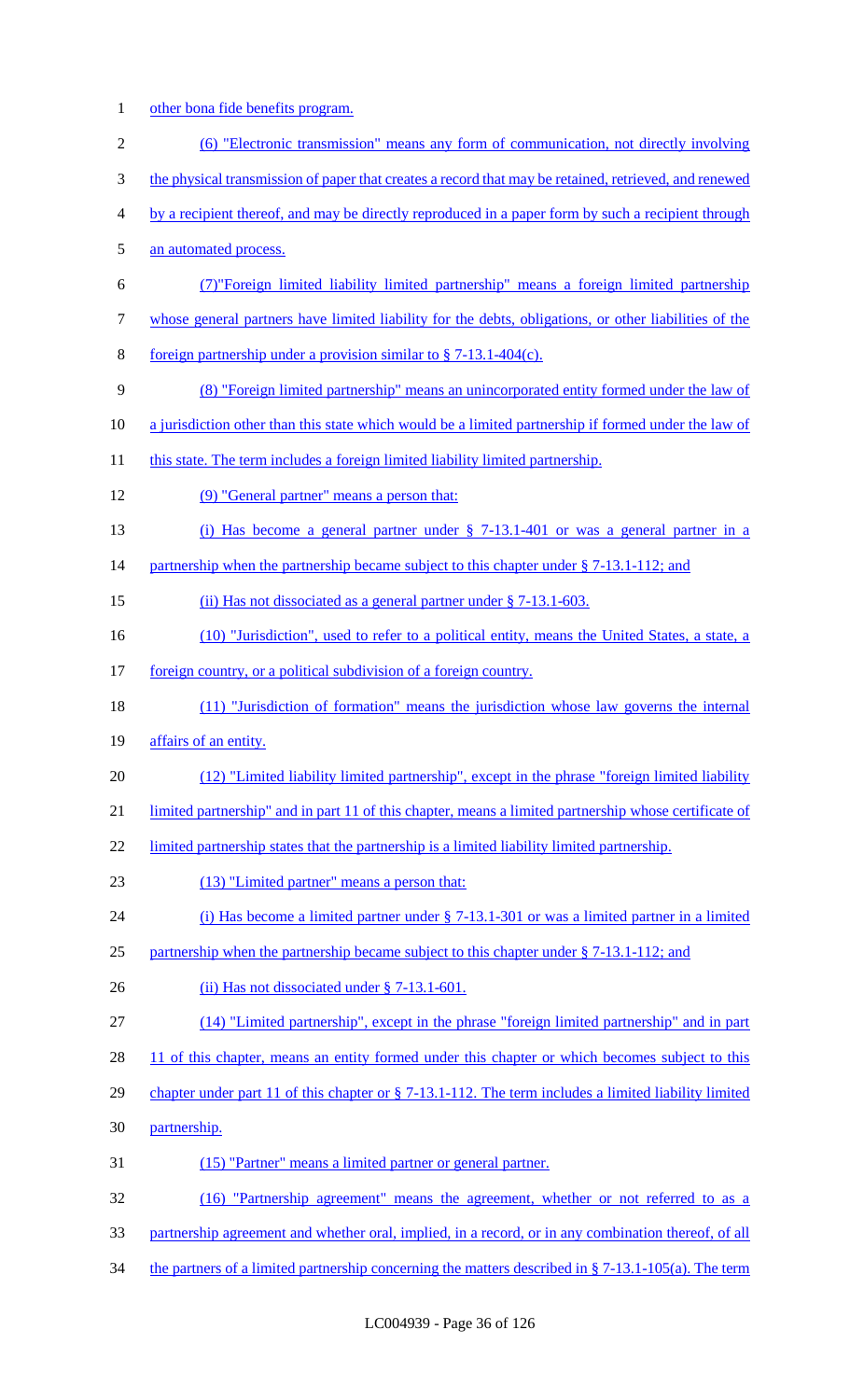other bona fide benefits program.

(6) "Electronic transmission" means any form of communication, not directly involving the physical transmission of paper that creates a record that may be retained, retrieved, and renewed by a recipient thereof, and may be directly reproduced in a paper form by such a recipient through an automated process.

(7)"Foreign limited liability limited partnership" means a foreign limited partnership whose general partners have limited liability for the debts, obligations, or other liabilities of the foreign partnership under a provision similar to § 7-13.1-404(c).

(8) "Foreign limited partnership" means an unincorporated entity formed under the law of a jurisdiction other than this state which would be a limited partnership if formed under the law of this state. The term includes a foreign limited liability limited partnership.

(9) "General partner" means a person that:

(i) Has become a general partner under § 7-13.1-401 or was a general partner in a partnership when the partnership became subject to this chapter under § 7-13.1-112; and

(ii) Has not dissociated as a general partner under § 7-13.1-603.

(10) "Jurisdiction", used to refer to a political entity, means the United States, a state, a foreign country, or a political subdivision of a foreign country.

(11) "Jurisdiction of formation" means the jurisdiction whose law governs the internal affairs of an entity.

(12) "Limited liability limited partnership", except in the phrase "foreign limited liability limited partnership" and in part 11 of this chapter, means a limited partnership whose certificate of limited partnership states that the partnership is a limited liability limited partnership.

(13) "Limited partner" means a person that:

(i) Has become a limited partner under § 7-13.1-301 or was a limited partner in a limited partnership when the partnership became subject to this chapter under § 7-13.1-112; and

(ii) Has not dissociated under § 7-13.1-601.

(14) "Limited partnership", except in the phrase "foreign limited partnership" and in part 11 of this chapter, means an entity formed under this chapter or which becomes subject to this chapter under part 11 of this chapter or § 7-13.1-112. The term includes a limited liability limited partnership.

(15) "Partner" means a limited partner or general partner.

(16) "Partnership agreement" means the agreement, whether or not referred to as a partnership agreement and whether oral, implied, in a record, or in any combination thereof, of all the partners of a limited partnership concerning the matters described in § 7-13.1-105(a). The term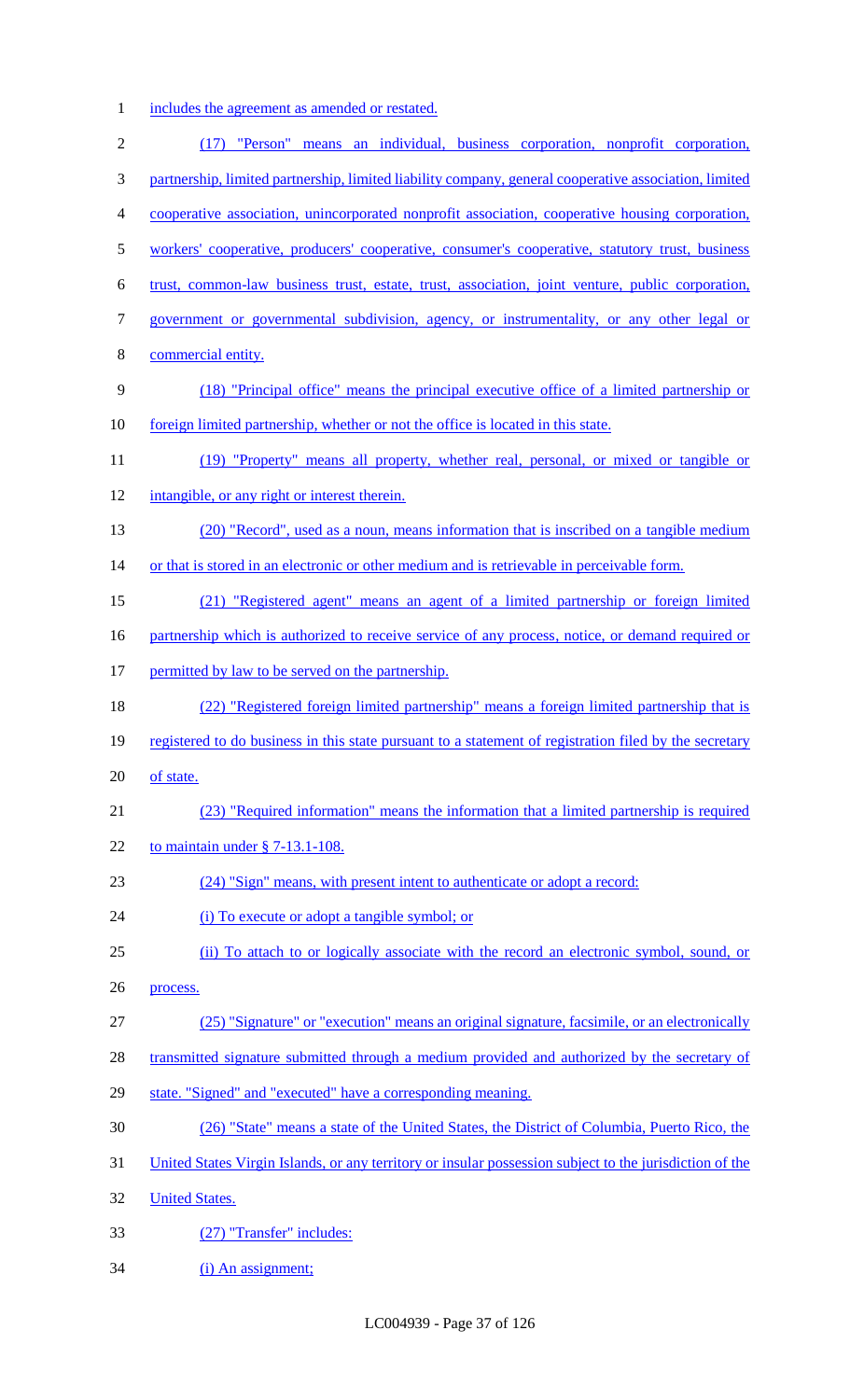includes the agreement as amended or restated.

(17) "Person" means an individual, business corporation, nonprofit corporation, partnership, limited partnership, limited liability company, general cooperative association, limited cooperative association, unincorporated nonprofit association, cooperative housing corporation, workers' cooperative, producers' cooperative, consumer's cooperative, statutory trust, business trust, common-law business trust, estate, trust, association, joint venture, public corporation, government or governmental subdivision, agency, or instrumentality, or any other legal or commercial entity.

(18) "Principal office" means the principal executive office of a limited partnership or foreign limited partnership, whether or not the office is located in this state.

(19) "Property" means all property, whether real, personal, or mixed or tangible or intangible, or any right or interest therein.

(20) "Record", used as a noun, means information that is inscribed on a tangible medium or that is stored in an electronic or other medium and is retrievable in perceivable form.

(21) "Registered agent" means an agent of a limited partnership or foreign limited partnership which is authorized to receive service of any process, notice, or demand required or permitted by law to be served on the partnership.

(22) "Registered foreign limited partnership" means a foreign limited partnership that is registered to do business in this state pursuant to a statement of registration filed by the secretary of state.

(23) "Required information" means the information that a limited partnership is required to maintain under § 7-13.1-108.

(24) "Sign" means, with present intent to authenticate or adopt a record:

(i) To execute or adopt a tangible symbol; or

(ii) To attach to or logically associate with the record an electronic symbol, sound, or process.

(25) "Signature" or "execution" means an original signature, facsimile, or an electronically transmitted signature submitted through a medium provided and authorized by the secretary of state. "Signed" and "executed" have a corresponding meaning.

(26) "State" means a state of the United States, the District of Columbia, Puerto Rico, the United States Virgin Islands, or any territory or insular possession subject to the jurisdiction of the United States.

(27) "Transfer" includes:

(i) An assignment;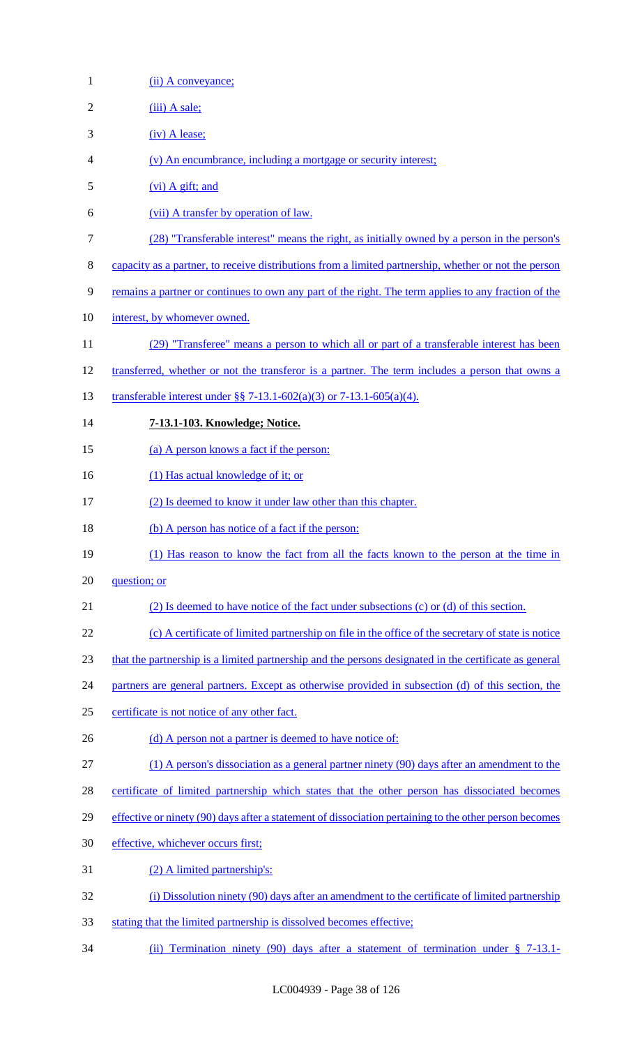(ii) A conveyance;

(iii) A sale;

(iv) A lease;

(v) An encumbrance, including a mortgage or security interest;

(vi) A gift; and

(vii) A transfer by operation of law.

(28) "Transferable interest" means the right, as initially owned by a person in the person's capacity as a partner, to receive distributions from a limited partnership, whether or not the person remains a partner or continues to own any part of the right. The term applies to any fraction of the interest, by whomever owned.

(29) "Transferee" means a person to which all or part of a transferable interest has been transferred, whether or not the transferor is a partner. The term includes a person that owns a transferable interest under §§ 7-13.1-602(a)(3) or 7-13.1-605(a)(4).

**7-13.1-103. Knowledge; Notice.**

(a) A person knows a fact if the person:

(1) Has actual knowledge of it; or

(2) Is deemed to know it under law other than this chapter.

(b) A person has notice of a fact if the person:

(1) Has reason to know the fact from all the facts known to the person at the time in question; or

(2) Is deemed to have notice of the fact under subsections (c) or (d) of this section.

(c) A certificate of limited partnership on file in the office of the secretary of state is notice that the partnership is a limited partnership and the persons designated in the certificate as general partners are general partners. Except as otherwise provided in subsection (d) of this section, the certificate is not notice of any other fact.

(d) A person not a partner is deemed to have notice of:

(1) A person's dissociation as a general partner ninety (90) days after an amendment to the certificate of limited partnership which states that the other person has dissociated becomes effective or ninety (90) days after a statement of dissociation pertaining to the other person becomes effective, whichever occurs first;

(2) A limited partnership's:

(i) Dissolution ninety (90) days after an amendment to the certificate of limited partnership stating that the limited partnership is dissolved becomes effective;

(ii) Termination ninety (90) days after a statement of termination under § 7-13.1-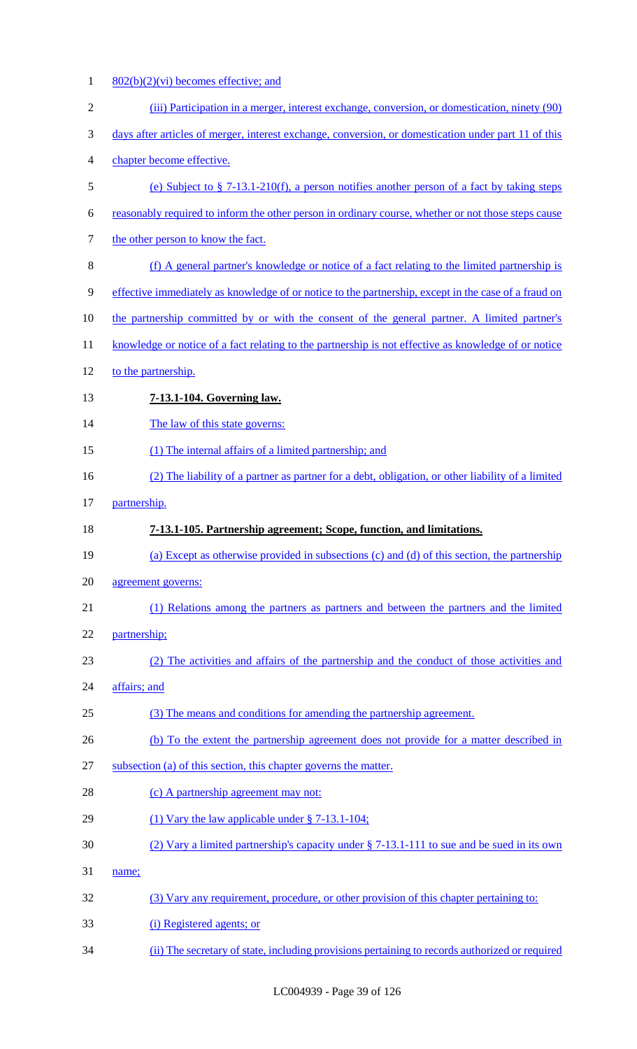802(b)(2)(vi) becomes effective; and

(iii) Participation in a merger, interest exchange, conversion, or domestication, ninety (90) days after articles of merger, interest exchange, conversion, or domestication under part 11 of this chapter become effective.

(e) Subject to § 7-13.1-210(f), a person notifies another person of a fact by taking steps reasonably required to inform the other person in ordinary course, whether or not those steps cause the other person to know the fact.

(f) A general partner's knowledge or notice of a fact relating to the limited partnership is effective immediately as knowledge of or notice to the partnership, except in the case of a fraud on the partnership committed by or with the consent of the general partner. A limited partner's knowledge or notice of a fact relating to the partnership is not effective as knowledge of or notice to the partnership.

**7-13.1-104. Governing law.**

The law of this state governs:

(1) The internal affairs of a limited partnership; and

(2) The liability of a partner as partner for a debt, obligation, or other liability of a limited partnership.

**7-13.1-105. Partnership agreement; Scope, function, and limitations.**

(a) Except as otherwise provided in subsections (c) and (d) of this section, the partnership agreement governs:

(1) Relations among the partners as partners and between the partners and the limited partnership;

(2) The activities and affairs of the partnership and the conduct of those activities and affairs; and

(3) The means and conditions for amending the partnership agreement.

(b) To the extent the partnership agreement does not provide for a matter described in subsection (a) of this section, this chapter governs the matter.

(c) A partnership agreement may not:

(1) Vary the law applicable under § 7-13.1-104;

(2) Vary a limited partnership's capacity under § 7-13.1-111 to sue and be sued in its own name;

(3) Vary any requirement, procedure, or other provision of this chapter pertaining to:

(i) Registered agents; or

(ii) The secretary of state, including provisions pertaining to records authorized or required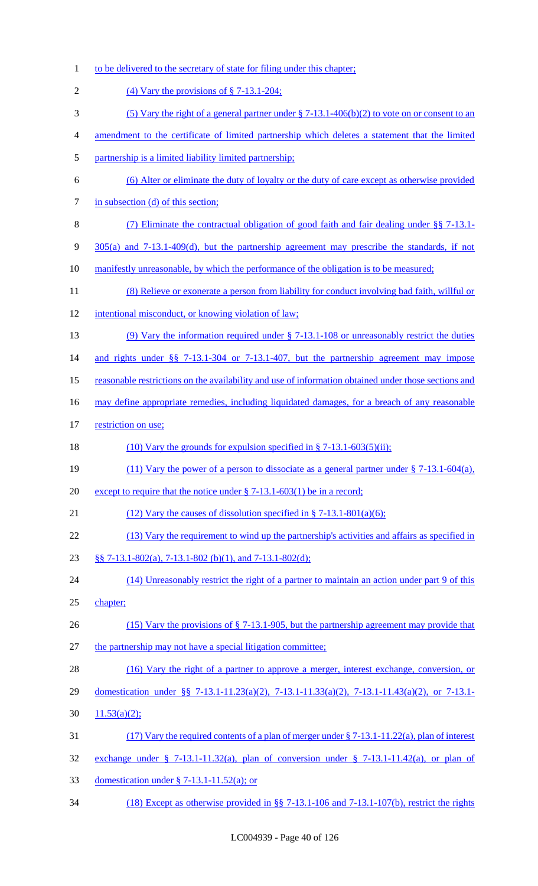to be delivered to the secretary of state for filing under this chapter;

(4) Vary the provisions of § 7-13.1-204;

(5) Vary the right of a general partner under § 7-13.1-406(b)(2) to vote on or consent to an amendment to the certificate of limited partnership which deletes a statement that the limited partnership is a limited liability limited partnership;

(6) Alter or eliminate the duty of loyalty or the duty of care except as otherwise provided in subsection (d) of this section;

(7) Eliminate the contractual obligation of good faith and fair dealing under §§ 7-13.1-305(a) and 7-13.1-409(d), but the partnership agreement may prescribe the standards, if not manifestly unreasonable, by which the performance of the obligation is to be measured;

(8) Relieve or exonerate a person from liability for conduct involving bad faith, willful or intentional misconduct, or knowing violation of law;

(9) Vary the information required under § 7-13.1-108 or unreasonably restrict the duties and rights under §§ 7-13.1-304 or 7-13.1-407, but the partnership agreement may impose reasonable restrictions on the availability and use of information obtained under those sections and may define appropriate remedies, including liquidated damages, for a breach of any reasonable restriction on use;

(10) Vary the grounds for expulsion specified in § 7-13.1-603(5)(ii);

(11) Vary the power of a person to dissociate as a general partner under § 7-13.1-604(a), except to require that the notice under § 7-13.1-603(1) be in a record;

(12) Vary the causes of dissolution specified in § 7-13.1-801(a)(6);

(13) Vary the requirement to wind up the partnership's activities and affairs as specified in §§ 7-13.1-802(a), 7-13.1-802 (b)(1), and 7-13.1-802(d);

(14) Unreasonably restrict the right of a partner to maintain an action under part 9 of this chapter;

(15) Vary the provisions of § 7-13.1-905, but the partnership agreement may provide that the partnership may not have a special litigation committee;

(16) Vary the right of a partner to approve a merger, interest exchange, conversion, or domestication under §§ 7-13.1-11.23(a)(2), 7-13.1-11.33(a)(2), 7-13.1-11.43(a)(2), or 7-13.1-11.53(a)(2);

(17) Vary the required contents of a plan of merger under § 7-13.1-11.22(a), plan of interest exchange under § 7-13.1-11.32(a), plan of conversion under § 7-13.1-11.42(a), or plan of domestication under § 7-13.1-11.52(a); or

(18) Except as otherwise provided in §§ 7-13.1-106 and 7-13.1-107(b), restrict the rights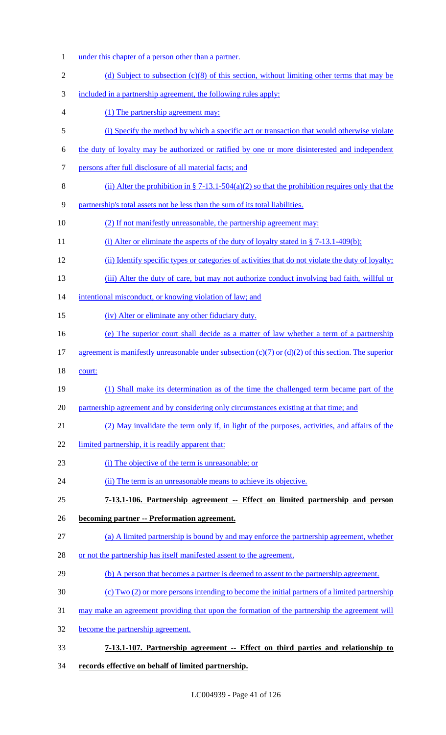under this chapter of a person other than a partner.

(d) Subject to subsection (c)(8) of this section, without limiting other terms that may be included in a partnership agreement, the following rules apply:

(1) The partnership agreement may:

(i) Specify the method by which a specific act or transaction that would otherwise violate the duty of loyalty may be authorized or ratified by one or more disinterested and independent persons after full disclosure of all material facts; and

(ii) Alter the prohibition in § 7-13.1-504(a)(2) so that the prohibition requires only that the partnership's total assets not be less than the sum of its total liabilities.

(2) If not manifestly unreasonable, the partnership agreement may:

(i) Alter or eliminate the aspects of the duty of loyalty stated in § 7-13.1-409(b);

(ii) Identify specific types or categories of activities that do not violate the duty of loyalty;

(iii) Alter the duty of care, but may not authorize conduct involving bad faith, willful or intentional misconduct, or knowing violation of law; and

(iv) Alter or eliminate any other fiduciary duty.

(e) The superior court shall decide as a matter of law whether a term of a partnership agreement is manifestly unreasonable under subsection (c)(7) or (d)(2) of this section. The superior court:

(1) Shall make its determination as of the time the challenged term became part of the partnership agreement and by considering only circumstances existing at that time; and

(2) May invalidate the term only if, in light of the purposes, activities, and affairs of the limited partnership, it is readily apparent that:

(i) The objective of the term is unreasonable; or

(ii) The term is an unreasonable means to achieve its objective.

**7-13.1-106. Partnership agreement -- Effect on limited partnership and person becoming partner -- Preformation agreement.**

(a) A limited partnership is bound by and may enforce the partnership agreement, whether or not the partnership has itself manifested assent to the agreement.

(b) A person that becomes a partner is deemed to assent to the partnership agreement.

(c) Two (2) or more persons intending to become the initial partners of a limited partnership may make an agreement providing that upon the formation of the partnership the agreement will become the partnership agreement.

**7-13.1-107. Partnership agreement -- Effect on third parties and relationship to records effective on behalf of limited partnership.**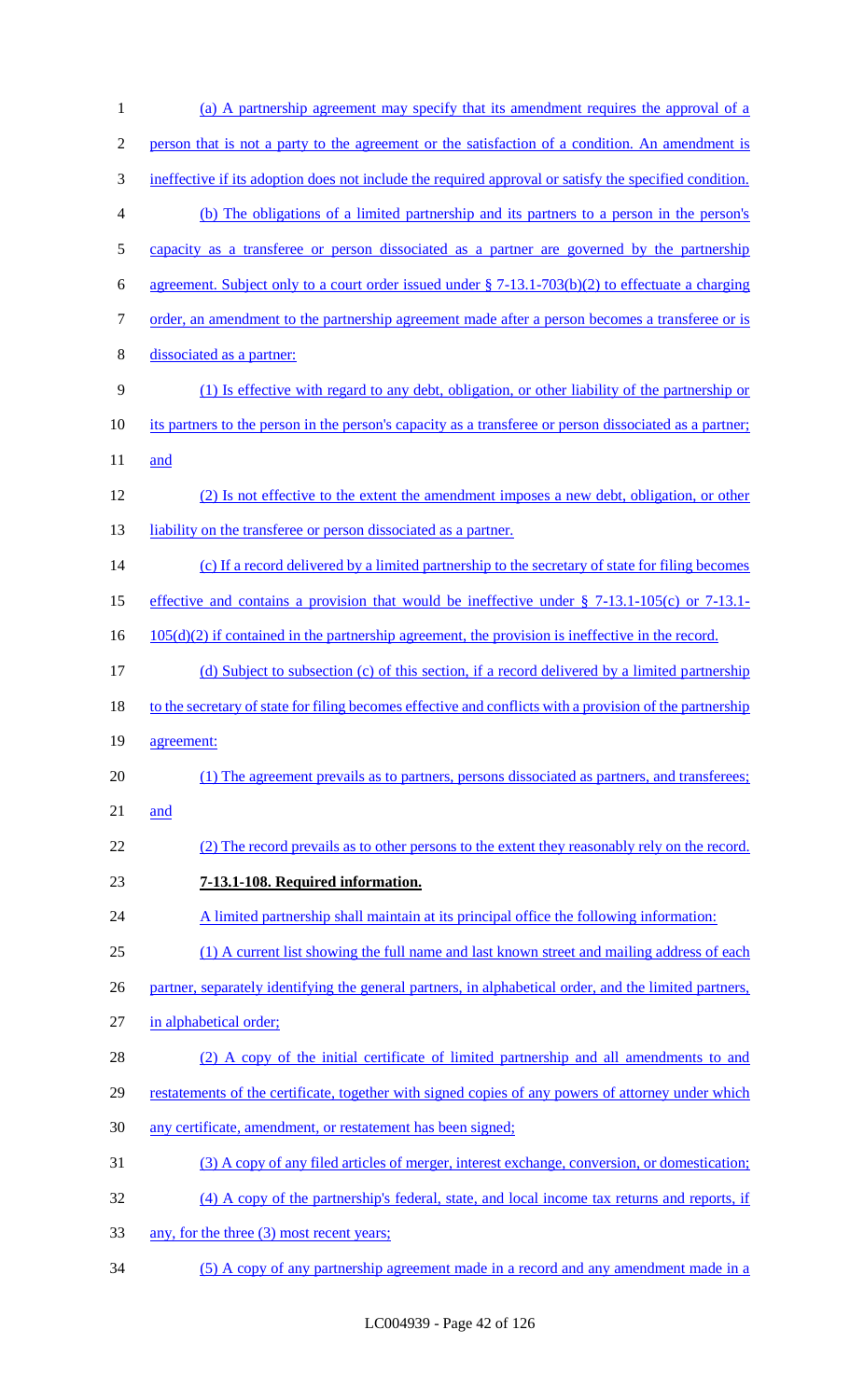(a) A partnership agreement may specify that its amendment requires the approval of a person that is not a party to the agreement or the satisfaction of a condition. An amendment is ineffective if its adoption does not include the required approval or satisfy the specified condition.

(b) The obligations of a limited partnership and its partners to a person in the person's capacity as a transferee or person dissociated as a partner are governed by the partnership agreement. Subject only to a court order issued under § 7-13.1-703(b)(2) to effectuate a charging order, an amendment to the partnership agreement made after a person becomes a transferee or is dissociated as a partner:

(1) Is effective with regard to any debt, obligation, or other liability of the partnership or its partners to the person in the person's capacity as a transferee or person dissociated as a partner; and

(2) Is not effective to the extent the amendment imposes a new debt, obligation, or other liability on the transferee or person dissociated as a partner.

(c) If a record delivered by a limited partnership to the secretary of state for filing becomes effective and contains a provision that would be ineffective under § 7-13.1-105(c) or 7-13.1-105(d)(2) if contained in the partnership agreement, the provision is ineffective in the record.

(d) Subject to subsection (c) of this section, if a record delivered by a limited partnership to the secretary of state for filing becomes effective and conflicts with a provision of the partnership agreement:

(1) The agreement prevails as to partners, persons dissociated as partners, and transferees; and

(2) The record prevails as to other persons to the extent they reasonably rely on the record.

**7-13.1-108. Required information.**

A limited partnership shall maintain at its principal office the following information:

(1) A current list showing the full name and last known street and mailing address of each partner, separately identifying the general partners, in alphabetical order, and the limited partners, in alphabetical order;

(2) A copy of the initial certificate of limited partnership and all amendments to and restatements of the certificate, together with signed copies of any powers of attorney under which any certificate, amendment, or restatement has been signed;

(3) A copy of any filed articles of merger, interest exchange, conversion, or domestication;

(4) A copy of the partnership's federal, state, and local income tax returns and reports, if any, for the three (3) most recent years;

(5) A copy of any partnership agreement made in a record and any amendment made in a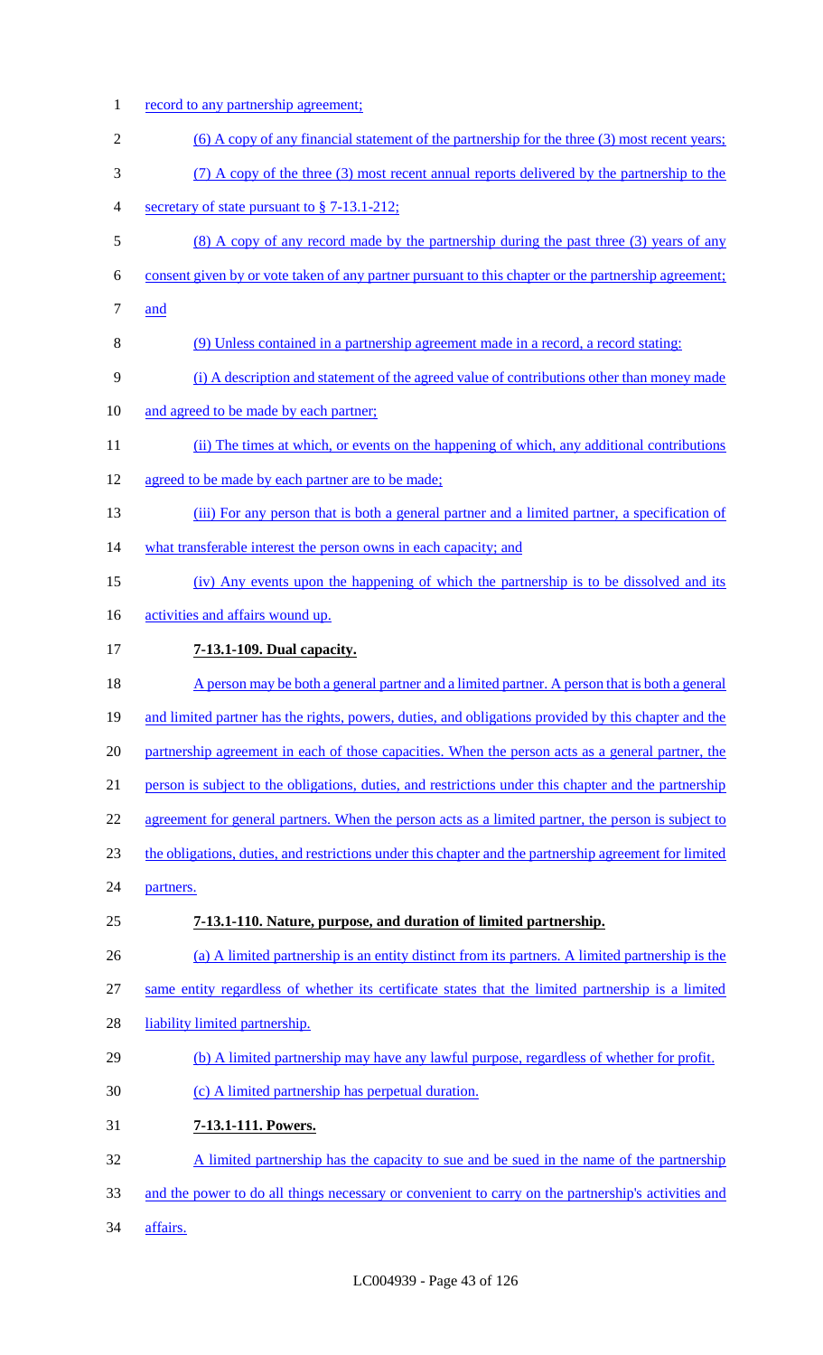record to any partnership agreement;

(6) A copy of any financial statement of the partnership for the three (3) most recent years;

(7) A copy of the three (3) most recent annual reports delivered by the partnership to the secretary of state pursuant to § 7-13.1-212;

(8) A copy of any record made by the partnership during the past three (3) years of any consent given by or vote taken of any partner pursuant to this chapter or the partnership agreement; and

(9) Unless contained in a partnership agreement made in a record, a record stating:

(i) A description and statement of the agreed value of contributions other than money made and agreed to be made by each partner;

(ii) The times at which, or events on the happening of which, any additional contributions agreed to be made by each partner are to be made;

(iii) For any person that is both a general partner and a limited partner, a specification of what transferable interest the person owns in each capacity; and

(iv) Any events upon the happening of which the partnership is to be dissolved and its activities and affairs wound up.

**7-13.1-109. Dual capacity.**

A person may be both a general partner and a limited partner. A person that is both a general and limited partner has the rights, powers, duties, and obligations provided by this chapter and the partnership agreement in each of those capacities. When the person acts as a general partner, the person is subject to the obligations, duties, and restrictions under this chapter and the partnership agreement for general partners. When the person acts as a limited partner, the person is subject to the obligations, duties, and restrictions under this chapter and the partnership agreement for limited partners.

**7-13.1-110. Nature, purpose, and duration of limited partnership.**

(a) A limited partnership is an entity distinct from its partners. A limited partnership is the same entity regardless of whether its certificate states that the limited partnership is a limited liability limited partnership.

(b) A limited partnership may have any lawful purpose, regardless of whether for profit.

(c) A limited partnership has perpetual duration.

**7-13.1-111. Powers.**

A limited partnership has the capacity to sue and be sued in the name of the partnership and the power to do all things necessary or convenient to carry on the partnership's activities and affairs.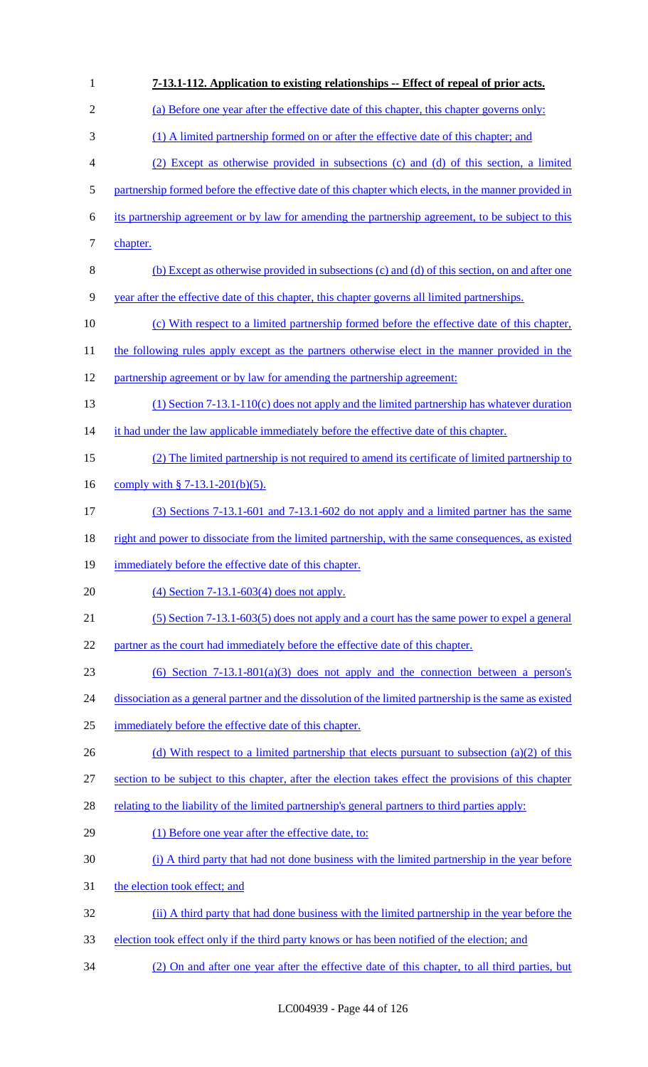**7-13.1-112. Application to existing relationships -- Effect of repeal of prior acts.**

(a) Before one year after the effective date of this chapter, this chapter governs only:

(1) A limited partnership formed on or after the effective date of this chapter; and

(2) Except as otherwise provided in subsections (c) and (d) of this section, a limited partnership formed before the effective date of this chapter which elects, in the manner provided in its partnership agreement or by law for amending the partnership agreement, to be subject to this chapter.

(b) Except as otherwise provided in subsections (c) and (d) of this section, on and after one year after the effective date of this chapter, this chapter governs all limited partnerships.

(c) With respect to a limited partnership formed before the effective date of this chapter, the following rules apply except as the partners otherwise elect in the manner provided in the partnership agreement or by law for amending the partnership agreement:

(1) Section 7-13.1-110(c) does not apply and the limited partnership has whatever duration it had under the law applicable immediately before the effective date of this chapter.

(2) The limited partnership is not required to amend its certificate of limited partnership to comply with § 7-13.1-201(b)(5).

(3) Sections 7-13.1-601 and 7-13.1-602 do not apply and a limited partner has the same right and power to dissociate from the limited partnership, with the same consequences, as existed immediately before the effective date of this chapter.

(4) Section 7-13.1-603(4) does not apply.

(5) Section 7-13.1-603(5) does not apply and a court has the same power to expel a general partner as the court had immediately before the effective date of this chapter.

(6) Section 7-13.1-801(a)(3) does not apply and the connection between a person's dissociation as a general partner and the dissolution of the limited partnership is the same as existed immediately before the effective date of this chapter.

(d) With respect to a limited partnership that elects pursuant to subsection (a)(2) of this section to be subject to this chapter, after the election takes effect the provisions of this chapter relating to the liability of the limited partnership's general partners to third parties apply:

(1) Before one year after the effective date, to:

(i) A third party that had not done business with the limited partnership in the year before the election took effect; and

(ii) A third party that had done business with the limited partnership in the year before the election took effect only if the third party knows or has been notified of the election; and

(2) On and after one year after the effective date of this chapter, to all third parties, but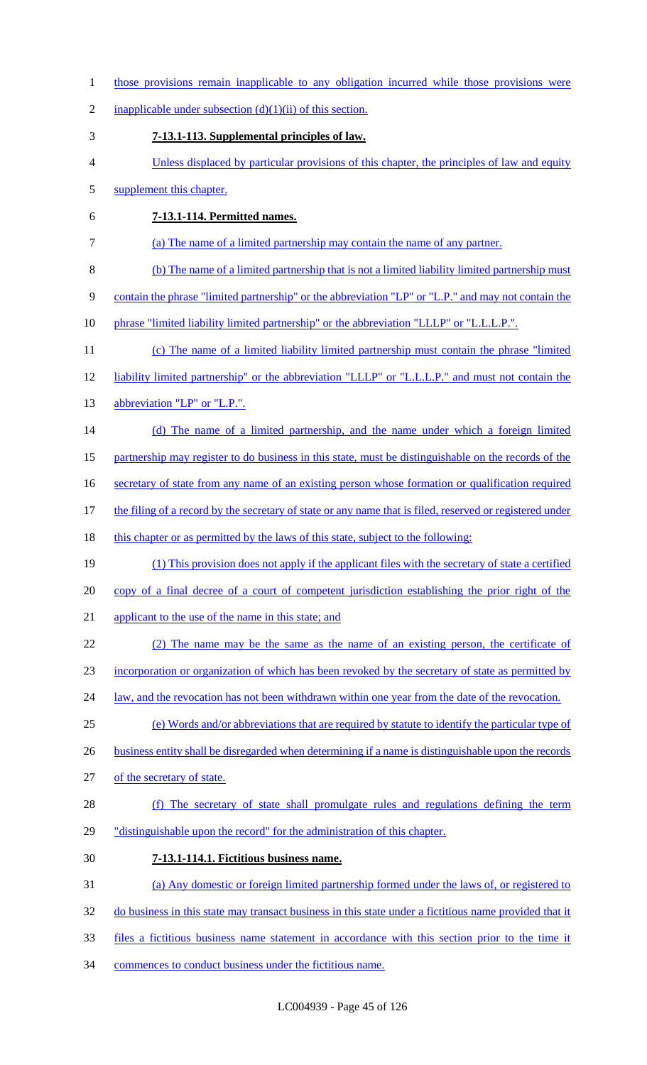those provisions remain inapplicable to any obligation incurred while those provisions were inapplicable under subsection (d)(1)(ii) of this section.

**7-13.1-113. Supplemental principles of law.**

Unless displaced by particular provisions of this chapter, the principles of law and equity supplement this chapter.

**7-13.1-114. Permitted names.**

(a) The name of a limited partnership may contain the name of any partner.

(b) The name of a limited partnership that is not a limited liability limited partnership must contain the phrase "limited partnership" or the abbreviation "LP" or "L.P." and may not contain the phrase "limited liability limited partnership" or the abbreviation "LLLP" or "L.L.L.P.".

(c) The name of a limited liability limited partnership must contain the phrase "limited liability limited partnership" or the abbreviation "LLLP" or "L.L.L.P." and must not contain the abbreviation "LP" or "L.P.".

(d) The name of a limited partnership, and the name under which a foreign limited partnership may register to do business in this state, must be distinguishable on the records of the secretary of state from any name of an existing person whose formation or qualification required the filing of a record by the secretary of state or any name that is filed, reserved or registered under this chapter or as permitted by the laws of this state, subject to the following:

(1) This provision does not apply if the applicant files with the secretary of state a certified copy of a final decree of a court of competent jurisdiction establishing the prior right of the applicant to the use of the name in this state; and

(2) The name may be the same as the name of an existing person, the certificate of incorporation or organization of which has been revoked by the secretary of state as permitted by law, and the revocation has not been withdrawn within one year from the date of the revocation.

(e) Words and/or abbreviations that are required by statute to identify the particular type of business entity shall be disregarded when determining if a name is distinguishable upon the records of the secretary of state.

(f) The secretary of state shall promulgate rules and regulations defining the term "distinguishable upon the record" for the administration of this chapter.

**7-13.1-114.1. Fictitious business name.**

(a) Any domestic or foreign limited partnership formed under the laws of, or registered to do business in this state may transact business in this state under a fictitious name provided that it files a fictitious business name statement in accordance with this section prior to the time it commences to conduct business under the fictitious name.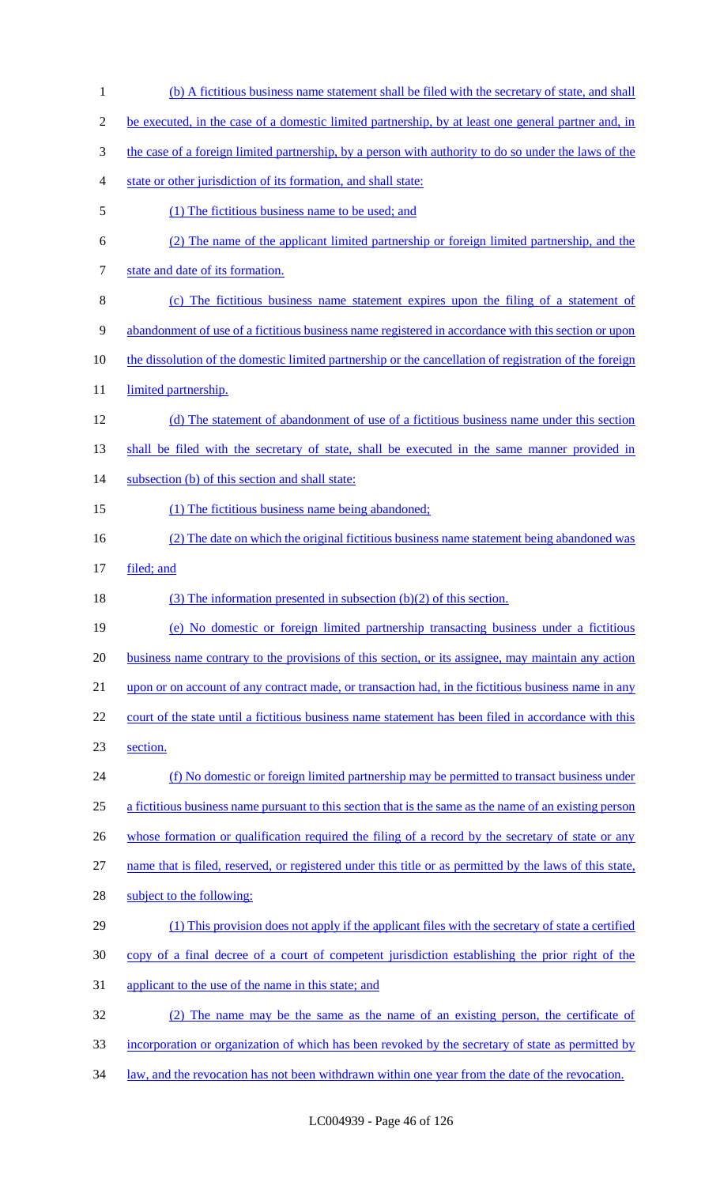(b) A fictitious business name statement shall be filed with the secretary of state, and shall be executed, in the case of a domestic limited partnership, by at least one general partner and, in the case of a foreign limited partnership, by a person with authority to do so under the laws of the state or other jurisdiction of its formation, and shall state:

(1) The fictitious business name to be used; and

(2) The name of the applicant limited partnership or foreign limited partnership, and the state and date of its formation.

(c) The fictitious business name statement expires upon the filing of a statement of abandonment of use of a fictitious business name registered in accordance with this section or upon the dissolution of the domestic limited partnership or the cancellation of registration of the foreign limited partnership.

(d) The statement of abandonment of use of a fictitious business name under this section shall be filed with the secretary of state, shall be executed in the same manner provided in subsection (b) of this section and shall state:

(1) The fictitious business name being abandoned;

(2) The date on which the original fictitious business name statement being abandoned was filed; and

(3) The information presented in subsection (b)(2) of this section.

(e) No domestic or foreign limited partnership transacting business under a fictitious business name contrary to the provisions of this section, or its assignee, may maintain any action upon or on account of any contract made, or transaction had, in the fictitious business name in any court of the state until a fictitious business name statement has been filed in accordance with this section.

(f) No domestic or foreign limited partnership may be permitted to transact business under a fictitious business name pursuant to this section that is the same as the name of an existing person whose formation or qualification required the filing of a record by the secretary of state or any name that is filed, reserved, or registered under this title or as permitted by the laws of this state, subject to the following:

(1) This provision does not apply if the applicant files with the secretary of state a certified copy of a final decree of a court of competent jurisdiction establishing the prior right of the applicant to the use of the name in this state; and

(2) The name may be the same as the name of an existing person, the certificate of incorporation or organization of which has been revoked by the secretary of state as permitted by law, and the revocation has not been withdrawn within one year from the date of the revocation.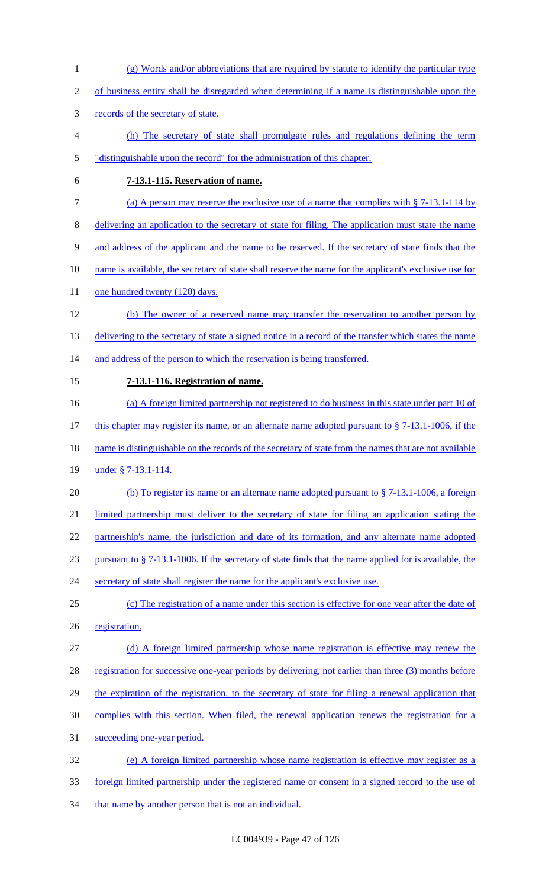(g) Words and/or abbreviations that are required by statute to identify the particular type of business entity shall be disregarded when determining if a name is distinguishable upon the records of the secretary of state.

(h) The secretary of state shall promulgate rules and regulations defining the term "distinguishable upon the record" for the administration of this chapter.

**7-13.1-115. Reservation of name.**

(a) A person may reserve the exclusive use of a name that complies with § 7-13.1-114 by delivering an application to the secretary of state for filing. The application must state the name and address of the applicant and the name to be reserved. If the secretary of state finds that the name is available, the secretary of state shall reserve the name for the applicant's exclusive use for one hundred twenty (120) days.

(b) The owner of a reserved name may transfer the reservation to another person by delivering to the secretary of state a signed notice in a record of the transfer which states the name and address of the person to which the reservation is being transferred.

**7-13.1-116. Registration of name.**

(a) A foreign limited partnership not registered to do business in this state under part 10 of this chapter may register its name, or an alternate name adopted pursuant to § 7-13.1-1006, if the name is distinguishable on the records of the secretary of state from the names that are not available under § 7-13.1-114.

(b) To register its name or an alternate name adopted pursuant to § 7-13.1-1006, a foreign limited partnership must deliver to the secretary of state for filing an application stating the partnership's name, the jurisdiction and date of its formation, and any alternate name adopted pursuant to § 7-13.1-1006. If the secretary of state finds that the name applied for is available, the secretary of state shall register the name for the applicant's exclusive use.

(c) The registration of a name under this section is effective for one year after the date of registration.

(d) A foreign limited partnership whose name registration is effective may renew the registration for successive one-year periods by delivering, not earlier than three (3) months before the expiration of the registration, to the secretary of state for filing a renewal application that complies with this section. When filed, the renewal application renews the registration for a succeeding one-year period.

(e) A foreign limited partnership whose name registration is effective may register as a foreign limited partnership under the registered name or consent in a signed record to the use of that name by another person that is not an individual.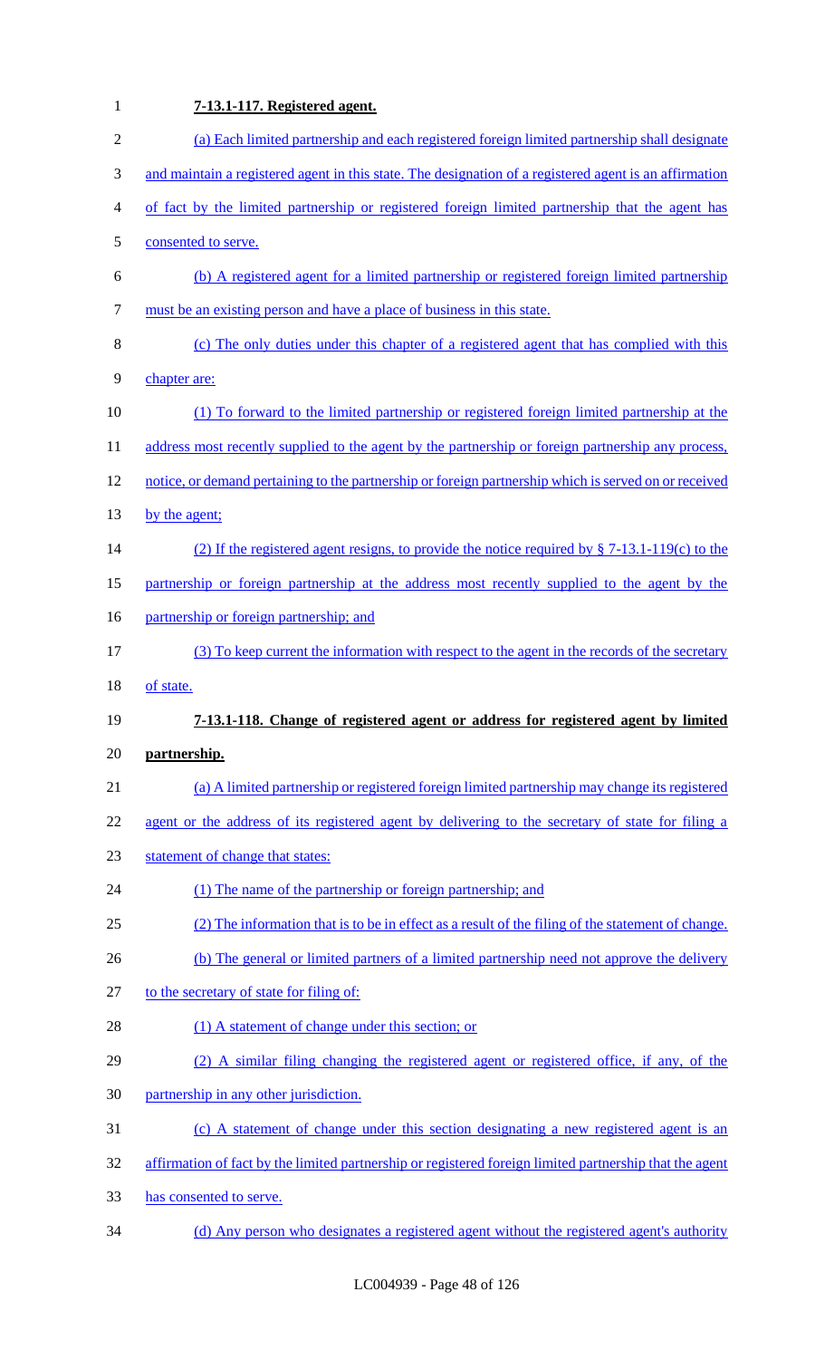**7-13.1-117. Registered agent.**

(a) Each limited partnership and each registered foreign limited partnership shall designate and maintain a registered agent in this state. The designation of a registered agent is an affirmation of fact by the limited partnership or registered foreign limited partnership that the agent has consented to serve.

(b) A registered agent for a limited partnership or registered foreign limited partnership must be an existing person and have a place of business in this state.

(c) The only duties under this chapter of a registered agent that has complied with this chapter are:

(1) To forward to the limited partnership or registered foreign limited partnership at the address most recently supplied to the agent by the partnership or foreign partnership any process, notice, or demand pertaining to the partnership or foreign partnership which is served on or received by the agent;

(2) If the registered agent resigns, to provide the notice required by § 7-13.1-119(c) to the partnership or foreign partnership at the address most recently supplied to the agent by the partnership or foreign partnership; and

(3) To keep current the information with respect to the agent in the records of the secretary of state.

**7-13.1-118. Change of registered agent or address for registered agent by limited partnership.**

(a) A limited partnership or registered foreign limited partnership may change its registered agent or the address of its registered agent by delivering to the secretary of state for filing a statement of change that states:

(1) The name of the partnership or foreign partnership; and

(2) The information that is to be in effect as a result of the filing of the statement of change.

(b) The general or limited partners of a limited partnership need not approve the delivery to the secretary of state for filing of:

(1) A statement of change under this section; or

(2) A similar filing changing the registered agent or registered office, if any, of the partnership in any other jurisdiction.

(c) A statement of change under this section designating a new registered agent is an affirmation of fact by the limited partnership or registered foreign limited partnership that the agent has consented to serve.

(d) Any person who designates a registered agent without the registered agent's authority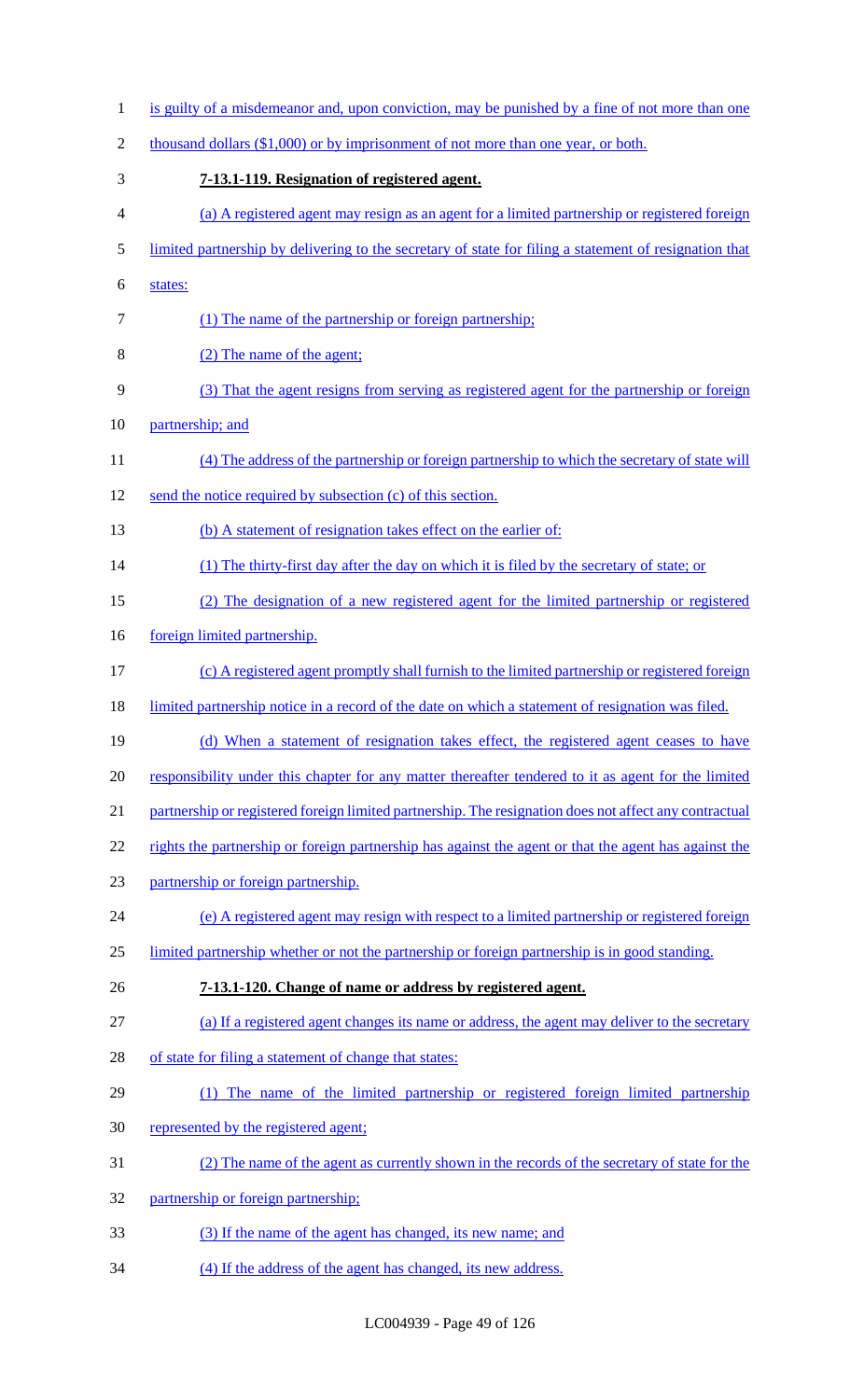is guilty of a misdemeanor and, upon conviction, may be punished by a fine of not more than one thousand dollars ($1,000) or by imprisonment of not more than one year, or both.

**7-13.1-119. Resignation of registered agent.**

(a) A registered agent may resign as an agent for a limited partnership or registered foreign limited partnership by delivering to the secretary of state for filing a statement of resignation that states:

(1) The name of the partnership or foreign partnership;

(2) The name of the agent;

(3) That the agent resigns from serving as registered agent for the partnership or foreign partnership; and

(4) The address of the partnership or foreign partnership to which the secretary of state will send the notice required by subsection (c) of this section.

(b) A statement of resignation takes effect on the earlier of:

(1) The thirty-first day after the day on which it is filed by the secretary of state; or

(2) The designation of a new registered agent for the limited partnership or registered foreign limited partnership.

(c) A registered agent promptly shall furnish to the limited partnership or registered foreign limited partnership notice in a record of the date on which a statement of resignation was filed.

(d) When a statement of resignation takes effect, the registered agent ceases to have responsibility under this chapter for any matter thereafter tendered to it as agent for the limited partnership or registered foreign limited partnership. The resignation does not affect any contractual rights the partnership or foreign partnership has against the agent or that the agent has against the partnership or foreign partnership.

(e) A registered agent may resign with respect to a limited partnership or registered foreign limited partnership whether or not the partnership or foreign partnership is in good standing.

**7-13.1-120. Change of name or address by registered agent.**

(a) If a registered agent changes its name or address, the agent may deliver to the secretary of state for filing a statement of change that states:

(1) The name of the limited partnership or registered foreign limited partnership represented by the registered agent;

(2) The name of the agent as currently shown in the records of the secretary of state for the partnership or foreign partnership;

(3) If the name of the agent has changed, its new name; and

(4) If the address of the agent has changed, its new address.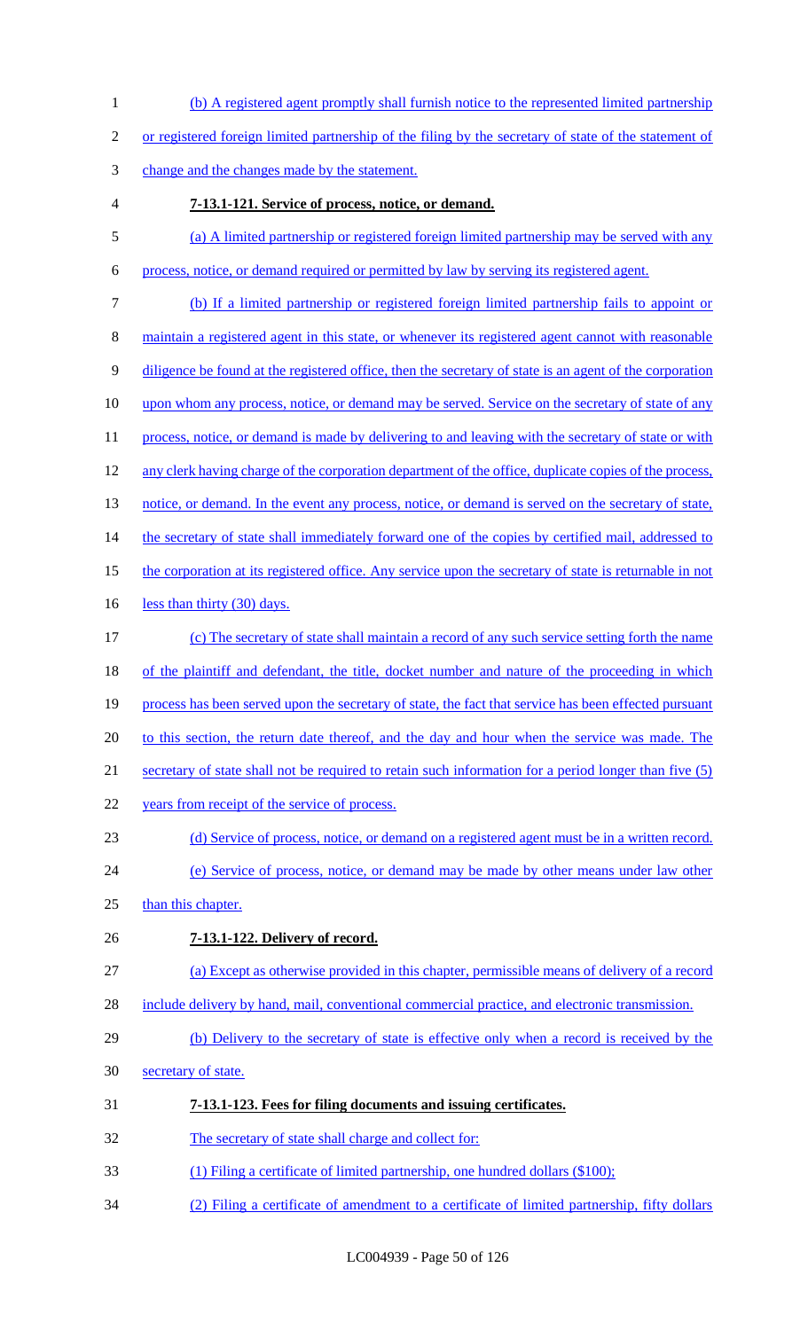(b) A registered agent promptly shall furnish notice to the represented limited partnership or registered foreign limited partnership of the filing by the secretary of state of the statement of change and the changes made by the statement.

**7-13.1-121. Service of process, notice, or demand.**

(a) A limited partnership or registered foreign limited partnership may be served with any process, notice, or demand required or permitted by law by serving its registered agent.

(b) If a limited partnership or registered foreign limited partnership fails to appoint or maintain a registered agent in this state, or whenever its registered agent cannot with reasonable diligence be found at the registered office, then the secretary of state is an agent of the corporation upon whom any process, notice, or demand may be served. Service on the secretary of state of any process, notice, or demand is made by delivering to and leaving with the secretary of state or with any clerk having charge of the corporation department of the office, duplicate copies of the process, notice, or demand. In the event any process, notice, or demand is served on the secretary of state, the secretary of state shall immediately forward one of the copies by certified mail, addressed to the corporation at its registered office. Any service upon the secretary of state is returnable in not less than thirty (30) days.

(c) The secretary of state shall maintain a record of any such service setting forth the name of the plaintiff and defendant, the title, docket number and nature of the proceeding in which process has been served upon the secretary of state, the fact that service has been effected pursuant to this section, the return date thereof, and the day and hour when the service was made. The secretary of state shall not be required to retain such information for a period longer than five (5) years from receipt of the service of process.

(d) Service of process, notice, or demand on a registered agent must be in a written record.

(e) Service of process, notice, or demand may be made by other means under law other than this chapter.

**7-13.1-122. Delivery of record.**

(a) Except as otherwise provided in this chapter, permissible means of delivery of a record include delivery by hand, mail, conventional commercial practice, and electronic transmission.

(b) Delivery to the secretary of state is effective only when a record is received by the secretary of state.

**7-13.1-123. Fees for filing documents and issuing certificates.**

The secretary of state shall charge and collect for:

(1) Filing a certificate of limited partnership, one hundred dollars ($100);

(2) Filing a certificate of amendment to a certificate of limited partnership, fifty dollars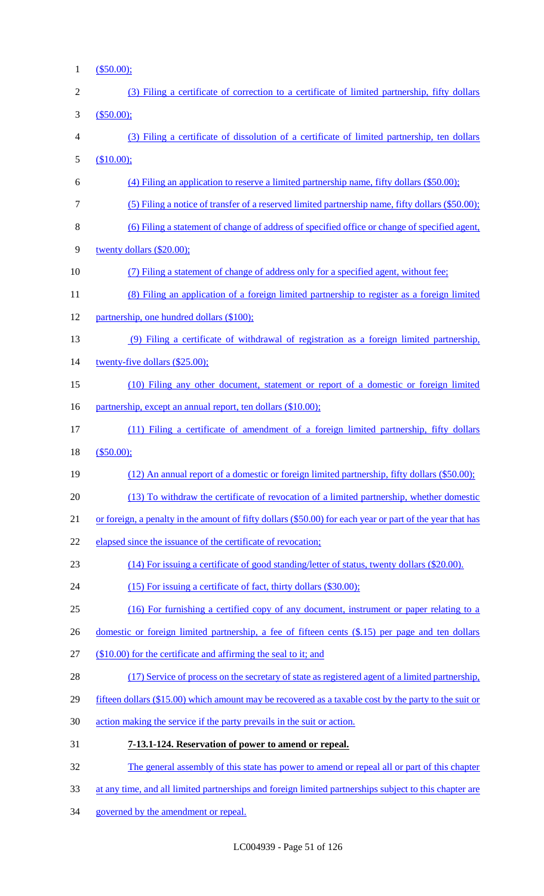($50.00);

(3) Filing a certificate of correction to a certificate of limited partnership, fifty dollars ($50.00);

(3) Filing a certificate of dissolution of a certificate of limited partnership, ten dollars ($10.00);

(4) Filing an application to reserve a limited partnership name, fifty dollars ($50.00);

(5) Filing a notice of transfer of a reserved limited partnership name, fifty dollars ($50.00);

(6) Filing a statement of change of address of specified office or change of specified agent, twenty dollars ($20.00);

(7) Filing a statement of change of address only for a specified agent, without fee;

(8) Filing an application of a foreign limited partnership to register as a foreign limited partnership, one hundred dollars ($100);

(9) Filing a certificate of withdrawal of registration as a foreign limited partnership, twenty-five dollars ($25.00);

(10) Filing any other document, statement or report of a domestic or foreign limited partnership, except an annual report, ten dollars ($10.00);

(11) Filing a certificate of amendment of a foreign limited partnership, fifty dollars ($50.00);

(12) An annual report of a domestic or foreign limited partnership, fifty dollars ($50.00);

(13) To withdraw the certificate of revocation of a limited partnership, whether domestic or foreign, a penalty in the amount of fifty dollars ($50.00) for each year or part of the year that has elapsed since the issuance of the certificate of revocation;

(14) For issuing a certificate of good standing/letter of status, twenty dollars ($20.00).

(15) For issuing a certificate of fact, thirty dollars ($30.00);

(16) For furnishing a certified copy of any document, instrument or paper relating to a domestic or foreign limited partnership, a fee of fifteen cents ($.15) per page and ten dollars ($10.00) for the certificate and affirming the seal to it; and

(17) Service of process on the secretary of state as registered agent of a limited partnership, fifteen dollars ($15.00) which amount may be recovered as a taxable cost by the party to the suit or action making the service if the party prevails in the suit or action.

**7-13.1-124. Reservation of power to amend or repeal.**

The general assembly of this state has power to amend or repeal all or part of this chapter at any time, and all limited partnerships and foreign limited partnerships subject to this chapter are governed by the amendment or repeal.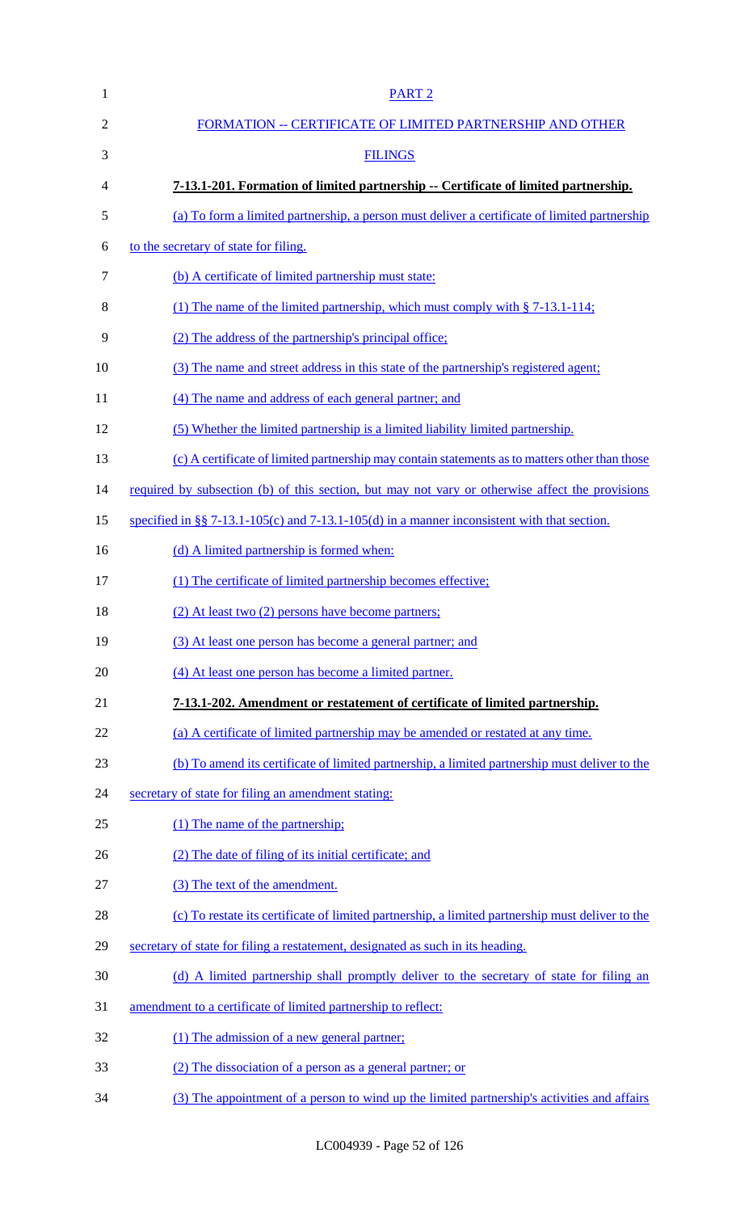PART 2

FORMATION -- CERTIFICATE OF LIMITED PARTNERSHIP AND OTHER FILINGS

**7-13.1-201. Formation of limited partnership -- Certificate of limited partnership.**

(a) To form a limited partnership, a person must deliver a certificate of limited partnership to the secretary of state for filing.

(b) A certificate of limited partnership must state:

(1) The name of the limited partnership, which must comply with § 7-13.1-114;

(2) The address of the partnership's principal office;

(3) The name and street address in this state of the partnership's registered agent;

(4) The name and address of each general partner; and

(5) Whether the limited partnership is a limited liability limited partnership.

(c) A certificate of limited partnership may contain statements as to matters other than those required by subsection (b) of this section, but may not vary or otherwise affect the provisions specified in §§ 7-13.1-105(c) and 7-13.1-105(d) in a manner inconsistent with that section.

(d) A limited partnership is formed when:

(1) The certificate of limited partnership becomes effective;

(2) At least two (2) persons have become partners;

(3) At least one person has become a general partner; and

(4) At least one person has become a limited partner.

**7-13.1-202. Amendment or restatement of certificate of limited partnership.**

(a) A certificate of limited partnership may be amended or restated at any time.

(b) To amend its certificate of limited partnership, a limited partnership must deliver to the secretary of state for filing an amendment stating:

(1) The name of the partnership;

(2) The date of filing of its initial certificate; and

(3) The text of the amendment.

(c) To restate its certificate of limited partnership, a limited partnership must deliver to the secretary of state for filing a restatement, designated as such in its heading.

(d) A limited partnership shall promptly deliver to the secretary of state for filing an amendment to a certificate of limited partnership to reflect:

(1) The admission of a new general partner;

(2) The dissociation of a person as a general partner; or

(3) The appointment of a person to wind up the limited partnership's activities and affairs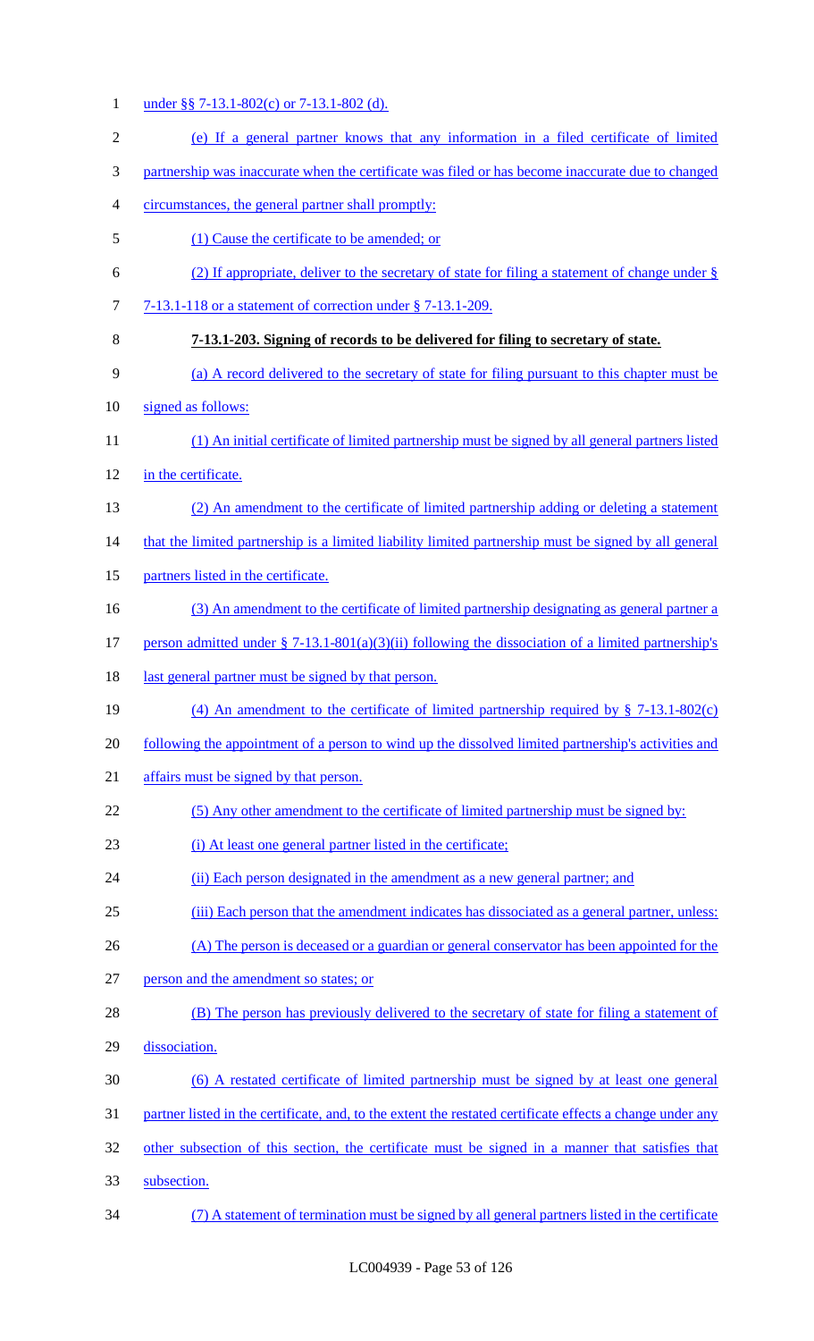under §§ 7-13.1-802(c) or 7-13.1-802 (d).

(e) If a general partner knows that any information in a filed certificate of limited partnership was inaccurate when the certificate was filed or has become inaccurate due to changed circumstances, the general partner shall promptly:

(1) Cause the certificate to be amended; or

(2) If appropriate, deliver to the secretary of state for filing a statement of change under § 7-13.1-118 or a statement of correction under § 7-13.1-209.

**7-13.1-203. Signing of records to be delivered for filing to secretary of state.**

(a) A record delivered to the secretary of state for filing pursuant to this chapter must be signed as follows:

(1) An initial certificate of limited partnership must be signed by all general partners listed in the certificate.

(2) An amendment to the certificate of limited partnership adding or deleting a statement that the limited partnership is a limited liability limited partnership must be signed by all general partners listed in the certificate.

(3) An amendment to the certificate of limited partnership designating as general partner a person admitted under § 7-13.1-801(a)(3)(ii) following the dissociation of a limited partnership's last general partner must be signed by that person.

(4) An amendment to the certificate of limited partnership required by § 7-13.1-802(c) following the appointment of a person to wind up the dissolved limited partnership's activities and affairs must be signed by that person.

(5) Any other amendment to the certificate of limited partnership must be signed by:

(i) At least one general partner listed in the certificate;

(ii) Each person designated in the amendment as a new general partner; and

(iii) Each person that the amendment indicates has dissociated as a general partner, unless:

(A) The person is deceased or a guardian or general conservator has been appointed for the person and the amendment so states; or

(B) The person has previously delivered to the secretary of state for filing a statement of dissociation.

(6) A restated certificate of limited partnership must be signed by at least one general partner listed in the certificate, and, to the extent the restated certificate effects a change under any other subsection of this section, the certificate must be signed in a manner that satisfies that subsection.

(7) A statement of termination must be signed by all general partners listed in the certificate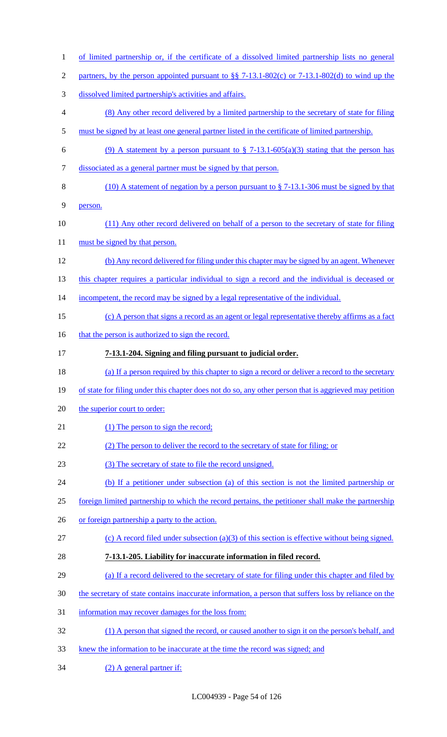of limited partnership or, if the certificate of a dissolved limited partnership lists no general partners, by the person appointed pursuant to §§ 7-13.1-802(c) or 7-13.1-802(d) to wind up the dissolved limited partnership's activities and affairs.

(8) Any other record delivered by a limited partnership to the secretary of state for filing must be signed by at least one general partner listed in the certificate of limited partnership.

(9) A statement by a person pursuant to § 7-13.1-605(a)(3) stating that the person has dissociated as a general partner must be signed by that person.

(10) A statement of negation by a person pursuant to § 7-13.1-306 must be signed by that person.

(11) Any other record delivered on behalf of a person to the secretary of state for filing must be signed by that person.

(b) Any record delivered for filing under this chapter may be signed by an agent. Whenever this chapter requires a particular individual to sign a record and the individual is deceased or incompetent, the record may be signed by a legal representative of the individual.

(c) A person that signs a record as an agent or legal representative thereby affirms as a fact that the person is authorized to sign the record.

**7-13.1-204. Signing and filing pursuant to judicial order.**

(a) If a person required by this chapter to sign a record or deliver a record to the secretary of state for filing under this chapter does not do so, any other person that is aggrieved may petition the superior court to order:

(1) The person to sign the record;

(2) The person to deliver the record to the secretary of state for filing; or

(3) The secretary of state to file the record unsigned.

(b) If a petitioner under subsection (a) of this section is not the limited partnership or foreign limited partnership to which the record pertains, the petitioner shall make the partnership or foreign partnership a party to the action.

(c) A record filed under subsection (a)(3) of this section is effective without being signed.

**7-13.1-205. Liability for inaccurate information in filed record.**

(a) If a record delivered to the secretary of state for filing under this chapter and filed by the secretary of state contains inaccurate information, a person that suffers loss by reliance on the information may recover damages for the loss from:

(1) A person that signed the record, or caused another to sign it on the person's behalf, and knew the information to be inaccurate at the time the record was signed; and

(2) A general partner if: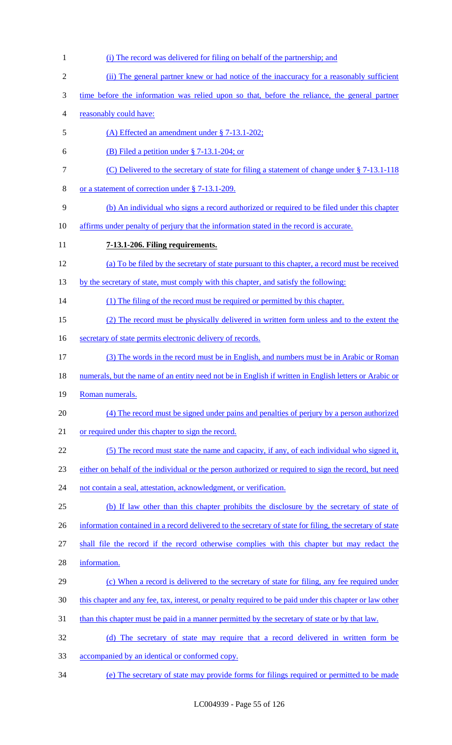(i) The record was delivered for filing on behalf of the partnership; and

(ii) The general partner knew or had notice of the inaccuracy for a reasonably sufficient time before the information was relied upon so that, before the reliance, the general partner reasonably could have:

(A) Effected an amendment under § 7-13.1-202;

(B) Filed a petition under § 7-13.1-204; or

(C) Delivered to the secretary of state for filing a statement of change under § 7-13.1-118 or a statement of correction under § 7-13.1-209.

(b) An individual who signs a record authorized or required to be filed under this chapter affirms under penalty of perjury that the information stated in the record is accurate.

**7-13.1-206. Filing requirements.**

(a) To be filed by the secretary of state pursuant to this chapter, a record must be received by the secretary of state, must comply with this chapter, and satisfy the following:

(1) The filing of the record must be required or permitted by this chapter.

(2) The record must be physically delivered in written form unless and to the extent the secretary of state permits electronic delivery of records.

(3) The words in the record must be in English, and numbers must be in Arabic or Roman numerals, but the name of an entity need not be in English if written in English letters or Arabic or Roman numerals.

(4) The record must be signed under pains and penalties of perjury by a person authorized or required under this chapter to sign the record.

(5) The record must state the name and capacity, if any, of each individual who signed it, either on behalf of the individual or the person authorized or required to sign the record, but need not contain a seal, attestation, acknowledgment, or verification.

(b) If law other than this chapter prohibits the disclosure by the secretary of state of information contained in a record delivered to the secretary of state for filing, the secretary of state shall file the record if the record otherwise complies with this chapter but may redact the information.

(c) When a record is delivered to the secretary of state for filing, any fee required under this chapter and any fee, tax, interest, or penalty required to be paid under this chapter or law other than this chapter must be paid in a manner permitted by the secretary of state or by that law.

(d) The secretary of state may require that a record delivered in written form be accompanied by an identical or conformed copy.

(e) The secretary of state may provide forms for filings required or permitted to be made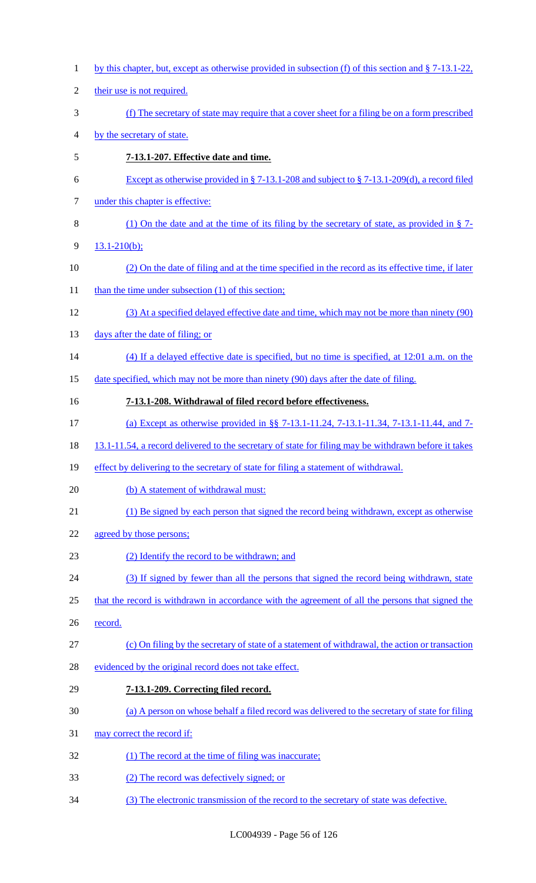by this chapter, but, except as otherwise provided in subsection (f) of this section and § 7-13.1-22, their use is not required.

(f) The secretary of state may require that a cover sheet for a filing be on a form prescribed by the secretary of state.

**7-13.1-207. Effective date and time.**

Except as otherwise provided in § 7-13.1-208 and subject to § 7-13.1-209(d), a record filed under this chapter is effective:

(1) On the date and at the time of its filing by the secretary of state, as provided in § 7-13.1-210(b);

(2) On the date of filing and at the time specified in the record as its effective time, if later than the time under subsection (1) of this section;

(3) At a specified delayed effective date and time, which may not be more than ninety (90) days after the date of filing; or

(4) If a delayed effective date is specified, but no time is specified, at 12:01 a.m. on the date specified, which may not be more than ninety (90) days after the date of filing.

**7-13.1-208. Withdrawal of filed record before effectiveness.**

(a) Except as otherwise provided in §§ 7-13.1-11.24, 7-13.1-11.34, 7-13.1-11.44, and 7-13.1-11.54, a record delivered to the secretary of state for filing may be withdrawn before it takes effect by delivering to the secretary of state for filing a statement of withdrawal.

(b) A statement of withdrawal must:

(1) Be signed by each person that signed the record being withdrawn, except as otherwise agreed by those persons;

(2) Identify the record to be withdrawn; and

(3) If signed by fewer than all the persons that signed the record being withdrawn, state that the record is withdrawn in accordance with the agreement of all the persons that signed the record.

(c) On filing by the secretary of state of a statement of withdrawal, the action or transaction evidenced by the original record does not take effect.

**7-13.1-209. Correcting filed record.**

(a) A person on whose behalf a filed record was delivered to the secretary of state for filing may correct the record if:

(1) The record at the time of filing was inaccurate;

(2) The record was defectively signed; or

(3) The electronic transmission of the record to the secretary of state was defective.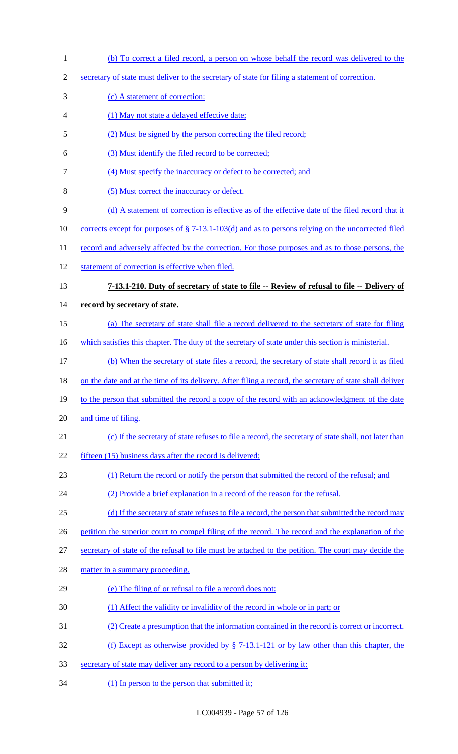(b) To correct a filed record, a person on whose behalf the record was delivered to the secretary of state must deliver to the secretary of state for filing a statement of correction.

(c) A statement of correction:

(1) May not state a delayed effective date;

(2) Must be signed by the person correcting the filed record;

(3) Must identify the filed record to be corrected;

(4) Must specify the inaccuracy or defect to be corrected; and

(5) Must correct the inaccuracy or defect.

(d) A statement of correction is effective as of the effective date of the filed record that it corrects except for purposes of § 7-13.1-103(d) and as to persons relying on the uncorrected filed record and adversely affected by the correction. For those purposes and as to those persons, the statement of correction is effective when filed.

**7-13.1-210. Duty of secretary of state to file -- Review of refusal to file -- Delivery of record by secretary of state.**

(a) The secretary of state shall file a record delivered to the secretary of state for filing which satisfies this chapter. The duty of the secretary of state under this section is ministerial.

(b) When the secretary of state files a record, the secretary of state shall record it as filed on the date and at the time of its delivery. After filing a record, the secretary of state shall deliver to the person that submitted the record a copy of the record with an acknowledgment of the date and time of filing.

(c) If the secretary of state refuses to file a record, the secretary of state shall, not later than fifteen (15) business days after the record is delivered:

(1) Return the record or notify the person that submitted the record of the refusal; and

(2) Provide a brief explanation in a record of the reason for the refusal.

(d) If the secretary of state refuses to file a record, the person that submitted the record may petition the superior court to compel filing of the record. The record and the explanation of the secretary of state of the refusal to file must be attached to the petition. The court may decide the matter in a summary proceeding.

(e) The filing of or refusal to file a record does not:

(1) Affect the validity or invalidity of the record in whole or in part; or

(2) Create a presumption that the information contained in the record is correct or incorrect.

(f) Except as otherwise provided by § 7-13.1-121 or by law other than this chapter, the secretary of state may deliver any record to a person by delivering it:

(1) In person to the person that submitted it;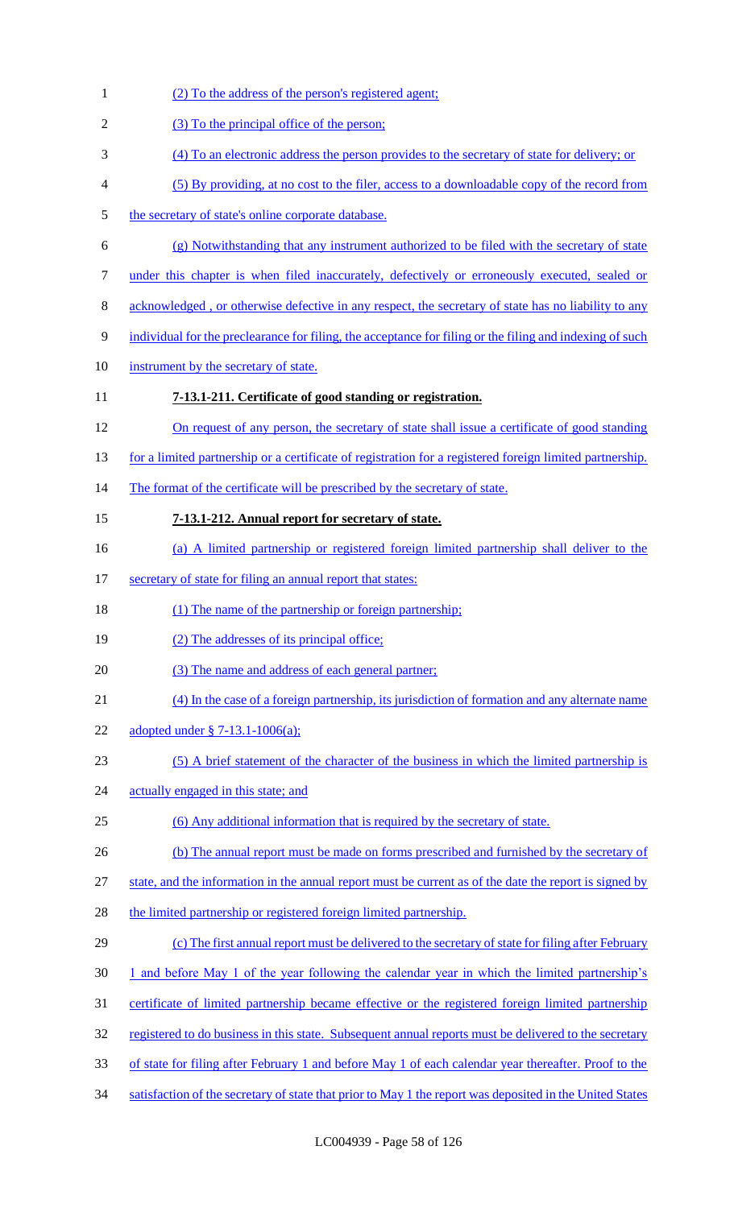(2) To the address of the person's registered agent;

(3) To the principal office of the person;

(4) To an electronic address the person provides to the secretary of state for delivery; or

(5) By providing, at no cost to the filer, access to a downloadable copy of the record from the secretary of state's online corporate database.

(g) Notwithstanding that any instrument authorized to be filed with the secretary of state under this chapter is when filed inaccurately, defectively or erroneously executed, sealed or acknowledged , or otherwise defective in any respect, the secretary of state has no liability to any individual for the preclearance for filing, the acceptance for filing or the filing and indexing of such instrument by the secretary of state.

**7-13.1-211. Certificate of good standing or registration.**

On request of any person, the secretary of state shall issue a certificate of good standing for a limited partnership or a certificate of registration for a registered foreign limited partnership. The format of the certificate will be prescribed by the secretary of state.

**7-13.1-212. Annual report for secretary of state.**

(a) A limited partnership or registered foreign limited partnership shall deliver to the secretary of state for filing an annual report that states:

(1) The name of the partnership or foreign partnership;

(2) The addresses of its principal office;

(3) The name and address of each general partner;

(4) In the case of a foreign partnership, its jurisdiction of formation and any alternate name adopted under § 7-13.1-1006(a);

(5) A brief statement of the character of the business in which the limited partnership is actually engaged in this state; and

(6) Any additional information that is required by the secretary of state.

(b) The annual report must be made on forms prescribed and furnished by the secretary of state, and the information in the annual report must be current as of the date the report is signed by the limited partnership or registered foreign limited partnership.

(c) The first annual report must be delivered to the secretary of state for filing after February 1 and before May 1 of the year following the calendar year in which the limited partnership's certificate of limited partnership became effective or the registered foreign limited partnership registered to do business in this state. Subsequent annual reports must be delivered to the secretary of state for filing after February 1 and before May 1 of each calendar year thereafter. Proof to the satisfaction of the secretary of state that prior to May 1 the report was deposited in the United States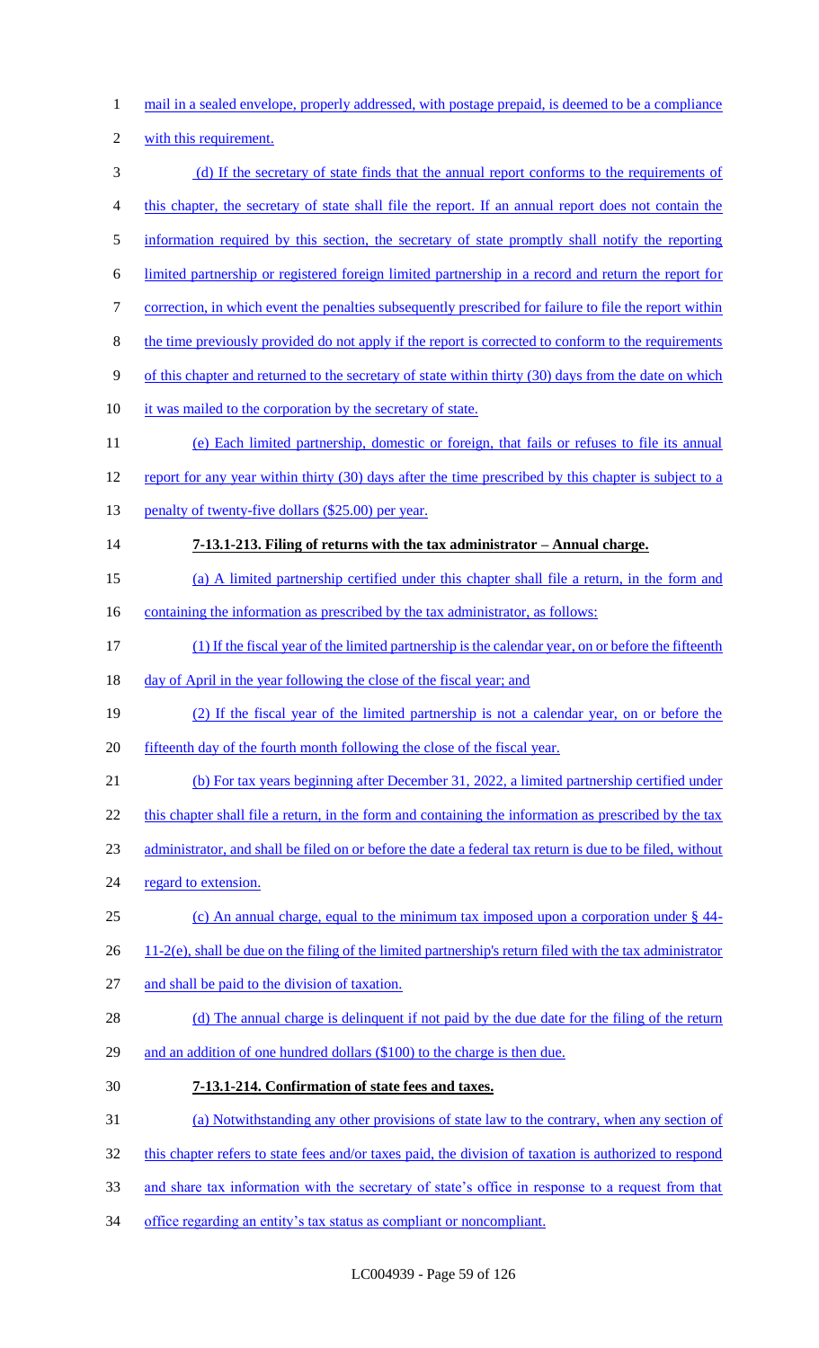mail in a sealed envelope, properly addressed, with postage prepaid, is deemed to be a compliance with this requirement.

(d) If the secretary of state finds that the annual report conforms to the requirements of this chapter, the secretary of state shall file the report. If an annual report does not contain the information required by this section, the secretary of state promptly shall notify the reporting limited partnership or registered foreign limited partnership in a record and return the report for correction, in which event the penalties subsequently prescribed for failure to file the report within the time previously provided do not apply if the report is corrected to conform to the requirements of this chapter and returned to the secretary of state within thirty (30) days from the date on which it was mailed to the corporation by the secretary of state.

(e) Each limited partnership, domestic or foreign, that fails or refuses to file its annual report for any year within thirty (30) days after the time prescribed by this chapter is subject to a penalty of twenty-five dollars ($25.00) per year.

**7-13.1-213. Filing of returns with the tax administrator – Annual charge.**

(a) A limited partnership certified under this chapter shall file a return, in the form and containing the information as prescribed by the tax administrator, as follows:

(1) If the fiscal year of the limited partnership is the calendar year, on or before the fifteenth day of April in the year following the close of the fiscal year; and

(2) If the fiscal year of the limited partnership is not a calendar year, on or before the fifteenth day of the fourth month following the close of the fiscal year.

(b) For tax years beginning after December 31, 2022, a limited partnership certified under this chapter shall file a return, in the form and containing the information as prescribed by the tax administrator, and shall be filed on or before the date a federal tax return is due to be filed, without regard to extension.

(c) An annual charge, equal to the minimum tax imposed upon a corporation under § 44-11-2(e), shall be due on the filing of the limited partnership's return filed with the tax administrator and shall be paid to the division of taxation.

(d) The annual charge is delinquent if not paid by the due date for the filing of the return and an addition of one hundred dollars ($100) to the charge is then due.

**7-13.1-214. Confirmation of state fees and taxes.**

(a) Notwithstanding any other provisions of state law to the contrary, when any section of this chapter refers to state fees and/or taxes paid, the division of taxation is authorized to respond and share tax information with the secretary of state's office in response to a request from that office regarding an entity's tax status as compliant or noncompliant.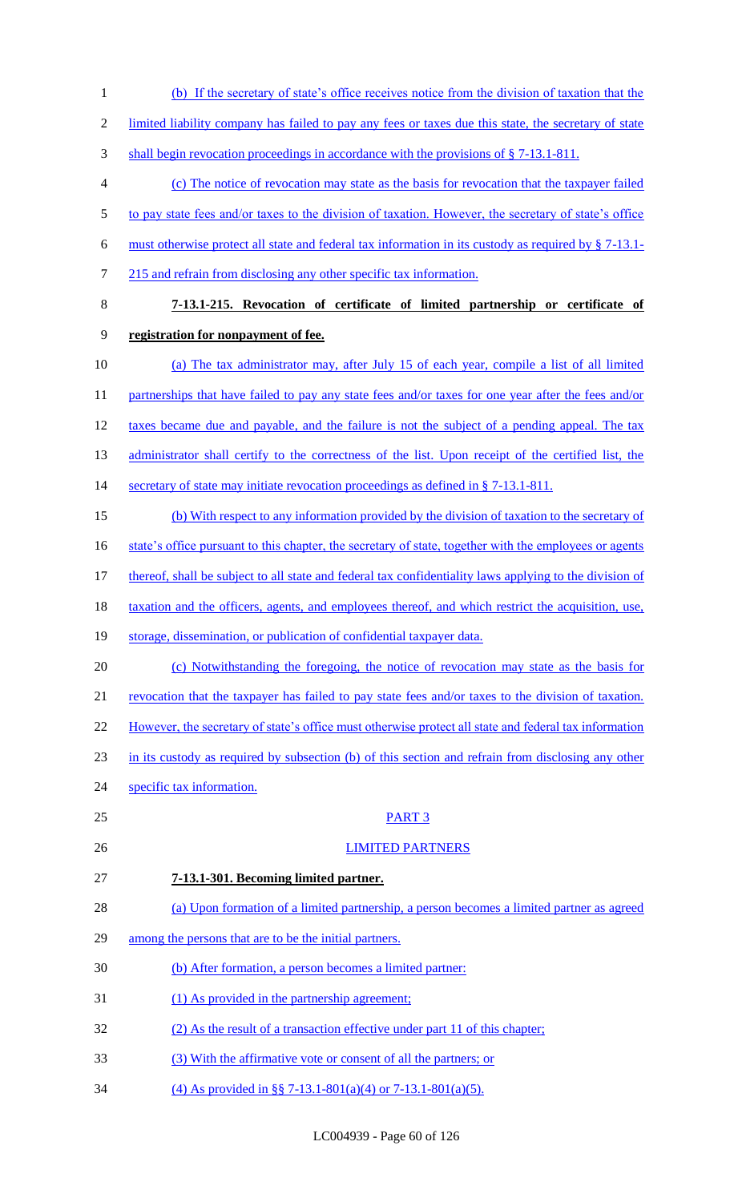(b) If the secretary of state's office receives notice from the division of taxation that the limited liability company has failed to pay any fees or taxes due this state, the secretary of state shall begin revocation proceedings in accordance with the provisions of § 7-13.1-811.

(c) The notice of revocation may state as the basis for revocation that the taxpayer failed to pay state fees and/or taxes to the division of taxation. However, the secretary of state's office must otherwise protect all state and federal tax information in its custody as required by § 7-13.1-215 and refrain from disclosing any other specific tax information.

**7-13.1-215. Revocation of certificate of limited partnership or certificate of registration for nonpayment of fee.**

(a) The tax administrator may, after July 15 of each year, compile a list of all limited partnerships that have failed to pay any state fees and/or taxes for one year after the fees and/or taxes became due and payable, and the failure is not the subject of a pending appeal. The tax administrator shall certify to the correctness of the list. Upon receipt of the certified list, the secretary of state may initiate revocation proceedings as defined in § 7-13.1-811.

(b) With respect to any information provided by the division of taxation to the secretary of state's office pursuant to this chapter, the secretary of state, together with the employees or agents thereof, shall be subject to all state and federal tax confidentiality laws applying to the division of taxation and the officers, agents, and employees thereof, and which restrict the acquisition, use, storage, dissemination, or publication of confidential taxpayer data.

(c) Notwithstanding the foregoing, the notice of revocation may state as the basis for revocation that the taxpayer has failed to pay state fees and/or taxes to the division of taxation. However, the secretary of state's office must otherwise protect all state and federal tax information in its custody as required by subsection (b) of this section and refrain from disclosing any other specific tax information.

PART 3

LIMITED PARTNERS

**7-13.1-301. Becoming limited partner.**

(a) Upon formation of a limited partnership, a person becomes a limited partner as agreed among the persons that are to be the initial partners.

(b) After formation, a person becomes a limited partner:

(1) As provided in the partnership agreement;

(2) As the result of a transaction effective under part 11 of this chapter;

(3) With the affirmative vote or consent of all the partners; or

(4) As provided in §§ 7-13.1-801(a)(4) or 7-13.1-801(a)(5).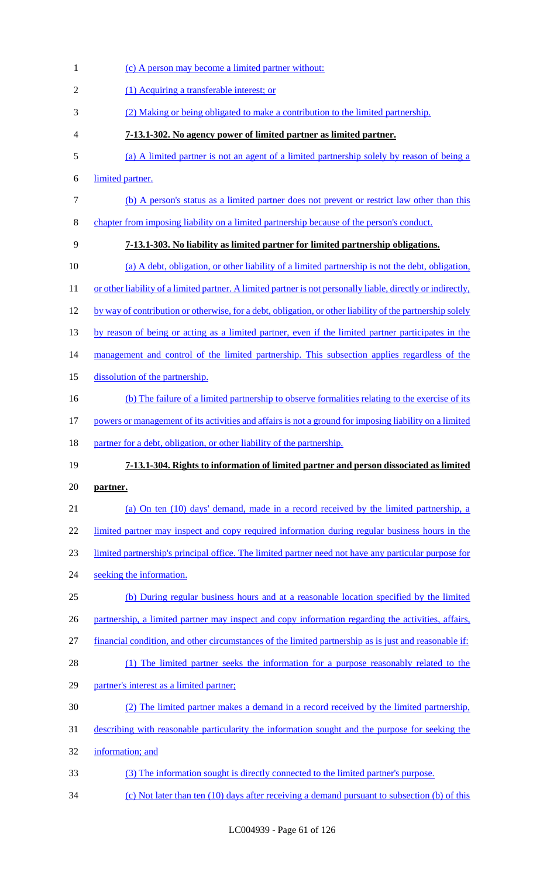(c) A person may become a limited partner without:

(1) Acquiring a transferable interest; or

(2) Making or being obligated to make a contribution to the limited partnership.

**7-13.1-302. No agency power of limited partner as limited partner.**

(a) A limited partner is not an agent of a limited partnership solely by reason of being a limited partner.

(b) A person's status as a limited partner does not prevent or restrict law other than this chapter from imposing liability on a limited partnership because of the person's conduct.

**7-13.1-303. No liability as limited partner for limited partnership obligations.**

(a) A debt, obligation, or other liability of a limited partnership is not the debt, obligation, or other liability of a limited partner. A limited partner is not personally liable, directly or indirectly, by way of contribution or otherwise, for a debt, obligation, or other liability of the partnership solely by reason of being or acting as a limited partner, even if the limited partner participates in the management and control of the limited partnership. This subsection applies regardless of the dissolution of the partnership.

(b) The failure of a limited partnership to observe formalities relating to the exercise of its powers or management of its activities and affairs is not a ground for imposing liability on a limited partner for a debt, obligation, or other liability of the partnership.

**7-13.1-304. Rights to information of limited partner and person dissociated as limited partner.**

(a) On ten (10) days' demand, made in a record received by the limited partnership, a limited partner may inspect and copy required information during regular business hours in the limited partnership's principal office. The limited partner need not have any particular purpose for seeking the information.

(b) During regular business hours and at a reasonable location specified by the limited partnership, a limited partner may inspect and copy information regarding the activities, affairs, financial condition, and other circumstances of the limited partnership as is just and reasonable if:

(1) The limited partner seeks the information for a purpose reasonably related to the partner's interest as a limited partner;

(2) The limited partner makes a demand in a record received by the limited partnership, describing with reasonable particularity the information sought and the purpose for seeking the information; and

(3) The information sought is directly connected to the limited partner's purpose.

(c) Not later than ten (10) days after receiving a demand pursuant to subsection (b) of this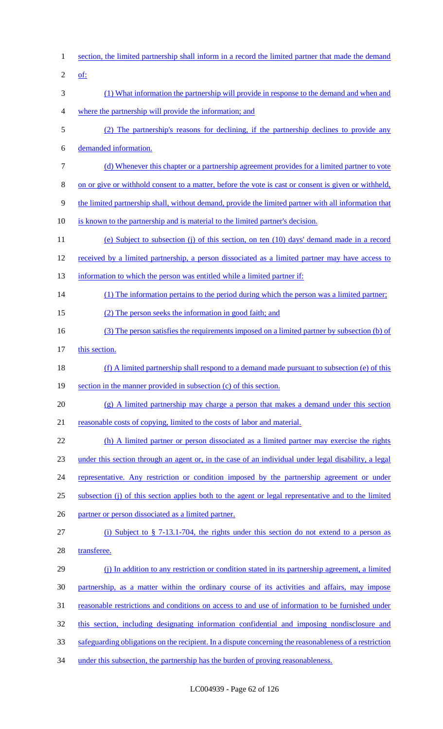section, the limited partnership shall inform in a record the limited partner that made the demand of:

(1) What information the partnership will provide in response to the demand and when and where the partnership will provide the information; and

(2) The partnership's reasons for declining, if the partnership declines to provide any demanded information.

(d) Whenever this chapter or a partnership agreement provides for a limited partner to vote on or give or withhold consent to a matter, before the vote is cast or consent is given or withheld, the limited partnership shall, without demand, provide the limited partner with all information that is known to the partnership and is material to the limited partner's decision.

(e) Subject to subsection (j) of this section, on ten (10) days' demand made in a record received by a limited partnership, a person dissociated as a limited partner may have access to information to which the person was entitled while a limited partner if:

(1) The information pertains to the period during which the person was a limited partner;

(2) The person seeks the information in good faith; and

(3) The person satisfies the requirements imposed on a limited partner by subsection (b) of this section.

(f) A limited partnership shall respond to a demand made pursuant to subsection (e) of this section in the manner provided in subsection (c) of this section.

(g) A limited partnership may charge a person that makes a demand under this section reasonable costs of copying, limited to the costs of labor and material.

(h) A limited partner or person dissociated as a limited partner may exercise the rights under this section through an agent or, in the case of an individual under legal disability, a legal representative. Any restriction or condition imposed by the partnership agreement or under subsection (j) of this section applies both to the agent or legal representative and to the limited partner or person dissociated as a limited partner.

(i) Subject to § 7-13.1-704, the rights under this section do not extend to a person as transferee.

(j) In addition to any restriction or condition stated in its partnership agreement, a limited partnership, as a matter within the ordinary course of its activities and affairs, may impose reasonable restrictions and conditions on access to and use of information to be furnished under this section, including designating information confidential and imposing nondisclosure and safeguarding obligations on the recipient. In a dispute concerning the reasonableness of a restriction under this subsection, the partnership has the burden of proving reasonableness.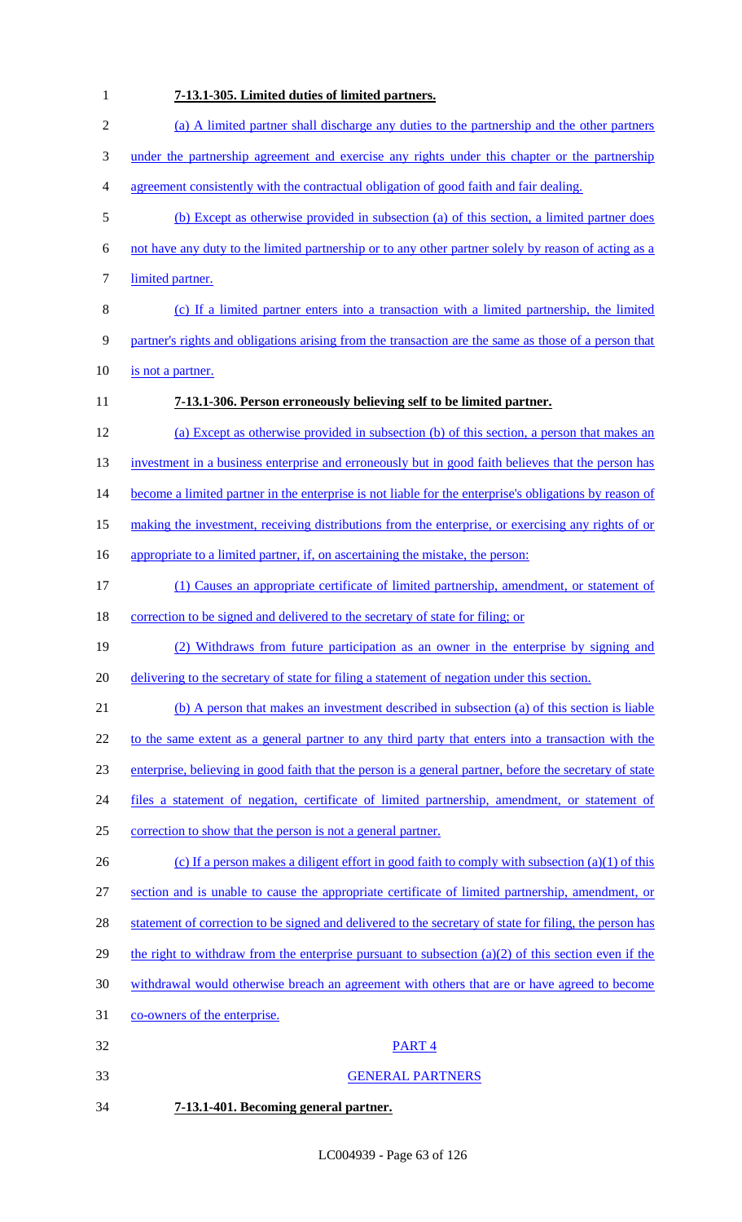**7-13.1-305. Limited duties of limited partners.**

(a) A limited partner shall discharge any duties to the partnership and the other partners under the partnership agreement and exercise any rights under this chapter or the partnership agreement consistently with the contractual obligation of good faith and fair dealing.

(b) Except as otherwise provided in subsection (a) of this section, a limited partner does not have any duty to the limited partnership or to any other partner solely by reason of acting as a limited partner.

(c) If a limited partner enters into a transaction with a limited partnership, the limited partner's rights and obligations arising from the transaction are the same as those of a person that is not a partner.

**7-13.1-306. Person erroneously believing self to be limited partner.**

(a) Except as otherwise provided in subsection (b) of this section, a person that makes an investment in a business enterprise and erroneously but in good faith believes that the person has become a limited partner in the enterprise is not liable for the enterprise's obligations by reason of making the investment, receiving distributions from the enterprise, or exercising any rights of or appropriate to a limited partner, if, on ascertaining the mistake, the person:

(1) Causes an appropriate certificate of limited partnership, amendment, or statement of correction to be signed and delivered to the secretary of state for filing; or

(2) Withdraws from future participation as an owner in the enterprise by signing and delivering to the secretary of state for filing a statement of negation under this section.

(b) A person that makes an investment described in subsection (a) of this section is liable to the same extent as a general partner to any third party that enters into a transaction with the enterprise, believing in good faith that the person is a general partner, before the secretary of state files a statement of negation, certificate of limited partnership, amendment, or statement of correction to show that the person is not a general partner.

(c) If a person makes a diligent effort in good faith to comply with subsection (a)(1) of this section and is unable to cause the appropriate certificate of limited partnership, amendment, or statement of correction to be signed and delivered to the secretary of state for filing, the person has the right to withdraw from the enterprise pursuant to subsection (a)(2) of this section even if the withdrawal would otherwise breach an agreement with others that are or have agreed to become co-owners of the enterprise.

PART 4

GENERAL PARTNERS

**7-13.1-401. Becoming general partner.**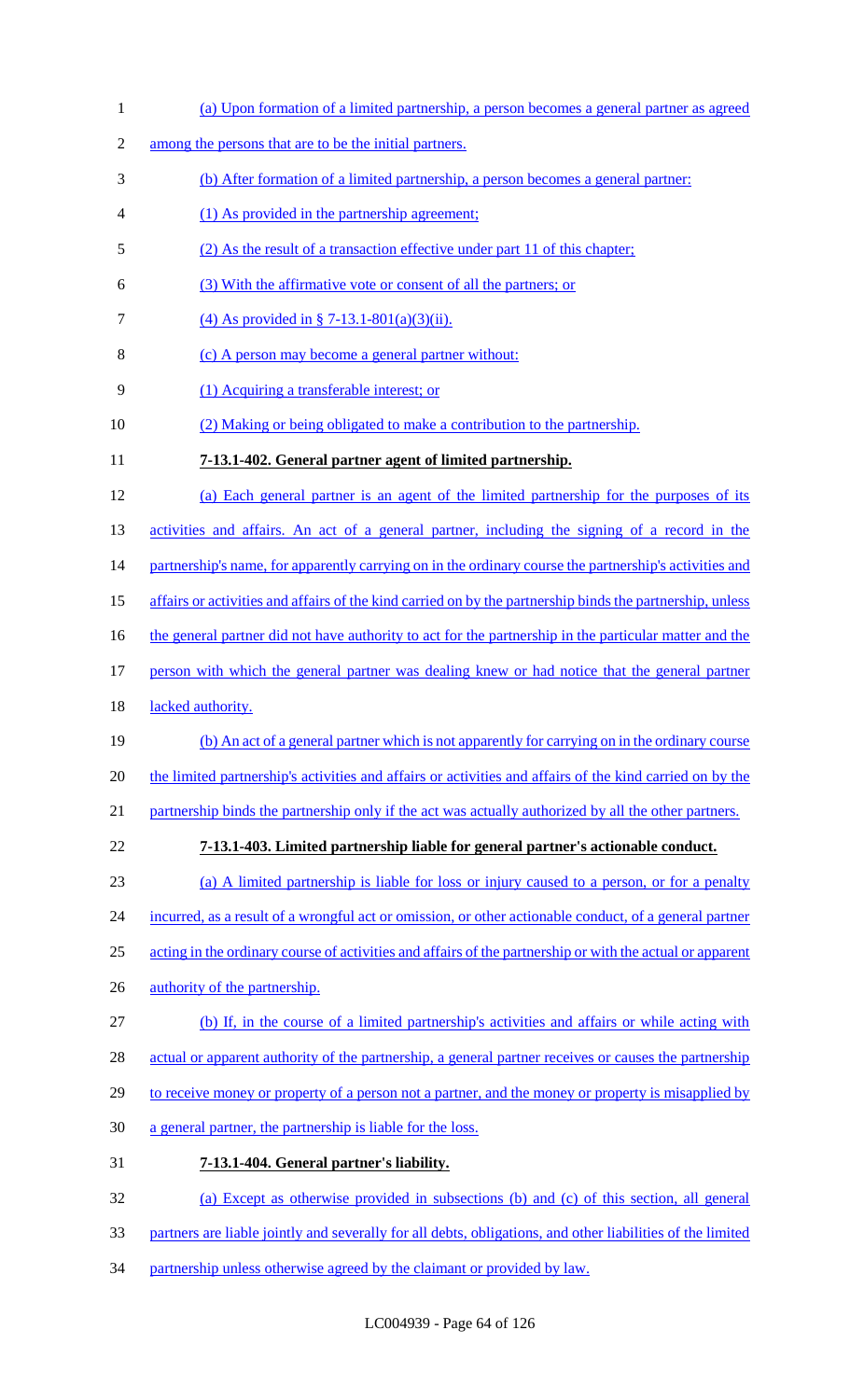(a) Upon formation of a limited partnership, a person becomes a general partner as agreed among the persons that are to be the initial partners.

(b) After formation of a limited partnership, a person becomes a general partner:

(1) As provided in the partnership agreement;

(2) As the result of a transaction effective under part 11 of this chapter;

(3) With the affirmative vote or consent of all the partners; or

(4) As provided in § 7-13.1-801(a)(3)(ii).

(c) A person may become a general partner without:

(1) Acquiring a transferable interest; or

(2) Making or being obligated to make a contribution to the partnership.

**7-13.1-402. General partner agent of limited partnership.**

(a) Each general partner is an agent of the limited partnership for the purposes of its activities and affairs. An act of a general partner, including the signing of a record in the partnership's name, for apparently carrying on in the ordinary course the partnership's activities and affairs or activities and affairs of the kind carried on by the partnership binds the partnership, unless the general partner did not have authority to act for the partnership in the particular matter and the person with which the general partner was dealing knew or had notice that the general partner lacked authority.

(b) An act of a general partner which is not apparently for carrying on in the ordinary course the limited partnership's activities and affairs or activities and affairs of the kind carried on by the partnership binds the partnership only if the act was actually authorized by all the other partners.

**7-13.1-403. Limited partnership liable for general partner's actionable conduct.**

(a) A limited partnership is liable for loss or injury caused to a person, or for a penalty incurred, as a result of a wrongful act or omission, or other actionable conduct, of a general partner acting in the ordinary course of activities and affairs of the partnership or with the actual or apparent authority of the partnership.

(b) If, in the course of a limited partnership's activities and affairs or while acting with actual or apparent authority of the partnership, a general partner receives or causes the partnership to receive money or property of a person not a partner, and the money or property is misapplied by a general partner, the partnership is liable for the loss.

**7-13.1-404. General partner's liability.**

(a) Except as otherwise provided in subsections (b) and (c) of this section, all general partners are liable jointly and severally for all debts, obligations, and other liabilities of the limited partnership unless otherwise agreed by the claimant or provided by law.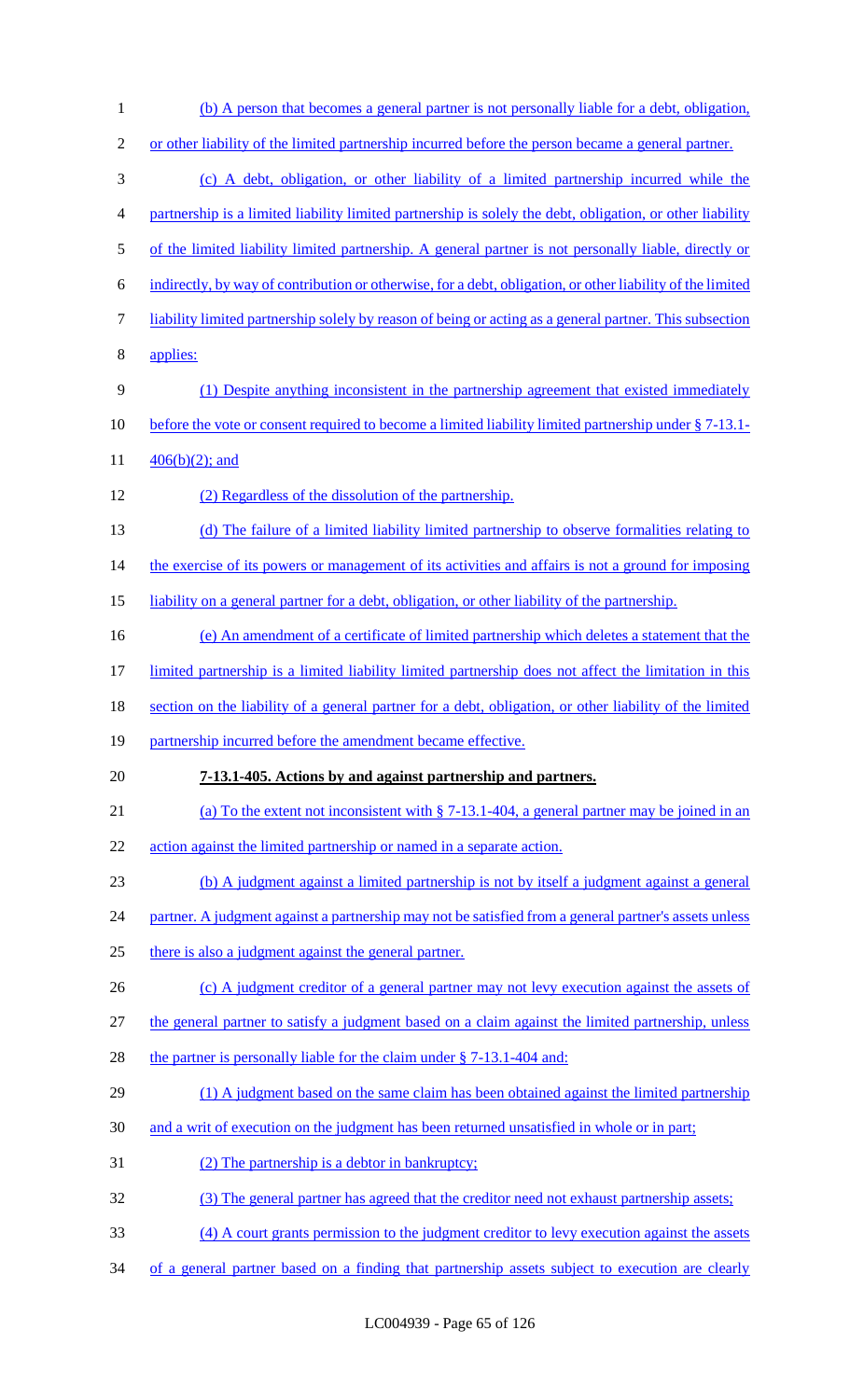(b) A person that becomes a general partner is not personally liable for a debt, obligation, or other liability of the limited partnership incurred before the person became a general partner.

(c) A debt, obligation, or other liability of a limited partnership incurred while the partnership is a limited liability limited partnership is solely the debt, obligation, or other liability of the limited liability limited partnership. A general partner is not personally liable, directly or indirectly, by way of contribution or otherwise, for a debt, obligation, or other liability of the limited liability limited partnership solely by reason of being or acting as a general partner. This subsection applies:

(1) Despite anything inconsistent in the partnership agreement that existed immediately before the vote or consent required to become a limited liability limited partnership under § 7-13.1-406(b)(2); and

(2) Regardless of the dissolution of the partnership.

(d) The failure of a limited liability limited partnership to observe formalities relating to the exercise of its powers or management of its activities and affairs is not a ground for imposing liability on a general partner for a debt, obligation, or other liability of the partnership.

(e) An amendment of a certificate of limited partnership which deletes a statement that the limited partnership is a limited liability limited partnership does not affect the limitation in this section on the liability of a general partner for a debt, obligation, or other liability of the limited partnership incurred before the amendment became effective.

**7-13.1-405. Actions by and against partnership and partners.**

(a) To the extent not inconsistent with § 7-13.1-404, a general partner may be joined in an action against the limited partnership or named in a separate action.

(b) A judgment against a limited partnership is not by itself a judgment against a general partner. A judgment against a partnership may not be satisfied from a general partner's assets unless there is also a judgment against the general partner.

(c) A judgment creditor of a general partner may not levy execution against the assets of the general partner to satisfy a judgment based on a claim against the limited partnership, unless the partner is personally liable for the claim under § 7-13.1-404 and:

(1) A judgment based on the same claim has been obtained against the limited partnership and a writ of execution on the judgment has been returned unsatisfied in whole or in part;

(2) The partnership is a debtor in bankruptcy;

(3) The general partner has agreed that the creditor need not exhaust partnership assets;

(4) A court grants permission to the judgment creditor to levy execution against the assets of a general partner based on a finding that partnership assets subject to execution are clearly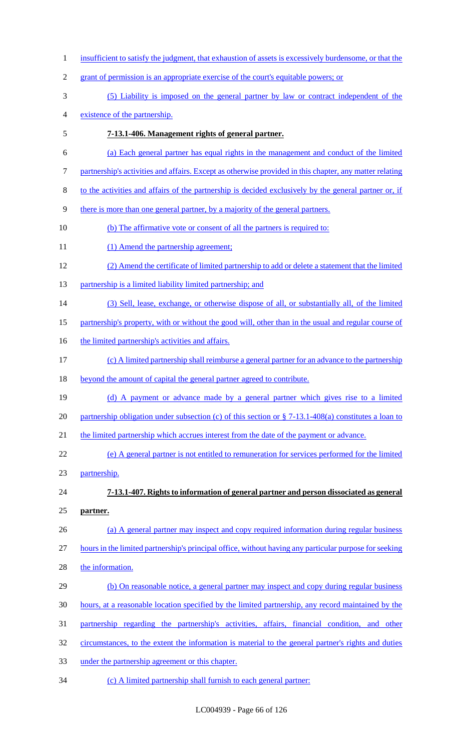insufficient to satisfy the judgment, that exhaustion of assets is excessively burdensome, or that the grant of permission is an appropriate exercise of the court's equitable powers; or

(5) Liability is imposed on the general partner by law or contract independent of the existence of the partnership.

**7-13.1-406. Management rights of general partner.**

(a) Each general partner has equal rights in the management and conduct of the limited partnership's activities and affairs. Except as otherwise provided in this chapter, any matter relating to the activities and affairs of the partnership is decided exclusively by the general partner or, if there is more than one general partner, by a majority of the general partners.

(b) The affirmative vote or consent of all the partners is required to:

(1) Amend the partnership agreement;

(2) Amend the certificate of limited partnership to add or delete a statement that the limited partnership is a limited liability limited partnership; and

(3) Sell, lease, exchange, or otherwise dispose of all, or substantially all, of the limited partnership's property, with or without the good will, other than in the usual and regular course of the limited partnership's activities and affairs.

(c) A limited partnership shall reimburse a general partner for an advance to the partnership beyond the amount of capital the general partner agreed to contribute.

(d) A payment or advance made by a general partner which gives rise to a limited partnership obligation under subsection (c) of this section or § 7-13.1-408(a) constitutes a loan to the limited partnership which accrues interest from the date of the payment or advance.

(e) A general partner is not entitled to remuneration for services performed for the limited partnership.

**7-13.1-407. Rights to information of general partner and person dissociated as general partner.**

(a) A general partner may inspect and copy required information during regular business hours in the limited partnership's principal office, without having any particular purpose for seeking the information.

(b) On reasonable notice, a general partner may inspect and copy during regular business hours, at a reasonable location specified by the limited partnership, any record maintained by the partnership regarding the partnership's activities, affairs, financial condition, and other circumstances, to the extent the information is material to the general partner's rights and duties under the partnership agreement or this chapter.

(c) A limited partnership shall furnish to each general partner: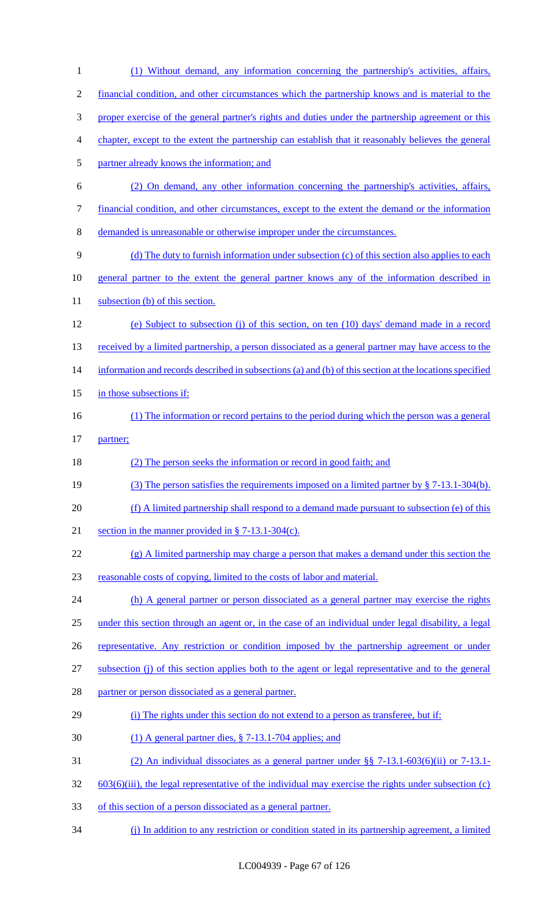(1) Without demand, any information concerning the partnership's activities, affairs, financial condition, and other circumstances which the partnership knows and is material to the proper exercise of the general partner's rights and duties under the partnership agreement or this chapter, except to the extent the partnership can establish that it reasonably believes the general partner already knows the information; and

(2) On demand, any other information concerning the partnership's activities, affairs, financial condition, and other circumstances, except to the extent the demand or the information demanded is unreasonable or otherwise improper under the circumstances.

(d) The duty to furnish information under subsection (c) of this section also applies to each general partner to the extent the general partner knows any of the information described in subsection (b) of this section.

(e) Subject to subsection (j) of this section, on ten (10) days' demand made in a record received by a limited partnership, a person dissociated as a general partner may have access to the information and records described in subsections (a) and (b) of this section at the locations specified in those subsections if:

(1) The information or record pertains to the period during which the person was a general partner;

(2) The person seeks the information or record in good faith; and

(3) The person satisfies the requirements imposed on a limited partner by § 7-13.1-304(b).

(f) A limited partnership shall respond to a demand made pursuant to subsection (e) of this section in the manner provided in § 7-13.1-304(c).

(g) A limited partnership may charge a person that makes a demand under this section the reasonable costs of copying, limited to the costs of labor and material.

(h) A general partner or person dissociated as a general partner may exercise the rights under this section through an agent or, in the case of an individual under legal disability, a legal representative. Any restriction or condition imposed by the partnership agreement or under subsection (j) of this section applies both to the agent or legal representative and to the general partner or person dissociated as a general partner.

(i) The rights under this section do not extend to a person as transferee, but if:

(1) A general partner dies, § 7-13.1-704 applies; and

(2) An individual dissociates as a general partner under §§ 7-13.1-603(6)(ii) or 7-13.1-603(6)(iii), the legal representative of the individual may exercise the rights under subsection (c) of this section of a person dissociated as a general partner.

(j) In addition to any restriction or condition stated in its partnership agreement, a limited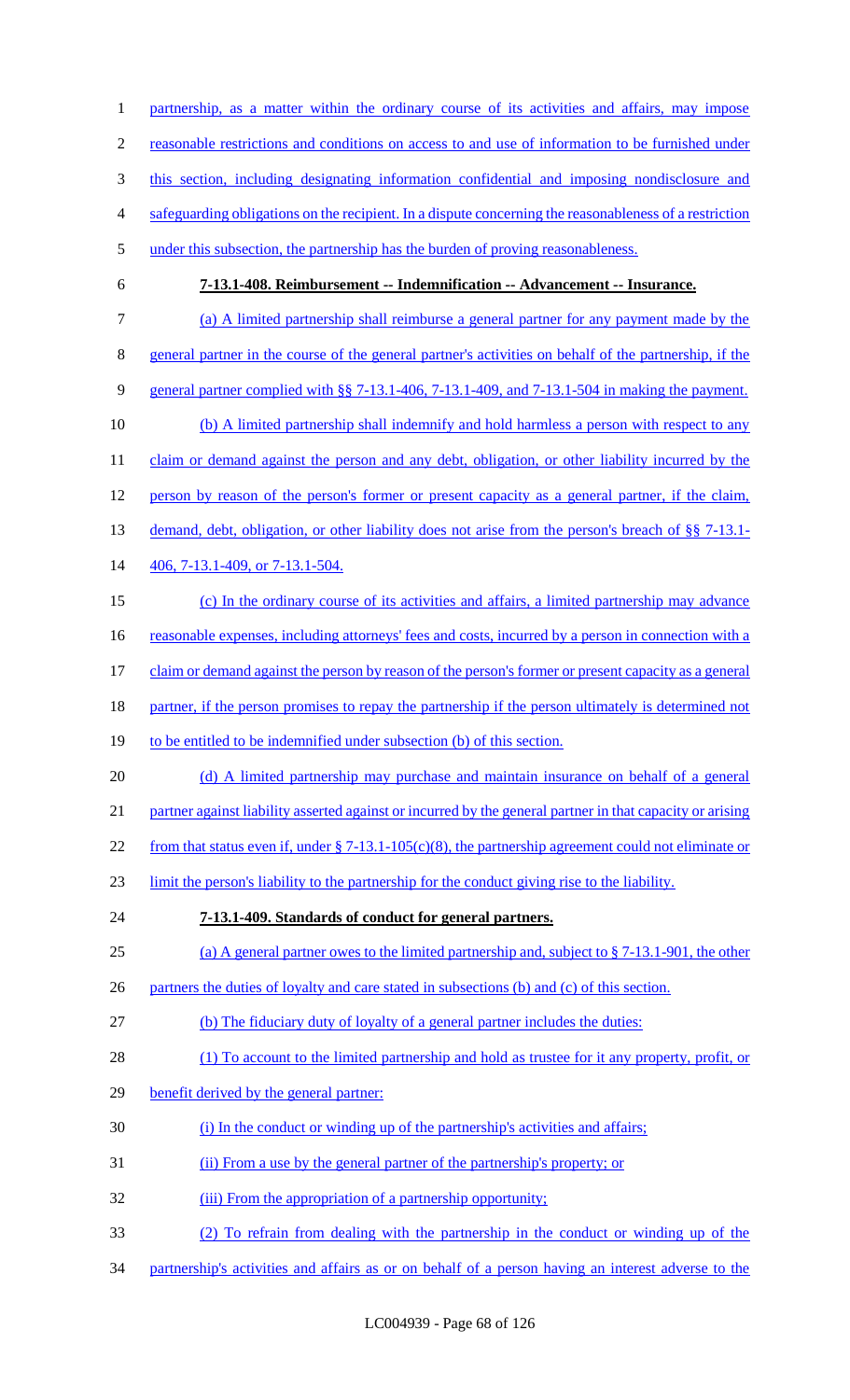partnership, as a matter within the ordinary course of its activities and affairs, may impose reasonable restrictions and conditions on access to and use of information to be furnished under this section, including designating information confidential and imposing nondisclosure and safeguarding obligations on the recipient. In a dispute concerning the reasonableness of a restriction under this subsection, the partnership has the burden of proving reasonableness.

**7-13.1-408. Reimbursement -- Indemnification -- Advancement -- Insurance.**

(a) A limited partnership shall reimburse a general partner for any payment made by the general partner in the course of the general partner's activities on behalf of the partnership, if the general partner complied with §§ 7-13.1-406, 7-13.1-409, and 7-13.1-504 in making the payment.

(b) A limited partnership shall indemnify and hold harmless a person with respect to any claim or demand against the person and any debt, obligation, or other liability incurred by the person by reason of the person's former or present capacity as a general partner, if the claim, demand, debt, obligation, or other liability does not arise from the person's breach of §§ 7-13.1-406, 7-13.1-409, or 7-13.1-504.

(c) In the ordinary course of its activities and affairs, a limited partnership may advance reasonable expenses, including attorneys' fees and costs, incurred by a person in connection with a claim or demand against the person by reason of the person's former or present capacity as a general partner, if the person promises to repay the partnership if the person ultimately is determined not to be entitled to be indemnified under subsection (b) of this section.

(d) A limited partnership may purchase and maintain insurance on behalf of a general partner against liability asserted against or incurred by the general partner in that capacity or arising from that status even if, under § 7-13.1-105(c)(8), the partnership agreement could not eliminate or limit the person's liability to the partnership for the conduct giving rise to the liability.

**7-13.1-409. Standards of conduct for general partners.**

(a) A general partner owes to the limited partnership and, subject to § 7-13.1-901, the other partners the duties of loyalty and care stated in subsections (b) and (c) of this section.

(b) The fiduciary duty of loyalty of a general partner includes the duties:

(1) To account to the limited partnership and hold as trustee for it any property, profit, or benefit derived by the general partner:

(i) In the conduct or winding up of the partnership's activities and affairs;

(ii) From a use by the general partner of the partnership's property; or

(iii) From the appropriation of a partnership opportunity;

(2) To refrain from dealing with the partnership in the conduct or winding up of the partnership's activities and affairs as or on behalf of a person having an interest adverse to the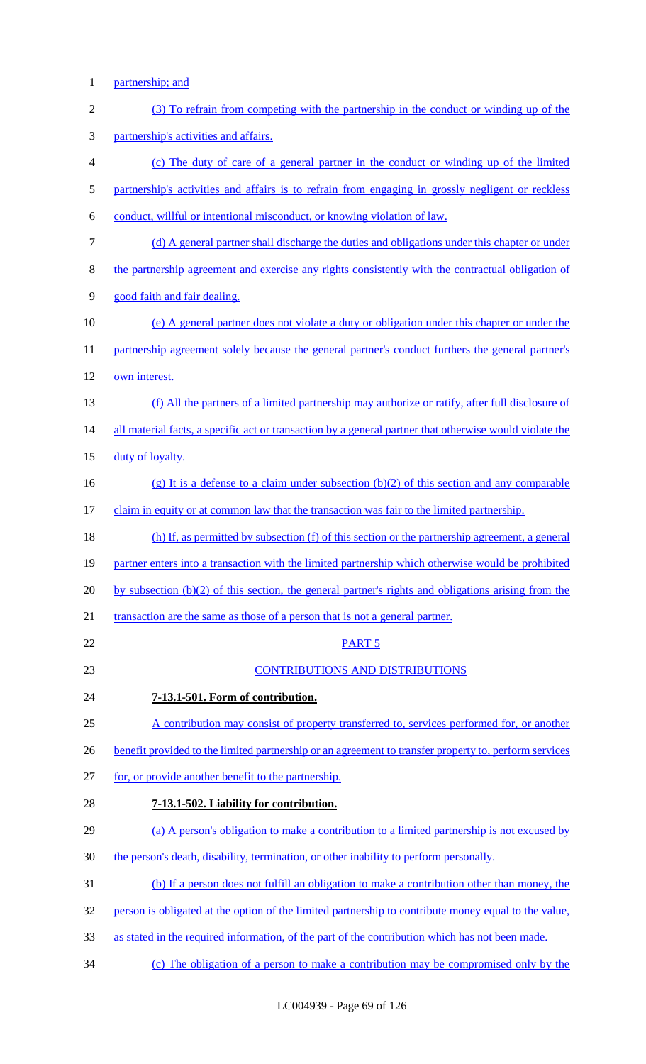partnership; and

(3) To refrain from competing with the partnership in the conduct or winding up of the partnership's activities and affairs.

(c) The duty of care of a general partner in the conduct or winding up of the limited partnership's activities and affairs is to refrain from engaging in grossly negligent or reckless conduct, willful or intentional misconduct, or knowing violation of law.

(d) A general partner shall discharge the duties and obligations under this chapter or under the partnership agreement and exercise any rights consistently with the contractual obligation of good faith and fair dealing.

(e) A general partner does not violate a duty or obligation under this chapter or under the partnership agreement solely because the general partner's conduct furthers the general partner's own interest.

(f) All the partners of a limited partnership may authorize or ratify, after full disclosure of all material facts, a specific act or transaction by a general partner that otherwise would violate the duty of loyalty.

(g) It is a defense to a claim under subsection (b)(2) of this section and any comparable claim in equity or at common law that the transaction was fair to the limited partnership.

(h) If, as permitted by subsection (f) of this section or the partnership agreement, a general partner enters into a transaction with the limited partnership which otherwise would be prohibited by subsection (b)(2) of this section, the general partner's rights and obligations arising from the transaction are the same as those of a person that is not a general partner.

PART 5

CONTRIBUTIONS AND DISTRIBUTIONS

**7-13.1-501. Form of contribution.**

A contribution may consist of property transferred to, services performed for, or another benefit provided to the limited partnership or an agreement to transfer property to, perform services for, or provide another benefit to the partnership.

**7-13.1-502. Liability for contribution.**

(a) A person's obligation to make a contribution to a limited partnership is not excused by the person's death, disability, termination, or other inability to perform personally.

(b) If a person does not fulfill an obligation to make a contribution other than money, the person is obligated at the option of the limited partnership to contribute money equal to the value, as stated in the required information, of the part of the contribution which has not been made.

(c) The obligation of a person to make a contribution may be compromised only by the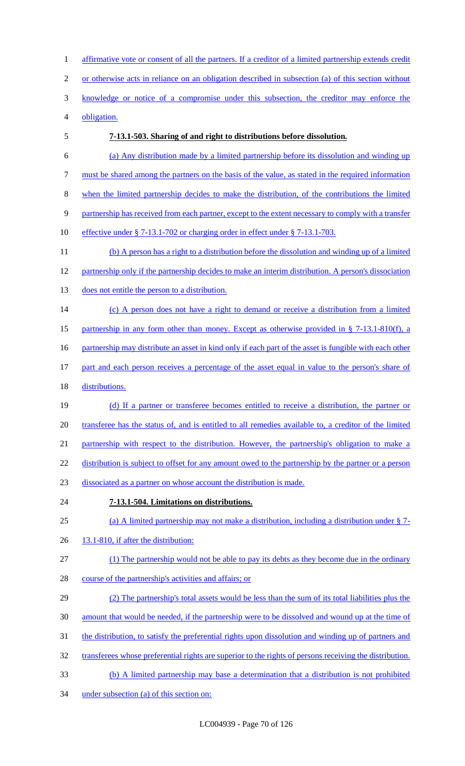affirmative vote or consent of all the partners. If a creditor of a limited partnership extends credit or otherwise acts in reliance on an obligation described in subsection (a) of this section without knowledge or notice of a compromise under this subsection, the creditor may enforce the obligation.

**7-13.1-503. Sharing of and right to distributions before dissolution.**

(a) Any distribution made by a limited partnership before its dissolution and winding up must be shared among the partners on the basis of the value, as stated in the required information when the limited partnership decides to make the distribution, of the contributions the limited partnership has received from each partner, except to the extent necessary to comply with a transfer effective under § 7-13.1-702 or charging order in effect under § 7-13.1-703.

(b) A person has a right to a distribution before the dissolution and winding up of a limited partnership only if the partnership decides to make an interim distribution. A person's dissociation does not entitle the person to a distribution.

(c) A person does not have a right to demand or receive a distribution from a limited partnership in any form other than money. Except as otherwise provided in § 7-13.1-810(f), a partnership may distribute an asset in kind only if each part of the asset is fungible with each other part and each person receives a percentage of the asset equal in value to the person's share of distributions.

(d) If a partner or transferee becomes entitled to receive a distribution, the partner or transferee has the status of, and is entitled to all remedies available to, a creditor of the limited partnership with respect to the distribution. However, the partnership's obligation to make a distribution is subject to offset for any amount owed to the partnership by the partner or a person dissociated as a partner on whose account the distribution is made.

**7-13.1-504. Limitations on distributions.**

(a) A limited partnership may not make a distribution, including a distribution under § 7-13.1-810, if after the distribution:

(1) The partnership would not be able to pay its debts as they become due in the ordinary course of the partnership's activities and affairs; or

(2) The partnership's total assets would be less than the sum of its total liabilities plus the amount that would be needed, if the partnership were to be dissolved and wound up at the time of the distribution, to satisfy the preferential rights upon dissolution and winding up of partners and transferees whose preferential rights are superior to the rights of persons receiving the distribution.

(b) A limited partnership may base a determination that a distribution is not prohibited under subsection (a) of this section on: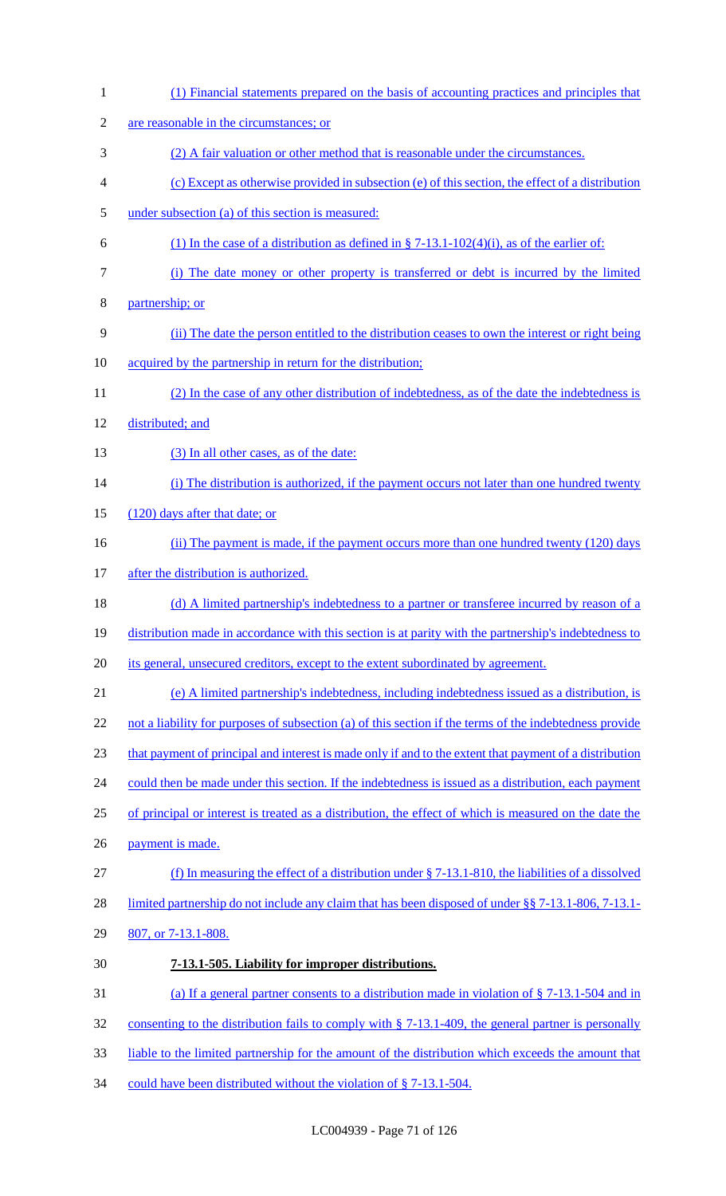(1) Financial statements prepared on the basis of accounting practices and principles that are reasonable in the circumstances; or

(2) A fair valuation or other method that is reasonable under the circumstances.

(c) Except as otherwise provided in subsection (e) of this section, the effect of a distribution under subsection (a) of this section is measured:

(1) In the case of a distribution as defined in § 7-13.1-102(4)(i), as of the earlier of:

(i) The date money or other property is transferred or debt is incurred by the limited partnership; or

(ii) The date the person entitled to the distribution ceases to own the interest or right being acquired by the partnership in return for the distribution;

(2) In the case of any other distribution of indebtedness, as of the date the indebtedness is distributed; and

(3) In all other cases, as of the date:

(i) The distribution is authorized, if the payment occurs not later than one hundred twenty (120) days after that date; or

(ii) The payment is made, if the payment occurs more than one hundred twenty (120) days after the distribution is authorized.

(d) A limited partnership's indebtedness to a partner or transferee incurred by reason of a distribution made in accordance with this section is at parity with the partnership's indebtedness to its general, unsecured creditors, except to the extent subordinated by agreement.

(e) A limited partnership's indebtedness, including indebtedness issued as a distribution, is not a liability for purposes of subsection (a) of this section if the terms of the indebtedness provide that payment of principal and interest is made only if and to the extent that payment of a distribution could then be made under this section. If the indebtedness is issued as a distribution, each payment of principal or interest is treated as a distribution, the effect of which is measured on the date the payment is made.

(f) In measuring the effect of a distribution under § 7-13.1-810, the liabilities of a dissolved limited partnership do not include any claim that has been disposed of under §§ 7-13.1-806, 7-13.1-807, or 7-13.1-808.

**7-13.1-505. Liability for improper distributions.**

(a) If a general partner consents to a distribution made in violation of § 7-13.1-504 and in consenting to the distribution fails to comply with § 7-13.1-409, the general partner is personally liable to the limited partnership for the amount of the distribution which exceeds the amount that could have been distributed without the violation of § 7-13.1-504.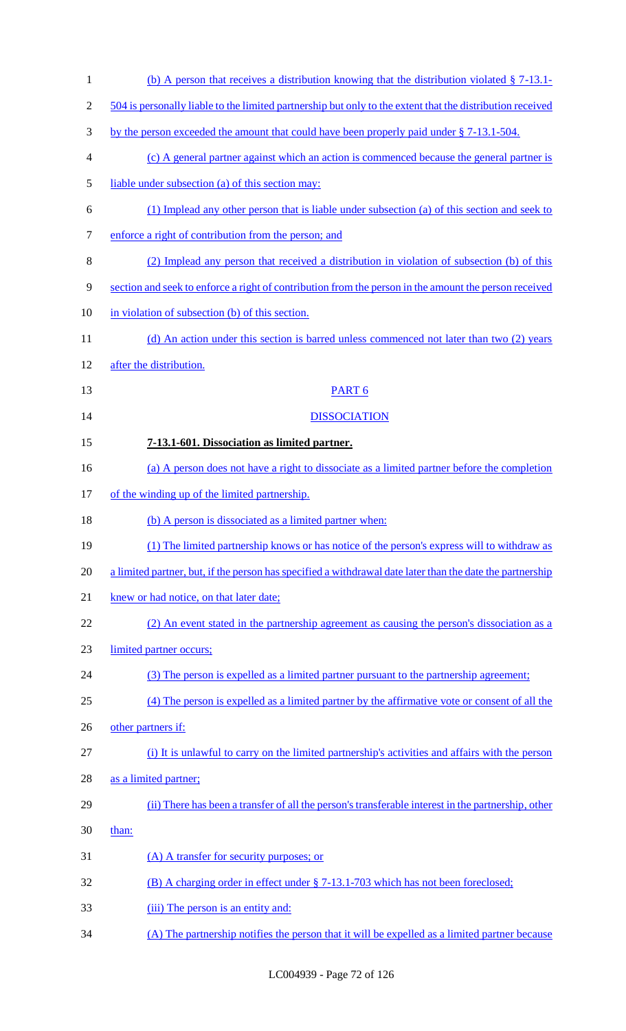(b) A person that receives a distribution knowing that the distribution violated § 7-13.1-504 is personally liable to the limited partnership but only to the extent that the distribution received by the person exceeded the amount that could have been properly paid under § 7-13.1-504.

(c) A general partner against which an action is commenced because the general partner is liable under subsection (a) of this section may:

(1) Implead any other person that is liable under subsection (a) of this section and seek to enforce a right of contribution from the person; and

(2) Implead any person that received a distribution in violation of subsection (b) of this section and seek to enforce a right of contribution from the person in the amount the person received in violation of subsection (b) of this section.

(d) An action under this section is barred unless commenced not later than two (2) years after the distribution.

PART 6

DISSOCIATION

**7-13.1-601. Dissociation as limited partner.**

(a) A person does not have a right to dissociate as a limited partner before the completion of the winding up of the limited partnership.

(b) A person is dissociated as a limited partner when:

(1) The limited partnership knows or has notice of the person's express will to withdraw as a limited partner, but, if the person has specified a withdrawal date later than the date the partnership knew or had notice, on that later date;

(2) An event stated in the partnership agreement as causing the person's dissociation as a limited partner occurs;

(3) The person is expelled as a limited partner pursuant to the partnership agreement;

(4) The person is expelled as a limited partner by the affirmative vote or consent of all the other partners if:

(i) It is unlawful to carry on the limited partnership's activities and affairs with the person as a limited partner;

(ii) There has been a transfer of all the person's transferable interest in the partnership, other than:

(A) A transfer for security purposes; or

(B) A charging order in effect under § 7-13.1-703 which has not been foreclosed;

(iii) The person is an entity and:

(A) The partnership notifies the person that it will be expelled as a limited partner because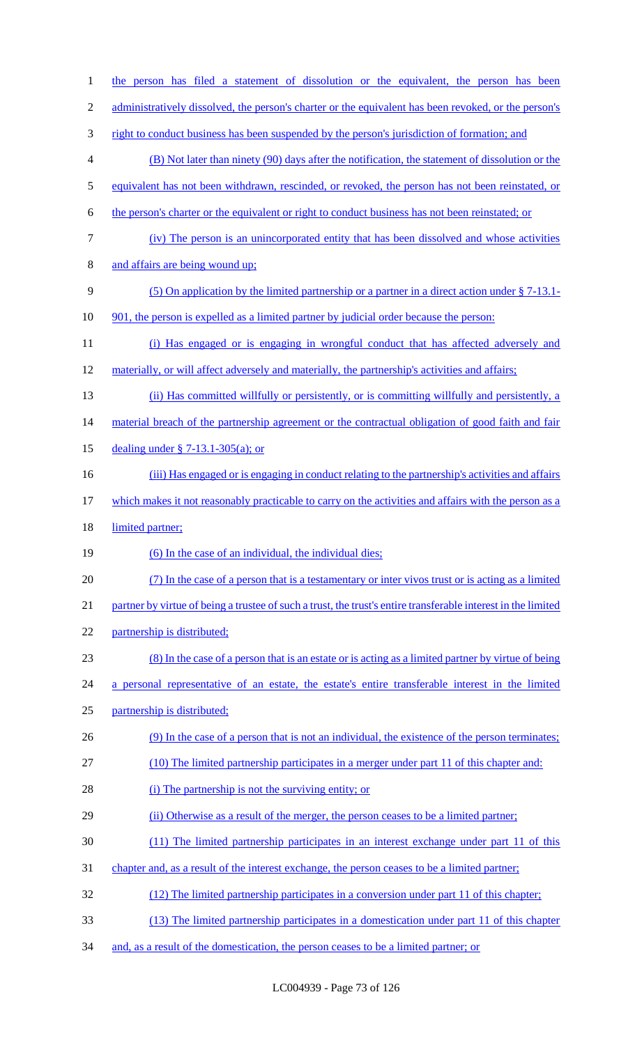the person has filed a statement of dissolution or the equivalent, the person has been administratively dissolved, the person's charter or the equivalent has been revoked, or the person's right to conduct business has been suspended by the person's jurisdiction of formation; and

(B) Not later than ninety (90) days after the notification, the statement of dissolution or the equivalent has not been withdrawn, rescinded, or revoked, the person has not been reinstated, or the person's charter or the equivalent or right to conduct business has not been reinstated; or

(iv) The person is an unincorporated entity that has been dissolved and whose activities and affairs are being wound up;

(5) On application by the limited partnership or a partner in a direct action under § 7-13.1-901, the person is expelled as a limited partner by judicial order because the person:

(i) Has engaged or is engaging in wrongful conduct that has affected adversely and materially, or will affect adversely and materially, the partnership's activities and affairs;

(ii) Has committed willfully or persistently, or is committing willfully and persistently, a material breach of the partnership agreement or the contractual obligation of good faith and fair dealing under § 7-13.1-305(a); or

(iii) Has engaged or is engaging in conduct relating to the partnership's activities and affairs which makes it not reasonably practicable to carry on the activities and affairs with the person as a limited partner;

(6) In the case of an individual, the individual dies;

(7) In the case of a person that is a testamentary or inter vivos trust or is acting as a limited partner by virtue of being a trustee of such a trust, the trust's entire transferable interest in the limited partnership is distributed;

(8) In the case of a person that is an estate or is acting as a limited partner by virtue of being a personal representative of an estate, the estate's entire transferable interest in the limited partnership is distributed;

(9) In the case of a person that is not an individual, the existence of the person terminates;

(10) The limited partnership participates in a merger under part 11 of this chapter and:

(i) The partnership is not the surviving entity; or

(ii) Otherwise as a result of the merger, the person ceases to be a limited partner;

(11) The limited partnership participates in an interest exchange under part 11 of this chapter and, as a result of the interest exchange, the person ceases to be a limited partner;

(12) The limited partnership participates in a conversion under part 11 of this chapter;

(13) The limited partnership participates in a domestication under part 11 of this chapter and, as a result of the domestication, the person ceases to be a limited partner; or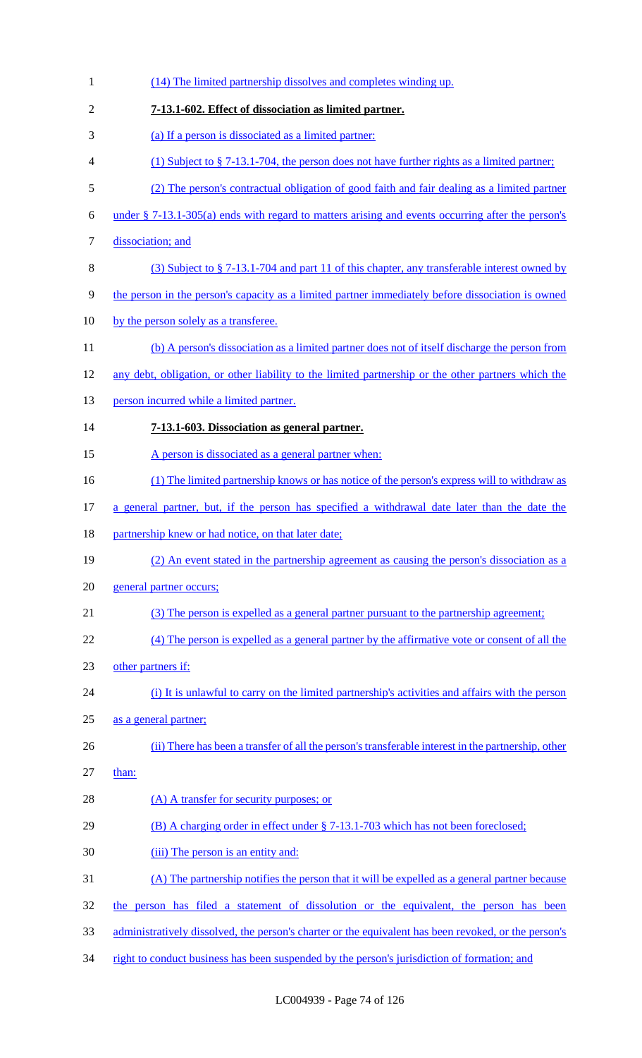(14) The limited partnership dissolves and completes winding up.

**7-13.1-602. Effect of dissociation as limited partner.**

(a) If a person is dissociated as a limited partner:

(1) Subject to § 7-13.1-704, the person does not have further rights as a limited partner;

(2) The person's contractual obligation of good faith and fair dealing as a limited partner under § 7-13.1-305(a) ends with regard to matters arising and events occurring after the person's dissociation; and

(3) Subject to § 7-13.1-704 and part 11 of this chapter, any transferable interest owned by the person in the person's capacity as a limited partner immediately before dissociation is owned by the person solely as a transferee.

(b) A person's dissociation as a limited partner does not of itself discharge the person from any debt, obligation, or other liability to the limited partnership or the other partners which the person incurred while a limited partner.

**7-13.1-603. Dissociation as general partner.**

A person is dissociated as a general partner when:

(1) The limited partnership knows or has notice of the person's express will to withdraw as a general partner, but, if the person has specified a withdrawal date later than the date the partnership knew or had notice, on that later date;

(2) An event stated in the partnership agreement as causing the person's dissociation as a general partner occurs;

(3) The person is expelled as a general partner pursuant to the partnership agreement;

(4) The person is expelled as a general partner by the affirmative vote or consent of all the other partners if:

(i) It is unlawful to carry on the limited partnership's activities and affairs with the person as a general partner;

(ii) There has been a transfer of all the person's transferable interest in the partnership, other than:

(A) A transfer for security purposes; or

(B) A charging order in effect under § 7-13.1-703 which has not been foreclosed;

(iii) The person is an entity and:

(A) The partnership notifies the person that it will be expelled as a general partner because the person has filed a statement of dissolution or the equivalent, the person has been administratively dissolved, the person's charter or the equivalent has been revoked, or the person's right to conduct business has been suspended by the person's jurisdiction of formation; and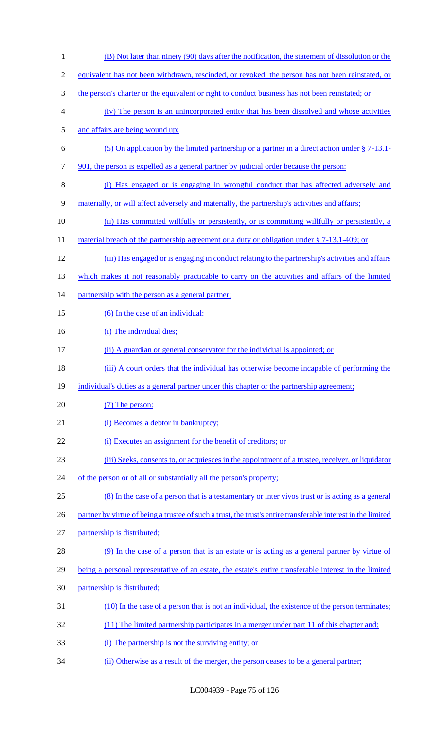(B) Not later than ninety (90) days after the notification, the statement of dissolution or the equivalent has not been withdrawn, rescinded, or revoked, the person has not been reinstated, or the person's charter or the equivalent or right to conduct business has not been reinstated; or

(iv) The person is an unincorporated entity that has been dissolved and whose activities and affairs are being wound up;

(5) On application by the limited partnership or a partner in a direct action under § 7-13.1-901, the person is expelled as a general partner by judicial order because the person:

(i) Has engaged or is engaging in wrongful conduct that has affected adversely and materially, or will affect adversely and materially, the partnership's activities and affairs;

(ii) Has committed willfully or persistently, or is committing willfully or persistently, a material breach of the partnership agreement or a duty or obligation under § 7-13.1-409; or

(iii) Has engaged or is engaging in conduct relating to the partnership's activities and affairs which makes it not reasonably practicable to carry on the activities and affairs of the limited partnership with the person as a general partner;

(6) In the case of an individual:

(i) The individual dies;

(ii) A guardian or general conservator for the individual is appointed; or

(iii) A court orders that the individual has otherwise become incapable of performing the individual's duties as a general partner under this chapter or the partnership agreement;

(7) The person:

(i) Becomes a debtor in bankruptcy;

(i) Executes an assignment for the benefit of creditors; or

(iii) Seeks, consents to, or acquiesces in the appointment of a trustee, receiver, or liquidator of the person or of all or substantially all the person's property;

(8) In the case of a person that is a testamentary or inter vivos trust or is acting as a general partner by virtue of being a trustee of such a trust, the trust's entire transferable interest in the limited partnership is distributed;

(9) In the case of a person that is an estate or is acting as a general partner by virtue of being a personal representative of an estate, the estate's entire transferable interest in the limited partnership is distributed;

(10) In the case of a person that is not an individual, the existence of the person terminates;

(11) The limited partnership participates in a merger under part 11 of this chapter and:

(i) The partnership is not the surviving entity; or

(ii) Otherwise as a result of the merger, the person ceases to be a general partner;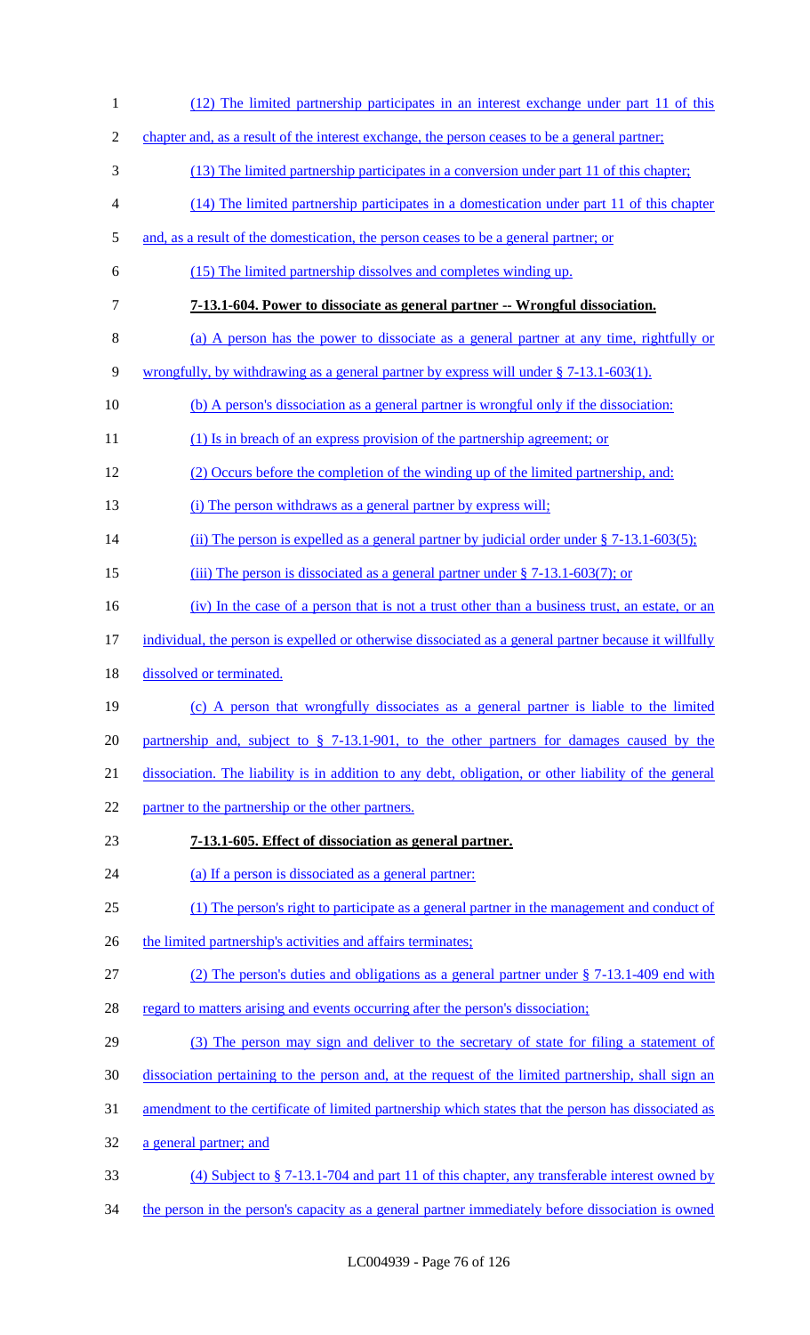(12) The limited partnership participates in an interest exchange under part 11 of this chapter and, as a result of the interest exchange, the person ceases to be a general partner;

(13) The limited partnership participates in a conversion under part 11 of this chapter;

(14) The limited partnership participates in a domestication under part 11 of this chapter and, as a result of the domestication, the person ceases to be a general partner; or

(15) The limited partnership dissolves and completes winding up.

**7-13.1-604. Power to dissociate as general partner -- Wrongful dissociation.**

(a) A person has the power to dissociate as a general partner at any time, rightfully or wrongfully, by withdrawing as a general partner by express will under § 7-13.1-603(1).

(b) A person's dissociation as a general partner is wrongful only if the dissociation:

(1) Is in breach of an express provision of the partnership agreement; or

(2) Occurs before the completion of the winding up of the limited partnership, and:

(i) The person withdraws as a general partner by express will;

(ii) The person is expelled as a general partner by judicial order under § 7-13.1-603(5);

(iii) The person is dissociated as a general partner under § 7-13.1-603(7); or

(iv) In the case of a person that is not a trust other than a business trust, an estate, or an individual, the person is expelled or otherwise dissociated as a general partner because it willfully dissolved or terminated.

(c) A person that wrongfully dissociates as a general partner is liable to the limited partnership and, subject to § 7-13.1-901, to the other partners for damages caused by the dissociation. The liability is in addition to any debt, obligation, or other liability of the general partner to the partnership or the other partners.

**7-13.1-605. Effect of dissociation as general partner.**

(a) If a person is dissociated as a general partner:

(1) The person's right to participate as a general partner in the management and conduct of the limited partnership's activities and affairs terminates;

(2) The person's duties and obligations as a general partner under § 7-13.1-409 end with regard to matters arising and events occurring after the person's dissociation;

(3) The person may sign and deliver to the secretary of state for filing a statement of dissociation pertaining to the person and, at the request of the limited partnership, shall sign an amendment to the certificate of limited partnership which states that the person has dissociated as a general partner; and

(4) Subject to § 7-13.1-704 and part 11 of this chapter, any transferable interest owned by the person in the person's capacity as a general partner immediately before dissociation is owned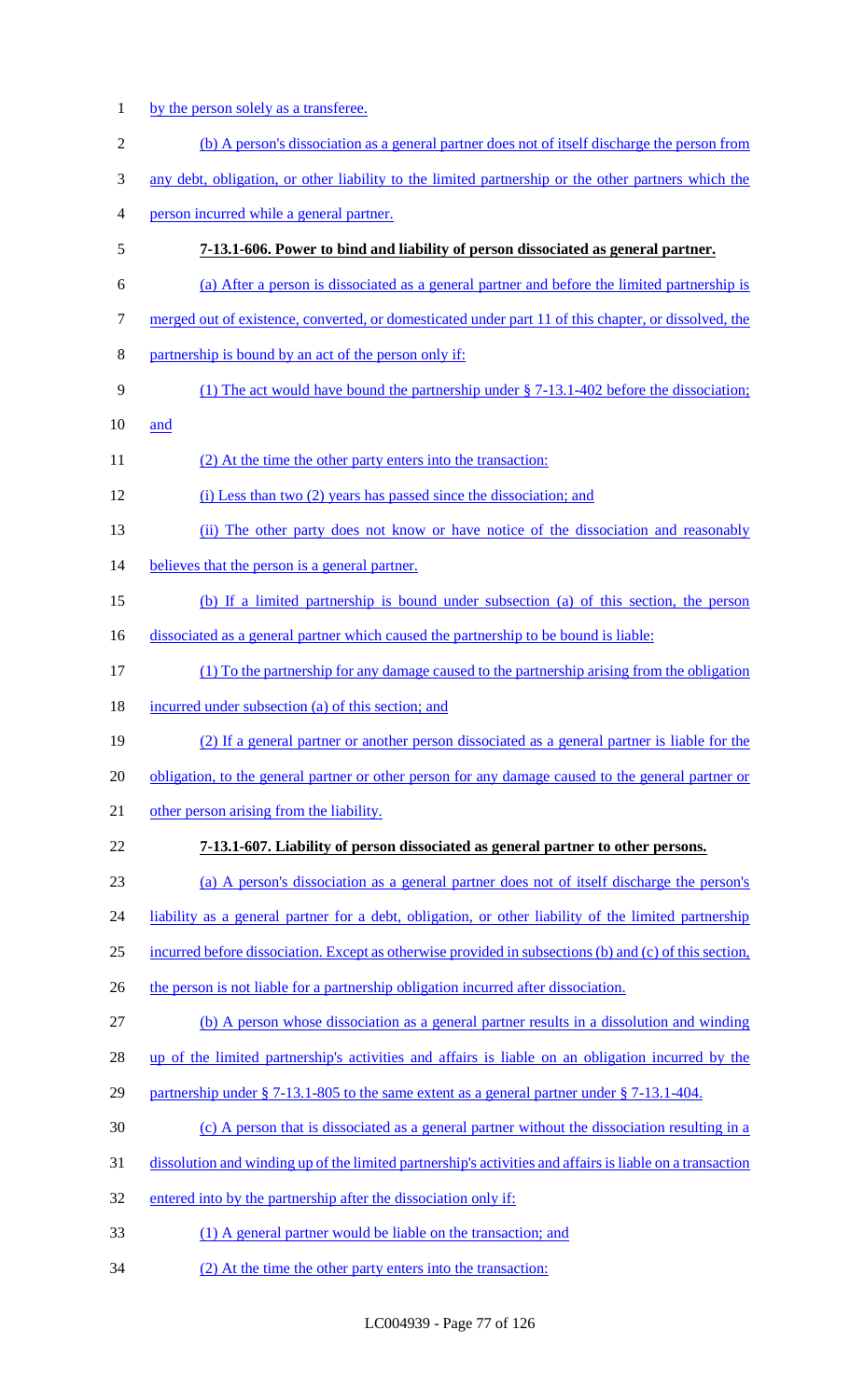by the person solely as a transferee.

(b) A person's dissociation as a general partner does not of itself discharge the person from any debt, obligation, or other liability to the limited partnership or the other partners which the person incurred while a general partner.

**7-13.1-606. Power to bind and liability of person dissociated as general partner.**

(a) After a person is dissociated as a general partner and before the limited partnership is merged out of existence, converted, or domesticated under part 11 of this chapter, or dissolved, the partnership is bound by an act of the person only if:

(1) The act would have bound the partnership under § 7-13.1-402 before the dissociation; and

(2) At the time the other party enters into the transaction:

(i) Less than two (2) years has passed since the dissociation; and

(ii) The other party does not know or have notice of the dissociation and reasonably believes that the person is a general partner.

(b) If a limited partnership is bound under subsection (a) of this section, the person dissociated as a general partner which caused the partnership to be bound is liable:

(1) To the partnership for any damage caused to the partnership arising from the obligation incurred under subsection (a) of this section; and

(2) If a general partner or another person dissociated as a general partner is liable for the obligation, to the general partner or other person for any damage caused to the general partner or other person arising from the liability.

**7-13.1-607. Liability of person dissociated as general partner to other persons.**

(a) A person's dissociation as a general partner does not of itself discharge the person's liability as a general partner for a debt, obligation, or other liability of the limited partnership incurred before dissociation. Except as otherwise provided in subsections (b) and (c) of this section, the person is not liable for a partnership obligation incurred after dissociation.

(b) A person whose dissociation as a general partner results in a dissolution and winding up of the limited partnership's activities and affairs is liable on an obligation incurred by the partnership under § 7-13.1-805 to the same extent as a general partner under § 7-13.1-404.

(c) A person that is dissociated as a general partner without the dissociation resulting in a dissolution and winding up of the limited partnership's activities and affairs is liable on a transaction entered into by the partnership after the dissociation only if:

(1) A general partner would be liable on the transaction; and

(2) At the time the other party enters into the transaction: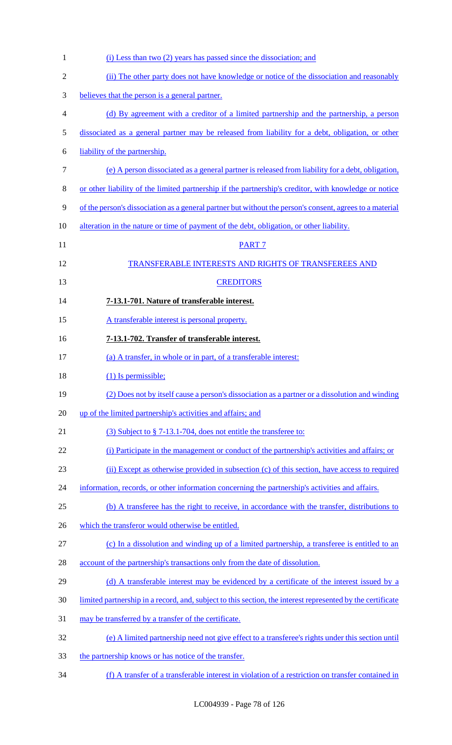(i) Less than two (2) years has passed since the dissociation; and

(ii) The other party does not have knowledge or notice of the dissociation and reasonably believes that the person is a general partner.

(d) By agreement with a creditor of a limited partnership and the partnership, a person dissociated as a general partner may be released from liability for a debt, obligation, or other liability of the partnership.

(e) A person dissociated as a general partner is released from liability for a debt, obligation, or other liability of the limited partnership if the partnership's creditor, with knowledge or notice of the person's dissociation as a general partner but without the person's consent, agrees to a material alteration in the nature or time of payment of the debt, obligation, or other liability.

PART 7

TRANSFERABLE INTERESTS AND RIGHTS OF TRANSFEREES AND CREDITORS

**7-13.1-701. Nature of transferable interest.**

A transferable interest is personal property.

**7-13.1-702. Transfer of transferable interest.**

(a) A transfer, in whole or in part, of a transferable interest:

(1) Is permissible;

(2) Does not by itself cause a person's dissociation as a partner or a dissolution and winding up of the limited partnership's activities and affairs; and

(3) Subject to § 7-13.1-704, does not entitle the transferee to:

(i) Participate in the management or conduct of the partnership's activities and affairs; or

(ii) Except as otherwise provided in subsection (c) of this section, have access to required information, records, or other information concerning the partnership's activities and affairs.

(b) A transferee has the right to receive, in accordance with the transfer, distributions to which the transferor would otherwise be entitled.

(c) In a dissolution and winding up of a limited partnership, a transferee is entitled to an account of the partnership's transactions only from the date of dissolution.

(d) A transferable interest may be evidenced by a certificate of the interest issued by a limited partnership in a record, and, subject to this section, the interest represented by the certificate may be transferred by a transfer of the certificate.

(e) A limited partnership need not give effect to a transferee's rights under this section until the partnership knows or has notice of the transfer.

(f) A transfer of a transferable interest in violation of a restriction on transfer contained in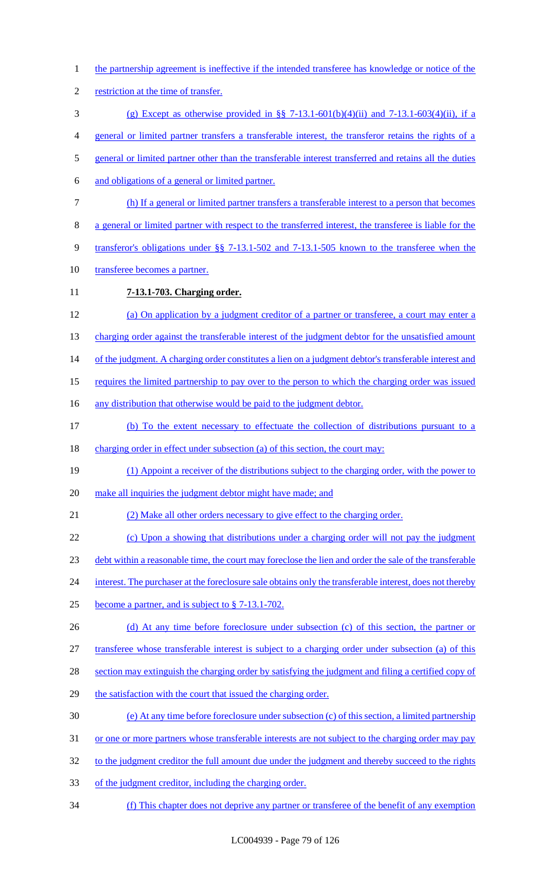the partnership agreement is ineffective if the intended transferee has knowledge or notice of the restriction at the time of transfer.

(g) Except as otherwise provided in §§ 7-13.1-601(b)(4)(ii) and 7-13.1-603(4)(ii), if a general or limited partner transfers a transferable interest, the transferor retains the rights of a general or limited partner other than the transferable interest transferred and retains all the duties and obligations of a general or limited partner.

(h) If a general or limited partner transfers a transferable interest to a person that becomes a general or limited partner with respect to the transferred interest, the transferee is liable for the transferor's obligations under §§ 7-13.1-502 and 7-13.1-505 known to the transferee when the transferee becomes a partner.

**7-13.1-703. Charging order.**

(a) On application by a judgment creditor of a partner or transferee, a court may enter a charging order against the transferable interest of the judgment debtor for the unsatisfied amount of the judgment. A charging order constitutes a lien on a judgment debtor's transferable interest and requires the limited partnership to pay over to the person to which the charging order was issued any distribution that otherwise would be paid to the judgment debtor.

(b) To the extent necessary to effectuate the collection of distributions pursuant to a charging order in effect under subsection (a) of this section, the court may:

(1) Appoint a receiver of the distributions subject to the charging order, with the power to make all inquiries the judgment debtor might have made; and

(2) Make all other orders necessary to give effect to the charging order.

(c) Upon a showing that distributions under a charging order will not pay the judgment debt within a reasonable time, the court may foreclose the lien and order the sale of the transferable interest. The purchaser at the foreclosure sale obtains only the transferable interest, does not thereby become a partner, and is subject to § 7-13.1-702.

(d) At any time before foreclosure under subsection (c) of this section, the partner or transferee whose transferable interest is subject to a charging order under subsection (a) of this section may extinguish the charging order by satisfying the judgment and filing a certified copy of the satisfaction with the court that issued the charging order.

(e) At any time before foreclosure under subsection (c) of this section, a limited partnership or one or more partners whose transferable interests are not subject to the charging order may pay to the judgment creditor the full amount due under the judgment and thereby succeed to the rights of the judgment creditor, including the charging order.

(f) This chapter does not deprive any partner or transferee of the benefit of any exemption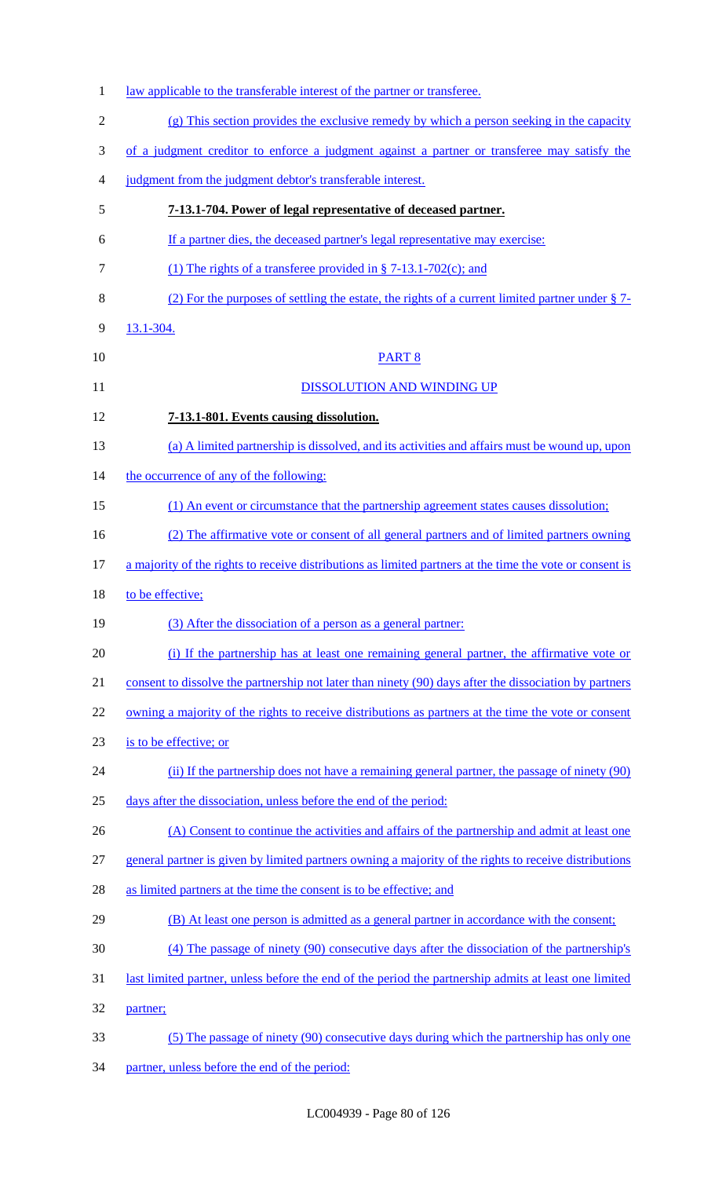law applicable to the transferable interest of the partner or transferee.

(g) This section provides the exclusive remedy by which a person seeking in the capacity of a judgment creditor to enforce a judgment against a partner or transferee may satisfy the judgment from the judgment debtor's transferable interest.

**7-13.1-704. Power of legal representative of deceased partner.**

If a partner dies, the deceased partner's legal representative may exercise:

(1) The rights of a transferee provided in § 7-13.1-702(c); and

(2) For the purposes of settling the estate, the rights of a current limited partner under § 7-13.1-304.

PART 8

DISSOLUTION AND WINDING UP

**7-13.1-801. Events causing dissolution.**

(a) A limited partnership is dissolved, and its activities and affairs must be wound up, upon the occurrence of any of the following:

(1) An event or circumstance that the partnership agreement states causes dissolution;

(2) The affirmative vote or consent of all general partners and of limited partners owning a majority of the rights to receive distributions as limited partners at the time the vote or consent is to be effective;

(3) After the dissociation of a person as a general partner:

(i) If the partnership has at least one remaining general partner, the affirmative vote or consent to dissolve the partnership not later than ninety (90) days after the dissociation by partners owning a majority of the rights to receive distributions as partners at the time the vote or consent is to be effective; or

(ii) If the partnership does not have a remaining general partner, the passage of ninety (90) days after the dissociation, unless before the end of the period:

(A) Consent to continue the activities and affairs of the partnership and admit at least one general partner is given by limited partners owning a majority of the rights to receive distributions as limited partners at the time the consent is to be effective; and

(B) At least one person is admitted as a general partner in accordance with the consent;

(4) The passage of ninety (90) consecutive days after the dissociation of the partnership's last limited partner, unless before the end of the period the partnership admits at least one limited partner;

(5) The passage of ninety (90) consecutive days during which the partnership has only one partner, unless before the end of the period: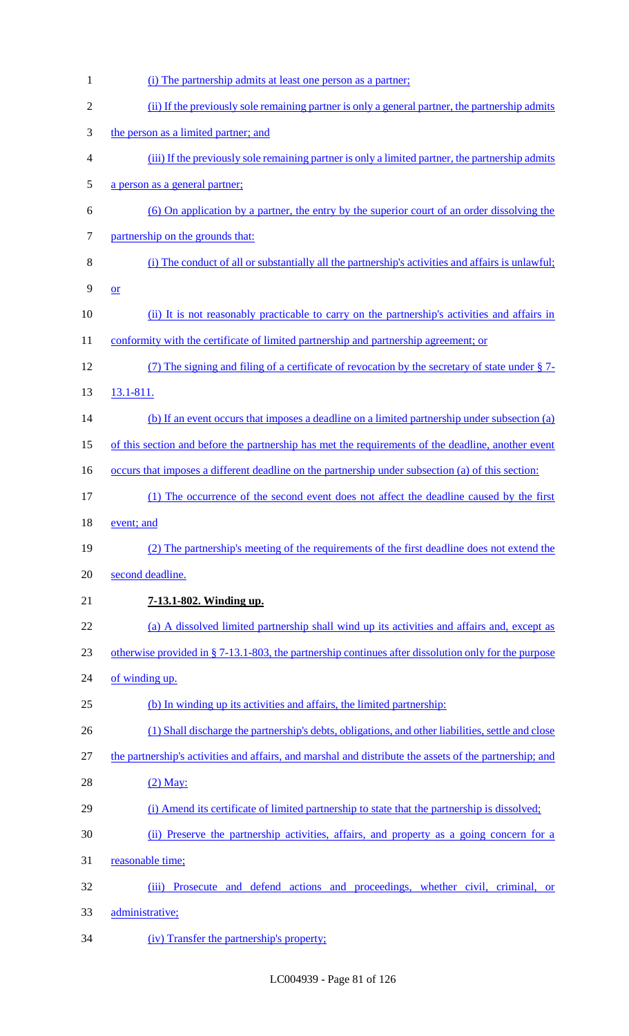(i) The partnership admits at least one person as a partner;

(ii) If the previously sole remaining partner is only a general partner, the partnership admits the person as a limited partner; and

(iii) If the previously sole remaining partner is only a limited partner, the partnership admits a person as a general partner;

(6) On application by a partner, the entry by the superior court of an order dissolving the partnership on the grounds that:

(i) The conduct of all or substantially all the partnership's activities and affairs is unlawful; or

(ii) It is not reasonably practicable to carry on the partnership's activities and affairs in conformity with the certificate of limited partnership and partnership agreement; or

(7) The signing and filing of a certificate of revocation by the secretary of state under § 7-13.1-811.

(b) If an event occurs that imposes a deadline on a limited partnership under subsection (a) of this section and before the partnership has met the requirements of the deadline, another event occurs that imposes a different deadline on the partnership under subsection (a) of this section:

(1) The occurrence of the second event does not affect the deadline caused by the first event; and

(2) The partnership's meeting of the requirements of the first deadline does not extend the second deadline.

**7-13.1-802. Winding up.**

(a) A dissolved limited partnership shall wind up its activities and affairs and, except as otherwise provided in § 7-13.1-803, the partnership continues after dissolution only for the purpose of winding up.

(b) In winding up its activities and affairs, the limited partnership:

(1) Shall discharge the partnership's debts, obligations, and other liabilities, settle and close the partnership's activities and affairs, and marshal and distribute the assets of the partnership; and

(2) May:

(i) Amend its certificate of limited partnership to state that the partnership is dissolved;

(ii) Preserve the partnership activities, affairs, and property as a going concern for a reasonable time;

(iii) Prosecute and defend actions and proceedings, whether civil, criminal, or administrative;

(iv) Transfer the partnership's property;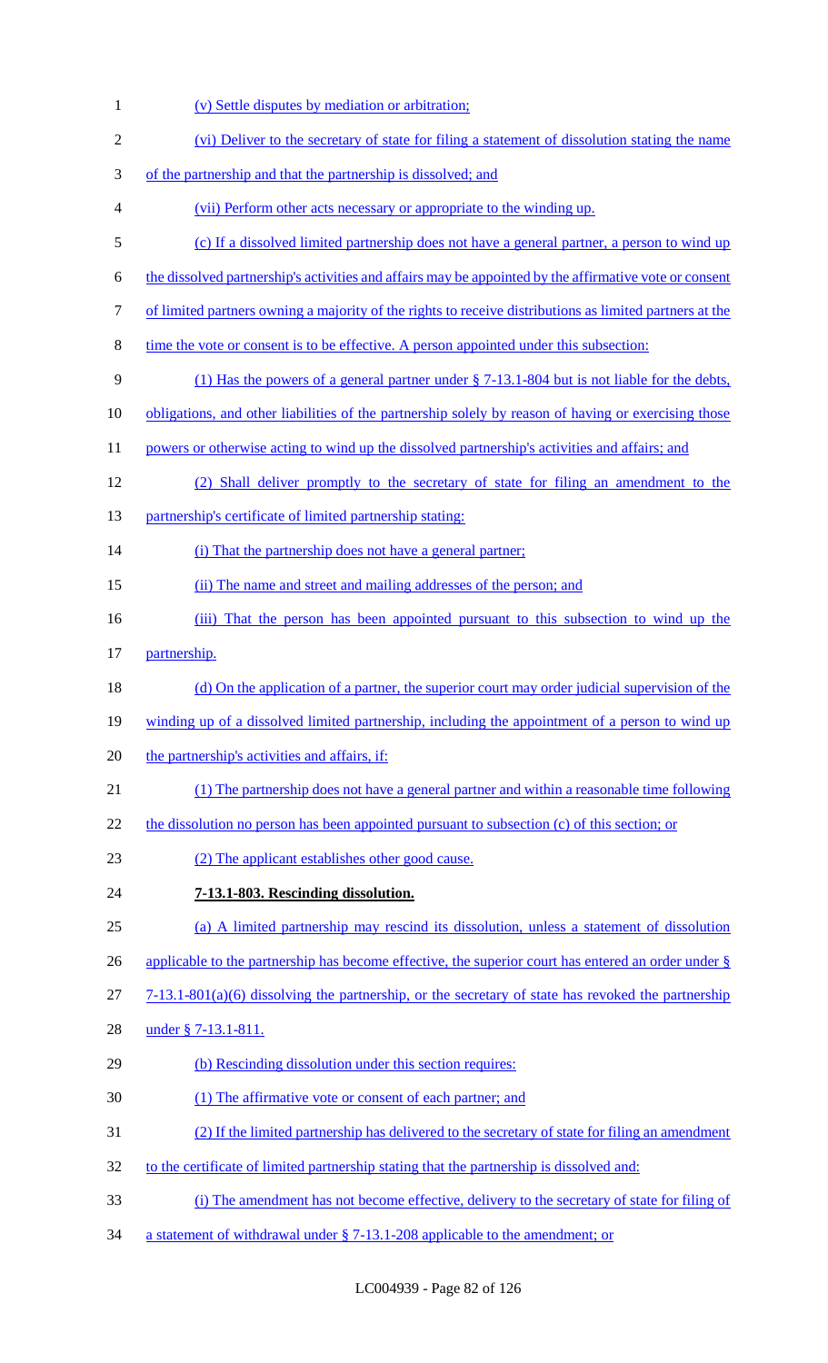(v) Settle disputes by mediation or arbitration;

(vi) Deliver to the secretary of state for filing a statement of dissolution stating the name of the partnership and that the partnership is dissolved; and

(vii) Perform other acts necessary or appropriate to the winding up.

(c) If a dissolved limited partnership does not have a general partner, a person to wind up the dissolved partnership's activities and affairs may be appointed by the affirmative vote or consent of limited partners owning a majority of the rights to receive distributions as limited partners at the time the vote or consent is to be effective. A person appointed under this subsection:

(1) Has the powers of a general partner under § 7-13.1-804 but is not liable for the debts, obligations, and other liabilities of the partnership solely by reason of having or exercising those powers or otherwise acting to wind up the dissolved partnership's activities and affairs; and

(2) Shall deliver promptly to the secretary of state for filing an amendment to the partnership's certificate of limited partnership stating:

(i) That the partnership does not have a general partner;

(ii) The name and street and mailing addresses of the person; and

(iii) That the person has been appointed pursuant to this subsection to wind up the partnership.

(d) On the application of a partner, the superior court may order judicial supervision of the winding up of a dissolved limited partnership, including the appointment of a person to wind up the partnership's activities and affairs, if:

(1) The partnership does not have a general partner and within a reasonable time following the dissolution no person has been appointed pursuant to subsection (c) of this section; or

(2) The applicant establishes other good cause.

**7-13.1-803. Rescinding dissolution.**

(a) A limited partnership may rescind its dissolution, unless a statement of dissolution applicable to the partnership has become effective, the superior court has entered an order under § 7-13.1-801(a)(6) dissolving the partnership, or the secretary of state has revoked the partnership under § 7-13.1-811.

(b) Rescinding dissolution under this section requires:

(1) The affirmative vote or consent of each partner; and

(2) If the limited partnership has delivered to the secretary of state for filing an amendment to the certificate of limited partnership stating that the partnership is dissolved and:

(i) The amendment has not become effective, delivery to the secretary of state for filing of a statement of withdrawal under § 7-13.1-208 applicable to the amendment; or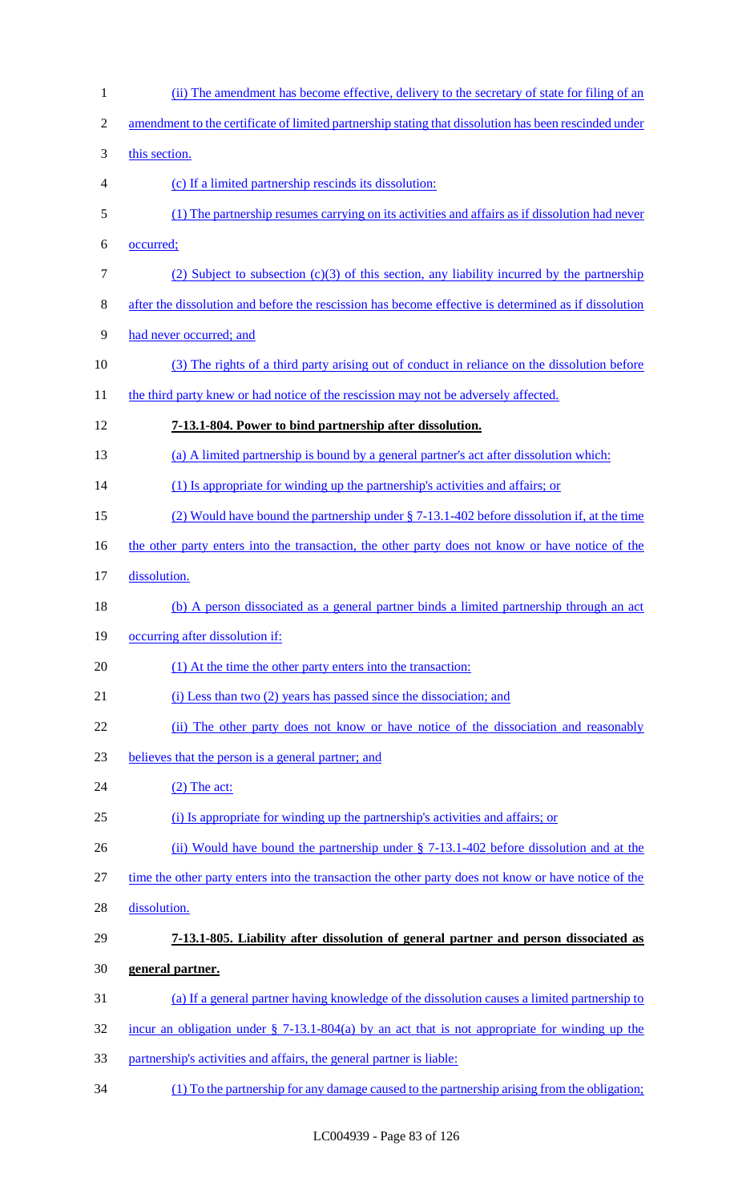(ii) The amendment has become effective, delivery to the secretary of state for filing of an amendment to the certificate of limited partnership stating that dissolution has been rescinded under this section.

(c) If a limited partnership rescinds its dissolution:

(1) The partnership resumes carrying on its activities and affairs as if dissolution had never occurred;

(2) Subject to subsection (c)(3) of this section, any liability incurred by the partnership after the dissolution and before the rescission has become effective is determined as if dissolution had never occurred; and

(3) The rights of a third party arising out of conduct in reliance on the dissolution before the third party knew or had notice of the rescission may not be adversely affected.

**7-13.1-804. Power to bind partnership after dissolution.**

(a) A limited partnership is bound by a general partner's act after dissolution which:

(1) Is appropriate for winding up the partnership's activities and affairs; or

(2) Would have bound the partnership under § 7-13.1-402 before dissolution if, at the time the other party enters into the transaction, the other party does not know or have notice of the dissolution.

(b) A person dissociated as a general partner binds a limited partnership through an act occurring after dissolution if:

(1) At the time the other party enters into the transaction:

(i) Less than two (2) years has passed since the dissociation; and

(ii) The other party does not know or have notice of the dissociation and reasonably believes that the person is a general partner; and

(2) The act:

(i) Is appropriate for winding up the partnership's activities and affairs; or

(ii) Would have bound the partnership under § 7-13.1-402 before dissolution and at the time the other party enters into the transaction the other party does not know or have notice of the dissolution.

**7-13.1-805. Liability after dissolution of general partner and person dissociated as general partner.**

(a) If a general partner having knowledge of the dissolution causes a limited partnership to incur an obligation under § 7-13.1-804(a) by an act that is not appropriate for winding up the partnership's activities and affairs, the general partner is liable:

(1) To the partnership for any damage caused to the partnership arising from the obligation;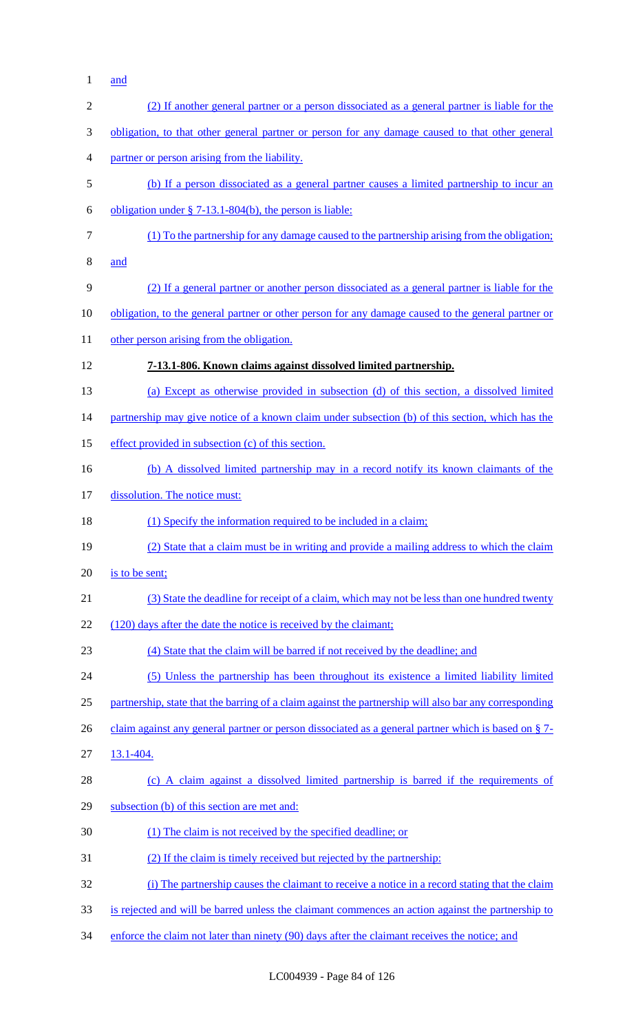and

(2) If another general partner or a person dissociated as a general partner is liable for the obligation, to that other general partner or person for any damage caused to that other general partner or person arising from the liability.

(b) If a person dissociated as a general partner causes a limited partnership to incur an obligation under § 7-13.1-804(b), the person is liable:

(1) To the partnership for any damage caused to the partnership arising from the obligation; and

(2) If a general partner or another person dissociated as a general partner is liable for the obligation, to the general partner or other person for any damage caused to the general partner or other person arising from the obligation.

**7-13.1-806. Known claims against dissolved limited partnership.**

(a) Except as otherwise provided in subsection (d) of this section, a dissolved limited partnership may give notice of a known claim under subsection (b) of this section, which has the effect provided in subsection (c) of this section.

(b) A dissolved limited partnership may in a record notify its known claimants of the dissolution. The notice must:

(1) Specify the information required to be included in a claim;

(2) State that a claim must be in writing and provide a mailing address to which the claim is to be sent;

(3) State the deadline for receipt of a claim, which may not be less than one hundred twenty (120) days after the date the notice is received by the claimant;

(4) State that the claim will be barred if not received by the deadline; and

(5) Unless the partnership has been throughout its existence a limited liability limited partnership, state that the barring of a claim against the partnership will also bar any corresponding claim against any general partner or person dissociated as a general partner which is based on § 7-13.1-404.

(c) A claim against a dissolved limited partnership is barred if the requirements of subsection (b) of this section are met and:

(1) The claim is not received by the specified deadline; or

(2) If the claim is timely received but rejected by the partnership:

(i) The partnership causes the claimant to receive a notice in a record stating that the claim is rejected and will be barred unless the claimant commences an action against the partnership to enforce the claim not later than ninety (90) days after the claimant receives the notice; and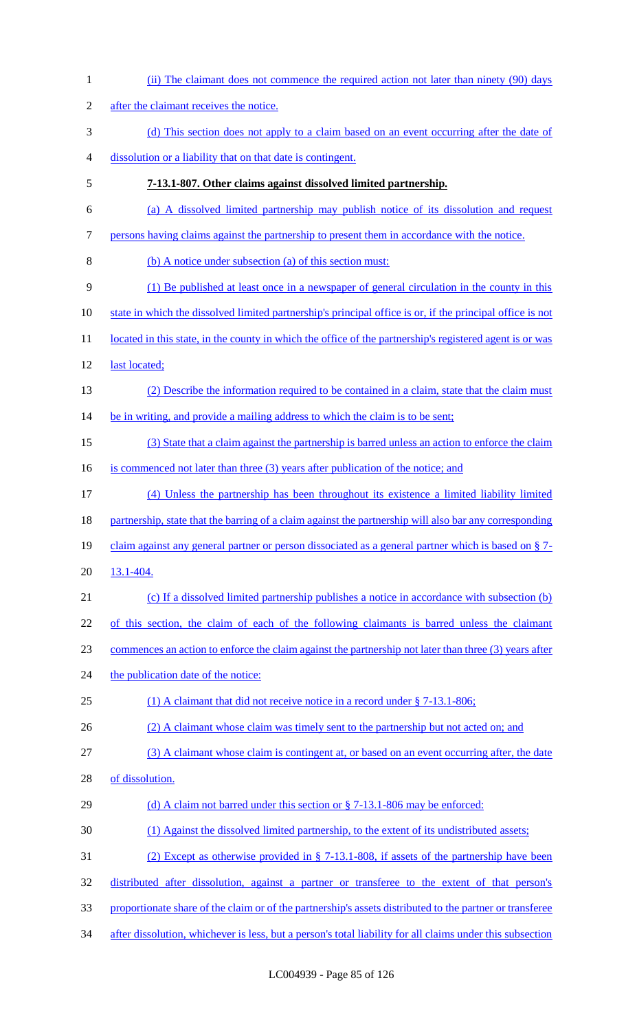(ii) The claimant does not commence the required action not later than ninety (90) days after the claimant receives the notice.

(d) This section does not apply to a claim based on an event occurring after the date of dissolution or a liability that on that date is contingent.

**7-13.1-807. Other claims against dissolved limited partnership.**

(a) A dissolved limited partnership may publish notice of its dissolution and request persons having claims against the partnership to present them in accordance with the notice.

(b) A notice under subsection (a) of this section must:

(1) Be published at least once in a newspaper of general circulation in the county in this state in which the dissolved limited partnership's principal office is or, if the principal office is not located in this state, in the county in which the office of the partnership's registered agent is or was last located;

(2) Describe the information required to be contained in a claim, state that the claim must be in writing, and provide a mailing address to which the claim is to be sent;

(3) State that a claim against the partnership is barred unless an action to enforce the claim is commenced not later than three (3) years after publication of the notice; and

(4) Unless the partnership has been throughout its existence a limited liability limited partnership, state that the barring of a claim against the partnership will also bar any corresponding claim against any general partner or person dissociated as a general partner which is based on § 7-13.1-404.

(c) If a dissolved limited partnership publishes a notice in accordance with subsection (b) of this section, the claim of each of the following claimants is barred unless the claimant commences an action to enforce the claim against the partnership not later than three (3) years after the publication date of the notice:

(1) A claimant that did not receive notice in a record under § 7-13.1-806;

(2) A claimant whose claim was timely sent to the partnership but not acted on; and

(3) A claimant whose claim is contingent at, or based on an event occurring after, the date of dissolution.

(d) A claim not barred under this section or § 7-13.1-806 may be enforced:

(1) Against the dissolved limited partnership, to the extent of its undistributed assets;

(2) Except as otherwise provided in § 7-13.1-808, if assets of the partnership have been distributed after dissolution, against a partner or transferee to the extent of that person's proportionate share of the claim or of the partnership's assets distributed to the partner or transferee after dissolution, whichever is less, but a person's total liability for all claims under this subsection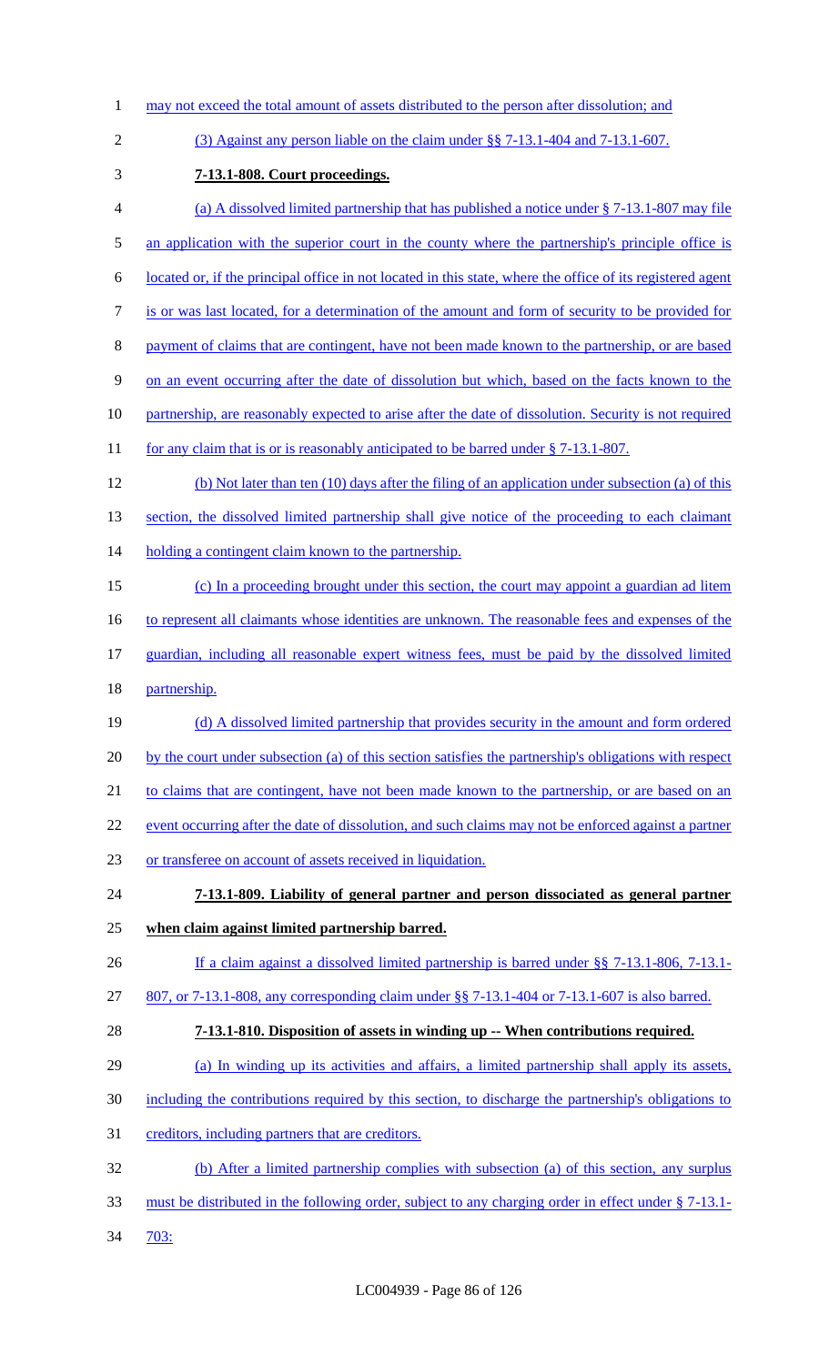may not exceed the total amount of assets distributed to the person after dissolution; and

(3) Against any person liable on the claim under §§ 7-13.1-404 and 7-13.1-607.

**7-13.1-808. Court proceedings.**

(a) A dissolved limited partnership that has published a notice under § 7-13.1-807 may file an application with the superior court in the county where the partnership's principle office is located or, if the principal office in not located in this state, where the office of its registered agent is or was last located, for a determination of the amount and form of security to be provided for payment of claims that are contingent, have not been made known to the partnership, or are based on an event occurring after the date of dissolution but which, based on the facts known to the partnership, are reasonably expected to arise after the date of dissolution. Security is not required for any claim that is or is reasonably anticipated to be barred under § 7-13.1-807.

(b) Not later than ten (10) days after the filing of an application under subsection (a) of this section, the dissolved limited partnership shall give notice of the proceeding to each claimant holding a contingent claim known to the partnership.

(c) In a proceeding brought under this section, the court may appoint a guardian ad litem to represent all claimants whose identities are unknown. The reasonable fees and expenses of the guardian, including all reasonable expert witness fees, must be paid by the dissolved limited partnership.

(d) A dissolved limited partnership that provides security in the amount and form ordered by the court under subsection (a) of this section satisfies the partnership's obligations with respect to claims that are contingent, have not been made known to the partnership, or are based on an event occurring after the date of dissolution, and such claims may not be enforced against a partner or transferee on account of assets received in liquidation.

**7-13.1-809. Liability of general partner and person dissociated as general partner when claim against limited partnership barred.**

If a claim against a dissolved limited partnership is barred under §§ 7-13.1-806, 7-13.1-807, or 7-13.1-808, any corresponding claim under §§ 7-13.1-404 or 7-13.1-607 is also barred.

**7-13.1-810. Disposition of assets in winding up -- When contributions required.**

(a) In winding up its activities and affairs, a limited partnership shall apply its assets, including the contributions required by this section, to discharge the partnership's obligations to creditors, including partners that are creditors.

(b) After a limited partnership complies with subsection (a) of this section, any surplus must be distributed in the following order, subject to any charging order in effect under § 7-13.1-703: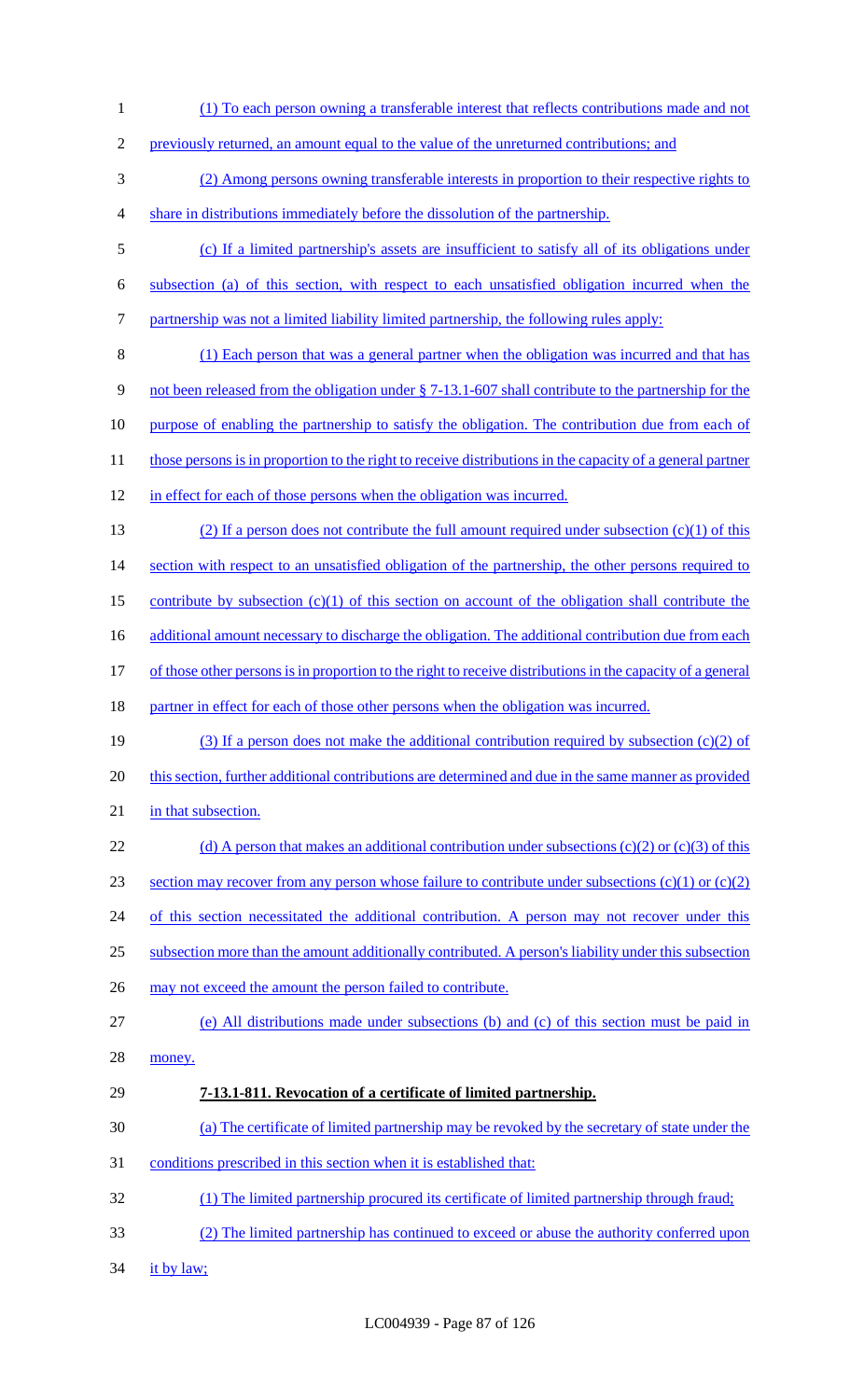(1) To each person owning a transferable interest that reflects contributions made and not previously returned, an amount equal to the value of the unreturned contributions; and

(2) Among persons owning transferable interests in proportion to their respective rights to share in distributions immediately before the dissolution of the partnership.

(c) If a limited partnership's assets are insufficient to satisfy all of its obligations under subsection (a) of this section, with respect to each unsatisfied obligation incurred when the partnership was not a limited liability limited partnership, the following rules apply:

(1) Each person that was a general partner when the obligation was incurred and that has not been released from the obligation under § 7-13.1-607 shall contribute to the partnership for the purpose of enabling the partnership to satisfy the obligation. The contribution due from each of those persons is in proportion to the right to receive distributions in the capacity of a general partner in effect for each of those persons when the obligation was incurred.

(2) If a person does not contribute the full amount required under subsection (c)(1) of this section with respect to an unsatisfied obligation of the partnership, the other persons required to contribute by subsection (c)(1) of this section on account of the obligation shall contribute the additional amount necessary to discharge the obligation. The additional contribution due from each of those other persons is in proportion to the right to receive distributions in the capacity of a general partner in effect for each of those other persons when the obligation was incurred.

(3) If a person does not make the additional contribution required by subsection (c)(2) of this section, further additional contributions are determined and due in the same manner as provided in that subsection.

(d) A person that makes an additional contribution under subsections (c)(2) or (c)(3) of this section may recover from any person whose failure to contribute under subsections (c)(1) or (c)(2) of this section necessitated the additional contribution. A person may not recover under this subsection more than the amount additionally contributed. A person's liability under this subsection may not exceed the amount the person failed to contribute.

(e) All distributions made under subsections (b) and (c) of this section must be paid in money.

**7-13.1-811. Revocation of a certificate of limited partnership.**

(a) The certificate of limited partnership may be revoked by the secretary of state under the conditions prescribed in this section when it is established that:

(1) The limited partnership procured its certificate of limited partnership through fraud;

(2) The limited partnership has continued to exceed or abuse the authority conferred upon it by law;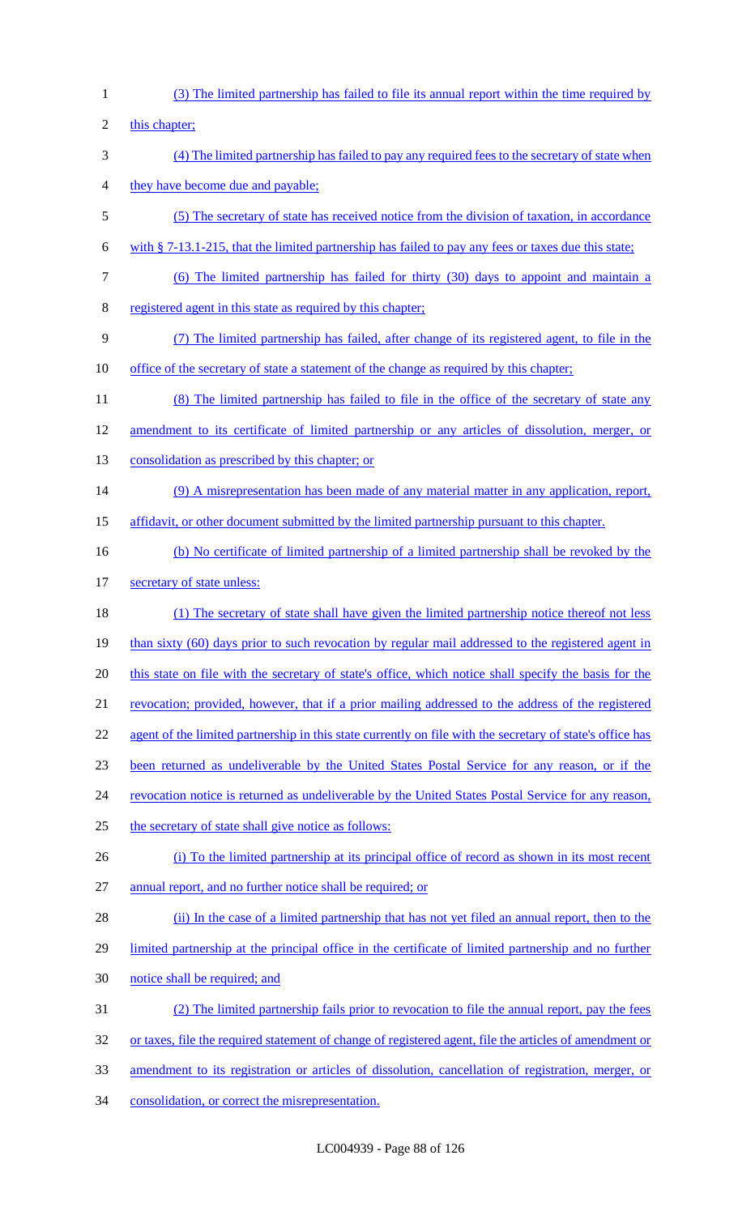(3) The limited partnership has failed to file its annual report within the time required by this chapter;

(4) The limited partnership has failed to pay any required fees to the secretary of state when they have become due and payable;

(5) The secretary of state has received notice from the division of taxation, in accordance with § 7-13.1-215, that the limited partnership has failed to pay any fees or taxes due this state;

(6) The limited partnership has failed for thirty (30) days to appoint and maintain a registered agent in this state as required by this chapter;

(7) The limited partnership has failed, after change of its registered agent, to file in the office of the secretary of state a statement of the change as required by this chapter;

(8) The limited partnership has failed to file in the office of the secretary of state any amendment to its certificate of limited partnership or any articles of dissolution, merger, or consolidation as prescribed by this chapter; or

(9) A misrepresentation has been made of any material matter in any application, report, affidavit, or other document submitted by the limited partnership pursuant to this chapter.

(b) No certificate of limited partnership of a limited partnership shall be revoked by the secretary of state unless:

(1) The secretary of state shall have given the limited partnership notice thereof not less than sixty (60) days prior to such revocation by regular mail addressed to the registered agent in this state on file with the secretary of state's office, which notice shall specify the basis for the revocation; provided, however, that if a prior mailing addressed to the address of the registered agent of the limited partnership in this state currently on file with the secretary of state's office has been returned as undeliverable by the United States Postal Service for any reason, or if the revocation notice is returned as undeliverable by the United States Postal Service for any reason, the secretary of state shall give notice as follows:

(i) To the limited partnership at its principal office of record as shown in its most recent annual report, and no further notice shall be required; or

(ii) In the case of a limited partnership that has not yet filed an annual report, then to the limited partnership at the principal office in the certificate of limited partnership and no further notice shall be required; and

(2) The limited partnership fails prior to revocation to file the annual report, pay the fees or taxes, file the required statement of change of registered agent, file the articles of amendment or amendment to its registration or articles of dissolution, cancellation of registration, merger, or consolidation, or correct the misrepresentation.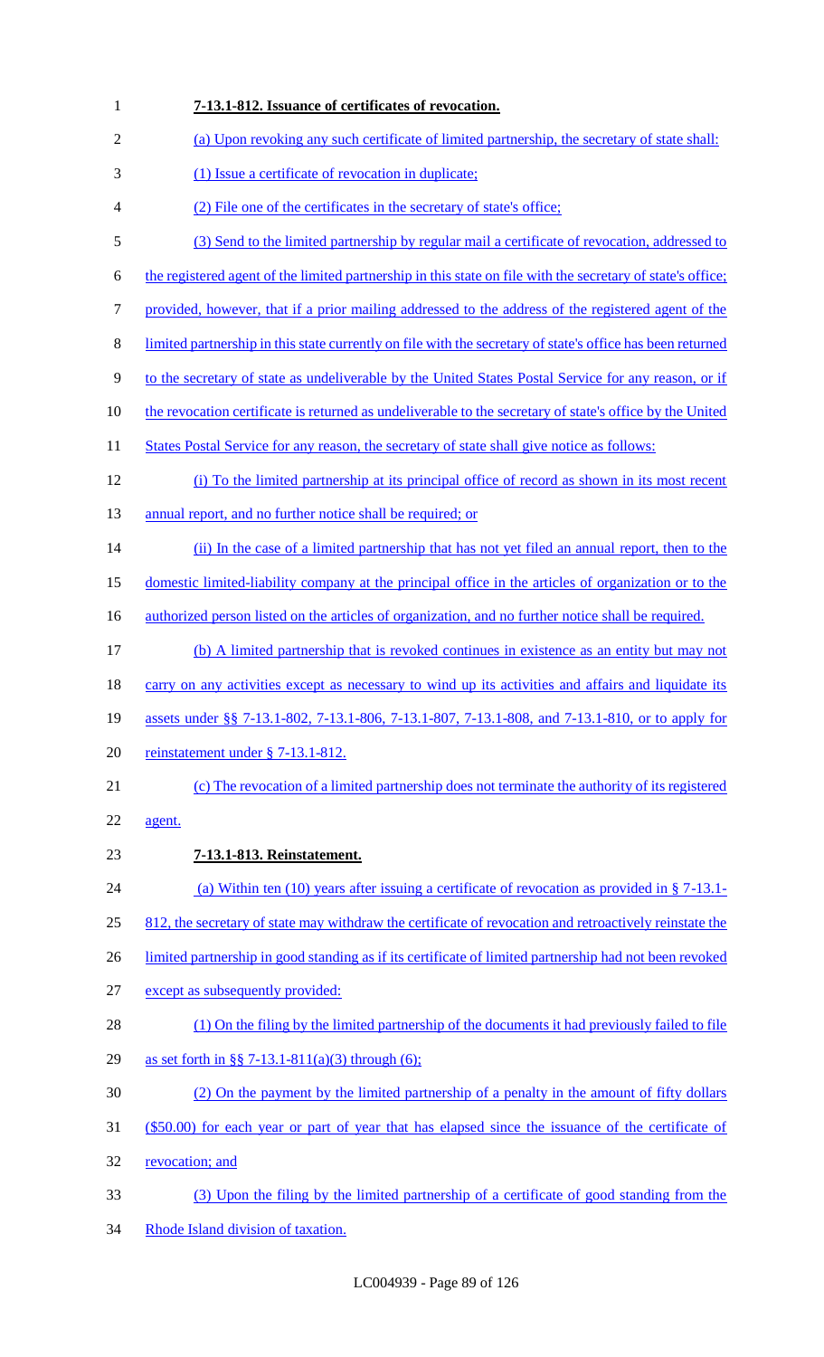**7-13.1-812. Issuance of certificates of revocation.**

(a) Upon revoking any such certificate of limited partnership, the secretary of state shall:

(1) Issue a certificate of revocation in duplicate;

(2) File one of the certificates in the secretary of state's office;

(3) Send to the limited partnership by regular mail a certificate of revocation, addressed to the registered agent of the limited partnership in this state on file with the secretary of state's office; provided, however, that if a prior mailing addressed to the address of the registered agent of the limited partnership in this state currently on file with the secretary of state's office has been returned to the secretary of state as undeliverable by the United States Postal Service for any reason, or if the revocation certificate is returned as undeliverable to the secretary of state's office by the United States Postal Service for any reason, the secretary of state shall give notice as follows:

(i) To the limited partnership at its principal office of record as shown in its most recent annual report, and no further notice shall be required; or

(ii) In the case of a limited partnership that has not yet filed an annual report, then to the domestic limited-liability company at the principal office in the articles of organization or to the authorized person listed on the articles of organization, and no further notice shall be required.

(b) A limited partnership that is revoked continues in existence as an entity but may not carry on any activities except as necessary to wind up its activities and affairs and liquidate its assets under §§ 7-13.1-802, 7-13.1-806, 7-13.1-807, 7-13.1-808, and 7-13.1-810, or to apply for reinstatement under § 7-13.1-812.

(c) The revocation of a limited partnership does not terminate the authority of its registered agent.

**7-13.1-813. Reinstatement.**

(a) Within ten (10) years after issuing a certificate of revocation as provided in § 7-13.1-812, the secretary of state may withdraw the certificate of revocation and retroactively reinstate the limited partnership in good standing as if its certificate of limited partnership had not been revoked except as subsequently provided:

(1) On the filing by the limited partnership of the documents it had previously failed to file as set forth in §§ 7-13.1-811(a)(3) through (6);

(2) On the payment by the limited partnership of a penalty in the amount of fifty dollars ($50.00) for each year or part of year that has elapsed since the issuance of the certificate of revocation; and

(3) Upon the filing by the limited partnership of a certificate of good standing from the Rhode Island division of taxation.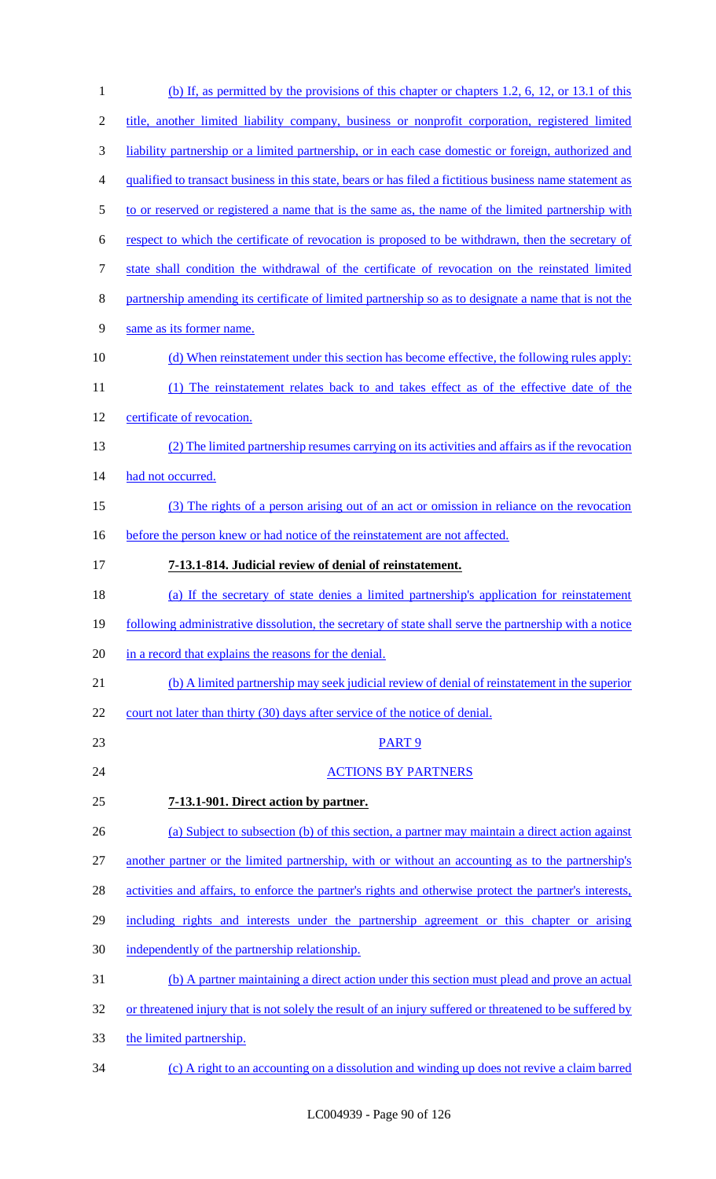(b) If, as permitted by the provisions of this chapter or chapters 1.2, 6, 12, or 13.1 of this title, another limited liability company, business or nonprofit corporation, registered limited liability partnership or a limited partnership, or in each case domestic or foreign, authorized and qualified to transact business in this state, bears or has filed a fictitious business name statement as to or reserved or registered a name that is the same as, the name of the limited partnership with respect to which the certificate of revocation is proposed to be withdrawn, then the secretary of state shall condition the withdrawal of the certificate of revocation on the reinstated limited partnership amending its certificate of limited partnership so as to designate a name that is not the same as its former name.

(d) When reinstatement under this section has become effective, the following rules apply:

(1) The reinstatement relates back to and takes effect as of the effective date of the certificate of revocation.

(2) The limited partnership resumes carrying on its activities and affairs as if the revocation had not occurred.

(3) The rights of a person arising out of an act or omission in reliance on the revocation before the person knew or had notice of the reinstatement are not affected.

**7-13.1-814. Judicial review of denial of reinstatement.**

(a) If the secretary of state denies a limited partnership's application for reinstatement following administrative dissolution, the secretary of state shall serve the partnership with a notice in a record that explains the reasons for the denial.

(b) A limited partnership may seek judicial review of denial of reinstatement in the superior court not later than thirty (30) days after service of the notice of denial.

PART 9

ACTIONS BY PARTNERS

**7-13.1-901. Direct action by partner.**

(a) Subject to subsection (b) of this section, a partner may maintain a direct action against another partner or the limited partnership, with or without an accounting as to the partnership's activities and affairs, to enforce the partner's rights and otherwise protect the partner's interests, including rights and interests under the partnership agreement or this chapter or arising independently of the partnership relationship.

(b) A partner maintaining a direct action under this section must plead and prove an actual or threatened injury that is not solely the result of an injury suffered or threatened to be suffered by the limited partnership.

(c) A right to an accounting on a dissolution and winding up does not revive a claim barred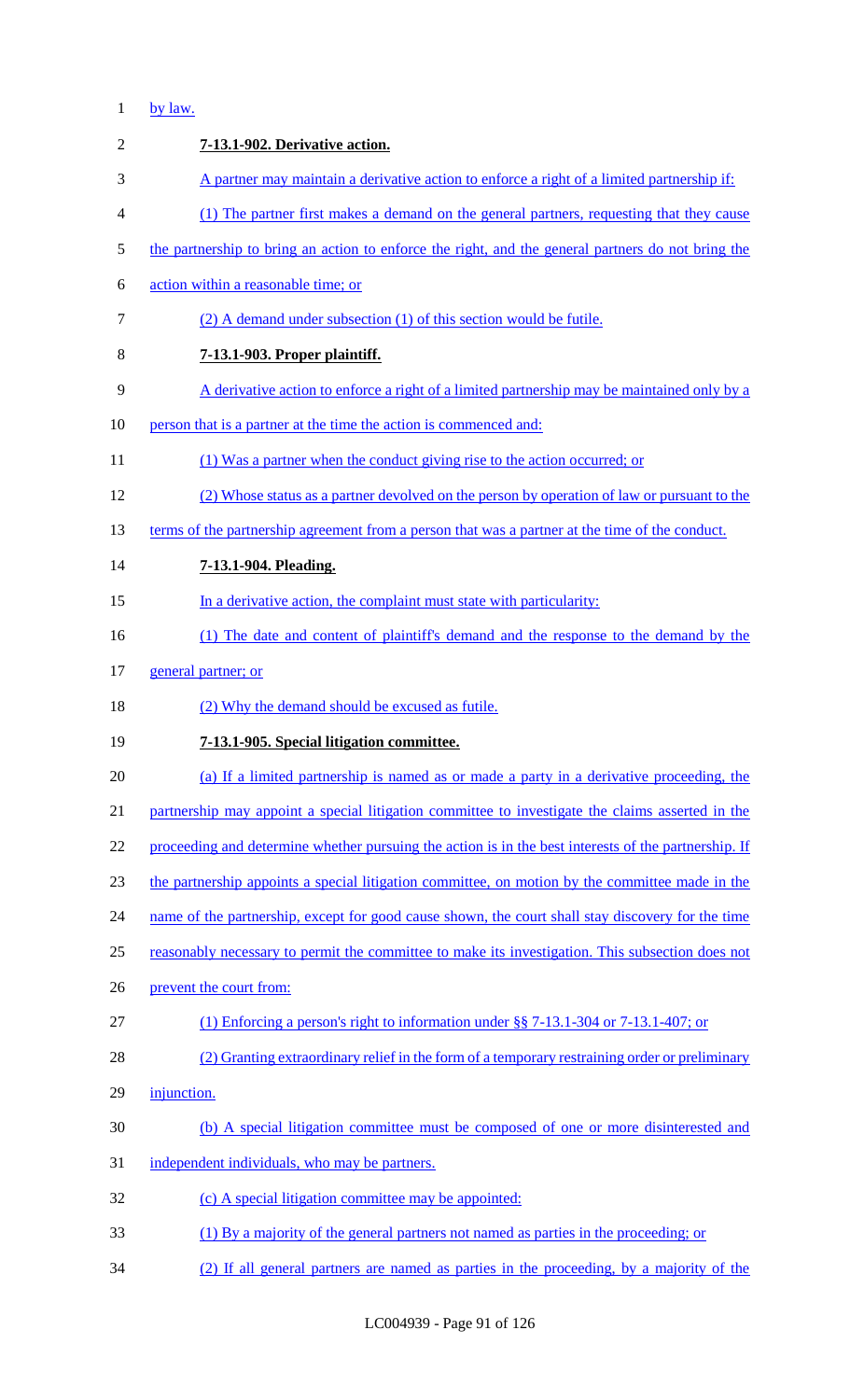by law.

**7-13.1-902. Derivative action.**

A partner may maintain a derivative action to enforce a right of a limited partnership if:

(1) The partner first makes a demand on the general partners, requesting that they cause the partnership to bring an action to enforce the right, and the general partners do not bring the action within a reasonable time; or

(2) A demand under subsection (1) of this section would be futile.

**7-13.1-903. Proper plaintiff.**

A derivative action to enforce a right of a limited partnership may be maintained only by a person that is a partner at the time the action is commenced and:

(1) Was a partner when the conduct giving rise to the action occurred; or

(2) Whose status as a partner devolved on the person by operation of law or pursuant to the terms of the partnership agreement from a person that was a partner at the time of the conduct.

**7-13.1-904. Pleading.**

In a derivative action, the complaint must state with particularity:

(1) The date and content of plaintiff's demand and the response to the demand by the general partner; or

(2) Why the demand should be excused as futile.

**7-13.1-905. Special litigation committee.**

(a) If a limited partnership is named as or made a party in a derivative proceeding, the partnership may appoint a special litigation committee to investigate the claims asserted in the proceeding and determine whether pursuing the action is in the best interests of the partnership. If the partnership appoints a special litigation committee, on motion by the committee made in the name of the partnership, except for good cause shown, the court shall stay discovery for the time reasonably necessary to permit the committee to make its investigation. This subsection does not prevent the court from:

(1) Enforcing a person's right to information under §§ 7-13.1-304 or 7-13.1-407; or

(2) Granting extraordinary relief in the form of a temporary restraining order or preliminary injunction.

(b) A special litigation committee must be composed of one or more disinterested and independent individuals, who may be partners.

(c) A special litigation committee may be appointed:

(1) By a majority of the general partners not named as parties in the proceeding; or

(2) If all general partners are named as parties in the proceeding, by a majority of the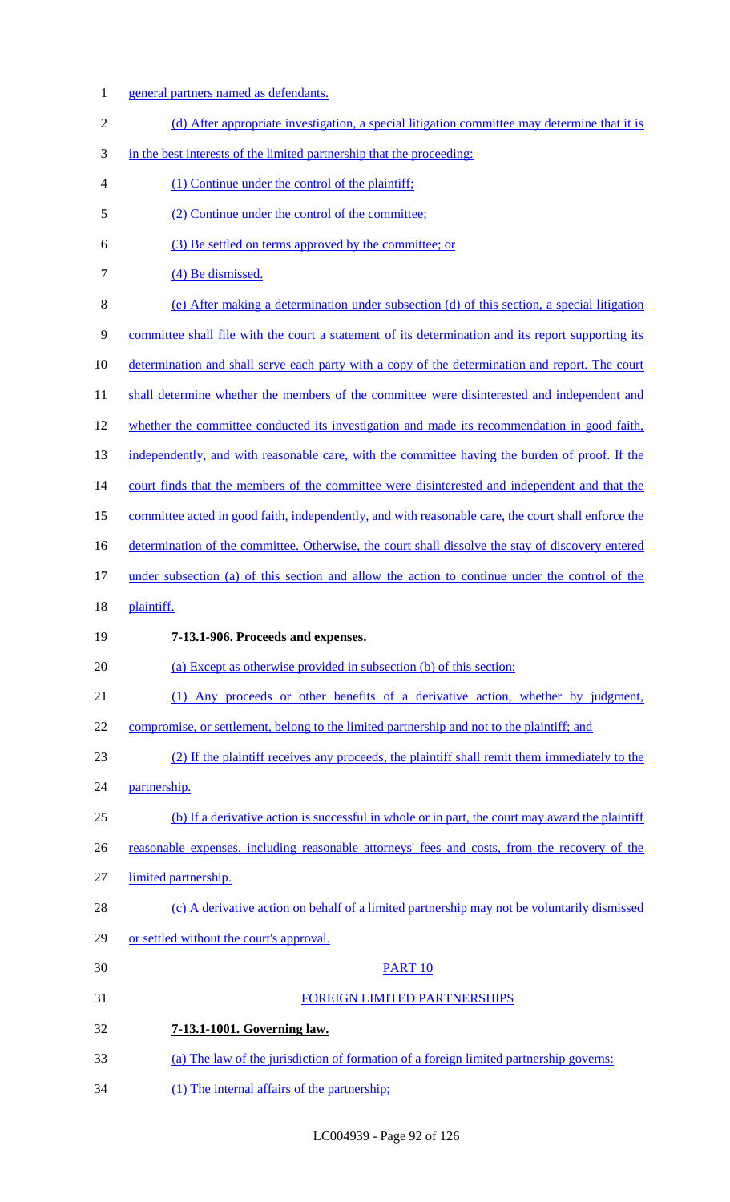general partners named as defendants.

(d) After appropriate investigation, a special litigation committee may determine that it is in the best interests of the limited partnership that the proceeding:

(1) Continue under the control of the plaintiff;

(2) Continue under the control of the committee;

(3) Be settled on terms approved by the committee; or

(4) Be dismissed.

(e) After making a determination under subsection (d) of this section, a special litigation committee shall file with the court a statement of its determination and its report supporting its determination and shall serve each party with a copy of the determination and report. The court shall determine whether the members of the committee were disinterested and independent and whether the committee conducted its investigation and made its recommendation in good faith, independently, and with reasonable care, with the committee having the burden of proof. If the court finds that the members of the committee were disinterested and independent and that the committee acted in good faith, independently, and with reasonable care, the court shall enforce the determination of the committee. Otherwise, the court shall dissolve the stay of discovery entered under subsection (a) of this section and allow the action to continue under the control of the plaintiff.

**7-13.1-906. Proceeds and expenses.**

(a) Except as otherwise provided in subsection (b) of this section:

(1) Any proceeds or other benefits of a derivative action, whether by judgment, compromise, or settlement, belong to the limited partnership and not to the plaintiff; and

(2) If the plaintiff receives any proceeds, the plaintiff shall remit them immediately to the partnership.

(b) If a derivative action is successful in whole or in part, the court may award the plaintiff reasonable expenses, including reasonable attorneys' fees and costs, from the recovery of the limited partnership.

(c) A derivative action on behalf of a limited partnership may not be voluntarily dismissed or settled without the court's approval.

PART 10

FOREIGN LIMITED PARTNERSHIPS

**7-13.1-1001. Governing law.**

(a) The law of the jurisdiction of formation of a foreign limited partnership governs:

(1) The internal affairs of the partnership;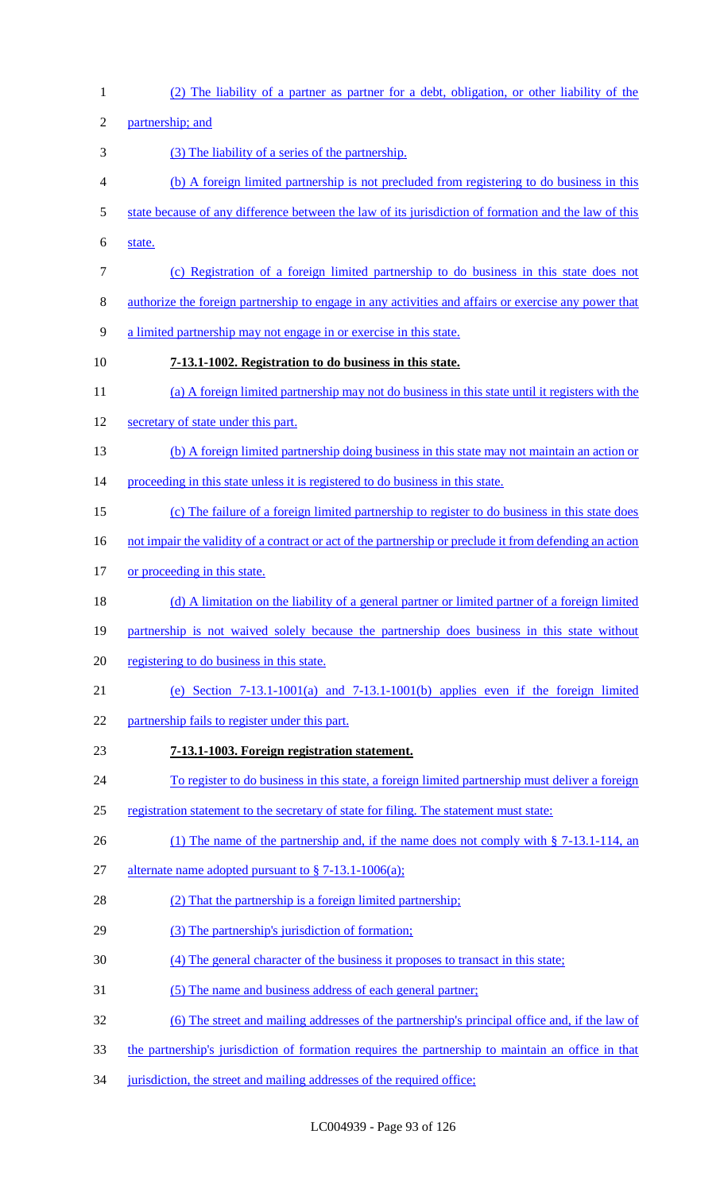(2) The liability of a partner as partner for a debt, obligation, or other liability of the partnership; and

(3) The liability of a series of the partnership.

(b) A foreign limited partnership is not precluded from registering to do business in this state because of any difference between the law of its jurisdiction of formation and the law of this state.

(c) Registration of a foreign limited partnership to do business in this state does not authorize the foreign partnership to engage in any activities and affairs or exercise any power that a limited partnership may not engage in or exercise in this state.

**7-13.1-1002. Registration to do business in this state.**

(a) A foreign limited partnership may not do business in this state until it registers with the secretary of state under this part.

(b) A foreign limited partnership doing business in this state may not maintain an action or proceeding in this state unless it is registered to do business in this state.

(c) The failure of a foreign limited partnership to register to do business in this state does not impair the validity of a contract or act of the partnership or preclude it from defending an action or proceeding in this state.

(d) A limitation on the liability of a general partner or limited partner of a foreign limited partnership is not waived solely because the partnership does business in this state without registering to do business in this state.

(e) Section 7-13.1-1001(a) and 7-13.1-1001(b) applies even if the foreign limited partnership fails to register under this part.

**7-13.1-1003. Foreign registration statement.**

To register to do business in this state, a foreign limited partnership must deliver a foreign registration statement to the secretary of state for filing. The statement must state:

(1) The name of the partnership and, if the name does not comply with § 7-13.1-114, an alternate name adopted pursuant to § 7-13.1-1006(a);

(2) That the partnership is a foreign limited partnership;

(3) The partnership's jurisdiction of formation;

(4) The general character of the business it proposes to transact in this state;

(5) The name and business address of each general partner;

(6) The street and mailing addresses of the partnership's principal office and, if the law of the partnership's jurisdiction of formation requires the partnership to maintain an office in that jurisdiction, the street and mailing addresses of the required office;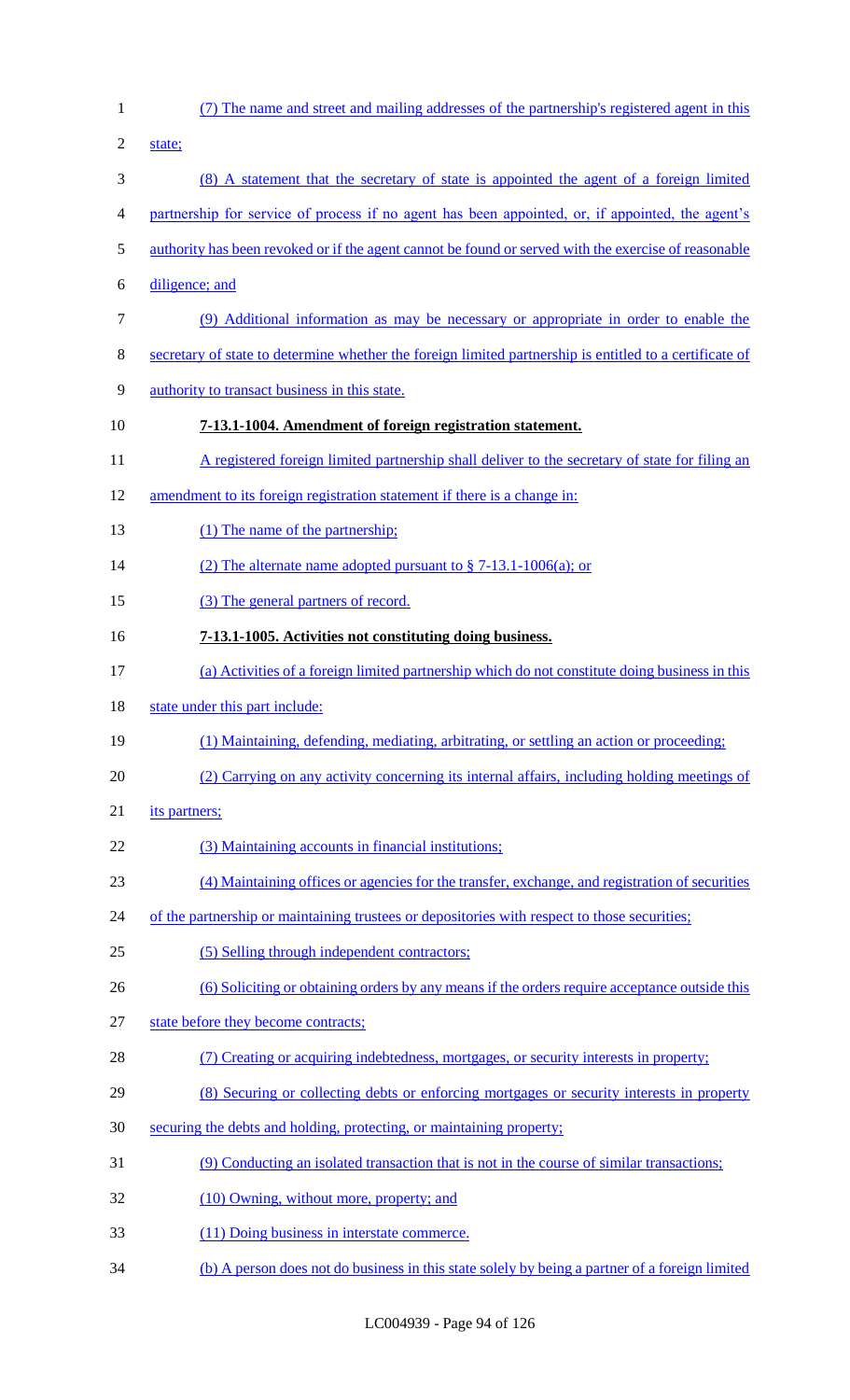(7) The name and street and mailing addresses of the partnership's registered agent in this state;

(8) A statement that the secretary of state is appointed the agent of a foreign limited partnership for service of process if no agent has been appointed, or, if appointed, the agent's authority has been revoked or if the agent cannot be found or served with the exercise of reasonable diligence; and

(9) Additional information as may be necessary or appropriate in order to enable the secretary of state to determine whether the foreign limited partnership is entitled to a certificate of authority to transact business in this state.

**7-13.1-1004. Amendment of foreign registration statement.**

A registered foreign limited partnership shall deliver to the secretary of state for filing an amendment to its foreign registration statement if there is a change in:

(1) The name of the partnership;

(2) The alternate name adopted pursuant to § 7-13.1-1006(a); or

(3) The general partners of record.

**7-13.1-1005. Activities not constituting doing business.**

(a) Activities of a foreign limited partnership which do not constitute doing business in this state under this part include:

(1) Maintaining, defending, mediating, arbitrating, or settling an action or proceeding;

(2) Carrying on any activity concerning its internal affairs, including holding meetings of its partners;

(3) Maintaining accounts in financial institutions;

(4) Maintaining offices or agencies for the transfer, exchange, and registration of securities of the partnership or maintaining trustees or depositories with respect to those securities;

(5) Selling through independent contractors;

(6) Soliciting or obtaining orders by any means if the orders require acceptance outside this state before they become contracts;

(7) Creating or acquiring indebtedness, mortgages, or security interests in property;

(8) Securing or collecting debts or enforcing mortgages or security interests in property securing the debts and holding, protecting, or maintaining property;

(9) Conducting an isolated transaction that is not in the course of similar transactions;

(10) Owning, without more, property; and

(11) Doing business in interstate commerce.

(b) A person does not do business in this state solely by being a partner of a foreign limited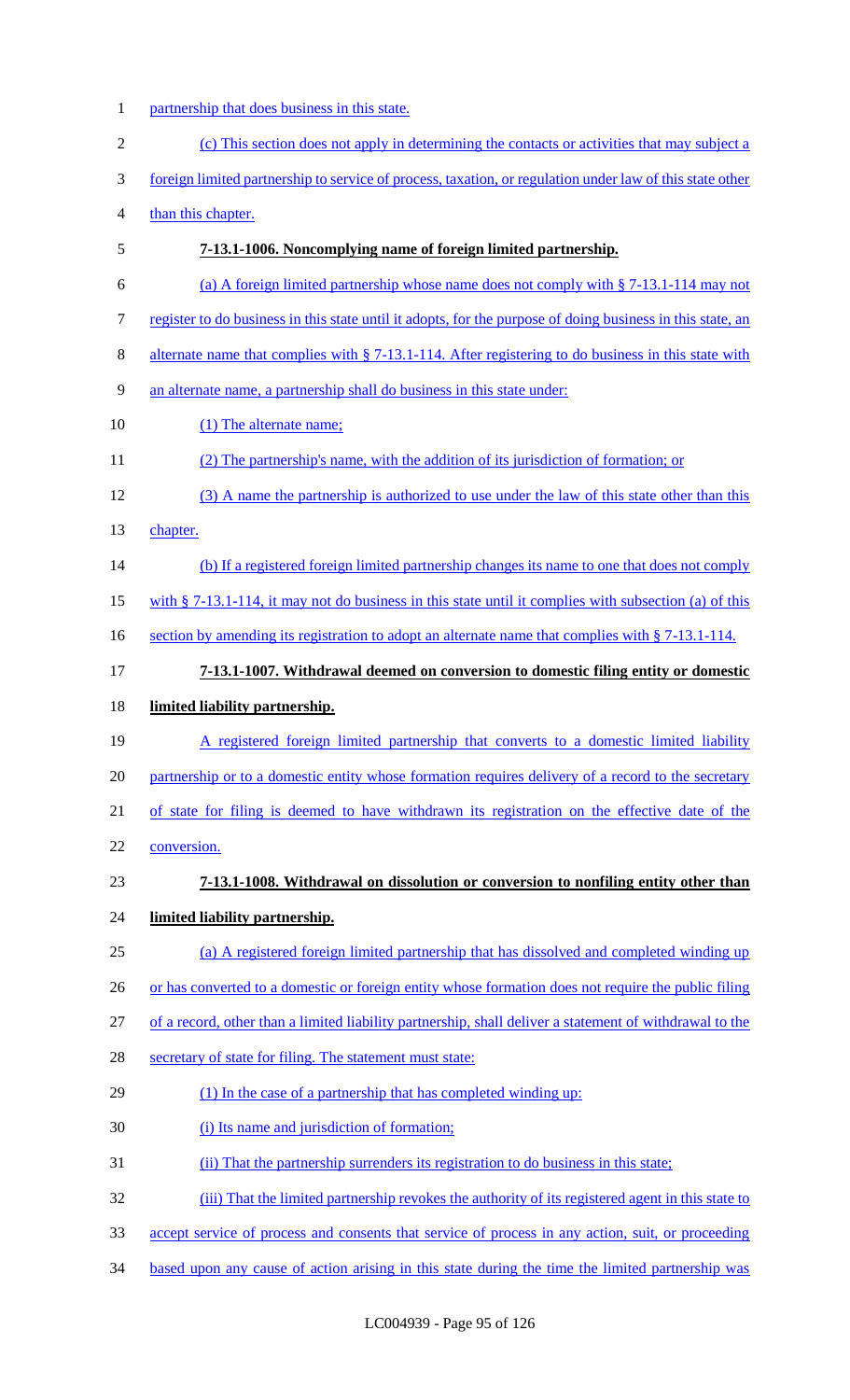partnership that does business in this state.

(c) This section does not apply in determining the contacts or activities that may subject a foreign limited partnership to service of process, taxation, or regulation under law of this state other than this chapter.

**7-13.1-1006. Noncomplying name of foreign limited partnership.**

(a) A foreign limited partnership whose name does not comply with § 7-13.1-114 may not register to do business in this state until it adopts, for the purpose of doing business in this state, an alternate name that complies with § 7-13.1-114. After registering to do business in this state with an alternate name, a partnership shall do business in this state under:

(1) The alternate name;

(2) The partnership's name, with the addition of its jurisdiction of formation; or

(3) A name the partnership is authorized to use under the law of this state other than this chapter.

(b) If a registered foreign limited partnership changes its name to one that does not comply with § 7-13.1-114, it may not do business in this state until it complies with subsection (a) of this section by amending its registration to adopt an alternate name that complies with § 7-13.1-114.

**7-13.1-1007. Withdrawal deemed on conversion to domestic filing entity or domestic limited liability partnership.**

A registered foreign limited partnership that converts to a domestic limited liability partnership or to a domestic entity whose formation requires delivery of a record to the secretary of state for filing is deemed to have withdrawn its registration on the effective date of the conversion.

**7-13.1-1008. Withdrawal on dissolution or conversion to nonfiling entity other than limited liability partnership.**

(a) A registered foreign limited partnership that has dissolved and completed winding up or has converted to a domestic or foreign entity whose formation does not require the public filing of a record, other than a limited liability partnership, shall deliver a statement of withdrawal to the secretary of state for filing. The statement must state:

(1) In the case of a partnership that has completed winding up:

(i) Its name and jurisdiction of formation;

(ii) That the partnership surrenders its registration to do business in this state;

(iii) That the limited partnership revokes the authority of its registered agent in this state to accept service of process and consents that service of process in any action, suit, or proceeding based upon any cause of action arising in this state during the time the limited partnership was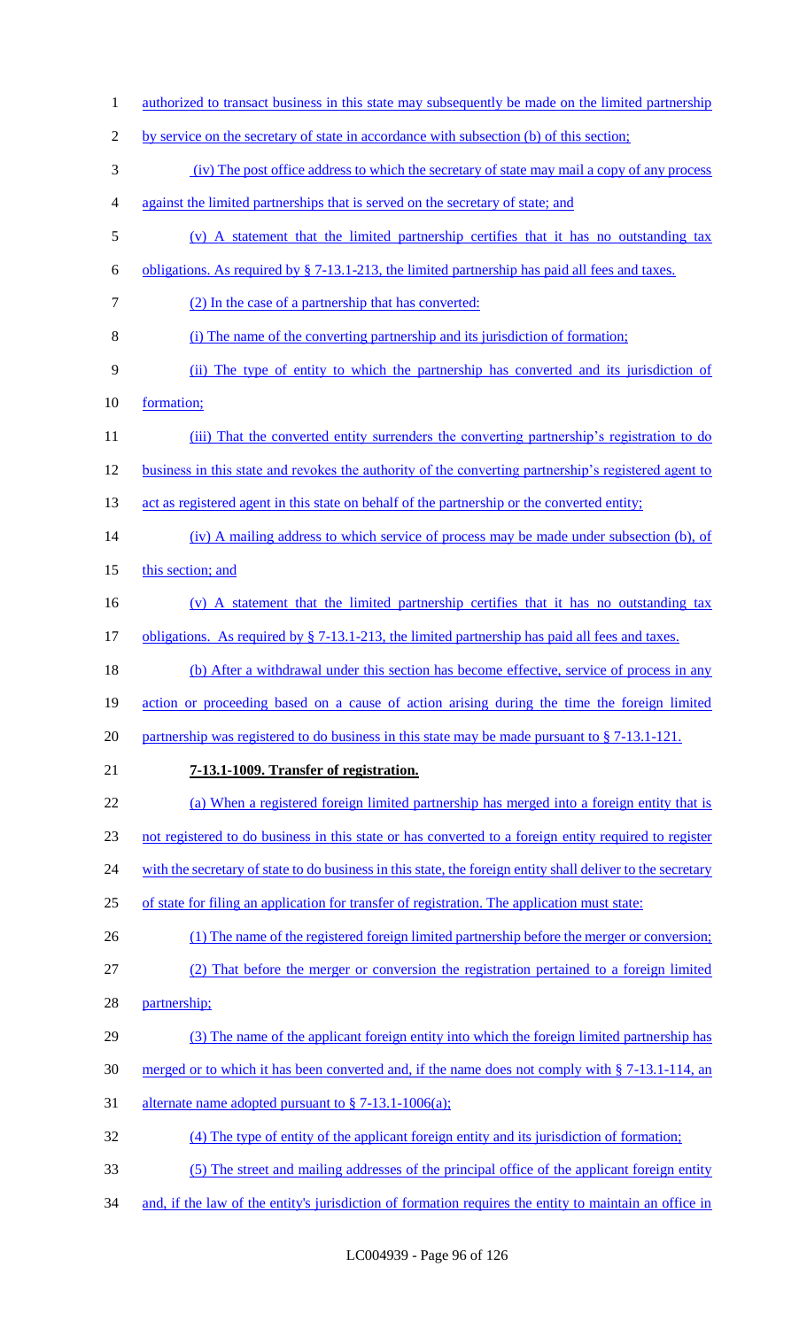authorized to transact business in this state may subsequently be made on the limited partnership by service on the secretary of state in accordance with subsection (b) of this section;

(iv) The post office address to which the secretary of state may mail a copy of any process against the limited partnerships that is served on the secretary of state; and

(v) A statement that the limited partnership certifies that it has no outstanding tax obligations. As required by § 7-13.1-213, the limited partnership has paid all fees and taxes.

(2) In the case of a partnership that has converted:

(i) The name of the converting partnership and its jurisdiction of formation;

(ii) The type of entity to which the partnership has converted and its jurisdiction of formation;

(iii) That the converted entity surrenders the converting partnership's registration to do business in this state and revokes the authority of the converting partnership's registered agent to act as registered agent in this state on behalf of the partnership or the converted entity;

(iv) A mailing address to which service of process may be made under subsection (b), of this section; and

(v) A statement that the limited partnership certifies that it has no outstanding tax obligations. As required by § 7-13.1-213, the limited partnership has paid all fees and taxes.

(b) After a withdrawal under this section has become effective, service of process in any action or proceeding based on a cause of action arising during the time the foreign limited partnership was registered to do business in this state may be made pursuant to § 7-13.1-121.

**7-13.1-1009. Transfer of registration.**

(a) When a registered foreign limited partnership has merged into a foreign entity that is not registered to do business in this state or has converted to a foreign entity required to register with the secretary of state to do business in this state, the foreign entity shall deliver to the secretary of state for filing an application for transfer of registration. The application must state:

(1) The name of the registered foreign limited partnership before the merger or conversion;

(2) That before the merger or conversion the registration pertained to a foreign limited partnership;

(3) The name of the applicant foreign entity into which the foreign limited partnership has merged or to which it has been converted and, if the name does not comply with § 7-13.1-114, an alternate name adopted pursuant to § 7-13.1-1006(a);

(4) The type of entity of the applicant foreign entity and its jurisdiction of formation;

(5) The street and mailing addresses of the principal office of the applicant foreign entity and, if the law of the entity's jurisdiction of formation requires the entity to maintain an office in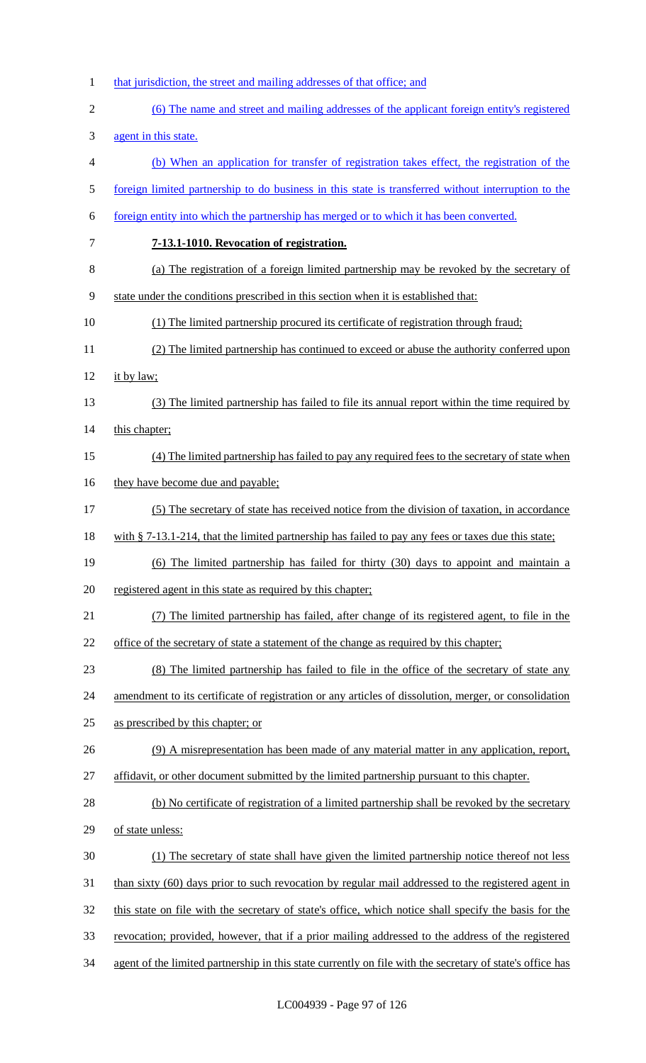that jurisdiction, the street and mailing addresses of that office; and

(6) The name and street and mailing addresses of the applicant foreign entity's registered agent in this state.

(b) When an application for transfer of registration takes effect, the registration of the foreign limited partnership to do business in this state is transferred without interruption to the foreign entity into which the partnership has merged or to which it has been converted.

**7-13.1-1010. Revocation of registration.**

(a) The registration of a foreign limited partnership may be revoked by the secretary of state under the conditions prescribed in this section when it is established that:

(1) The limited partnership procured its certificate of registration through fraud;

(2) The limited partnership has continued to exceed or abuse the authority conferred upon it by law;

(3) The limited partnership has failed to file its annual report within the time required by this chapter;

(4) The limited partnership has failed to pay any required fees to the secretary of state when they have become due and payable;

(5) The secretary of state has received notice from the division of taxation, in accordance with § 7-13.1-214, that the limited partnership has failed to pay any fees or taxes due this state;

(6) The limited partnership has failed for thirty (30) days to appoint and maintain a registered agent in this state as required by this chapter;

(7) The limited partnership has failed, after change of its registered agent, to file in the office of the secretary of state a statement of the change as required by this chapter;

(8) The limited partnership has failed to file in the office of the secretary of state any amendment to its certificate of registration or any articles of dissolution, merger, or consolidation as prescribed by this chapter; or

(9) A misrepresentation has been made of any material matter in any application, report, affidavit, or other document submitted by the limited partnership pursuant to this chapter.

(b) No certificate of registration of a limited partnership shall be revoked by the secretary of state unless:

(1) The secretary of state shall have given the limited partnership notice thereof not less than sixty (60) days prior to such revocation by regular mail addressed to the registered agent in this state on file with the secretary of state's office, which notice shall specify the basis for the revocation; provided, however, that if a prior mailing addressed to the address of the registered agent of the limited partnership in this state currently on file with the secretary of state's office has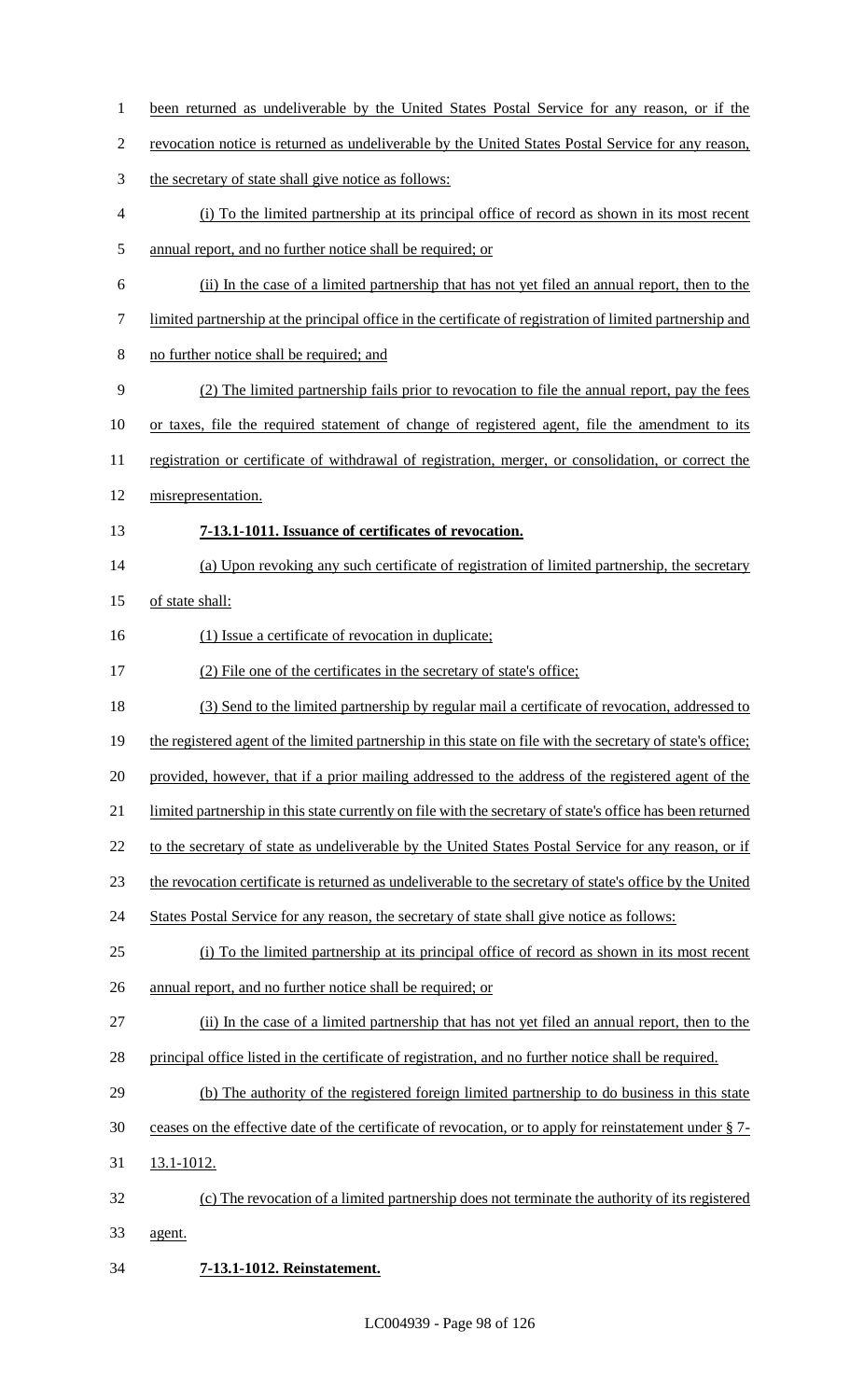been returned as undeliverable by the United States Postal Service for any reason, or if the revocation notice is returned as undeliverable by the United States Postal Service for any reason, the secretary of state shall give notice as follows:

(i) To the limited partnership at its principal office of record as shown in its most recent annual report, and no further notice shall be required; or

(ii) In the case of a limited partnership that has not yet filed an annual report, then to the limited partnership at the principal office in the certificate of registration of limited partnership and no further notice shall be required; and

(2) The limited partnership fails prior to revocation to file the annual report, pay the fees or taxes, file the required statement of change of registered agent, file the amendment to its registration or certificate of withdrawal of registration, merger, or consolidation, or correct the misrepresentation.

**7-13.1-1011. Issuance of certificates of revocation.**

(a) Upon revoking any such certificate of registration of limited partnership, the secretary of state shall:

(1) Issue a certificate of revocation in duplicate;

(2) File one of the certificates in the secretary of state's office;

(3) Send to the limited partnership by regular mail a certificate of revocation, addressed to the registered agent of the limited partnership in this state on file with the secretary of state's office; provided, however, that if a prior mailing addressed to the address of the registered agent of the limited partnership in this state currently on file with the secretary of state's office has been returned to the secretary of state as undeliverable by the United States Postal Service for any reason, or if the revocation certificate is returned as undeliverable to the secretary of state's office by the United States Postal Service for any reason, the secretary of state shall give notice as follows:

(i) To the limited partnership at its principal office of record as shown in its most recent annual report, and no further notice shall be required; or

(ii) In the case of a limited partnership that has not yet filed an annual report, then to the principal office listed in the certificate of registration, and no further notice shall be required.

(b) The authority of the registered foreign limited partnership to do business in this state ceases on the effective date of the certificate of revocation, or to apply for reinstatement under § 7-13.1-1012.

(c) The revocation of a limited partnership does not terminate the authority of its registered agent.

**7-13.1-1012. Reinstatement.**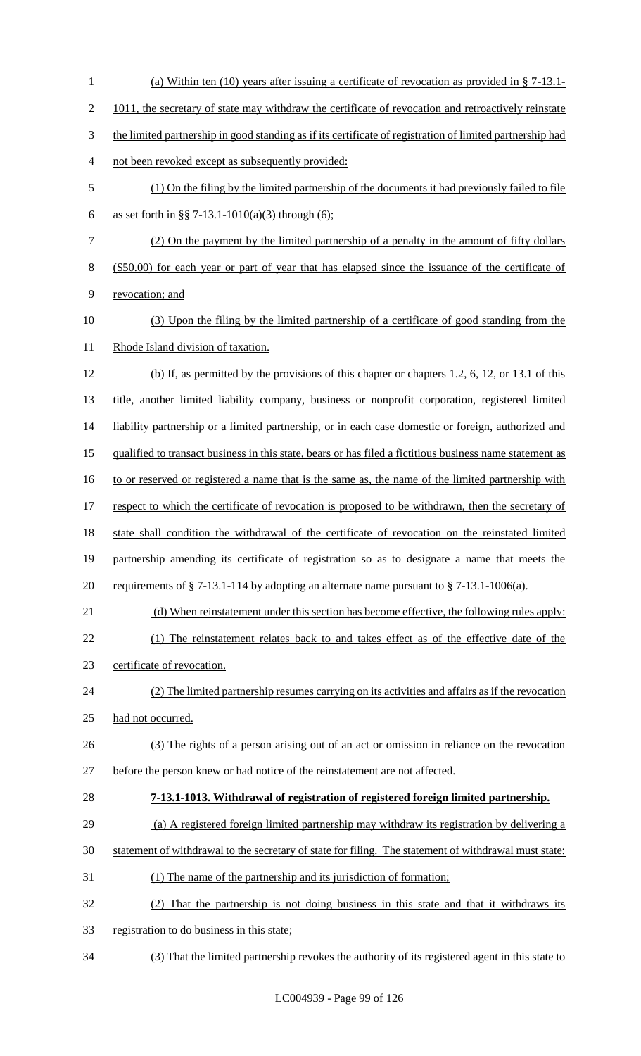(a) Within ten (10) years after issuing a certificate of revocation as provided in § 7-13.1-1011, the secretary of state may withdraw the certificate of revocation and retroactively reinstate the limited partnership in good standing as if its certificate of registration of limited partnership had not been revoked except as subsequently provided:

(1) On the filing by the limited partnership of the documents it had previously failed to file as set forth in §§ 7-13.1-1010(a)(3) through (6);

(2) On the payment by the limited partnership of a penalty in the amount of fifty dollars ($50.00) for each year or part of year that has elapsed since the issuance of the certificate of revocation; and

(3) Upon the filing by the limited partnership of a certificate of good standing from the Rhode Island division of taxation.

(b) If, as permitted by the provisions of this chapter or chapters 1.2, 6, 12, or 13.1 of this title, another limited liability company, business or nonprofit corporation, registered limited liability partnership or a limited partnership, or in each case domestic or foreign, authorized and qualified to transact business in this state, bears or has filed a fictitious business name statement as to or reserved or registered a name that is the same as, the name of the limited partnership with respect to which the certificate of revocation is proposed to be withdrawn, then the secretary of state shall condition the withdrawal of the certificate of revocation on the reinstated limited partnership amending its certificate of registration so as to designate a name that meets the requirements of § 7-13.1-114 by adopting an alternate name pursuant to § 7-13.1-1006(a).

(d) When reinstatement under this section has become effective, the following rules apply:

(1) The reinstatement relates back to and takes effect as of the effective date of the certificate of revocation.

(2) The limited partnership resumes carrying on its activities and affairs as if the revocation had not occurred.

(3) The rights of a person arising out of an act or omission in reliance on the revocation before the person knew or had notice of the reinstatement are not affected.

**7-13.1-1013. Withdrawal of registration of registered foreign limited partnership.**

(a) A registered foreign limited partnership may withdraw its registration by delivering a statement of withdrawal to the secretary of state for filing. The statement of withdrawal must state:

(1) The name of the partnership and its jurisdiction of formation;

(2) That the partnership is not doing business in this state and that it withdraws its registration to do business in this state;

(3) That the limited partnership revokes the authority of its registered agent in this state to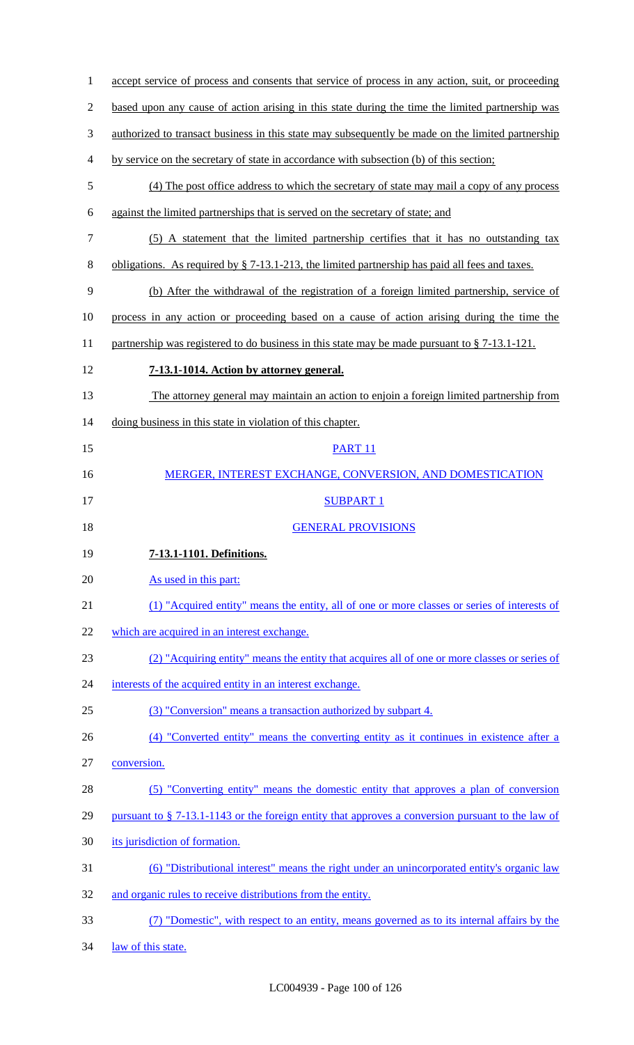accept service of process and consents that service of process in any action, suit, or proceeding based upon any cause of action arising in this state during the time the limited partnership was authorized to transact business in this state may subsequently be made on the limited partnership by service on the secretary of state in accordance with subsection (b) of this section;

(4) The post office address to which the secretary of state may mail a copy of any process against the limited partnerships that is served on the secretary of state; and

(5) A statement that the limited partnership certifies that it has no outstanding tax obligations. As required by § 7-13.1-213, the limited partnership has paid all fees and taxes.

(b) After the withdrawal of the registration of a foreign limited partnership, service of process in any action or proceeding based on a cause of action arising during the time the partnership was registered to do business in this state may be made pursuant to § 7-13.1-121.

**7-13.1-1014. Action by attorney general.**

The attorney general may maintain an action to enjoin a foreign limited partnership from doing business in this state in violation of this chapter.

PART 11

MERGER, INTEREST EXCHANGE, CONVERSION, AND DOMESTICATION

SUBPART 1

GENERAL PROVISIONS

**7-13.1-1101. Definitions.**

As used in this part:

(1) "Acquired entity" means the entity, all of one or more classes or series of interests of which are acquired in an interest exchange.

(2) "Acquiring entity" means the entity that acquires all of one or more classes or series of interests of the acquired entity in an interest exchange.

(3) "Conversion" means a transaction authorized by subpart 4.

(4) "Converted entity" means the converting entity as it continues in existence after a conversion.

(5) "Converting entity" means the domestic entity that approves a plan of conversion pursuant to § 7-13.1-1143 or the foreign entity that approves a conversion pursuant to the law of its jurisdiction of formation.

(6) "Distributional interest" means the right under an unincorporated entity's organic law and organic rules to receive distributions from the entity.

(7) "Domestic", with respect to an entity, means governed as to its internal affairs by the law of this state.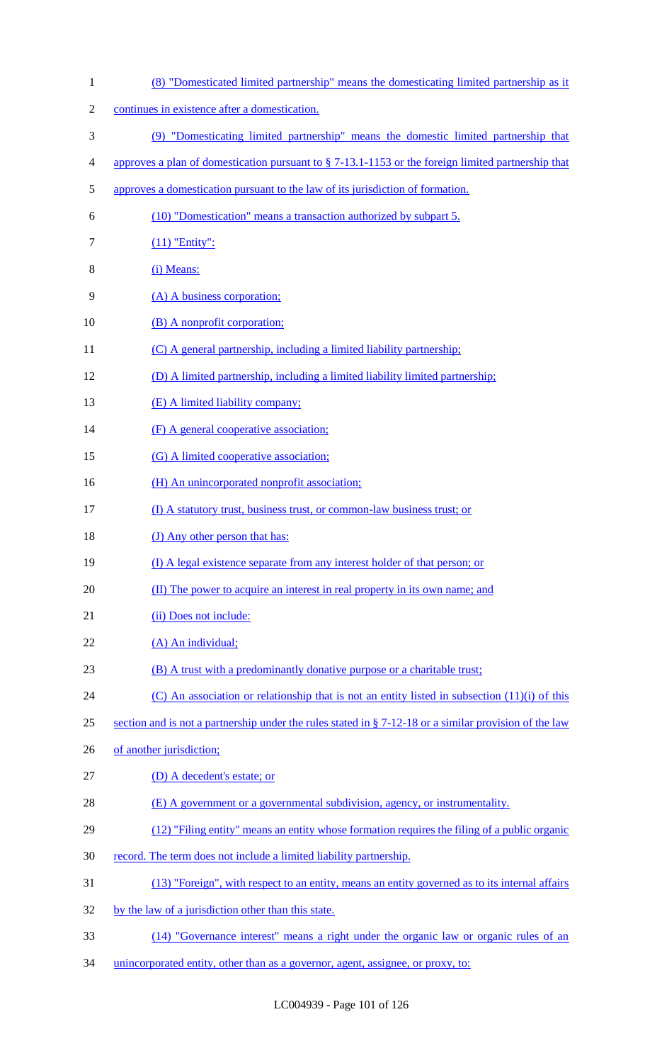(8) "Domesticated limited partnership" means the domesticating limited partnership as it continues in existence after a domestication.

(9) "Domesticating limited partnership" means the domestic limited partnership that approves a plan of domestication pursuant to § 7-13.1-1153 or the foreign limited partnership that approves a domestication pursuant to the law of its jurisdiction of formation.

(10) "Domestication" means a transaction authorized by subpart 5.

(11) "Entity":

(i) Means:

(A) A business corporation;

(B) A nonprofit corporation;

(C) A general partnership, including a limited liability partnership;

(D) A limited partnership, including a limited liability limited partnership;

(E) A limited liability company;

(F) A general cooperative association;

(G) A limited cooperative association;

(H) An unincorporated nonprofit association;

(I) A statutory trust, business trust, or common-law business trust; or

(J) Any other person that has:

(I) A legal existence separate from any interest holder of that person; or

(II) The power to acquire an interest in real property in its own name; and

(ii) Does not include:

(A) An individual;

(B) A trust with a predominantly donative purpose or a charitable trust;

(C) An association or relationship that is not an entity listed in subsection (11)(i) of this section and is not a partnership under the rules stated in § 7-12-18 or a similar provision of the law of another jurisdiction;

(D) A decedent's estate; or

(E) A government or a governmental subdivision, agency, or instrumentality.

(12) "Filing entity" means an entity whose formation requires the filing of a public organic record. The term does not include a limited liability partnership.

(13) "Foreign", with respect to an entity, means an entity governed as to its internal affairs by the law of a jurisdiction other than this state.

(14) "Governance interest" means a right under the organic law or organic rules of an unincorporated entity, other than as a governor, agent, assignee, or proxy, to: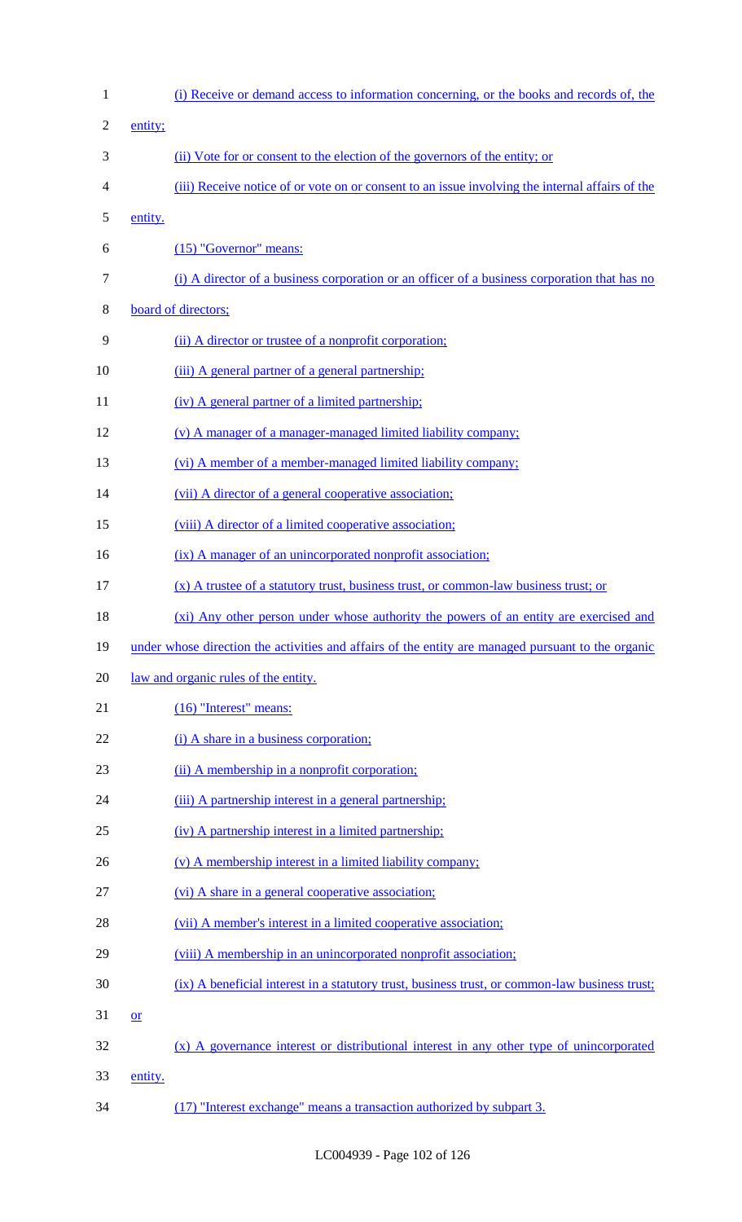(i) Receive or demand access to information concerning, or the books and records of, the entity;

(ii) Vote for or consent to the election of the governors of the entity; or

(iii) Receive notice of or vote on or consent to an issue involving the internal affairs of the entity.

(15) "Governor" means:

(i) A director of a business corporation or an officer of a business corporation that has no board of directors;

(ii) A director or trustee of a nonprofit corporation;

(iii) A general partner of a general partnership;

(iv) A general partner of a limited partnership;

(v) A manager of a manager-managed limited liability company;

(vi) A member of a member-managed limited liability company;

(vii) A director of a general cooperative association;

(viii) A director of a limited cooperative association;

(ix) A manager of an unincorporated nonprofit association;

(x) A trustee of a statutory trust, business trust, or common-law business trust; or

(xi) Any other person under whose authority the powers of an entity are exercised and under whose direction the activities and affairs of the entity are managed pursuant to the organic law and organic rules of the entity.

(16) "Interest" means:

(i) A share in a business corporation;

(ii) A membership in a nonprofit corporation;

(iii) A partnership interest in a general partnership;

(iv) A partnership interest in a limited partnership;

(v) A membership interest in a limited liability company;

(vi) A share in a general cooperative association;

(vii) A member's interest in a limited cooperative association;

(viii) A membership in an unincorporated nonprofit association;

(ix) A beneficial interest in a statutory trust, business trust, or common-law business trust; or

(x) A governance interest or distributional interest in any other type of unincorporated entity.

(17) "Interest exchange" means a transaction authorized by subpart 3.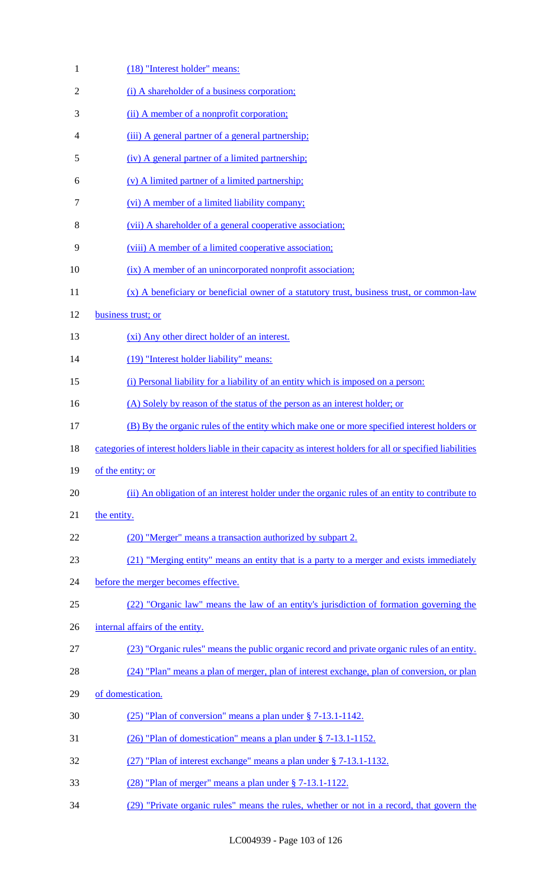(18) "Interest holder" means:

(i) A shareholder of a business corporation;

(ii) A member of a nonprofit corporation;

(iii) A general partner of a general partnership;

(iv) A general partner of a limited partnership;

(v) A limited partner of a limited partnership;

(vi) A member of a limited liability company;

(vii) A shareholder of a general cooperative association;

(viii) A member of a limited cooperative association;

(ix) A member of an unincorporated nonprofit association;

(x) A beneficiary or beneficial owner of a statutory trust, business trust, or common-law business trust; or

(xi) Any other direct holder of an interest.

(19) "Interest holder liability" means:

(i) Personal liability for a liability of an entity which is imposed on a person:

(A) Solely by reason of the status of the person as an interest holder; or

(B) By the organic rules of the entity which make one or more specified interest holders or categories of interest holders liable in their capacity as interest holders for all or specified liabilities of the entity; or

(ii) An obligation of an interest holder under the organic rules of an entity to contribute to the entity.

(20) "Merger" means a transaction authorized by subpart 2.

(21) "Merging entity" means an entity that is a party to a merger and exists immediately before the merger becomes effective.

(22) "Organic law" means the law of an entity's jurisdiction of formation governing the internal affairs of the entity.

(23) "Organic rules" means the public organic record and private organic rules of an entity.

(24) "Plan" means a plan of merger, plan of interest exchange, plan of conversion, or plan of domestication.

(25) "Plan of conversion" means a plan under § 7-13.1-1142.

(26) "Plan of domestication" means a plan under § 7-13.1-1152.

(27) "Plan of interest exchange" means a plan under § 7-13.1-1132.

(28) "Plan of merger" means a plan under § 7-13.1-1122.

(29) "Private organic rules" means the rules, whether or not in a record, that govern the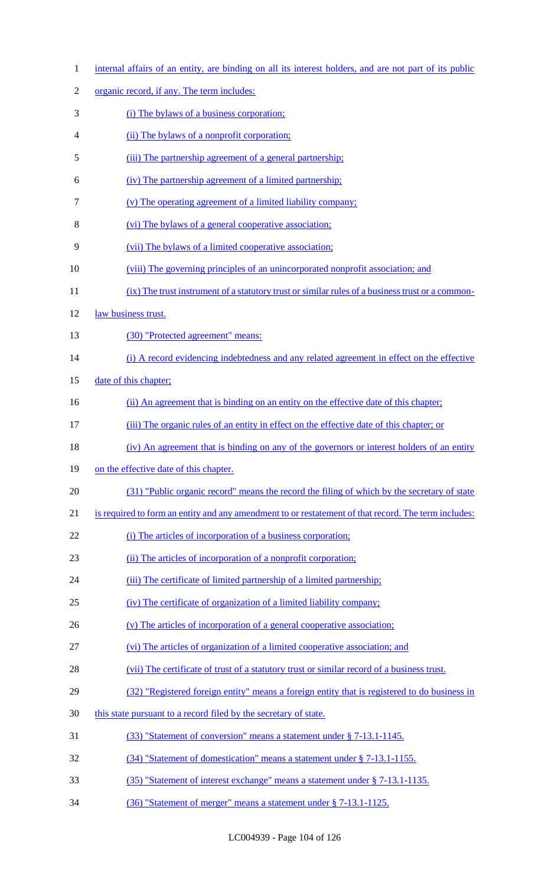internal affairs of an entity, are binding on all its interest holders, and are not part of its public organic record, if any. The term includes:

(i) The bylaws of a business corporation;

(ii) The bylaws of a nonprofit corporation;

(iii) The partnership agreement of a general partnership;

(iv) The partnership agreement of a limited partnership;

(v) The operating agreement of a limited liability company;

(vi) The bylaws of a general cooperative association;

(vii) The bylaws of a limited cooperative association;

(viii) The governing principles of an unincorporated nonprofit association; and

(ix) The trust instrument of a statutory trust or similar rules of a business trust or a common-law business trust.

(30) "Protected agreement" means:

(i) A record evidencing indebtedness and any related agreement in effect on the effective date of this chapter;

(ii) An agreement that is binding on an entity on the effective date of this chapter;

(iii) The organic rules of an entity in effect on the effective date of this chapter; or

(iv) An agreement that is binding on any of the governors or interest holders of an entity on the effective date of this chapter.

(31) "Public organic record" means the record the filing of which by the secretary of state is required to form an entity and any amendment to or restatement of that record. The term includes:

(i) The articles of incorporation of a business corporation;

(ii) The articles of incorporation of a nonprofit corporation;

(iii) The certificate of limited partnership of a limited partnership;

(iv) The certificate of organization of a limited liability company;

(v) The articles of incorporation of a general cooperative association;

(vi) The articles of organization of a limited cooperative association; and

(vii) The certificate of trust of a statutory trust or similar record of a business trust.

(32) "Registered foreign entity" means a foreign entity that is registered to do business in this state pursuant to a record filed by the secretary of state.

(33) "Statement of conversion" means a statement under § 7-13.1-1145.

(34) "Statement of domestication" means a statement under § 7-13.1-1155.

(35) "Statement of interest exchange" means a statement under § 7-13.1-1135.

(36) "Statement of merger" means a statement under § 7-13.1-1125.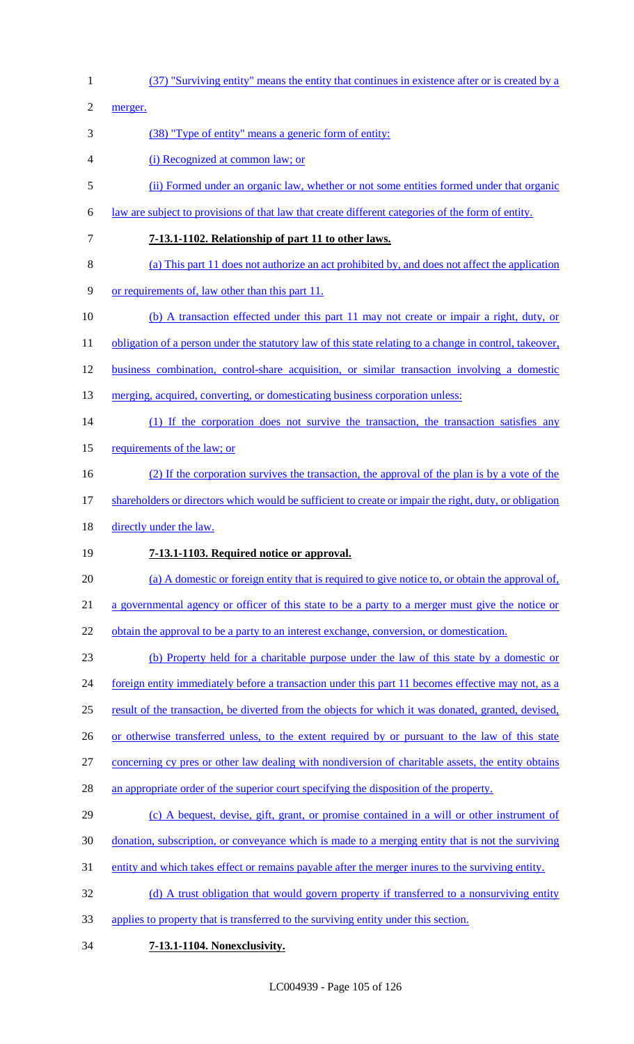(37) "Surviving entity" means the entity that continues in existence after or is created by a merger.

(38) "Type of entity" means a generic form of entity:

(i) Recognized at common law; or

(ii) Formed under an organic law, whether or not some entities formed under that organic law are subject to provisions of that law that create different categories of the form of entity.

**7-13.1-1102. Relationship of part 11 to other laws.**

(a) This part 11 does not authorize an act prohibited by, and does not affect the application or requirements of, law other than this part 11.

(b) A transaction effected under this part 11 may not create or impair a right, duty, or obligation of a person under the statutory law of this state relating to a change in control, takeover, business combination, control-share acquisition, or similar transaction involving a domestic merging, acquired, converting, or domesticating business corporation unless:

(1) If the corporation does not survive the transaction, the transaction satisfies any requirements of the law; or

(2) If the corporation survives the transaction, the approval of the plan is by a vote of the shareholders or directors which would be sufficient to create or impair the right, duty, or obligation directly under the law.

**7-13.1-1103. Required notice or approval.**

(a) A domestic or foreign entity that is required to give notice to, or obtain the approval of, a governmental agency or officer of this state to be a party to a merger must give the notice or obtain the approval to be a party to an interest exchange, conversion, or domestication.

(b) Property held for a charitable purpose under the law of this state by a domestic or foreign entity immediately before a transaction under this part 11 becomes effective may not, as a result of the transaction, be diverted from the objects for which it was donated, granted, devised, or otherwise transferred unless, to the extent required by or pursuant to the law of this state concerning cy pres or other law dealing with nondiversion of charitable assets, the entity obtains an appropriate order of the superior court specifying the disposition of the property.

(c) A bequest, devise, gift, grant, or promise contained in a will or other instrument of donation, subscription, or conveyance which is made to a merging entity that is not the surviving entity and which takes effect or remains payable after the merger inures to the surviving entity.

(d) A trust obligation that would govern property if transferred to a nonsurviving entity applies to property that is transferred to the surviving entity under this section.

**7-13.1-1104. Nonexclusivity.**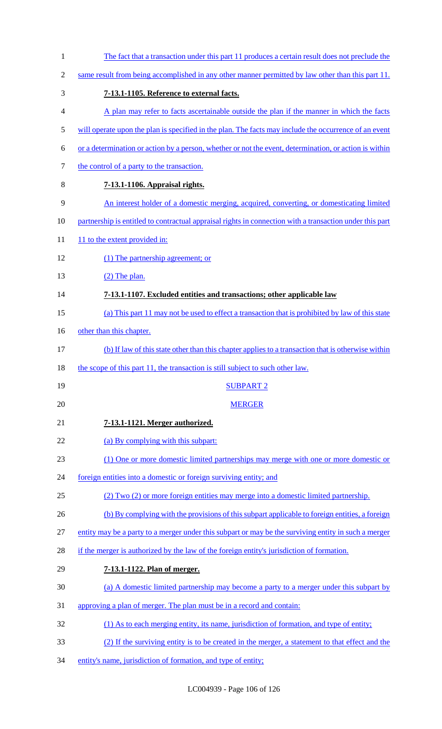The fact that a transaction under this part 11 produces a certain result does not preclude the same result from being accomplished in any other manner permitted by law other than this part 11.

**7-13.1-1105. Reference to external facts.**

A plan may refer to facts ascertainable outside the plan if the manner in which the facts will operate upon the plan is specified in the plan. The facts may include the occurrence of an event or a determination or action by a person, whether or not the event, determination, or action is within the control of a party to the transaction.

**7-13.1-1106. Appraisal rights.**

An interest holder of a domestic merging, acquired, converting, or domesticating limited partnership is entitled to contractual appraisal rights in connection with a transaction under this part 11 to the extent provided in:

(1) The partnership agreement; or

(2) The plan.

**7-13.1-1107. Excluded entities and transactions; other applicable law**

(a) This part 11 may not be used to effect a transaction that is prohibited by law of this state other than this chapter.

(b) If law of this state other than this chapter applies to a transaction that is otherwise within the scope of this part 11, the transaction is still subject to such other law.

SUBPART 2

MERGER

**7-13.1-1121. Merger authorized.**

(a) By complying with this subpart:

(1) One or more domestic limited partnerships may merge with one or more domestic or foreign entities into a domestic or foreign surviving entity; and

(2) Two (2) or more foreign entities may merge into a domestic limited partnership.

(b) By complying with the provisions of this subpart applicable to foreign entities, a foreign entity may be a party to a merger under this subpart or may be the surviving entity in such a merger if the merger is authorized by the law of the foreign entity's jurisdiction of formation.

**7-13.1-1122. Plan of merger.**

(a) A domestic limited partnership may become a party to a merger under this subpart by approving a plan of merger. The plan must be in a record and contain:

(1) As to each merging entity, its name, jurisdiction of formation, and type of entity;

(2) If the surviving entity is to be created in the merger, a statement to that effect and the entity's name, jurisdiction of formation, and type of entity;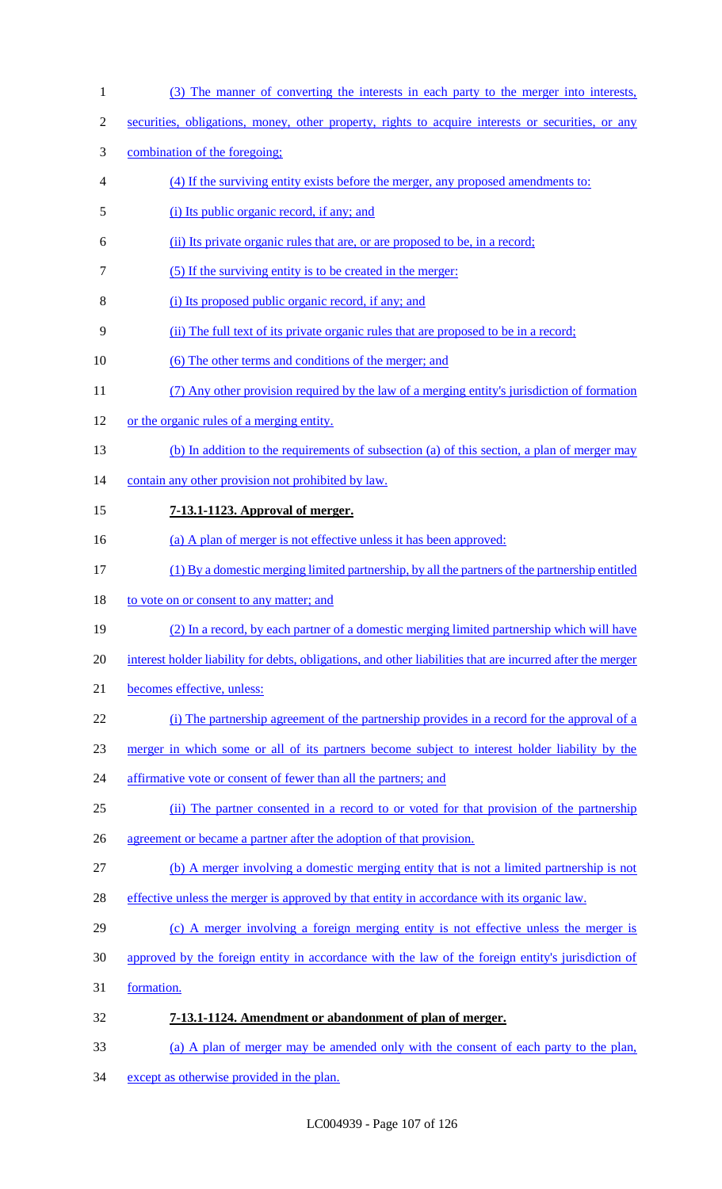(3) The manner of converting the interests in each party to the merger into interests, securities, obligations, money, other property, rights to acquire interests or securities, or any combination of the foregoing;

(4) If the surviving entity exists before the merger, any proposed amendments to:

(i) Its public organic record, if any; and

(ii) Its private organic rules that are, or are proposed to be, in a record;

(5) If the surviving entity is to be created in the merger:

(i) Its proposed public organic record, if any; and

(ii) The full text of its private organic rules that are proposed to be in a record;

(6) The other terms and conditions of the merger; and

(7) Any other provision required by the law of a merging entity's jurisdiction of formation or the organic rules of a merging entity.

(b) In addition to the requirements of subsection (a) of this section, a plan of merger may contain any other provision not prohibited by law.

**7-13.1-1123. Approval of merger.**

(a) A plan of merger is not effective unless it has been approved:

(1) By a domestic merging limited partnership, by all the partners of the partnership entitled to vote on or consent to any matter; and

(2) In a record, by each partner of a domestic merging limited partnership which will have interest holder liability for debts, obligations, and other liabilities that are incurred after the merger becomes effective, unless:

(i) The partnership agreement of the partnership provides in a record for the approval of a merger in which some or all of its partners become subject to interest holder liability by the affirmative vote or consent of fewer than all the partners; and

(ii) The partner consented in a record to or voted for that provision of the partnership agreement or became a partner after the adoption of that provision.

(b) A merger involving a domestic merging entity that is not a limited partnership is not effective unless the merger is approved by that entity in accordance with its organic law.

(c) A merger involving a foreign merging entity is not effective unless the merger is approved by the foreign entity in accordance with the law of the foreign entity's jurisdiction of formation.

**7-13.1-1124. Amendment or abandonment of plan of merger.**

(a) A plan of merger may be amended only with the consent of each party to the plan, except as otherwise provided in the plan.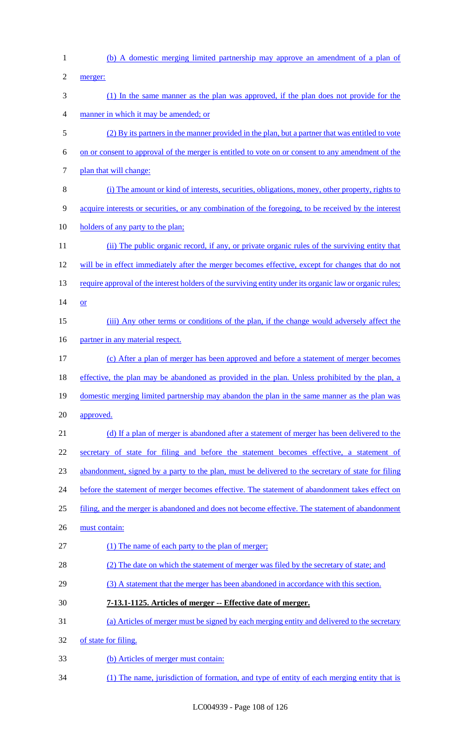(b) A domestic merging limited partnership may approve an amendment of a plan of merger:

(1) In the same manner as the plan was approved, if the plan does not provide for the manner in which it may be amended; or

(2) By its partners in the manner provided in the plan, but a partner that was entitled to vote on or consent to approval of the merger is entitled to vote on or consent to any amendment of the plan that will change:

(i) The amount or kind of interests, securities, obligations, money, other property, rights to acquire interests or securities, or any combination of the foregoing, to be received by the interest holders of any party to the plan;

(ii) The public organic record, if any, or private organic rules of the surviving entity that will be in effect immediately after the merger becomes effective, except for changes that do not require approval of the interest holders of the surviving entity under its organic law or organic rules; or

(iii) Any other terms or conditions of the plan, if the change would adversely affect the partner in any material respect.

(c) After a plan of merger has been approved and before a statement of merger becomes effective, the plan may be abandoned as provided in the plan. Unless prohibited by the plan, a domestic merging limited partnership may abandon the plan in the same manner as the plan was approved.

(d) If a plan of merger is abandoned after a statement of merger has been delivered to the secretary of state for filing and before the statement becomes effective, a statement of abandonment, signed by a party to the plan, must be delivered to the secretary of state for filing before the statement of merger becomes effective. The statement of abandonment takes effect on filing, and the merger is abandoned and does not become effective. The statement of abandonment must contain:

(1) The name of each party to the plan of merger;

(2) The date on which the statement of merger was filed by the secretary of state; and

(3) A statement that the merger has been abandoned in accordance with this section.

**7-13.1-1125. Articles of merger -- Effective date of merger.**

(a) Articles of merger must be signed by each merging entity and delivered to the secretary of state for filing.

(b) Articles of merger must contain:

(1) The name, jurisdiction of formation, and type of entity of each merging entity that is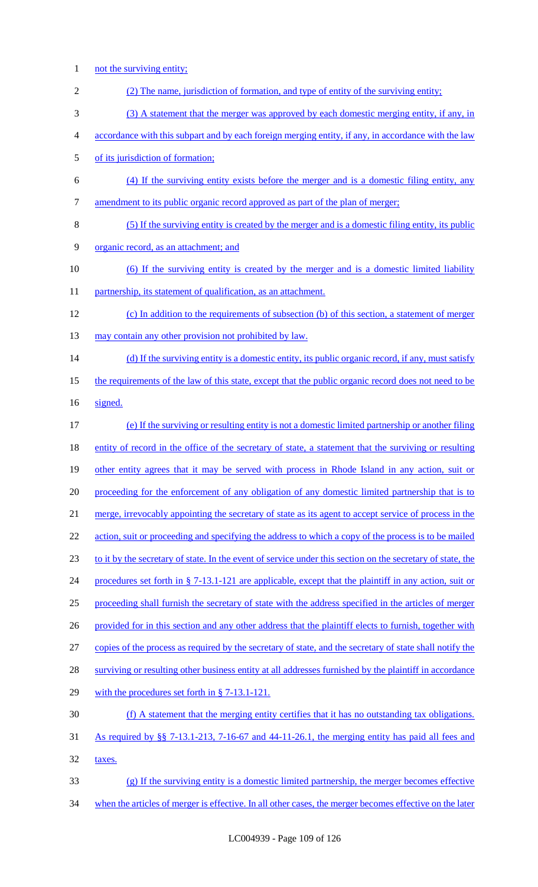not the surviving entity;

(2) The name, jurisdiction of formation, and type of entity of the surviving entity;

(3) A statement that the merger was approved by each domestic merging entity, if any, in accordance with this subpart and by each foreign merging entity, if any, in accordance with the law of its jurisdiction of formation;

(4) If the surviving entity exists before the merger and is a domestic filing entity, any amendment to its public organic record approved as part of the plan of merger;

(5) If the surviving entity is created by the merger and is a domestic filing entity, its public organic record, as an attachment; and

(6) If the surviving entity is created by the merger and is a domestic limited liability partnership, its statement of qualification, as an attachment.

(c) In addition to the requirements of subsection (b) of this section, a statement of merger may contain any other provision not prohibited by law.

(d) If the surviving entity is a domestic entity, its public organic record, if any, must satisfy the requirements of the law of this state, except that the public organic record does not need to be signed.

(e) If the surviving or resulting entity is not a domestic limited partnership or another filing entity of record in the office of the secretary of state, a statement that the surviving or resulting other entity agrees that it may be served with process in Rhode Island in any action, suit or proceeding for the enforcement of any obligation of any domestic limited partnership that is to merge, irrevocably appointing the secretary of state as its agent to accept service of process in the action, suit or proceeding and specifying the address to which a copy of the process is to be mailed to it by the secretary of state. In the event of service under this section on the secretary of state, the procedures set forth in § 7-13.1-121 are applicable, except that the plaintiff in any action, suit or proceeding shall furnish the secretary of state with the address specified in the articles of merger provided for in this section and any other address that the plaintiff elects to furnish, together with copies of the process as required by the secretary of state, and the secretary of state shall notify the surviving or resulting other business entity at all addresses furnished by the plaintiff in accordance with the procedures set forth in § 7-13.1-121.

(f) A statement that the merging entity certifies that it has no outstanding tax obligations. As required by §§ 7-13.1-213, 7-16-67 and 44-11-26.1, the merging entity has paid all fees and taxes.

(g) If the surviving entity is a domestic limited partnership, the merger becomes effective when the articles of merger is effective. In all other cases, the merger becomes effective on the later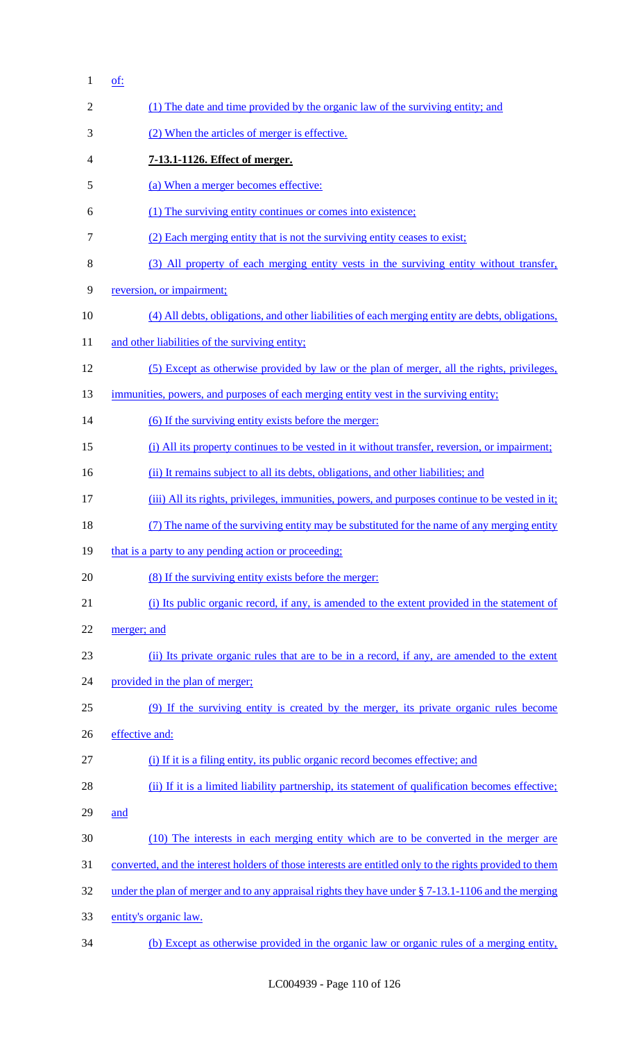of:

(1) The date and time provided by the organic law of the surviving entity; and

(2) When the articles of merger is effective.

**7-13.1-1126. Effect of merger.**

(a) When a merger becomes effective:

(1) The surviving entity continues or comes into existence;

(2) Each merging entity that is not the surviving entity ceases to exist;

(3) All property of each merging entity vests in the surviving entity without transfer, reversion, or impairment;

(4) All debts, obligations, and other liabilities of each merging entity are debts, obligations, and other liabilities of the surviving entity;

(5) Except as otherwise provided by law or the plan of merger, all the rights, privileges, immunities, powers, and purposes of each merging entity vest in the surviving entity;

(6) If the surviving entity exists before the merger:

(i) All its property continues to be vested in it without transfer, reversion, or impairment;

(ii) It remains subject to all its debts, obligations, and other liabilities; and

(iii) All its rights, privileges, immunities, powers, and purposes continue to be vested in it;

(7) The name of the surviving entity may be substituted for the name of any merging entity that is a party to any pending action or proceeding;

(8) If the surviving entity exists before the merger:

(i) Its public organic record, if any, is amended to the extent provided in the statement of merger; and

(ii) Its private organic rules that are to be in a record, if any, are amended to the extent provided in the plan of merger;

(9) If the surviving entity is created by the merger, its private organic rules become effective and:

(i) If it is a filing entity, its public organic record becomes effective; and

(ii) If it is a limited liability partnership, its statement of qualification becomes effective; and

(10) The interests in each merging entity which are to be converted in the merger are converted, and the interest holders of those interests are entitled only to the rights provided to them under the plan of merger and to any appraisal rights they have under § 7-13.1-1106 and the merging entity's organic law.

(b) Except as otherwise provided in the organic law or organic rules of a merging entity,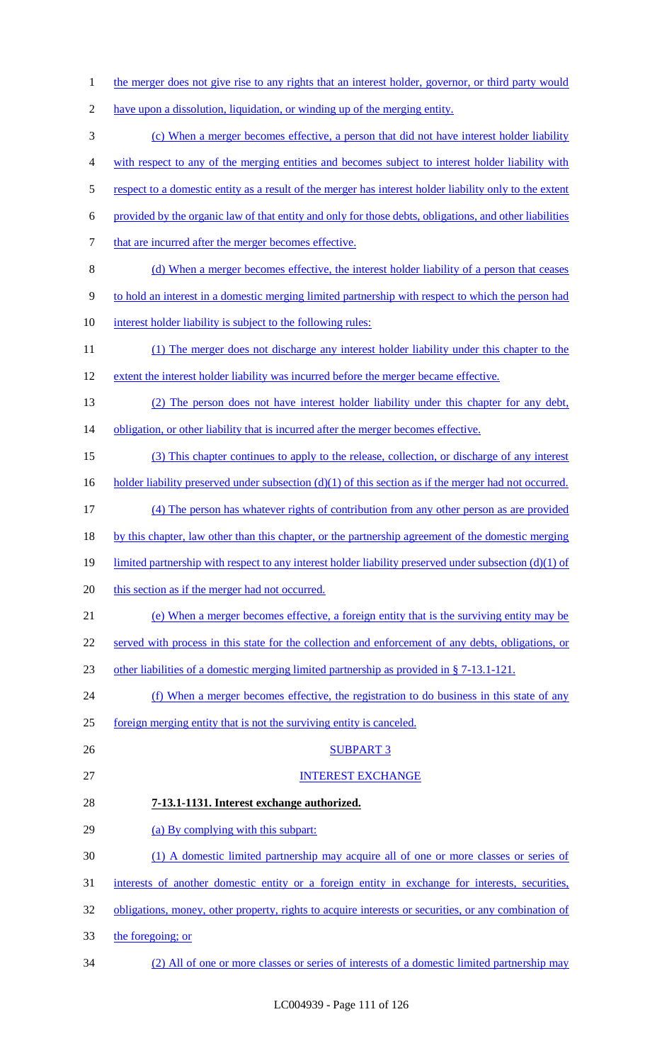the merger does not give rise to any rights that an interest holder, governor, or third party would have upon a dissolution, liquidation, or winding up of the merging entity.

(c) When a merger becomes effective, a person that did not have interest holder liability with respect to any of the merging entities and becomes subject to interest holder liability with respect to a domestic entity as a result of the merger has interest holder liability only to the extent provided by the organic law of that entity and only for those debts, obligations, and other liabilities that are incurred after the merger becomes effective.

(d) When a merger becomes effective, the interest holder liability of a person that ceases to hold an interest in a domestic merging limited partnership with respect to which the person had interest holder liability is subject to the following rules:

(1) The merger does not discharge any interest holder liability under this chapter to the extent the interest holder liability was incurred before the merger became effective.

(2) The person does not have interest holder liability under this chapter for any debt, obligation, or other liability that is incurred after the merger becomes effective.

(3) This chapter continues to apply to the release, collection, or discharge of any interest holder liability preserved under subsection (d)(1) of this section as if the merger had not occurred.

(4) The person has whatever rights of contribution from any other person as are provided by this chapter, law other than this chapter, or the partnership agreement of the domestic merging limited partnership with respect to any interest holder liability preserved under subsection (d)(1) of this section as if the merger had not occurred.

(e) When a merger becomes effective, a foreign entity that is the surviving entity may be served with process in this state for the collection and enforcement of any debts, obligations, or other liabilities of a domestic merging limited partnership as provided in § 7-13.1-121.

(f) When a merger becomes effective, the registration to do business in this state of any foreign merging entity that is not the surviving entity is canceled.

SUBPART 3

INTEREST EXCHANGE

**7-13.1-1131. Interest exchange authorized.**

(a) By complying with this subpart:

(1) A domestic limited partnership may acquire all of one or more classes or series of interests of another domestic entity or a foreign entity in exchange for interests, securities, obligations, money, other property, rights to acquire interests or securities, or any combination of the foregoing; or

(2) All of one or more classes or series of interests of a domestic limited partnership may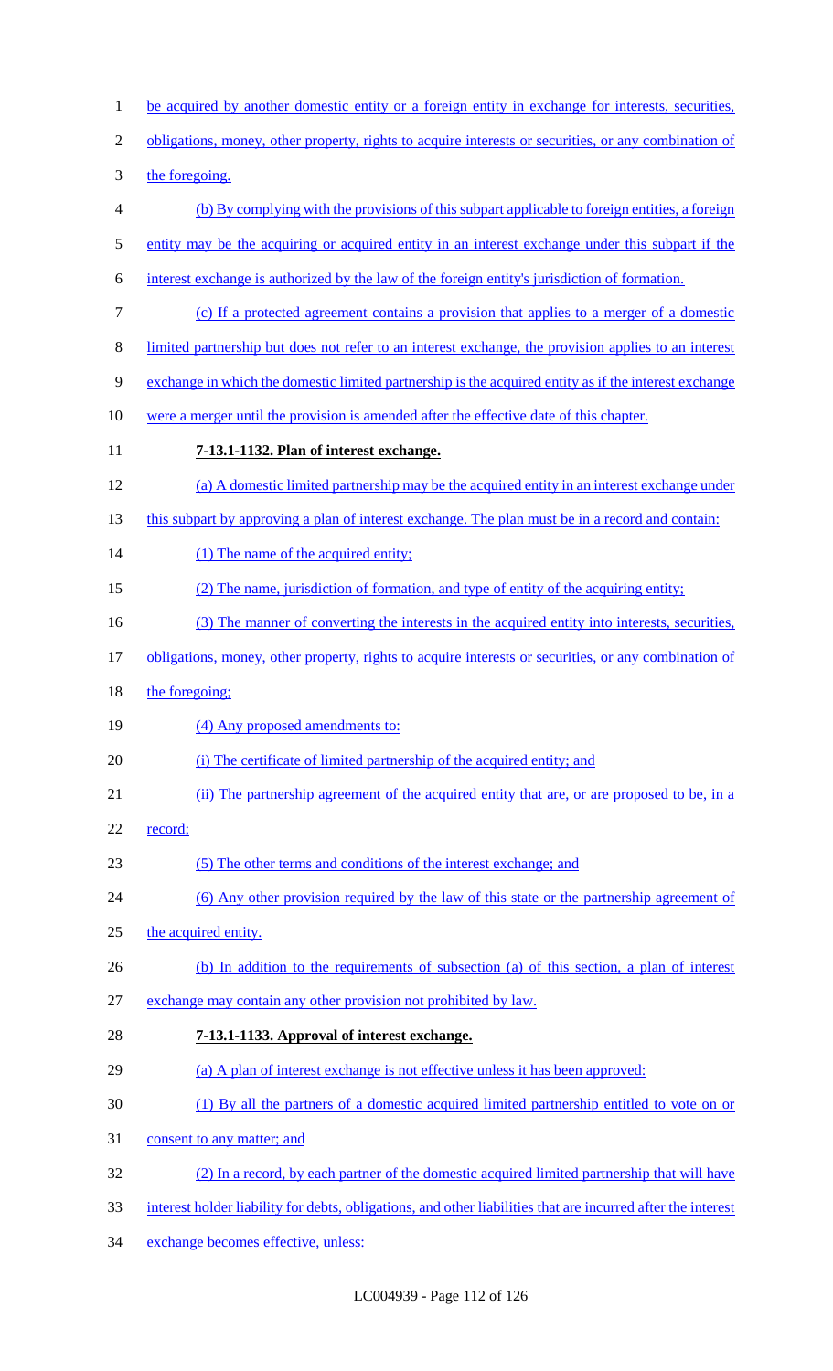be acquired by another domestic entity or a foreign entity in exchange for interests, securities, obligations, money, other property, rights to acquire interests or securities, or any combination of the foregoing.

(b) By complying with the provisions of this subpart applicable to foreign entities, a foreign entity may be the acquiring or acquired entity in an interest exchange under this subpart if the interest exchange is authorized by the law of the foreign entity's jurisdiction of formation.

(c) If a protected agreement contains a provision that applies to a merger of a domestic limited partnership but does not refer to an interest exchange, the provision applies to an interest exchange in which the domestic limited partnership is the acquired entity as if the interest exchange were a merger until the provision is amended after the effective date of this chapter.

**7-13.1-1132. Plan of interest exchange.**

(a) A domestic limited partnership may be the acquired entity in an interest exchange under this subpart by approving a plan of interest exchange. The plan must be in a record and contain:

(1) The name of the acquired entity;

(2) The name, jurisdiction of formation, and type of entity of the acquiring entity;

(3) The manner of converting the interests in the acquired entity into interests, securities, obligations, money, other property, rights to acquire interests or securities, or any combination of the foregoing;

(4) Any proposed amendments to:

(i) The certificate of limited partnership of the acquired entity; and

(ii) The partnership agreement of the acquired entity that are, or are proposed to be, in a record;

(5) The other terms and conditions of the interest exchange; and

(6) Any other provision required by the law of this state or the partnership agreement of the acquired entity.

(b) In addition to the requirements of subsection (a) of this section, a plan of interest exchange may contain any other provision not prohibited by law.

**7-13.1-1133. Approval of interest exchange.**

(a) A plan of interest exchange is not effective unless it has been approved:

(1) By all the partners of a domestic acquired limited partnership entitled to vote on or consent to any matter; and

(2) In a record, by each partner of the domestic acquired limited partnership that will have interest holder liability for debts, obligations, and other liabilities that are incurred after the interest exchange becomes effective, unless: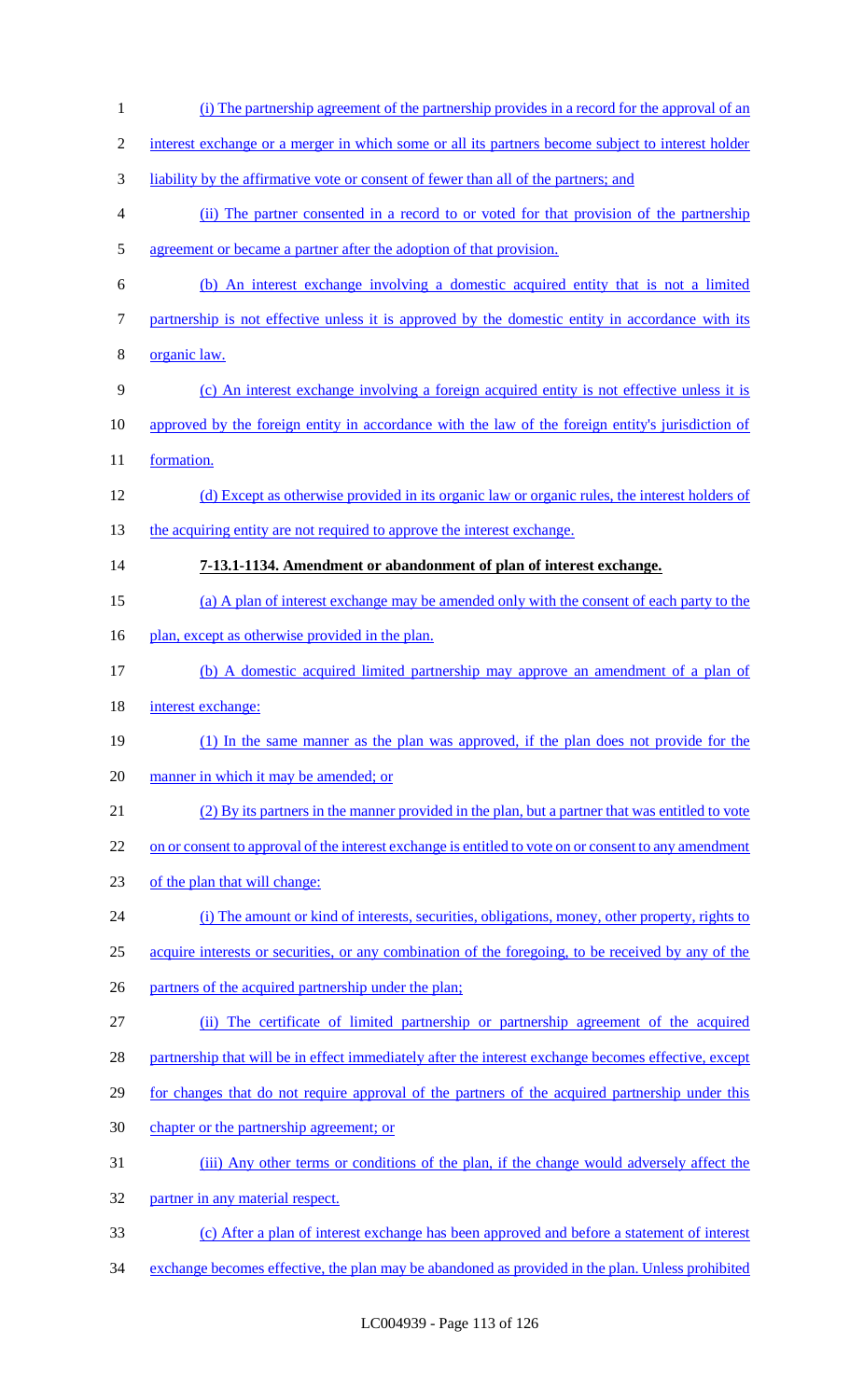(i) The partnership agreement of the partnership provides in a record for the approval of an interest exchange or a merger in which some or all its partners become subject to interest holder liability by the affirmative vote or consent of fewer than all of the partners; and

(ii) The partner consented in a record to or voted for that provision of the partnership agreement or became a partner after the adoption of that provision.

(b) An interest exchange involving a domestic acquired entity that is not a limited partnership is not effective unless it is approved by the domestic entity in accordance with its organic law.

(c) An interest exchange involving a foreign acquired entity is not effective unless it is approved by the foreign entity in accordance with the law of the foreign entity's jurisdiction of formation.

(d) Except as otherwise provided in its organic law or organic rules, the interest holders of the acquiring entity are not required to approve the interest exchange.

**7-13.1-1134. Amendment or abandonment of plan of interest exchange.**

(a) A plan of interest exchange may be amended only with the consent of each party to the plan, except as otherwise provided in the plan.

(b) A domestic acquired limited partnership may approve an amendment of a plan of interest exchange:

(1) In the same manner as the plan was approved, if the plan does not provide for the manner in which it may be amended; or

(2) By its partners in the manner provided in the plan, but a partner that was entitled to vote on or consent to approval of the interest exchange is entitled to vote on or consent to any amendment of the plan that will change:

(i) The amount or kind of interests, securities, obligations, money, other property, rights to acquire interests or securities, or any combination of the foregoing, to be received by any of the partners of the acquired partnership under the plan;

(ii) The certificate of limited partnership or partnership agreement of the acquired partnership that will be in effect immediately after the interest exchange becomes effective, except for changes that do not require approval of the partners of the acquired partnership under this chapter or the partnership agreement; or

(iii) Any other terms or conditions of the plan, if the change would adversely affect the partner in any material respect.

(c) After a plan of interest exchange has been approved and before a statement of interest exchange becomes effective, the plan may be abandoned as provided in the plan. Unless prohibited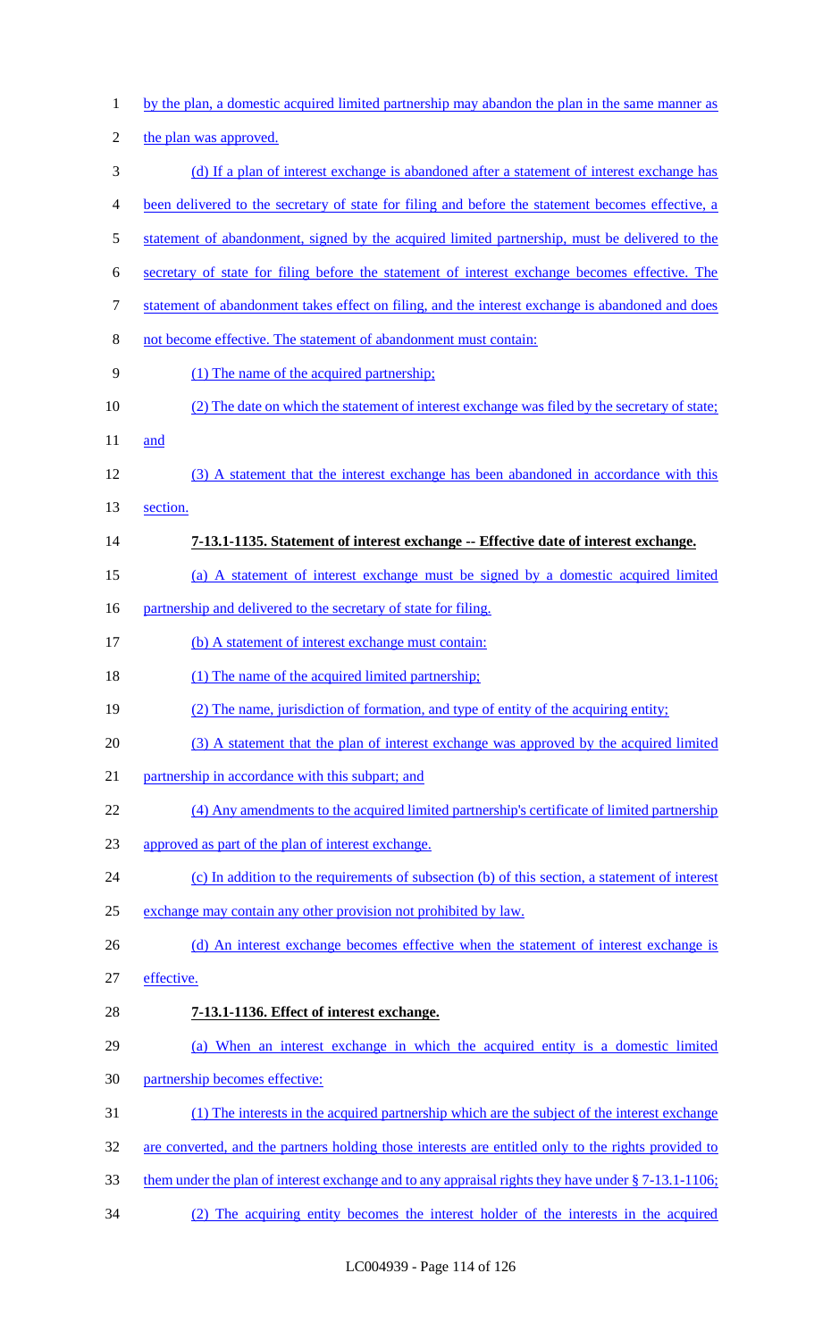by the plan, a domestic acquired limited partnership may abandon the plan in the same manner as the plan was approved.

(d) If a plan of interest exchange is abandoned after a statement of interest exchange has been delivered to the secretary of state for filing and before the statement becomes effective, a statement of abandonment, signed by the acquired limited partnership, must be delivered to the secretary of state for filing before the statement of interest exchange becomes effective. The statement of abandonment takes effect on filing, and the interest exchange is abandoned and does not become effective. The statement of abandonment must contain:

(1) The name of the acquired partnership;

(2) The date on which the statement of interest exchange was filed by the secretary of state; and

(3) A statement that the interest exchange has been abandoned in accordance with this section.

**7-13.1-1135. Statement of interest exchange -- Effective date of interest exchange.**

(a) A statement of interest exchange must be signed by a domestic acquired limited partnership and delivered to the secretary of state for filing.

(b) A statement of interest exchange must contain:

(1) The name of the acquired limited partnership;

(2) The name, jurisdiction of formation, and type of entity of the acquiring entity;

(3) A statement that the plan of interest exchange was approved by the acquired limited partnership in accordance with this subpart; and

(4) Any amendments to the acquired limited partnership's certificate of limited partnership approved as part of the plan of interest exchange.

(c) In addition to the requirements of subsection (b) of this section, a statement of interest exchange may contain any other provision not prohibited by law.

(d) An interest exchange becomes effective when the statement of interest exchange is effective.

**7-13.1-1136. Effect of interest exchange.**

(a) When an interest exchange in which the acquired entity is a domestic limited partnership becomes effective:

(1) The interests in the acquired partnership which are the subject of the interest exchange are converted, and the partners holding those interests are entitled only to the rights provided to them under the plan of interest exchange and to any appraisal rights they have under § 7-13.1-1106;

(2) The acquiring entity becomes the interest holder of the interests in the acquired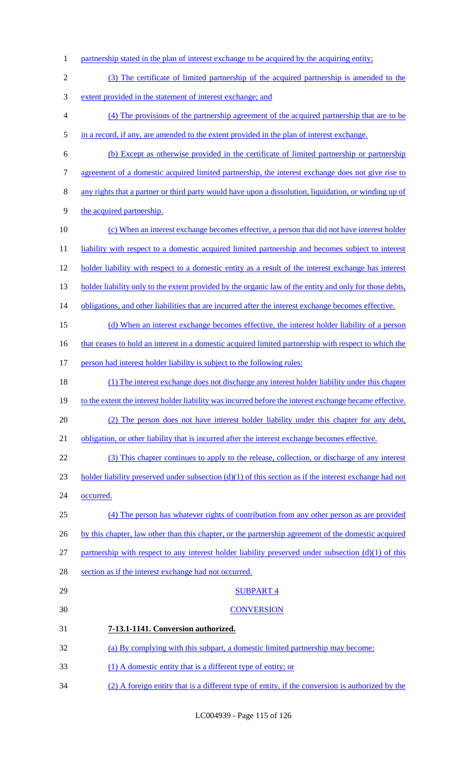partnership stated in the plan of interest exchange to be acquired by the acquiring entity;

(3) The certificate of limited partnership of the acquired partnership is amended to the extent provided in the statement of interest exchange; and

(4) The provisions of the partnership agreement of the acquired partnership that are to be in a record, if any, are amended to the extent provided in the plan of interest exchange.

(b) Except as otherwise provided in the certificate of limited partnership or partnership agreement of a domestic acquired limited partnership, the interest exchange does not give rise to any rights that a partner or third party would have upon a dissolution, liquidation, or winding up of the acquired partnership.

(c) When an interest exchange becomes effective, a person that did not have interest holder liability with respect to a domestic acquired limited partnership and becomes subject to interest holder liability with respect to a domestic entity as a result of the interest exchange has interest holder liability only to the extent provided by the organic law of the entity and only for those debts, obligations, and other liabilities that are incurred after the interest exchange becomes effective.

(d) When an interest exchange becomes effective, the interest holder liability of a person that ceases to hold an interest in a domestic acquired limited partnership with respect to which the person had interest holder liability is subject to the following rules:

(1) The interest exchange does not discharge any interest holder liability under this chapter to the extent the interest holder liability was incurred before the interest exchange became effective.

(2) The person does not have interest holder liability under this chapter for any debt, obligation, or other liability that is incurred after the interest exchange becomes effective.

(3) This chapter continues to apply to the release, collection, or discharge of any interest holder liability preserved under subsection (d)(1) of this section as if the interest exchange had not occurred.

(4) The person has whatever rights of contribution from any other person as are provided by this chapter, law other than this chapter, or the partnership agreement of the domestic acquired partnership with respect to any interest holder liability preserved under subsection (d)(1) of this section as if the interest exchange had not occurred.

SUBPART 4

CONVERSION

**7-13.1-1141. Conversion authorized.**

(a) By complying with this subpart, a domestic limited partnership may become:

(1) A domestic entity that is a different type of entity; or

(2) A foreign entity that is a different type of entity, if the conversion is authorized by the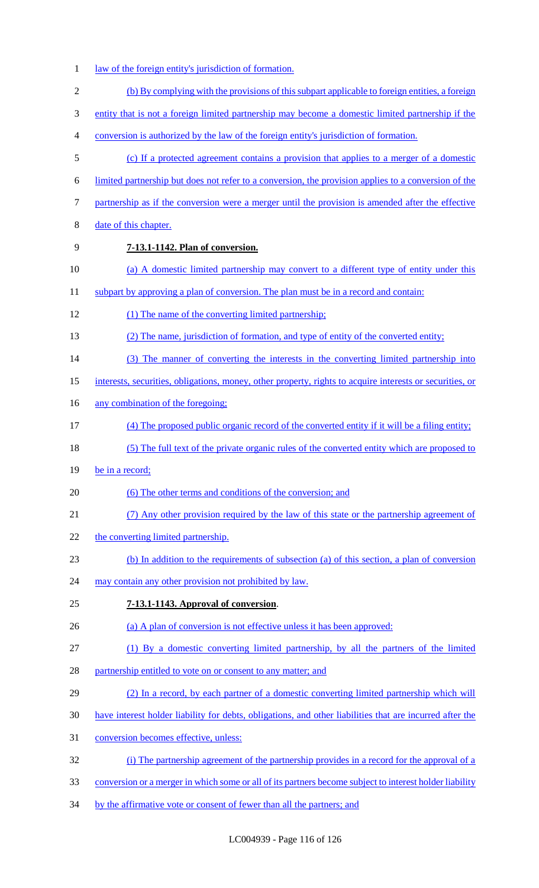law of the foreign entity's jurisdiction of formation.

(b) By complying with the provisions of this subpart applicable to foreign entities, a foreign entity that is not a foreign limited partnership may become a domestic limited partnership if the conversion is authorized by the law of the foreign entity's jurisdiction of formation.

(c) If a protected agreement contains a provision that applies to a merger of a domestic limited partnership but does not refer to a conversion, the provision applies to a conversion of the partnership as if the conversion were a merger until the provision is amended after the effective date of this chapter.

**7-13.1-1142. Plan of conversion.**

(a) A domestic limited partnership may convert to a different type of entity under this subpart by approving a plan of conversion. The plan must be in a record and contain:

(1) The name of the converting limited partnership;

(2) The name, jurisdiction of formation, and type of entity of the converted entity;

(3) The manner of converting the interests in the converting limited partnership into interests, securities, obligations, money, other property, rights to acquire interests or securities, or any combination of the foregoing;

(4) The proposed public organic record of the converted entity if it will be a filing entity;

(5) The full text of the private organic rules of the converted entity which are proposed to be in a record;

(6) The other terms and conditions of the conversion; and

(7) Any other provision required by the law of this state or the partnership agreement of the converting limited partnership.

(b) In addition to the requirements of subsection (a) of this section, a plan of conversion may contain any other provision not prohibited by law.

**7-13.1-1143. Approval of conversion**.

(a) A plan of conversion is not effective unless it has been approved:

(1) By a domestic converting limited partnership, by all the partners of the limited partnership entitled to vote on or consent to any matter; and

(2) In a record, by each partner of a domestic converting limited partnership which will have interest holder liability for debts, obligations, and other liabilities that are incurred after the conversion becomes effective, unless:

(i) The partnership agreement of the partnership provides in a record for the approval of a conversion or a merger in which some or all of its partners become subject to interest holder liability by the affirmative vote or consent of fewer than all the partners; and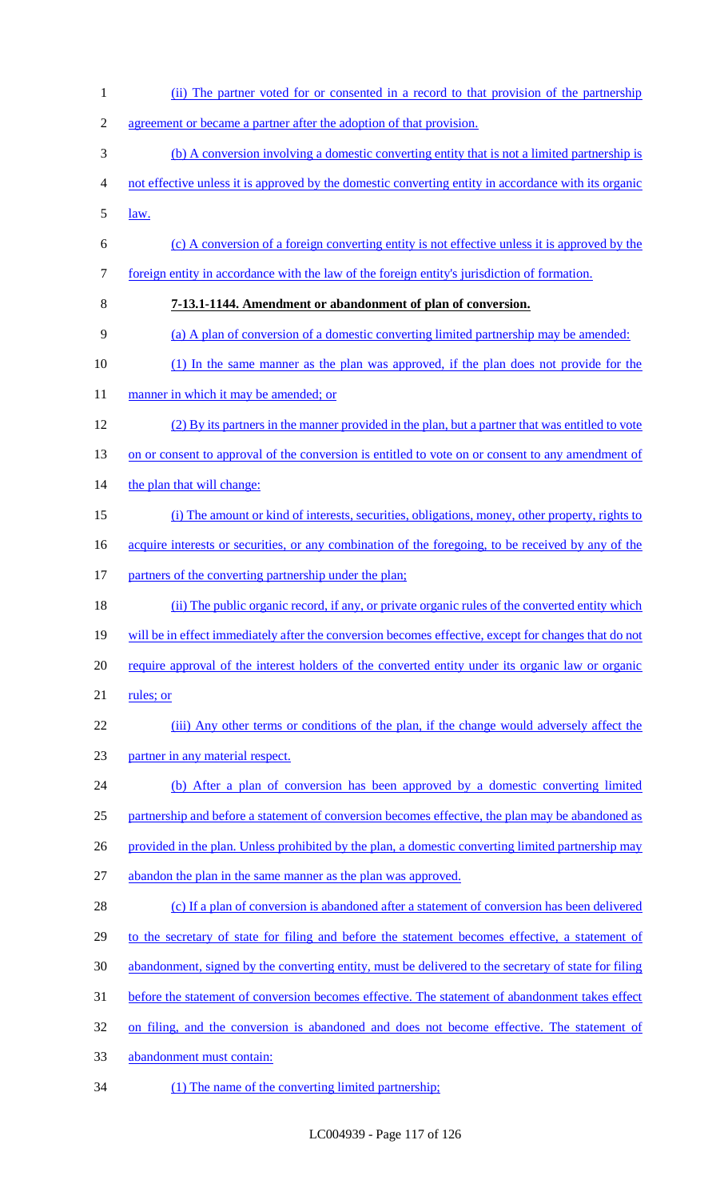(ii) The partner voted for or consented in a record to that provision of the partnership agreement or became a partner after the adoption of that provision.

(b) A conversion involving a domestic converting entity that is not a limited partnership is not effective unless it is approved by the domestic converting entity in accordance with its organic law.

(c) A conversion of a foreign converting entity is not effective unless it is approved by the foreign entity in accordance with the law of the foreign entity's jurisdiction of formation.

**7-13.1-1144. Amendment or abandonment of plan of conversion.**

(a) A plan of conversion of a domestic converting limited partnership may be amended:

(1) In the same manner as the plan was approved, if the plan does not provide for the manner in which it may be amended; or

(2) By its partners in the manner provided in the plan, but a partner that was entitled to vote on or consent to approval of the conversion is entitled to vote on or consent to any amendment of the plan that will change:

(i) The amount or kind of interests, securities, obligations, money, other property, rights to acquire interests or securities, or any combination of the foregoing, to be received by any of the partners of the converting partnership under the plan;

(ii) The public organic record, if any, or private organic rules of the converted entity which will be in effect immediately after the conversion becomes effective, except for changes that do not require approval of the interest holders of the converted entity under its organic law or organic rules; or

(iii) Any other terms or conditions of the plan, if the change would adversely affect the partner in any material respect.

(b) After a plan of conversion has been approved by a domestic converting limited partnership and before a statement of conversion becomes effective, the plan may be abandoned as provided in the plan. Unless prohibited by the plan, a domestic converting limited partnership may abandon the plan in the same manner as the plan was approved.

(c) If a plan of conversion is abandoned after a statement of conversion has been delivered to the secretary of state for filing and before the statement becomes effective, a statement of abandonment, signed by the converting entity, must be delivered to the secretary of state for filing before the statement of conversion becomes effective. The statement of abandonment takes effect on filing, and the conversion is abandoned and does not become effective. The statement of abandonment must contain:

(1) The name of the converting limited partnership;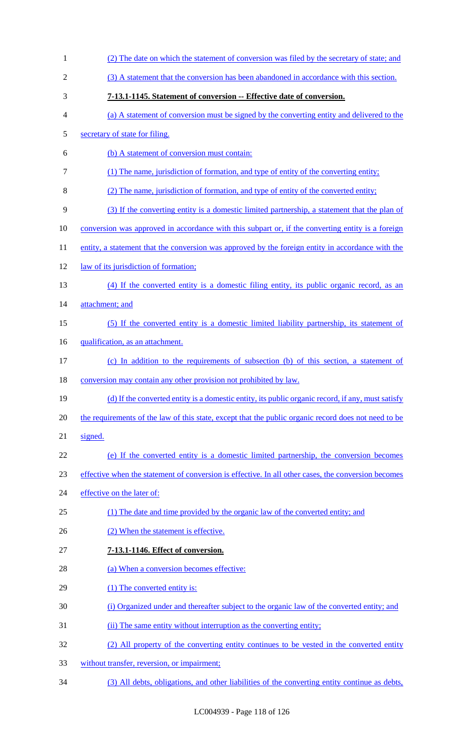(2) The date on which the statement of conversion was filed by the secretary of state; and

(3) A statement that the conversion has been abandoned in accordance with this section.

**7-13.1-1145. Statement of conversion -- Effective date of conversion.**

(a) A statement of conversion must be signed by the converting entity and delivered to the secretary of state for filing.

(b) A statement of conversion must contain:

(1) The name, jurisdiction of formation, and type of entity of the converting entity;

(2) The name, jurisdiction of formation, and type of entity of the converted entity;

(3) If the converting entity is a domestic limited partnership, a statement that the plan of conversion was approved in accordance with this subpart or, if the converting entity is a foreign entity, a statement that the conversion was approved by the foreign entity in accordance with the law of its jurisdiction of formation;

(4) If the converted entity is a domestic filing entity, its public organic record, as an attachment; and

(5) If the converted entity is a domestic limited liability partnership, its statement of qualification, as an attachment.

(c) In addition to the requirements of subsection (b) of this section, a statement of conversion may contain any other provision not prohibited by law.

(d) If the converted entity is a domestic entity, its public organic record, if any, must satisfy the requirements of the law of this state, except that the public organic record does not need to be signed.

(e) If the converted entity is a domestic limited partnership, the conversion becomes effective when the statement of conversion is effective. In all other cases, the conversion becomes effective on the later of:

(1) The date and time provided by the organic law of the converted entity; and

(2) When the statement is effective.

**7-13.1-1146. Effect of conversion.**

(a) When a conversion becomes effective:

(1) The converted entity is:

(i) Organized under and thereafter subject to the organic law of the converted entity; and

(ii) The same entity without interruption as the converting entity;

(2) All property of the converting entity continues to be vested in the converted entity without transfer, reversion, or impairment;

(3) All debts, obligations, and other liabilities of the converting entity continue as debts,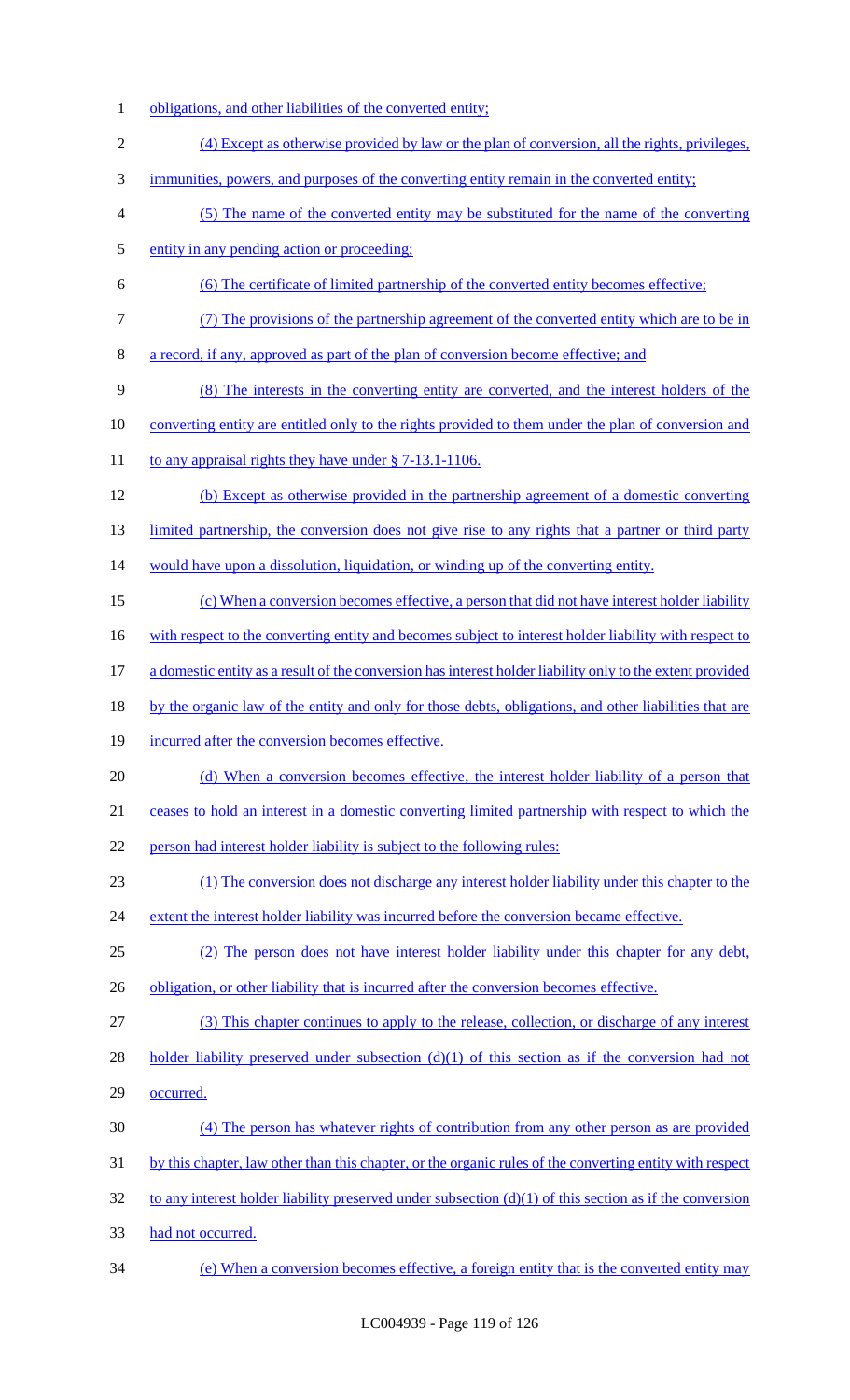obligations, and other liabilities of the converted entity;

(4) Except as otherwise provided by law or the plan of conversion, all the rights, privileges, immunities, powers, and purposes of the converting entity remain in the converted entity;

(5) The name of the converted entity may be substituted for the name of the converting entity in any pending action or proceeding;

(6) The certificate of limited partnership of the converted entity becomes effective;

(7) The provisions of the partnership agreement of the converted entity which are to be in a record, if any, approved as part of the plan of conversion become effective; and

(8) The interests in the converting entity are converted, and the interest holders of the converting entity are entitled only to the rights provided to them under the plan of conversion and to any appraisal rights they have under § 7-13.1-1106.

(b) Except as otherwise provided in the partnership agreement of a domestic converting limited partnership, the conversion does not give rise to any rights that a partner or third party would have upon a dissolution, liquidation, or winding up of the converting entity.

(c) When a conversion becomes effective, a person that did not have interest holder liability with respect to the converting entity and becomes subject to interest holder liability with respect to a domestic entity as a result of the conversion has interest holder liability only to the extent provided by the organic law of the entity and only for those debts, obligations, and other liabilities that are incurred after the conversion becomes effective.

(d) When a conversion becomes effective, the interest holder liability of a person that ceases to hold an interest in a domestic converting limited partnership with respect to which the person had interest holder liability is subject to the following rules:

(1) The conversion does not discharge any interest holder liability under this chapter to the extent the interest holder liability was incurred before the conversion became effective.

(2) The person does not have interest holder liability under this chapter for any debt, obligation, or other liability that is incurred after the conversion becomes effective.

(3) This chapter continues to apply to the release, collection, or discharge of any interest holder liability preserved under subsection (d)(1) of this section as if the conversion had not occurred.

(4) The person has whatever rights of contribution from any other person as are provided by this chapter, law other than this chapter, or the organic rules of the converting entity with respect to any interest holder liability preserved under subsection (d)(1) of this section as if the conversion had not occurred.

(e) When a conversion becomes effective, a foreign entity that is the converted entity may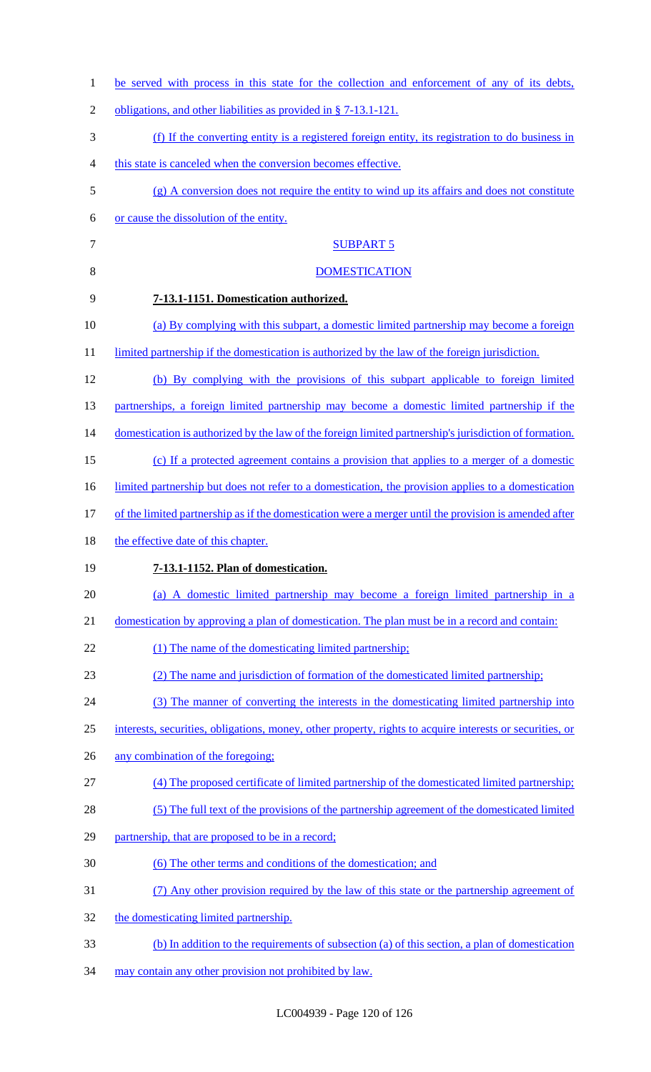be served with process in this state for the collection and enforcement of any of its debts, obligations, and other liabilities as provided in § 7-13.1-121.

(f) If the converting entity is a registered foreign entity, its registration to do business in this state is canceled when the conversion becomes effective.

(g) A conversion does not require the entity to wind up its affairs and does not constitute or cause the dissolution of the entity.

SUBPART 5

DOMESTICATION

**7-13.1-1151. Domestication authorized.**

(a) By complying with this subpart, a domestic limited partnership may become a foreign limited partnership if the domestication is authorized by the law of the foreign jurisdiction.

(b) By complying with the provisions of this subpart applicable to foreign limited partnerships, a foreign limited partnership may become a domestic limited partnership if the domestication is authorized by the law of the foreign limited partnership's jurisdiction of formation.

(c) If a protected agreement contains a provision that applies to a merger of a domestic limited partnership but does not refer to a domestication, the provision applies to a domestication of the limited partnership as if the domestication were a merger until the provision is amended after the effective date of this chapter.

**7-13.1-1152. Plan of domestication.**

(a) A domestic limited partnership may become a foreign limited partnership in a domestication by approving a plan of domestication. The plan must be in a record and contain:

(1) The name of the domesticating limited partnership;

(2) The name and jurisdiction of formation of the domesticated limited partnership;

(3) The manner of converting the interests in the domesticating limited partnership into interests, securities, obligations, money, other property, rights to acquire interests or securities, or any combination of the foregoing;

(4) The proposed certificate of limited partnership of the domesticated limited partnership;

(5) The full text of the provisions of the partnership agreement of the domesticated limited partnership, that are proposed to be in a record;

(6) The other terms and conditions of the domestication; and

(7) Any other provision required by the law of this state or the partnership agreement of the domesticating limited partnership.

(b) In addition to the requirements of subsection (a) of this section, a plan of domestication may contain any other provision not prohibited by law.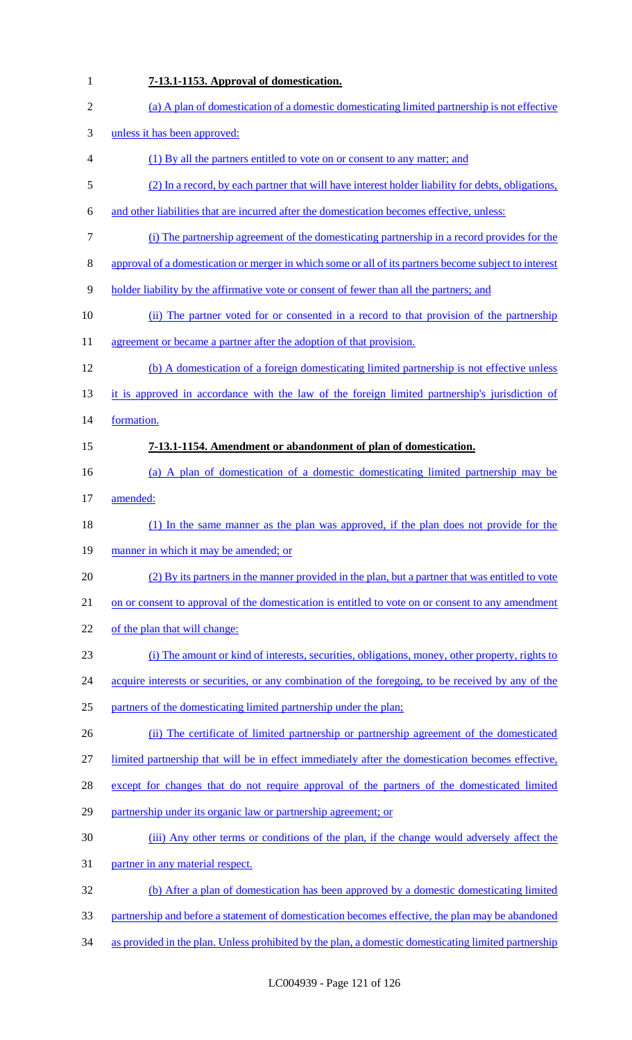**7-13.1-1153. Approval of domestication.**

(a) A plan of domestication of a domestic domesticating limited partnership is not effective unless it has been approved:

(1) By all the partners entitled to vote on or consent to any matter; and

(2) In a record, by each partner that will have interest holder liability for debts, obligations, and other liabilities that are incurred after the domestication becomes effective, unless:

(i) The partnership agreement of the domesticating partnership in a record provides for the approval of a domestication or merger in which some or all of its partners become subject to interest holder liability by the affirmative vote or consent of fewer than all the partners; and

(ii) The partner voted for or consented in a record to that provision of the partnership agreement or became a partner after the adoption of that provision.

(b) A domestication of a foreign domesticating limited partnership is not effective unless it is approved in accordance with the law of the foreign limited partnership's jurisdiction of formation.

**7-13.1-1154. Amendment or abandonment of plan of domestication.**

(a) A plan of domestication of a domestic domesticating limited partnership may be amended:

(1) In the same manner as the plan was approved, if the plan does not provide for the manner in which it may be amended; or

(2) By its partners in the manner provided in the plan, but a partner that was entitled to vote on or consent to approval of the domestication is entitled to vote on or consent to any amendment of the plan that will change:

(i) The amount or kind of interests, securities, obligations, money, other property, rights to acquire interests or securities, or any combination of the foregoing, to be received by any of the partners of the domesticating limited partnership under the plan;

(ii) The certificate of limited partnership or partnership agreement of the domesticated limited partnership that will be in effect immediately after the domestication becomes effective, except for changes that do not require approval of the partners of the domesticated limited partnership under its organic law or partnership agreement; or

(iii) Any other terms or conditions of the plan, if the change would adversely affect the partner in any material respect.

(b) After a plan of domestication has been approved by a domestic domesticating limited partnership and before a statement of domestication becomes effective, the plan may be abandoned as provided in the plan. Unless prohibited by the plan, a domestic domesticating limited partnership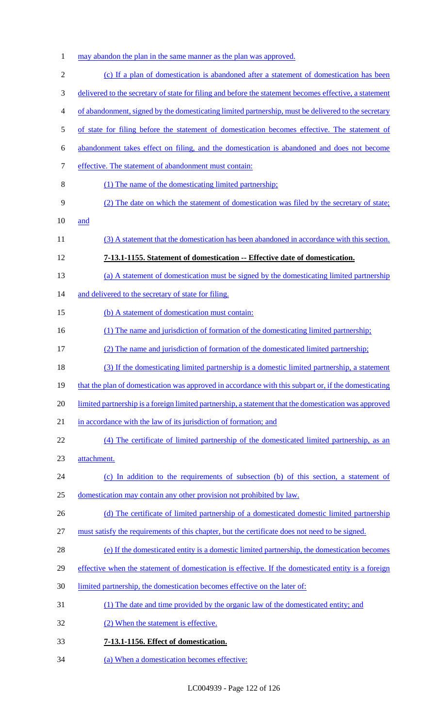may abandon the plan in the same manner as the plan was approved.

(c) If a plan of domestication is abandoned after a statement of domestication has been delivered to the secretary of state for filing and before the statement becomes effective, a statement of abandonment, signed by the domesticating limited partnership, must be delivered to the secretary of state for filing before the statement of domestication becomes effective. The statement of abandonment takes effect on filing, and the domestication is abandoned and does not become effective. The statement of abandonment must contain:

(1) The name of the domesticating limited partnership;

(2) The date on which the statement of domestication was filed by the secretary of state; and

(3) A statement that the domestication has been abandoned in accordance with this section.

**7-13.1-1155. Statement of domestication -- Effective date of domestication.**

(a) A statement of domestication must be signed by the domesticating limited partnership and delivered to the secretary of state for filing.

(b) A statement of domestication must contain:

(1) The name and jurisdiction of formation of the domesticating limited partnership;

(2) The name and jurisdiction of formation of the domesticated limited partnership;

(3) If the domesticating limited partnership is a domestic limited partnership, a statement that the plan of domestication was approved in accordance with this subpart or, if the domesticating limited partnership is a foreign limited partnership, a statement that the domestication was approved in accordance with the law of its jurisdiction of formation; and

(4) The certificate of limited partnership of the domesticated limited partnership, as an attachment.

(c) In addition to the requirements of subsection (b) of this section, a statement of domestication may contain any other provision not prohibited by law.

(d) The certificate of limited partnership of a domesticated domestic limited partnership must satisfy the requirements of this chapter, but the certificate does not need to be signed.

(e) If the domesticated entity is a domestic limited partnership, the domestication becomes effective when the statement of domestication is effective. If the domesticated entity is a foreign limited partnership, the domestication becomes effective on the later of:

(1) The date and time provided by the organic law of the domesticated entity; and

(2) When the statement is effective.

**7-13.1-1156. Effect of domestication.**

(a) When a domestication becomes effective: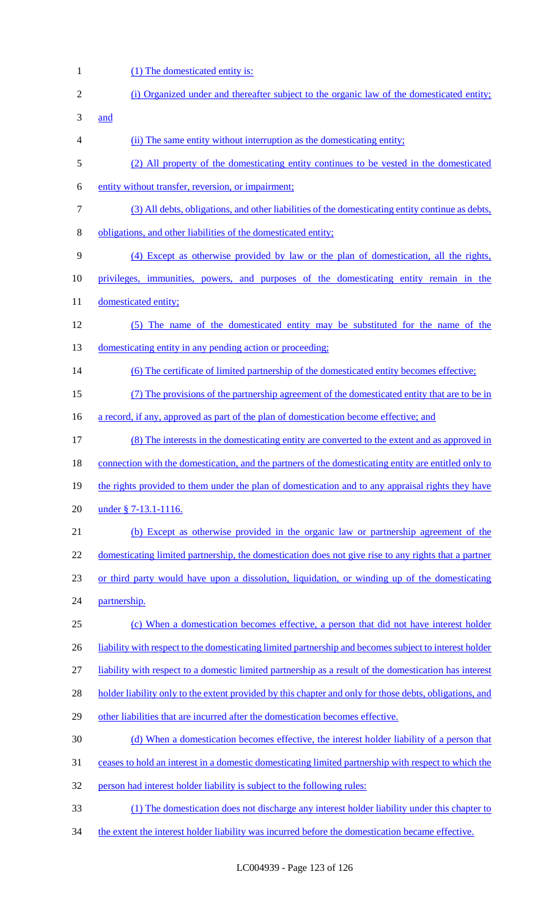(1) The domesticated entity is:

(i) Organized under and thereafter subject to the organic law of the domesticated entity; and

(ii) The same entity without interruption as the domesticating entity;

(2) All property of the domesticating entity continues to be vested in the domesticated entity without transfer, reversion, or impairment;

(3) All debts, obligations, and other liabilities of the domesticating entity continue as debts, obligations, and other liabilities of the domesticated entity;

(4) Except as otherwise provided by law or the plan of domestication, all the rights, privileges, immunities, powers, and purposes of the domesticating entity remain in the domesticated entity;

(5) The name of the domesticated entity may be substituted for the name of the domesticating entity in any pending action or proceeding;

(6) The certificate of limited partnership of the domesticated entity becomes effective;

(7) The provisions of the partnership agreement of the domesticated entity that are to be in a record, if any, approved as part of the plan of domestication become effective; and

(8) The interests in the domesticating entity are converted to the extent and as approved in connection with the domestication, and the partners of the domesticating entity are entitled only to the rights provided to them under the plan of domestication and to any appraisal rights they have under § 7-13.1-1116.

(b) Except as otherwise provided in the organic law or partnership agreement of the domesticating limited partnership, the domestication does not give rise to any rights that a partner or third party would have upon a dissolution, liquidation, or winding up of the domesticating partnership.

(c) When a domestication becomes effective, a person that did not have interest holder liability with respect to the domesticating limited partnership and becomes subject to interest holder liability with respect to a domestic limited partnership as a result of the domestication has interest holder liability only to the extent provided by this chapter and only for those debts, obligations, and other liabilities that are incurred after the domestication becomes effective.

(d) When a domestication becomes effective, the interest holder liability of a person that ceases to hold an interest in a domestic domesticating limited partnership with respect to which the person had interest holder liability is subject to the following rules:

(1) The domestication does not discharge any interest holder liability under this chapter to the extent the interest holder liability was incurred before the domestication became effective.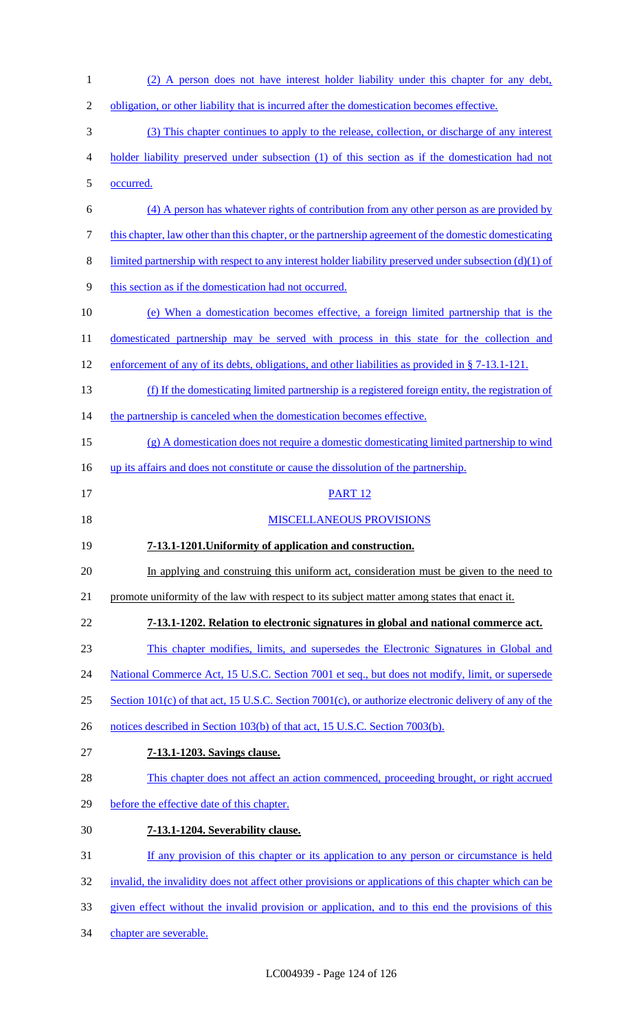(2) A person does not have interest holder liability under this chapter for any debt, obligation, or other liability that is incurred after the domestication becomes effective.

(3) This chapter continues to apply to the release, collection, or discharge of any interest holder liability preserved under subsection (1) of this section as if the domestication had not occurred.

(4) A person has whatever rights of contribution from any other person as are provided by this chapter, law other than this chapter, or the partnership agreement of the domestic domesticating limited partnership with respect to any interest holder liability preserved under subsection (d)(1) of this section as if the domestication had not occurred.

(e) When a domestication becomes effective, a foreign limited partnership that is the domesticated partnership may be served with process in this state for the collection and enforcement of any of its debts, obligations, and other liabilities as provided in § 7-13.1-121.

(f) If the domesticating limited partnership is a registered foreign entity, the registration of the partnership is canceled when the domestication becomes effective.

(g) A domestication does not require a domestic domesticating limited partnership to wind up its affairs and does not constitute or cause the dissolution of the partnership.

PART 12

MISCELLANEOUS PROVISIONS

**7-13.1-1201.Uniformity of application and construction.**

In applying and construing this uniform act, consideration must be given to the need to promote uniformity of the law with respect to its subject matter among states that enact it.

**7-13.1-1202. Relation to electronic signatures in global and national commerce act.**

This chapter modifies, limits, and supersedes the Electronic Signatures in Global and National Commerce Act, 15 U.S.C. Section 7001 et seq., but does not modify, limit, or supersede Section 101(c) of that act, 15 U.S.C. Section 7001(c), or authorize electronic delivery of any of the notices described in Section 103(b) of that act, 15 U.S.C. Section 7003(b).

**7-13.1-1203. Savings clause.**

This chapter does not affect an action commenced, proceeding brought, or right accrued before the effective date of this chapter.

**7-13.1-1204. Severability clause.**

If any provision of this chapter or its application to any person or circumstance is held invalid, the invalidity does not affect other provisions or applications of this chapter which can be given effect without the invalid provision or application, and to this end the provisions of this chapter are severable.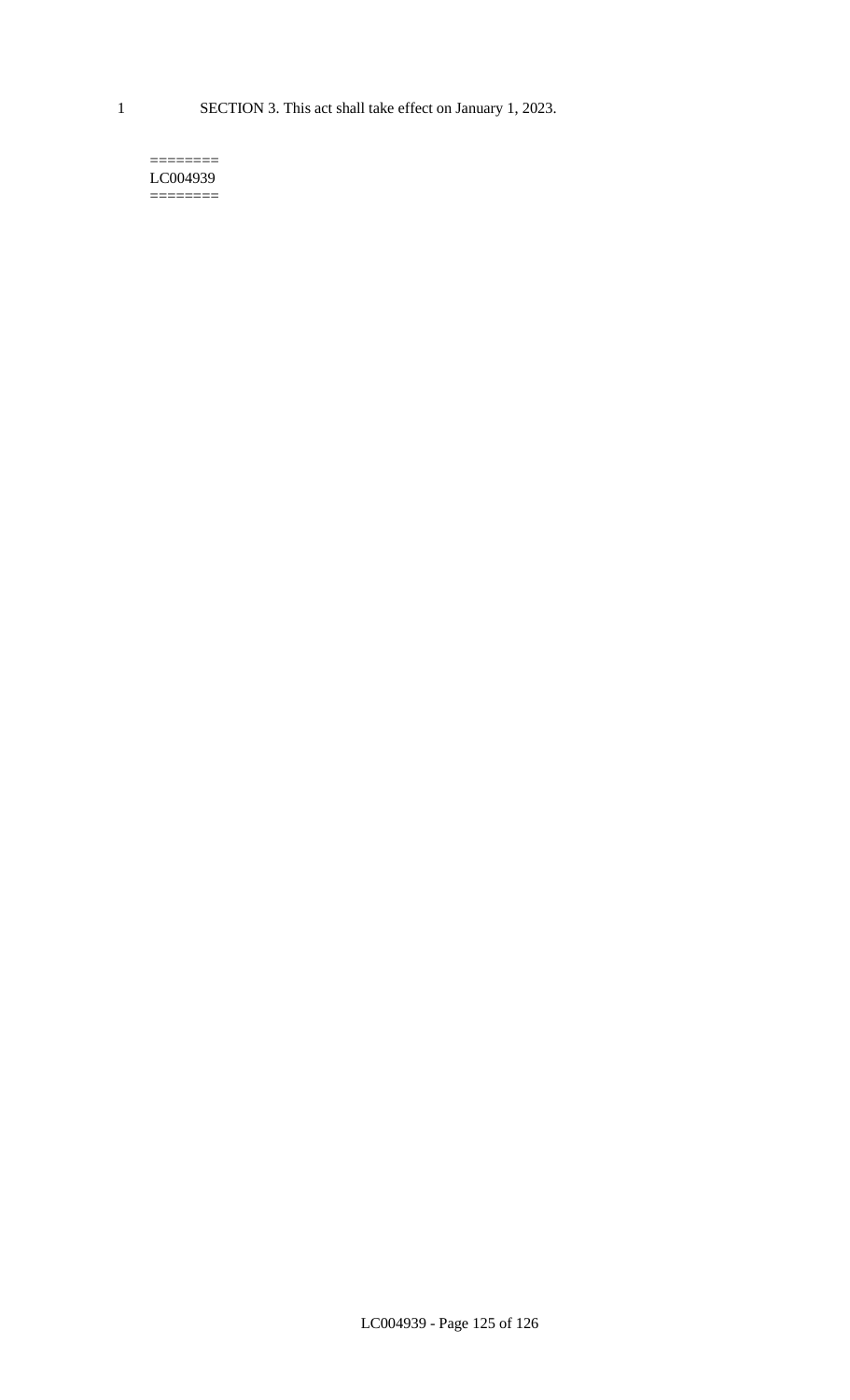1 SECTION 3. This act shall take effect on January 1, 2023.

========
LC004939
========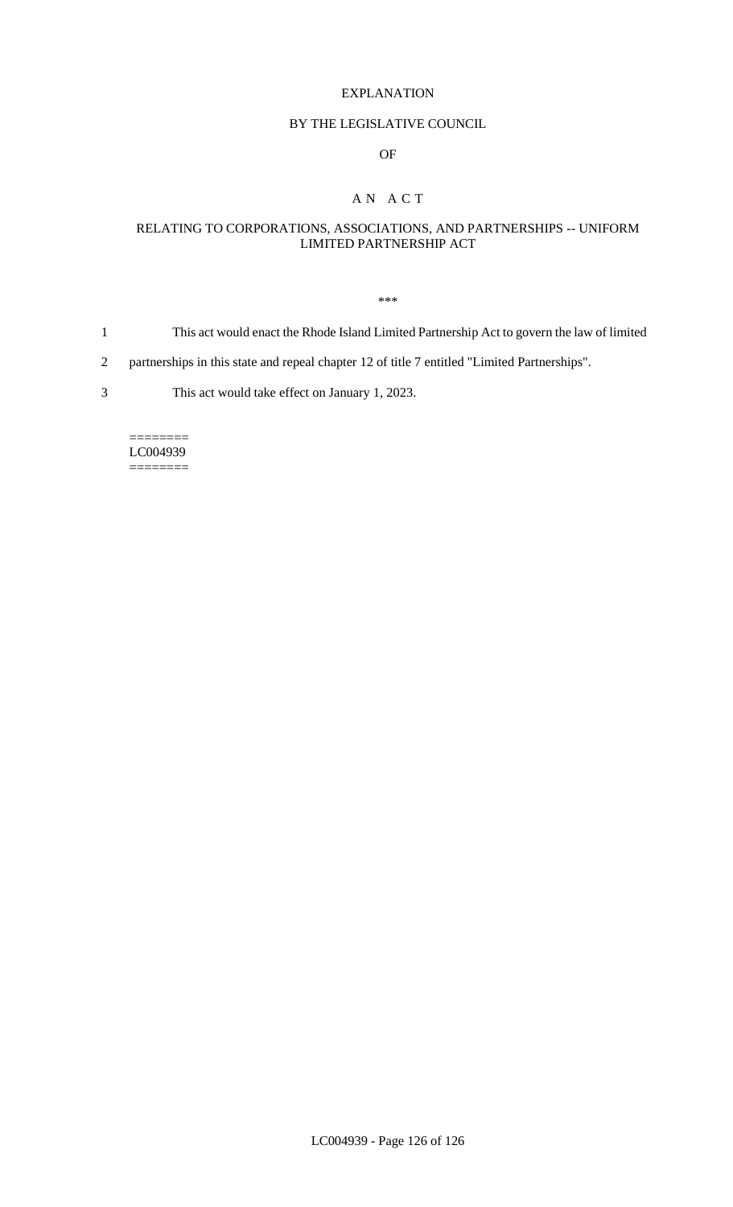EXPLANATION

BY THE LEGISLATIVE COUNCIL

OF

A N A C T

RELATING TO CORPORATIONS, ASSOCIATIONS, AND PARTNERSHIPS -- UNIFORM LIMITED PARTNERSHIP ACT

\*\*\*

1 This act would enact the Rhode Island Limited Partnership Act to govern the law of limited

2 partnerships in this state and repeal chapter 12 of title 7 entitled "Limited Partnerships".

3 This act would take effect on January 1, 2023.

========
LC004939
========